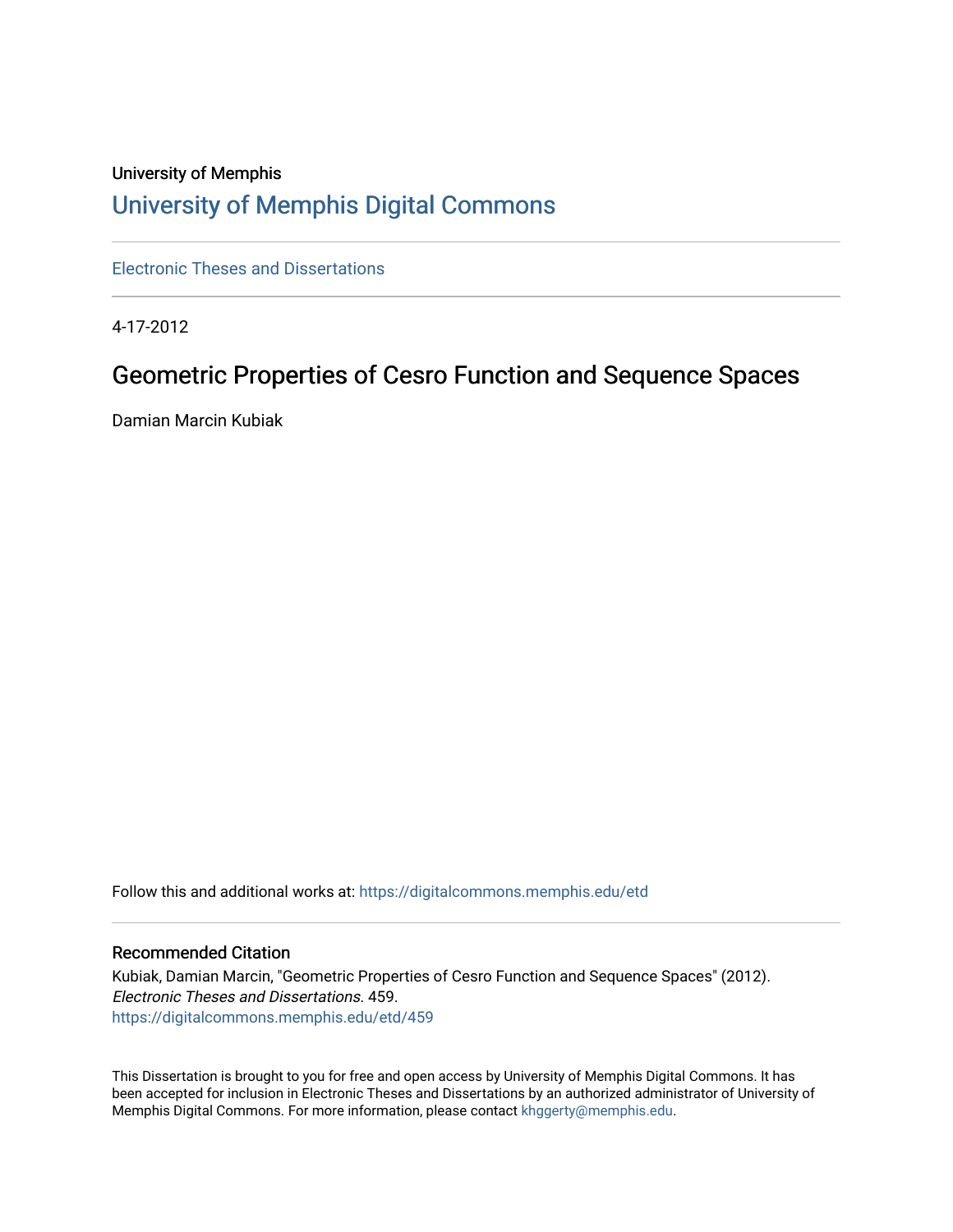University of Memphis

# University of Memphis Digital Commons

Electronic Theses and Dissertations

4-17-2012

## Geometric Properties of Cesro Function and Sequence Spaces

Damian Marcin Kubiak

Follow this and additional works at: https://digitalcommons.memphis.edu/etd

### Recommended Citation

Kubiak, Damian Marcin, "Geometric Properties of Cesro Function and Sequence Spaces" (2012). *Electronic Theses and Dissertations.* 459.
https://digitalcommons.memphis.edu/etd/459

This Dissertation is brought to you for free and open access by University of Memphis Digital Commons. It has been accepted for inclusion in Electronic Theses and Dissertations by an authorized administrator of University of Memphis Digital Commons. For more information, please contact khggerty@memphis.edu.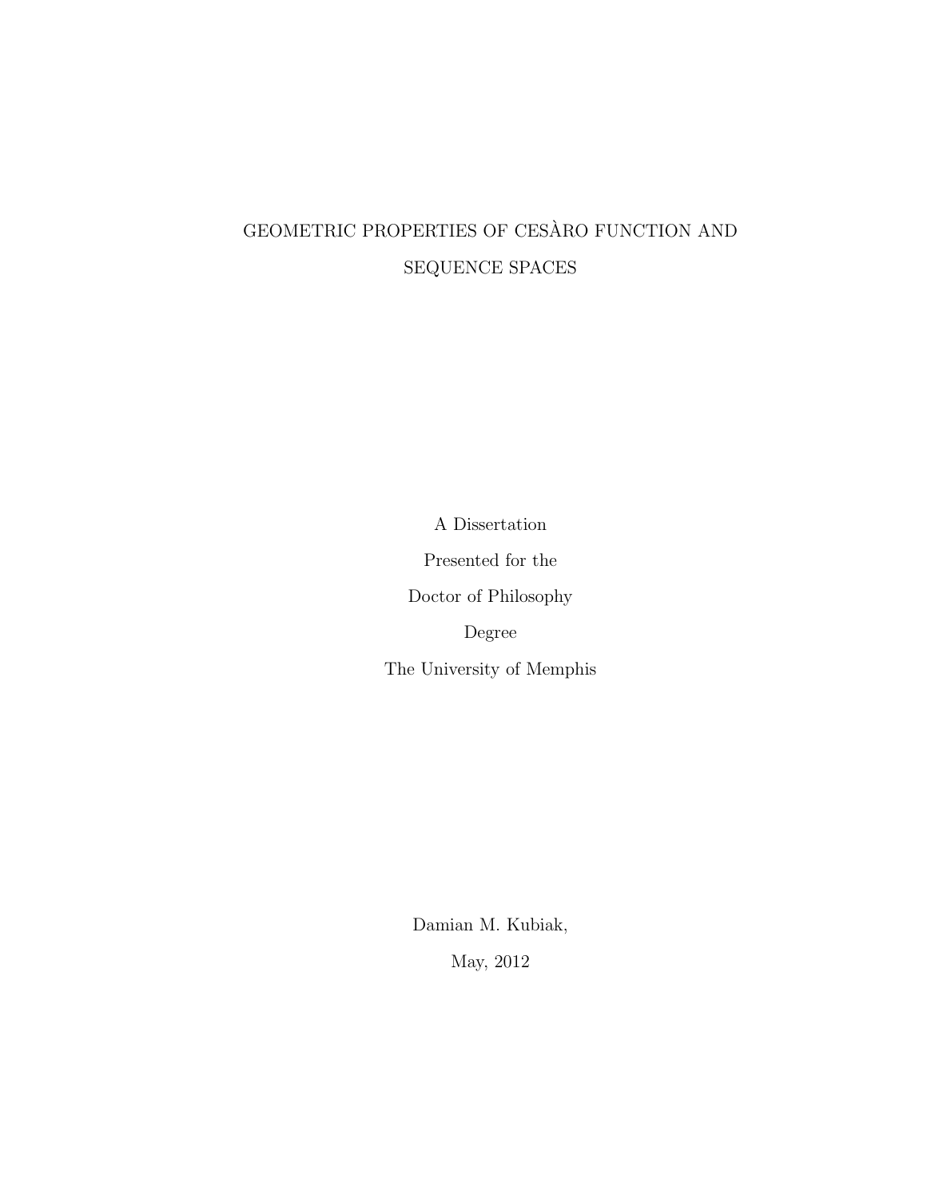# GEOMETRIC PROPERTIES OF CESÀRO FUNCTION AND SEQUENCE SPACES

A Dissertation

Presented for the

Doctor of Philosophy

Degree

The University of Memphis

Damian M. Kubiak,

May, 2012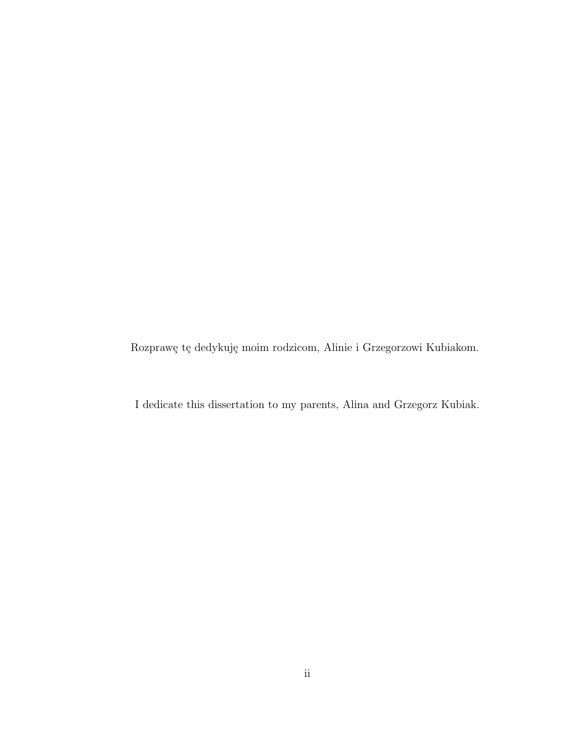Rozprawę tę dedykuję moim rodzicom, Alinie i Grzegorzowi Kubiakom.

I dedicate this dissertation to my parents, Alina and Grzegorz Kubiak.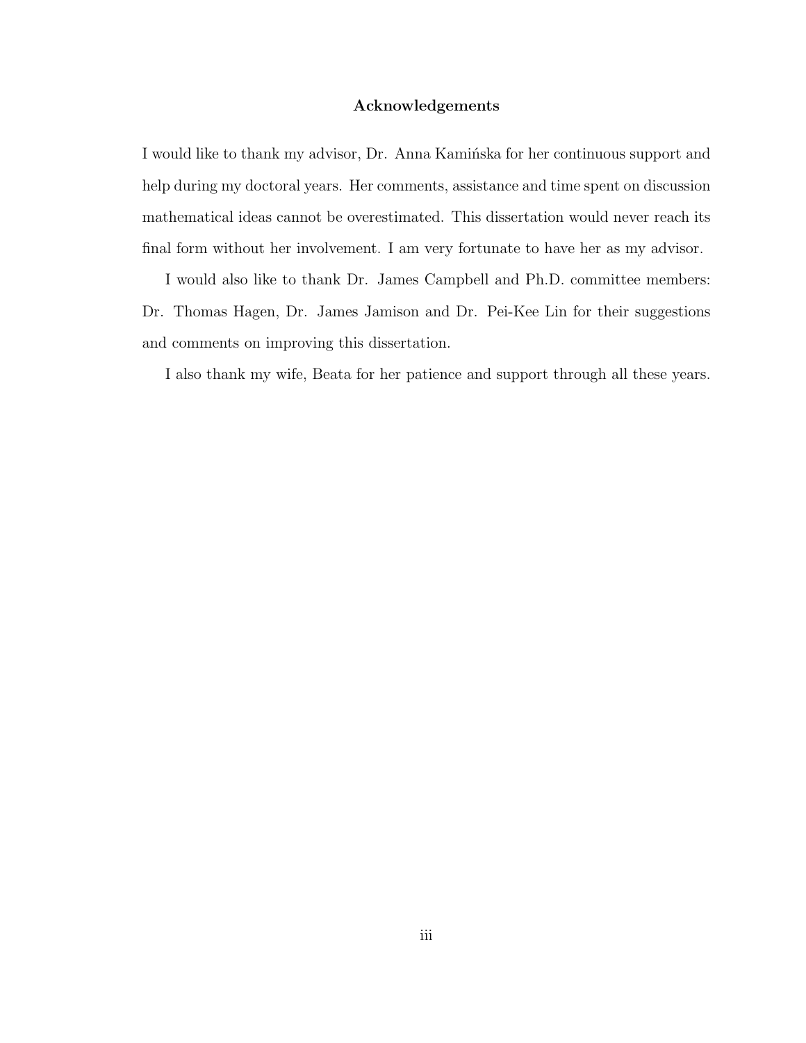## Acknowledgements

I would like to thank my advisor, Dr. Anna Kamińska for her continuous support and help during my doctoral years. Her comments, assistance and time spent on discussion mathematical ideas cannot be overestimated. This dissertation would never reach its final form without her involvement. I am very fortunate to have her as my advisor.

I would also like to thank Dr. James Campbell and Ph.D. committee members: Dr. Thomas Hagen, Dr. James Jamison and Dr. Pei-Kee Lin for their suggestions and comments on improving this dissertation.

I also thank my wife, Beata for her patience and support through all these years.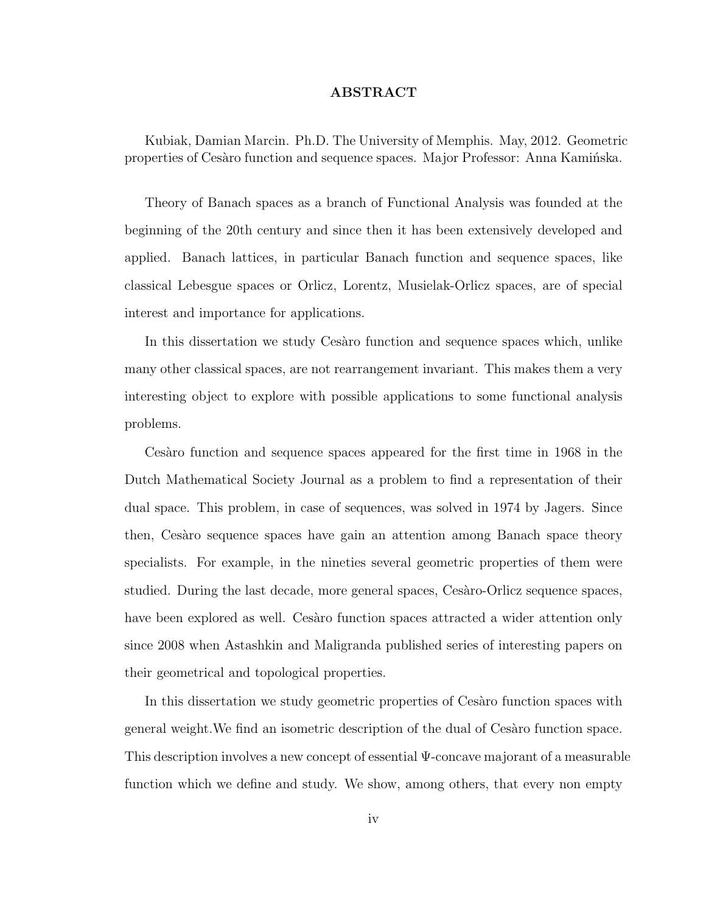## ABSTRACT

Kubiak, Damian Marcin. Ph.D. The University of Memphis. May, 2012. Geometric properties of Cesàro function and sequence spaces. Major Professor: Anna Kamińska.

Theory of Banach spaces as a branch of Functional Analysis was founded at the beginning of the 20th century and since then it has been extensively developed and applied. Banach lattices, in particular Banach function and sequence spaces, like classical Lebesgue spaces or Orlicz, Lorentz, Musielak-Orlicz spaces, are of special interest and importance for applications.

In this dissertation we study Cesàro function and sequence spaces which, unlike many other classical spaces, are not rearrangement invariant. This makes them a very interesting object to explore with possible applications to some functional analysis problems.

Cesàro function and sequence spaces appeared for the first time in 1968 in the Dutch Mathematical Society Journal as a problem to find a representation of their dual space. This problem, in case of sequences, was solved in 1974 by Jagers. Since then, Cesàro sequence spaces have gain an attention among Banach space theory specialists. For example, in the nineties several geometric properties of them were studied. During the last decade, more general spaces, Cesàro-Orlicz sequence spaces, have been explored as well. Cesàro function spaces attracted a wider attention only since 2008 when Astashkin and Maligranda published series of interesting papers on their geometrical and topological properties.

In this dissertation we study geometric properties of Cesàro function spaces with general weight.We find an isometric description of the dual of Cesàro function space. This description involves a new concept of essential $\Psi$-concave majorant of a measurable function which we define and study. We show, among others, that every non empty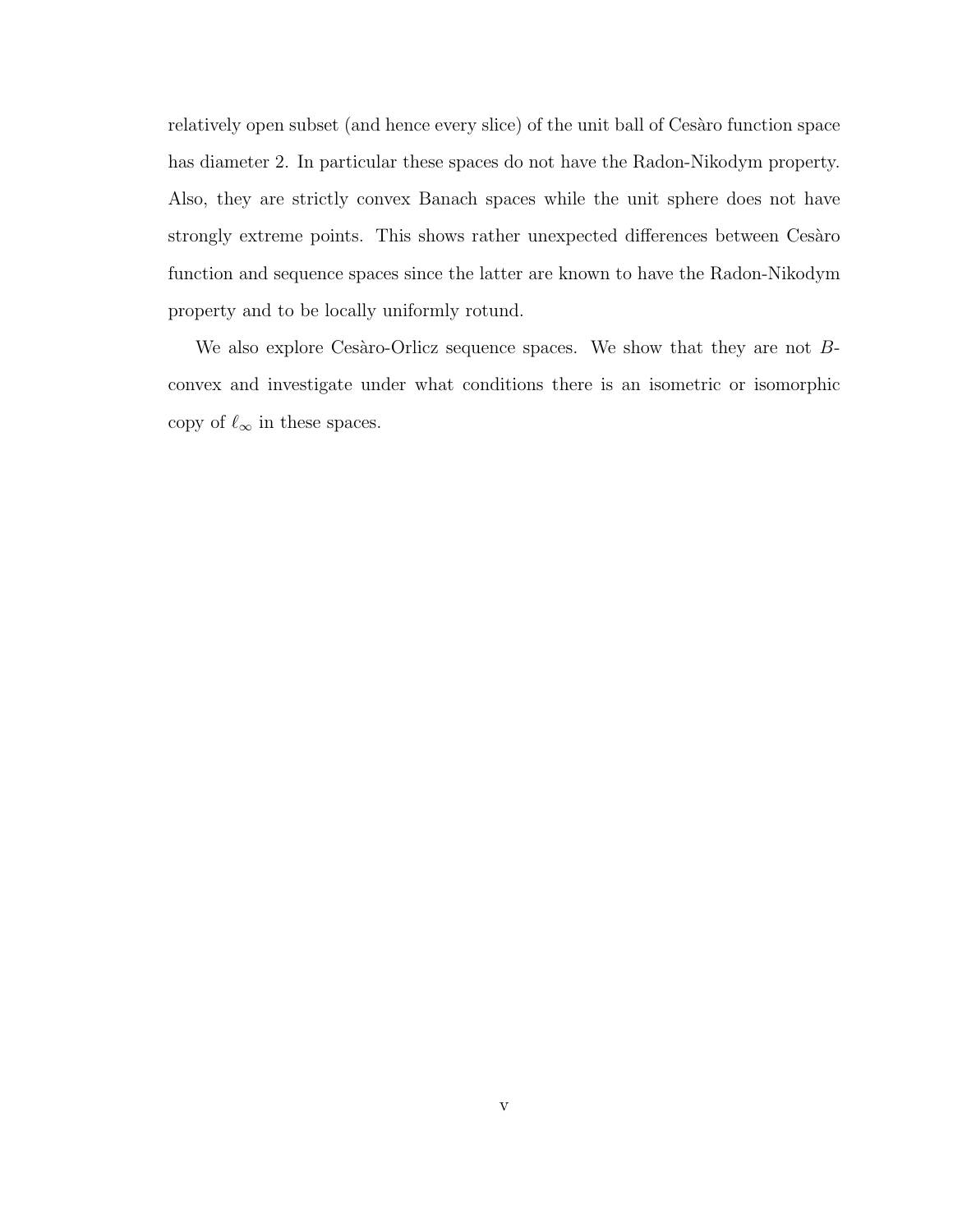relatively open subset (and hence every slice) of the unit ball of Cesàro function space has diameter 2. In particular these spaces do not have the Radon-Nikodym property. Also, they are strictly convex Banach spaces while the unit sphere does not have strongly extreme points. This shows rather unexpected differences between Cesàro function and sequence spaces since the latter are known to have the Radon-Nikodym property and to be locally uniformly rotund.

We also explore Cesàro-Orlicz sequence spaces. We show that they are not $B$-convex and investigate under what conditions there is an isometric or isomorphic copy of $\ell_\infty$ in these spaces.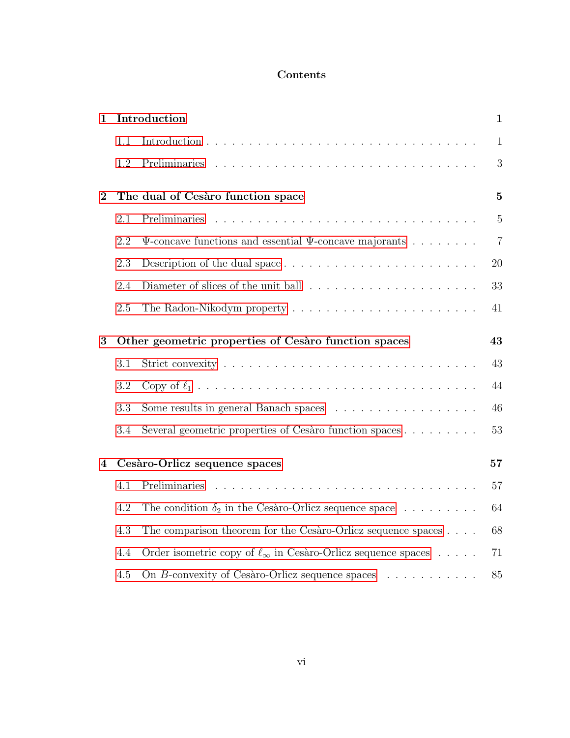# Contents

**1 Introduction** **1**

- 1.1 Introduction . . . . . . . . . . . . . . . . . . . . . . . . . . . . . . . . 1
- 1.2 Preliminaries . . . . . . . . . . . . . . . . . . . . . . . . . . . . . . . 3

**2 The dual of Cesàro function space** **5**

- 2.1 Preliminaries . . . . . . . . . . . . . . . . . . . . . . . . . . . . . . . 5
- 2.2 $\Psi$-concave functions and essential $\Psi$-concave majorants . . . . . . . . 7
- 2.3 Description of the dual space . . . . . . . . . . . . . . . . . . . . . . . 20
- 2.4 Diameter of slices of the unit ball . . . . . . . . . . . . . . . . . . . . 33
- 2.5 The Radon-Nikodym property . . . . . . . . . . . . . . . . . . . . . . . 41

**3 Other geometric properties of Cesàro function spaces** **43**

- 3.1 Strict convexity . . . . . . . . . . . . . . . . . . . . . . . . . . . . . . 43
- 3.2 Copy of $\ell_1$ . . . . . . . . . . . . . . . . . . . . . . . . . . . . . . . 44
- 3.3 Some results in general Banach spaces . . . . . . . . . . . . . . . . . . 46
- 3.4 Several geometric properties of Cesàro function spaces . . . . . . . . . 53

**4 Cesàro-Orlicz sequence spaces** **57**

- 4.1 Preliminaries . . . . . . . . . . . . . . . . . . . . . . . . . . . . . . . 57
- 4.2 The condition $\delta_2$ in the Cesàro-Orlicz sequence space . . . . . . . . . 64
- 4.3 The comparison theorem for the Cesàro-Orlicz sequence spaces . . . . 68
- 4.4 Order isometric copy of $\ell_\infty$ in Cesàro-Orlicz sequence spaces . . . . . 71
- 4.5 On $B$-convexity of Cesàro-Orlicz sequence spaces . . . . . . . . . . . 85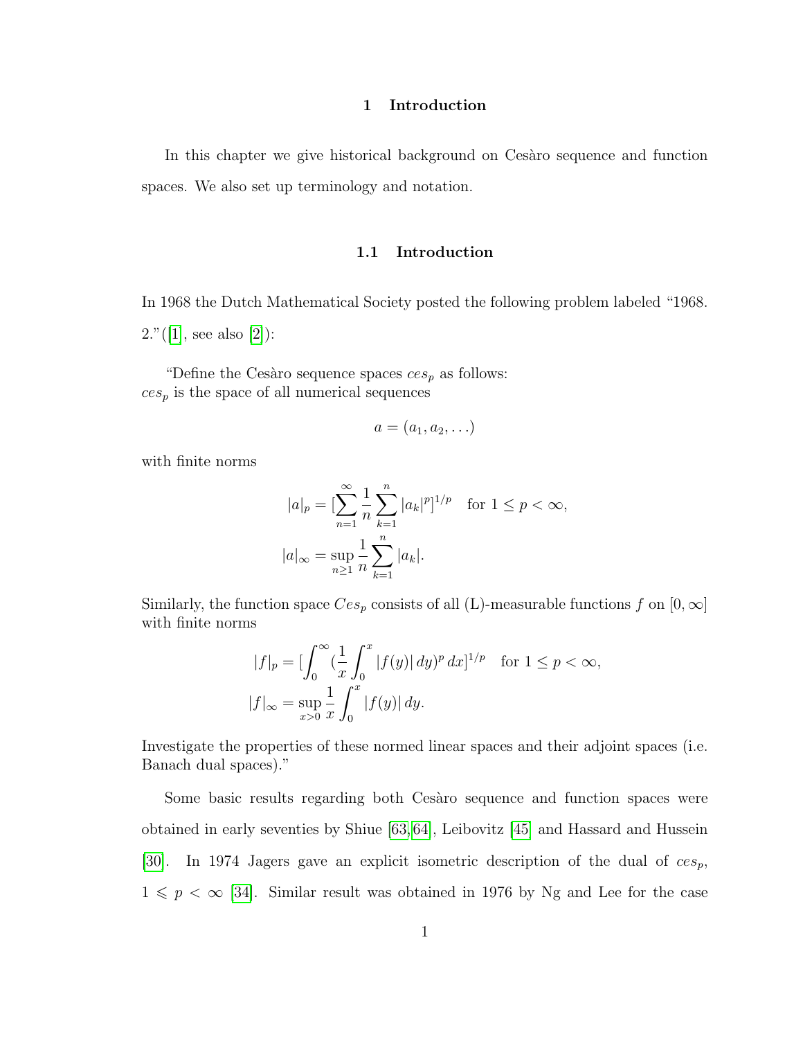# 1 Introduction

In this chapter we give historical background on Cesàro sequence and function spaces. We also set up terminology and notation.

## 1.1 Introduction

In 1968 the Dutch Mathematical Society posted the following problem labeled "1968. 2."([1], see also [2]):

"Define the Cesàro sequence spaces $ces_p$ as follows:
$ces_p$ is the space of all numerical sequences

$$a = (a_1, a_2, \ldots)$$

with finite norms

$$|a|_p = [\sum_{n=1}^{\infty} \frac{1}{n} \sum_{k=1}^{n} |a_k|^p]^{1/p} \quad \text{for } 1 \leq p < \infty,$$

$$|a|_\infty = \sup_{n \geq 1} \frac{1}{n} \sum_{k=1}^{n} |a_k|.$$

Similarly, the function space $Ces_p$ consists of all (L)-measurable functions $f$ on $[0, \infty]$ with finite norms

$$|f|_p = [\int_0^\infty (\frac{1}{x} \int_0^x |f(y)|\, dy)^p\, dx]^{1/p} \quad \text{for } 1 \leq p < \infty,$$

$$|f|_\infty = \sup_{x>0} \frac{1}{x} \int_0^x |f(y)|\, dy.$$

Investigate the properties of these normed linear spaces and their adjoint spaces (i.e. Banach dual spaces)."

Some basic results regarding both Cesàro sequence and function spaces were obtained in early seventies by Shiue [63,64], Leibovitz [45] and Hassard and Hussein [30]. In 1974 Jagers gave an explicit isometric description of the dual of $ces_p$, $1 \leqslant p < \infty$ [34]. Similar result was obtained in 1976 by Ng and Lee for the case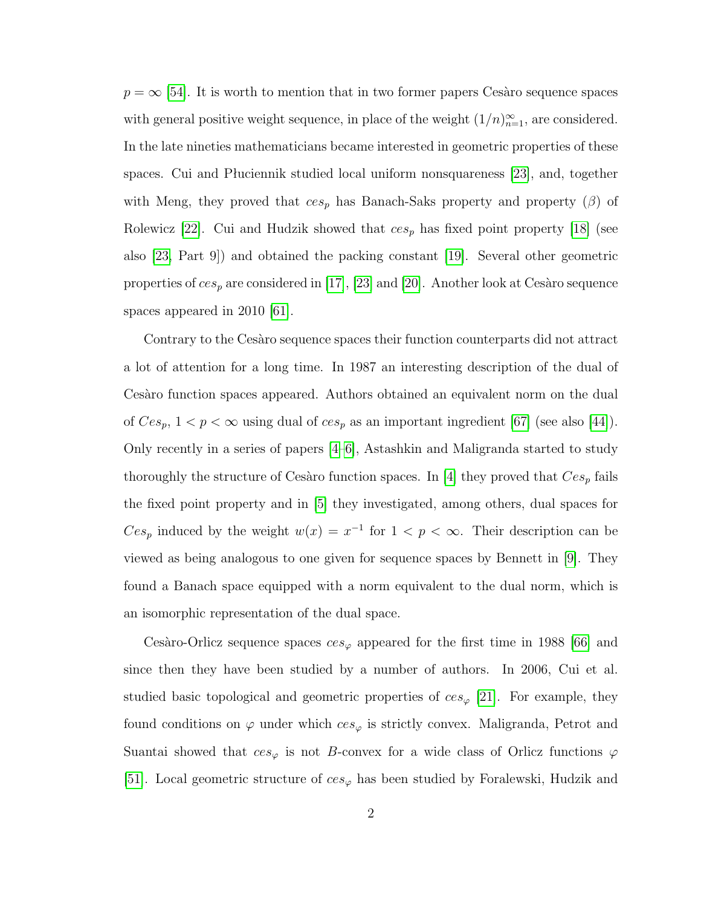$p = \infty$ [54]. It is worth to mention that in two former papers Cesàro sequence spaces with general positive weight sequence, in place of the weight $(1/n)_{n=1}^{\infty}$, are considered. In the late nineties mathematicians became interested in geometric properties of these spaces. Cui and Płuciennik studied local uniform nonsquareness [23], and, together with Meng, they proved that $ces_p$ has Banach-Saks property and property $(\beta)$ of Rolewicz [22]. Cui and Hudzik showed that $ces_p$ has fixed point property [18] (see also [23, Part 9]) and obtained the packing constant [19]. Several other geometric properties of $ces_p$ are considered in [17], [23] and [20]. Another look at Cesàro sequence spaces appeared in 2010 [61].

Contrary to the Cesàro sequence spaces their function counterparts did not attract a lot of attention for a long time. In 1987 an interesting description of the dual of Cesàro function spaces appeared. Authors obtained an equivalent norm on the dual of $Ces_p$, $1 < p < \infty$ using dual of $ces_p$ as an important ingredient [67] (see also [44]). Only recently in a series of papers [4–6], Astashkin and Maligranda started to study thoroughly the structure of Cesàro function spaces. In [4] they proved that $Ces_p$ fails the fixed point property and in [5] they investigated, among others, dual spaces for $Ces_p$ induced by the weight $w(x) = x^{-1}$ for $1 < p < \infty$. Their description can be viewed as being analogous to one given for sequence spaces by Bennett in [9]. They found a Banach space equipped with a norm equivalent to the dual norm, which is an isomorphic representation of the dual space.

Cesàro-Orlicz sequence spaces $ces_\varphi$ appeared for the first time in 1988 [66] and since then they have been studied by a number of authors. In 2006, Cui et al. studied basic topological and geometric properties of $ces_\varphi$ [21]. For example, they found conditions on $\varphi$ under which $ces_\varphi$ is strictly convex. Maligranda, Petrot and Suantai showed that $ces_\varphi$ is not $B$-convex for a wide class of Orlicz functions $\varphi$ [51]. Local geometric structure of $ces_\varphi$ has been studied by Foralewski, Hudzik and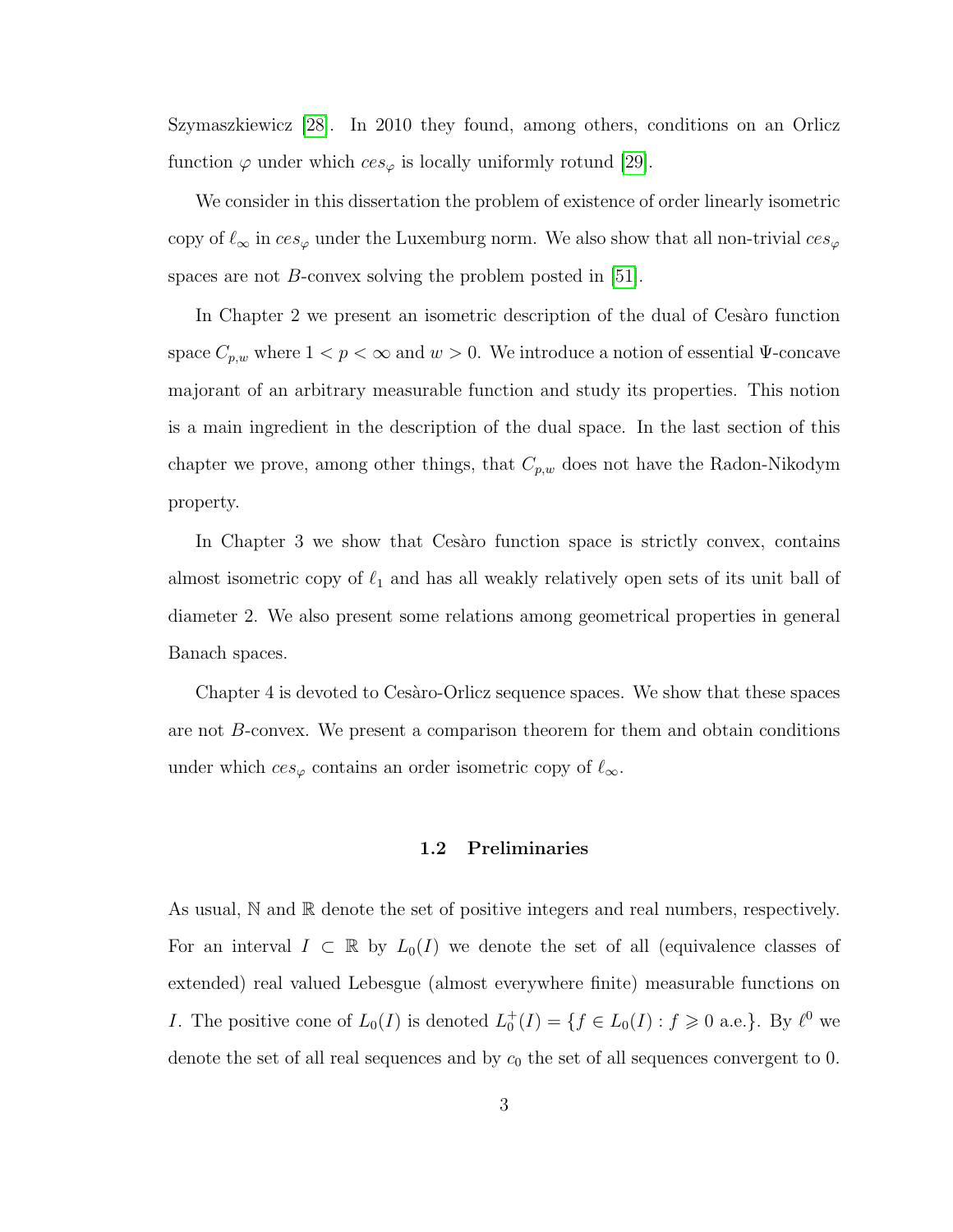Szymaszkiewicz [28]. In 2010 they found, among others, conditions on an Orlicz function $\varphi$ under which $ces_\varphi$ is locally uniformly rotund [29].

We consider in this dissertation the problem of existence of order linearly isometric copy of $\ell_\infty$ in $ces_\varphi$ under the Luxemburg norm. We also show that all non-trivial $ces_\varphi$ spaces are not $B$-convex solving the problem posted in [51].

In Chapter 2 we present an isometric description of the dual of Cesàro function space $C_{p,w}$ where $1 < p < \infty$ and $w > 0$. We introduce a notion of essential $\Psi$-concave majorant of an arbitrary measurable function and study its properties. This notion is a main ingredient in the description of the dual space. In the last section of this chapter we prove, among other things, that $C_{p,w}$ does not have the Radon-Nikodym property.

In Chapter 3 we show that Cesàro function space is strictly convex, contains almost isometric copy of $\ell_1$ and has all weakly relatively open sets of its unit ball of diameter 2. We also present some relations among geometrical properties in general Banach spaces.

Chapter 4 is devoted to Cesàro-Orlicz sequence spaces. We show that these spaces are not $B$-convex. We present a comparison theorem for them and obtain conditions under which $ces_\varphi$ contains an order isometric copy of $\ell_\infty$.

### 1.2 Preliminaries

As usual, $\mathbb{N}$ and $\mathbb{R}$ denote the set of positive integers and real numbers, respectively. For an interval $I \subset \mathbb{R}$ by $L_0(I)$ we denote the set of all (equivalence classes of extended) real valued Lebesgue (almost everywhere finite) measurable functions on $I$. The positive cone of $L_0(I)$ is denoted $L_0^+(I) = \{f \in L_0(I) : f \geqslant 0 \text{ a.e.}\}$. By $\ell^0$ we denote the set of all real sequences and by $c_0$ the set of all sequences convergent to 0.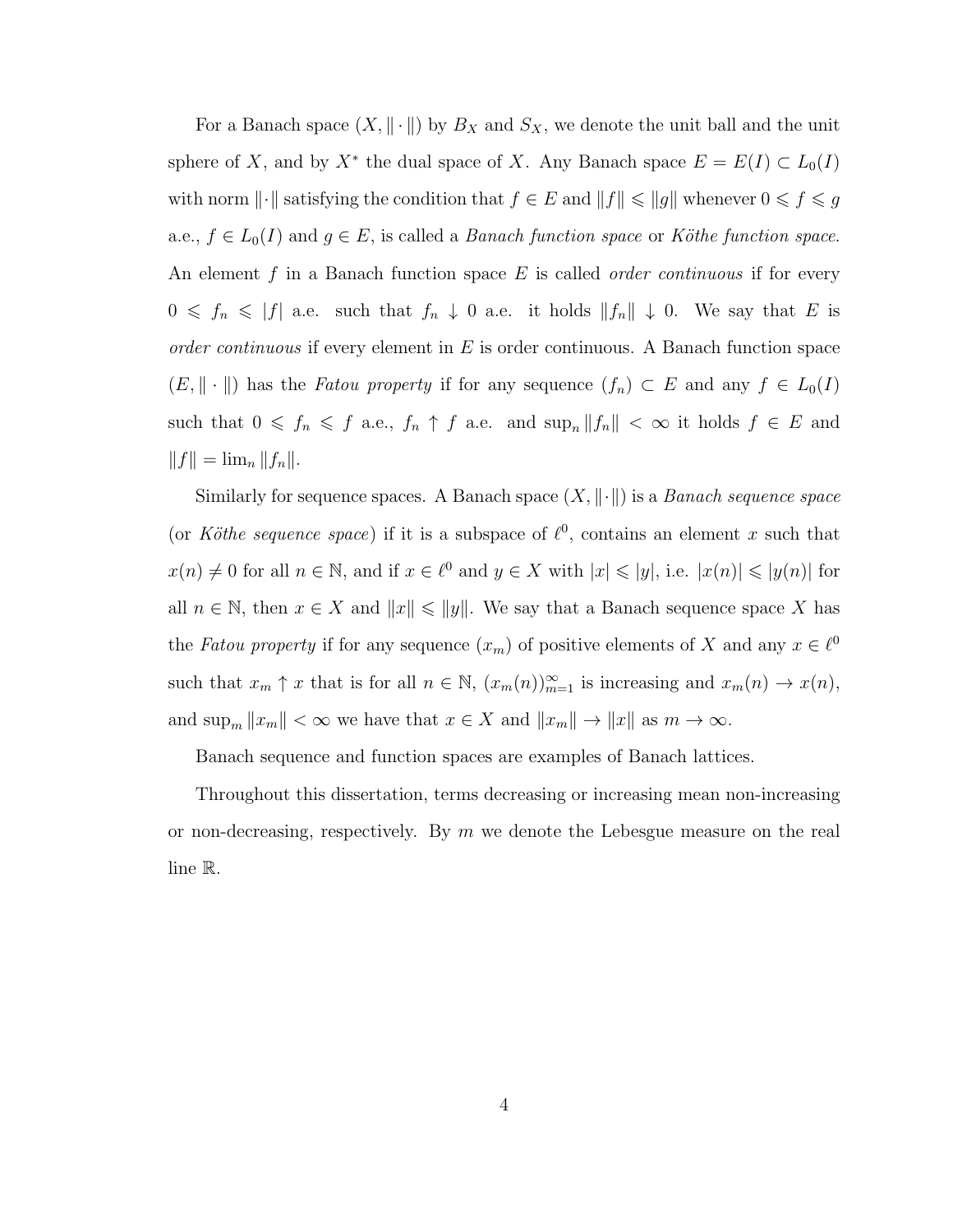For a Banach space $(X, \|\cdot\|)$ by $B_X$ and $S_X$, we denote the unit ball and the unit sphere of $X$, and by $X^*$ the dual space of $X$. Any Banach space $E = E(I) \subset L_0(I)$ with norm $\|\cdot\|$ satisfying the condition that $f \in E$ and $\|f\| \leqslant \|g\|$ whenever $0 \leqslant f \leqslant g$ a.e., $f \in L_0(I)$ and $g \in E$, is called a *Banach function space* or *Köthe function space*. An element $f$ in a Banach function space $E$ is called *order continuous* if for every $0 \leqslant f_n \leqslant |f|$ a.e. such that $f_n \downarrow 0$ a.e. it holds $\|f_n\| \downarrow 0$. We say that $E$ is *order continuous* if every element in $E$ is order continuous. A Banach function space $(E, \|\cdot\|)$ has the *Fatou property* if for any sequence $(f_n) \subset E$ and any $f \in L_0(I)$ such that $0 \leqslant f_n \leqslant f$ a.e., $f_n \uparrow f$ a.e. and $\sup_n \|f_n\| < \infty$ it holds $f \in E$ and $\|f\| = \lim_n \|f_n\|$.

Similarly for sequence spaces. A Banach space $(X, \|\cdot\|)$ is a *Banach sequence space* (or *Köthe sequence space*) if it is a subspace of $\ell^0$, contains an element $x$ such that $x(n) \neq 0$ for all $n \in \mathbb{N}$, and if $x \in \ell^0$ and $y \in X$ with $|x| \leqslant |y|$, i.e. $|x(n)| \leqslant |y(n)|$ for all $n \in \mathbb{N}$, then $x \in X$ and $\|x\| \leqslant \|y\|$. We say that a Banach sequence space $X$ has the *Fatou property* if for any sequence $(x_m)$ of positive elements of $X$ and any $x \in \ell^0$ such that $x_m \uparrow x$ that is for all $n \in \mathbb{N}$, $(x_m(n))_{m=1}^{\infty}$ is increasing and $x_m(n) \to x(n)$, and $\sup_m \|x_m\| < \infty$ we have that $x \in X$ and $\|x_m\| \to \|x\|$ as $m \to \infty$.

Banach sequence and function spaces are examples of Banach lattices.

Throughout this dissertation, terms decreasing or increasing mean non-increasing or non-decreasing, respectively. By $m$ we denote the Lebesgue measure on the real line $\mathbb{R}$.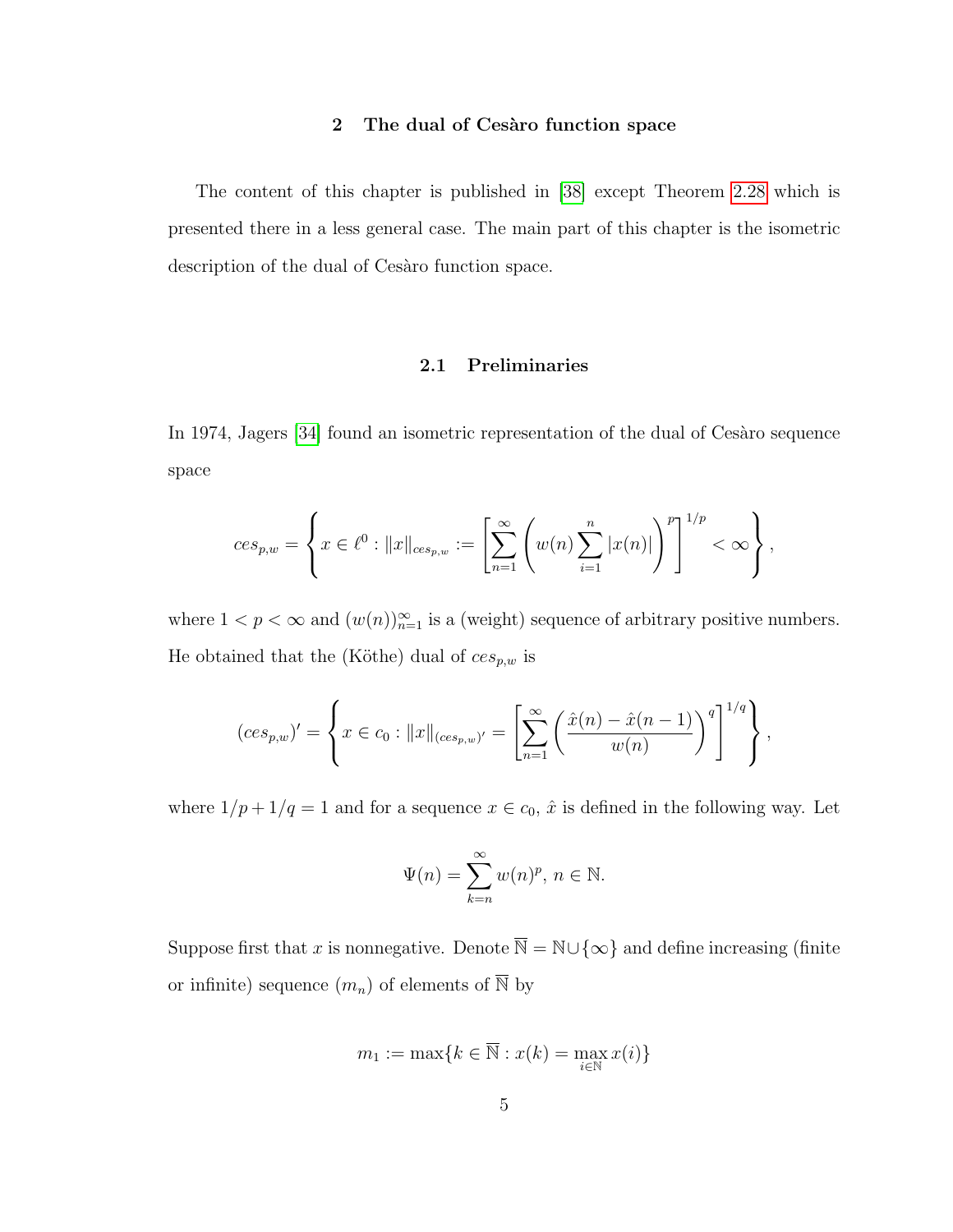## 2 The dual of Cesàro function space

The content of this chapter is published in [38] except Theorem 2.28 which is presented there in a less general case. The main part of this chapter is the isometric description of the dual of Cesàro function space.

### 2.1 Preliminaries

In 1974, Jagers [34] found an isometric representation of the dual of Cesàro sequence space

$$ces_{p,w} = \left\{ x \in \ell^0 : \|x\|_{ces_{p,w}} := \left[ \sum_{n=1}^{\infty} \left( w(n) \sum_{i=1}^{n} |x(n)| \right)^p \right]^{1/p} < \infty \right\},$$

where $1 < p < \infty$ and $(w(n))_{n=1}^{\infty}$ is a (weight) sequence of arbitrary positive numbers. He obtained that the (Köthe) dual of $ces_{p,w}$ is

$$(ces_{p,w})' = \left\{ x \in c_0 : \|x\|_{(ces_{p,w})'} = \left[ \sum_{n=1}^{\infty} \left( \frac{\hat{x}(n) - \hat{x}(n-1)}{w(n)} \right)^q \right]^{1/q} \right\},$$

where $1/p + 1/q = 1$ and for a sequence $x \in c_0$, $\hat{x}$ is defined in the following way. Let

$$\Psi(n) = \sum_{k=n}^{\infty} w(n)^p, \; n \in \mathbb{N}.$$

Suppose first that $x$ is nonnegative. Denote $\overline{\mathbb{N}} = \mathbb{N} \cup \{\infty\}$ and define increasing (finite or infinite) sequence $(m_n)$ of elements of $\overline{\mathbb{N}}$ by

$$m_1 := \max\{k \in \overline{\mathbb{N}} : x(k) = \max_{i \in \mathbb{N}} x(i)\}$$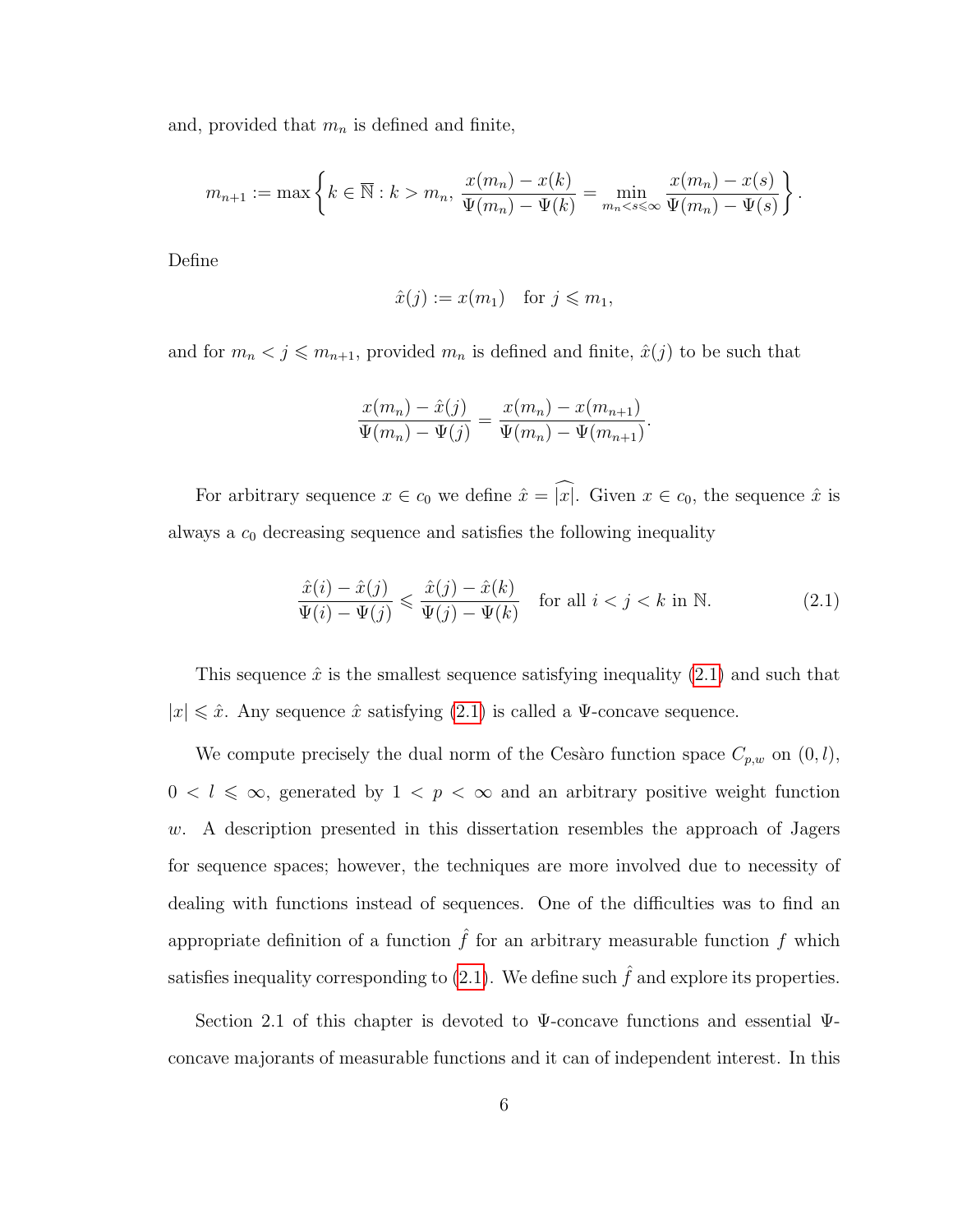and, provided that $m_n$ is defined and finite,

$$m_{n+1} := \max\left\{k \in \overline{\mathbb{N}} : k > m_n,\ \frac{x(m_n) - x(k)}{\Psi(m_n) - \Psi(k)} = \min_{m_n < s \leqslant \infty} \frac{x(m_n) - x(s)}{\Psi(m_n) - \Psi(s)}\right\}.$$

Define

$$\hat{x}(j) := x(m_1) \quad \text{for } j \leqslant m_1,$$

and for $m_n < j \leqslant m_{n+1}$, provided $m_n$ is defined and finite, $\hat{x}(j)$ to be such that

$$\frac{x(m_n) - \hat{x}(j)}{\Psi(m_n) - \Psi(j)} = \frac{x(m_n) - x(m_{n+1})}{\Psi(m_n) - \Psi(m_{n+1})}.$$

For arbitrary sequence $x \in c_0$ we define $\hat{x} = \widehat{|x|}$. Given $x \in c_0$, the sequence $\hat{x}$ is always a $c_0$ decreasing sequence and satisfies the following inequality

$$\frac{\hat{x}(i) - \hat{x}(j)}{\Psi(i) - \Psi(j)} \leqslant \frac{\hat{x}(j) - \hat{x}(k)}{\Psi(j) - \Psi(k)} \quad \text{for all } i < j < k \text{ in } \mathbb{N}. \tag{2.1}$$

This sequence $\hat{x}$ is the smallest sequence satisfying inequality (2.1) and such that $|x| \leqslant \hat{x}$. Any sequence $\hat{x}$ satisfying (2.1) is called a $\Psi$-concave sequence.

We compute precisely the dual norm of the Cesàro function space $C_{p,w}$ on $(0, l)$, $0 < l \leqslant \infty$, generated by $1 < p < \infty$ and an arbitrary positive weight function $w$. A description presented in this dissertation resembles the approach of Jagers for sequence spaces; however, the techniques are more involved due to necessity of dealing with functions instead of sequences. One of the difficulties was to find an appropriate definition of a function $\hat{f}$ for an arbitrary measurable function $f$ which satisfies inequality corresponding to (2.1). We define such $\hat{f}$ and explore its properties.

Section 2.1 of this chapter is devoted to $\Psi$-concave functions and essential $\Psi$-concave majorants of measurable functions and it can of independent interest. In this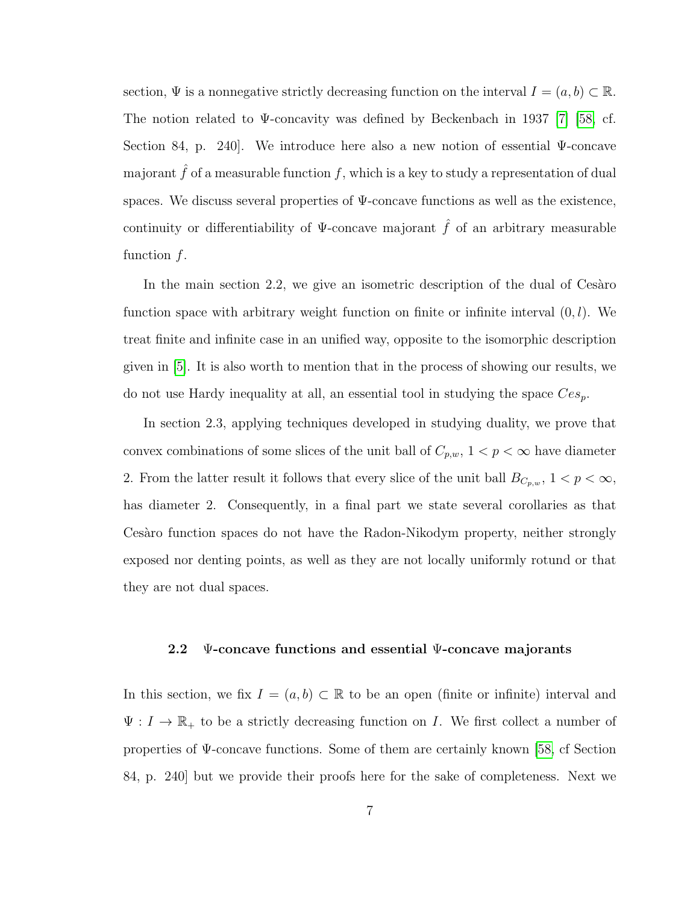section, $\Psi$ is a nonnegative strictly decreasing function on the interval $I = (a, b) \subset \mathbb{R}$. The notion related to $\Psi$-concavity was defined by Beckenbach in 1937 [7] [58, cf. Section 84, p. 240]. We introduce here also a new notion of essential $\Psi$-concave majorant $\hat{f}$ of a measurable function $f$, which is a key to study a representation of dual spaces. We discuss several properties of $\Psi$-concave functions as well as the existence, continuity or differentiability of $\Psi$-concave majorant $\hat{f}$ of an arbitrary measurable function $f$.

In the main section 2.2, we give an isometric description of the dual of Cesàro function space with arbitrary weight function on finite or infinite interval $(0, l)$. We treat finite and infinite case in an unified way, opposite to the isomorphic description given in [5]. It is also worth to mention that in the process of showing our results, we do not use Hardy inequality at all, an essential tool in studying the space $Ces_p$.

In section 2.3, applying techniques developed in studying duality, we prove that convex combinations of some slices of the unit ball of $C_{p,w}$, $1 < p < \infty$ have diameter 2. From the latter result it follows that every slice of the unit ball $B_{C_{p,w}}$, $1 < p < \infty$, has diameter 2. Consequently, in a final part we state several corollaries as that Cesàro function spaces do not have the Radon-Nikodym property, neither strongly exposed nor denting points, as well as they are not locally uniformly rotund or that they are not dual spaces.

### 2.2 $\Psi$-concave functions and essential $\Psi$-concave majorants

In this section, we fix $I = (a, b) \subset \mathbb{R}$ to be an open (finite or infinite) interval and $\Psi : I \to \mathbb{R}_+$ to be a strictly decreasing function on $I$. We first collect a number of properties of $\Psi$-concave functions. Some of them are certainly known [58, cf Section 84, p. 240] but we provide their proofs here for the sake of completeness. Next we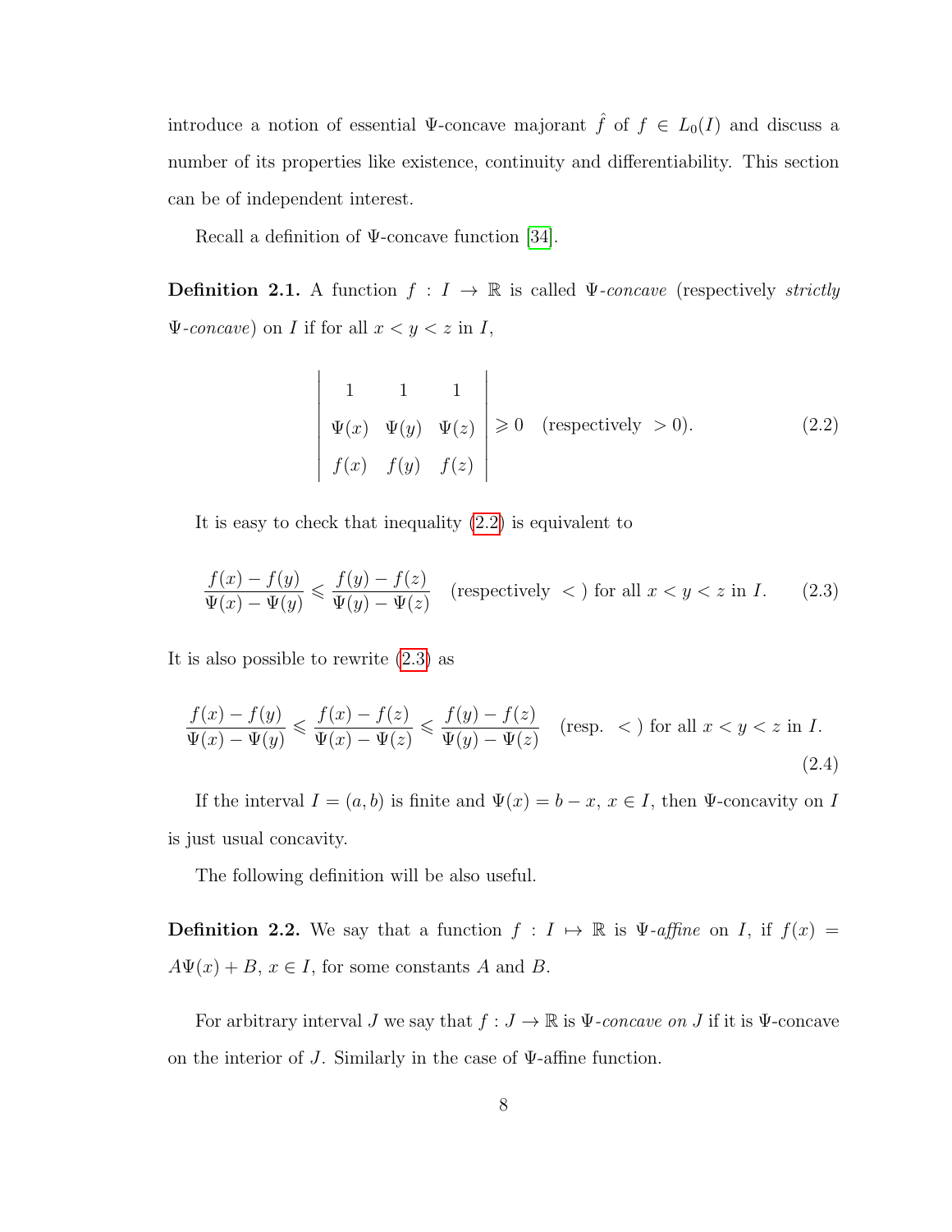introduce a notion of essential $\Psi$-concave majorant $\hat{f}$ of $f \in L_0(I)$ and discuss a number of its properties like existence, continuity and differentiability. This section can be of independent interest.

Recall a definition of $\Psi$-concave function [34].

**Definition 2.1.** A function $f : I \to \mathbb{R}$ is called $\Psi$-*concave* (respectively *strictly* $\Psi$-*concave*) on $I$ if for all $x < y < z$ in $I$,

$$\begin{vmatrix} 1 & 1 & 1 \\ \Psi(x) & \Psi(y) & \Psi(z) \\ f(x) & f(y) & f(z) \end{vmatrix} \geqslant 0 \quad \text{(respectively } > 0\text{)}. \tag{2.2}$$

It is easy to check that inequality (2.2) is equivalent to

$$\frac{f(x) - f(y)}{\Psi(x) - \Psi(y)} \leqslant \frac{f(y) - f(z)}{\Psi(y) - \Psi(z)} \quad \text{(respectively } < \text{) for all } x < y < z \text{ in } I. \tag{2.3}$$

It is also possible to rewrite (2.3) as

$$\frac{f(x) - f(y)}{\Psi(x) - \Psi(y)} \leqslant \frac{f(x) - f(z)}{\Psi(x) - \Psi(z)} \leqslant \frac{f(y) - f(z)}{\Psi(y) - \Psi(z)} \quad \text{(resp. } < \text{) for all } x < y < z \text{ in } I. \tag{2.4}$$

If the interval $I = (a, b)$ is finite and $\Psi(x) = b - x$, $x \in I$, then $\Psi$-concavity on $I$ is just usual concavity.

The following definition will be also useful.

**Definition 2.2.** We say that a function $f : I \mapsto \mathbb{R}$ is $\Psi$-*affine* on $I$, if $f(x) = A\Psi(x) + B$, $x \in I$, for some constants $A$ and $B$.

For arbitrary interval $J$ we say that $f : J \to \mathbb{R}$ is $\Psi$-*concave on* $J$ if it is $\Psi$-concave on the interior of $J$. Similarly in the case of $\Psi$-affine function.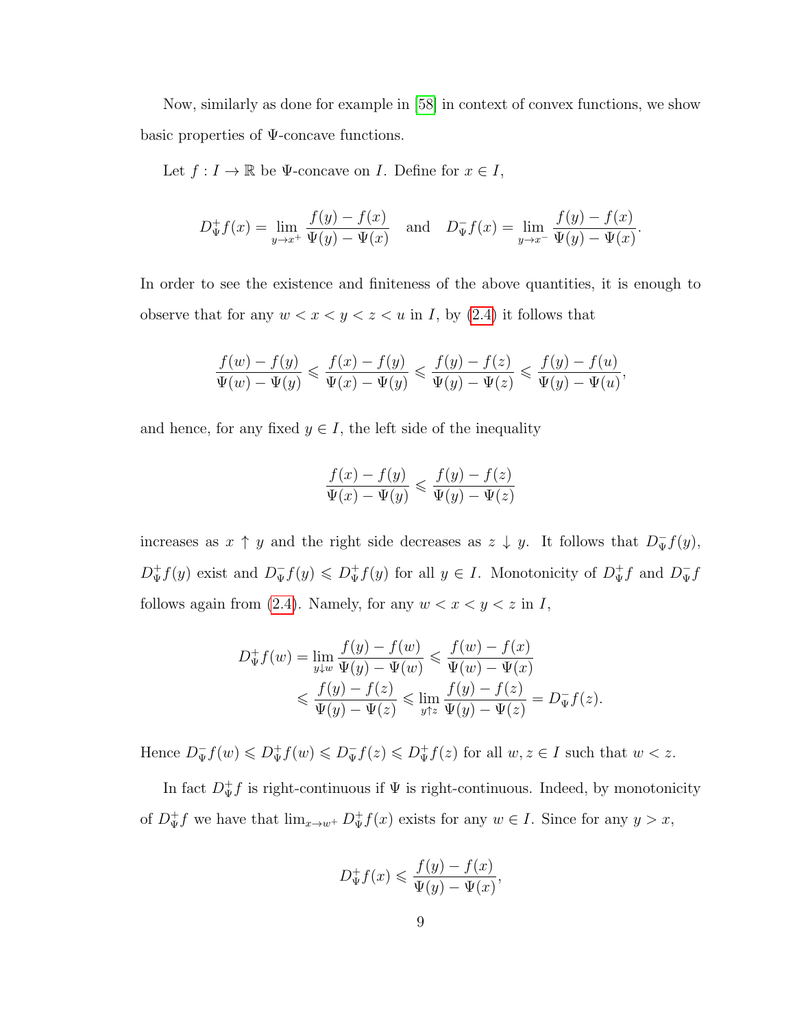Now, similarly as done for example in [58] in context of convex functions, we show basic properties of $\Psi$-concave functions.

Let $f : I \to \mathbb{R}$ be $\Psi$-concave on $I$. Define for $x \in I$,

$$D_\Psi^+ f(x) = \lim_{y \to x^+} \frac{f(y) - f(x)}{\Psi(y) - \Psi(x)} \quad \text{and} \quad D_\Psi^- f(x) = \lim_{y \to x^-} \frac{f(y) - f(x)}{\Psi(y) - \Psi(x)}.$$

In order to see the existence and finiteness of the above quantities, it is enough to observe that for any $w < x < y < z < u$ in $I$, by (2.4) it follows that

$$\frac{f(w) - f(y)}{\Psi(w) - \Psi(y)} \leqslant \frac{f(x) - f(y)}{\Psi(x) - \Psi(y)} \leqslant \frac{f(y) - f(z)}{\Psi(y) - \Psi(z)} \leqslant \frac{f(y) - f(u)}{\Psi(y) - \Psi(u)},$$

and hence, for any fixed $y \in I$, the left side of the inequality

$$\frac{f(x) - f(y)}{\Psi(x) - \Psi(y)} \leqslant \frac{f(y) - f(z)}{\Psi(y) - \Psi(z)}$$

increases as $x \uparrow y$ and the right side decreases as $z \downarrow y$. It follows that $D_\Psi^- f(y)$, $D_\Psi^+ f(y)$ exist and $D_\Psi^- f(y) \leqslant D_\Psi^+ f(y)$ for all $y \in I$. Monotonicity of $D_\Psi^+ f$ and $D_\Psi^- f$ follows again from (2.4). Namely, for any $w < x < y < z$ in $I$,

$$\begin{aligned} D_\Psi^+ f(w) = \lim_{y \downarrow w} \frac{f(y) - f(w)}{\Psi(y) - \Psi(w)} &\leqslant \frac{f(w) - f(x)}{\Psi(w) - \Psi(x)} \\ &\leqslant \frac{f(y) - f(z)}{\Psi(y) - \Psi(z)} \leqslant \lim_{y \uparrow z} \frac{f(y) - f(z)}{\Psi(y) - \Psi(z)} = D_\Psi^- f(z). \end{aligned}$$

Hence $D_\Psi^- f(w) \leqslant D_\Psi^+ f(w) \leqslant D_\Psi^- f(z) \leqslant D_\Psi^+ f(z)$ for all $w, z \in I$ such that $w < z$.

In fact $D_\Psi^+ f$ is right-continuous if $\Psi$ is right-continuous. Indeed, by monotonicity of $D_\Psi^+ f$ we have that $\lim_{x \to w^+} D_\Psi^+ f(x)$ exists for any $w \in I$. Since for any $y > x$,

$$D_\Psi^+ f(x) \leqslant \frac{f(y) - f(x)}{\Psi(y) - \Psi(x)},$$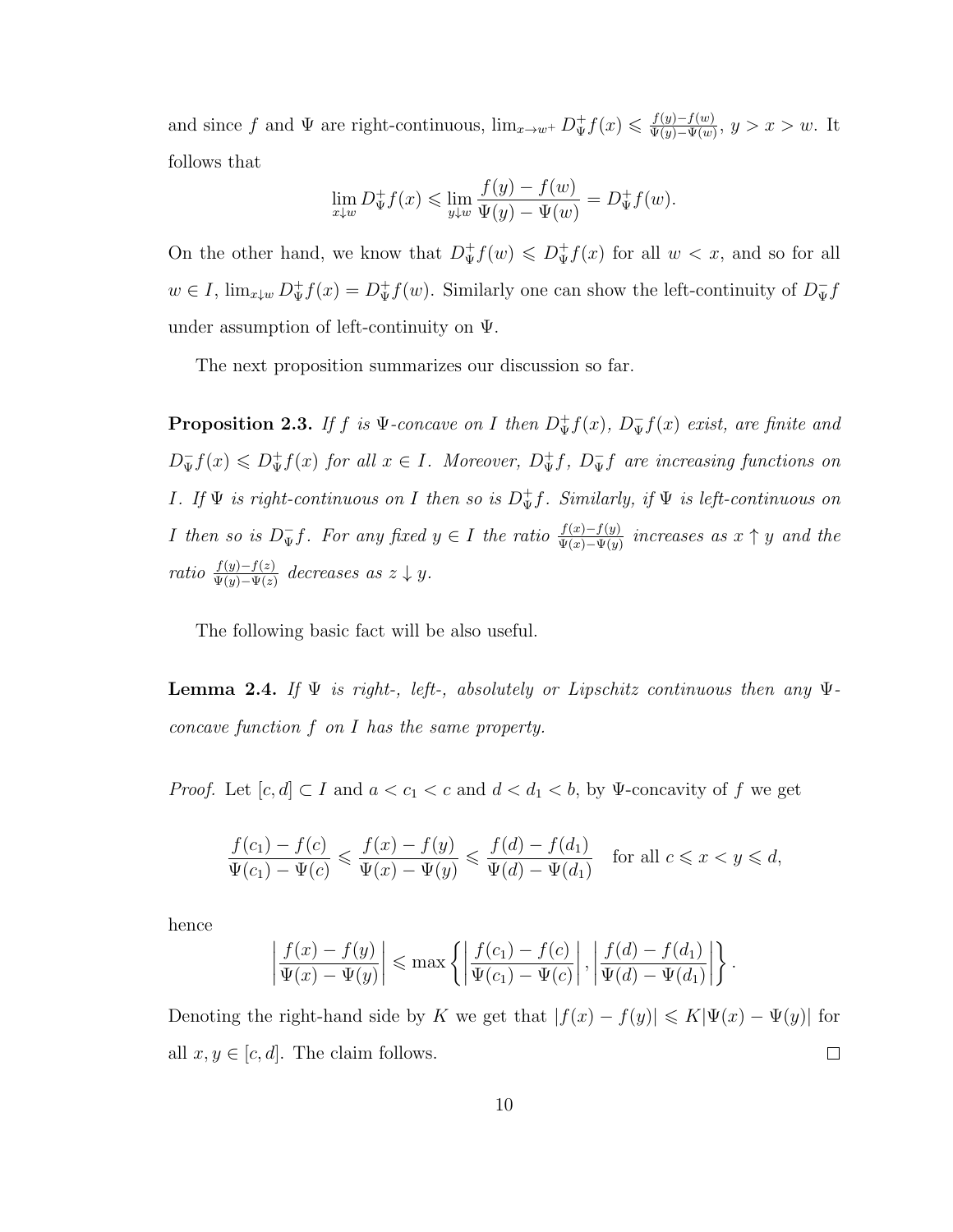and since $f$ and $\Psi$ are right-continuous, $\lim_{x\to w^+} D_\Psi^+ f(x) \leqslant \frac{f(y)-f(w)}{\Psi(y)-\Psi(w)}$, $y > x > w$. It follows that

$$\lim_{x\downarrow w} D_\Psi^+ f(x) \leqslant \lim_{y\downarrow w} \frac{f(y)-f(w)}{\Psi(y)-\Psi(w)} = D_\Psi^+ f(w).$$

On the other hand, we know that $D_\Psi^+ f(w) \leqslant D_\Psi^+ f(x)$ for all $w < x$, and so for all $w \in I$, $\lim_{x\downarrow w} D_\Psi^+ f(x) = D_\Psi^+ f(w)$. Similarly one can show the left-continuity of $D_\Psi^- f$ under assumption of left-continuity on $\Psi$.

The next proposition summarizes our discussion so far.

**Proposition 2.3.** *If $f$ is $\Psi$-concave on $I$ then $D_\Psi^+ f(x)$, $D_\Psi^- f(x)$ exist, are finite and $D_\Psi^- f(x) \leqslant D_\Psi^+ f(x)$ for all $x \in I$. Moreover, $D_\Psi^+ f$, $D_\Psi^- f$ are increasing functions on $I$. If $\Psi$ is right-continuous on $I$ then so is $D_\Psi^+ f$. Similarly, if $\Psi$ is left-continuous on $I$ then so is $D_\Psi^- f$. For any fixed $y \in I$ the ratio $\frac{f(x)-f(y)}{\Psi(x)-\Psi(y)}$ increases as $x \uparrow y$ and the ratio $\frac{f(y)-f(z)}{\Psi(y)-\Psi(z)}$ decreases as $z \downarrow y$.*

The following basic fact will be also useful.

**Lemma 2.4.** *If $\Psi$ is right-, left-, absolutely or Lipschitz continuous then any $\Psi$-concave function $f$ on $I$ has the same property.*

*Proof.* Let $[c, d] \subset I$ and $a < c_1 < c$ and $d < d_1 < b$, by $\Psi$-concavity of $f$ we get

$$\frac{f(c_1)-f(c)}{\Psi(c_1)-\Psi(c)} \leqslant \frac{f(x)-f(y)}{\Psi(x)-\Psi(y)} \leqslant \frac{f(d)-f(d_1)}{\Psi(d)-\Psi(d_1)} \quad \text{for all } c \leqslant x < y \leqslant d,$$

hence

$$\left| \frac{f(x)-f(y)}{\Psi(x)-\Psi(y)} \right| \leqslant \max\left\{ \left| \frac{f(c_1)-f(c)}{\Psi(c_1)-\Psi(c)} \right|, \left| \frac{f(d)-f(d_1)}{\Psi(d)-\Psi(d_1)} \right| \right\}.$$

Denoting the right-hand side by $K$ we get that $|f(x) - f(y)| \leqslant K|\Psi(x) - \Psi(y)|$ for all $x, y \in [c, d]$. The claim follows. □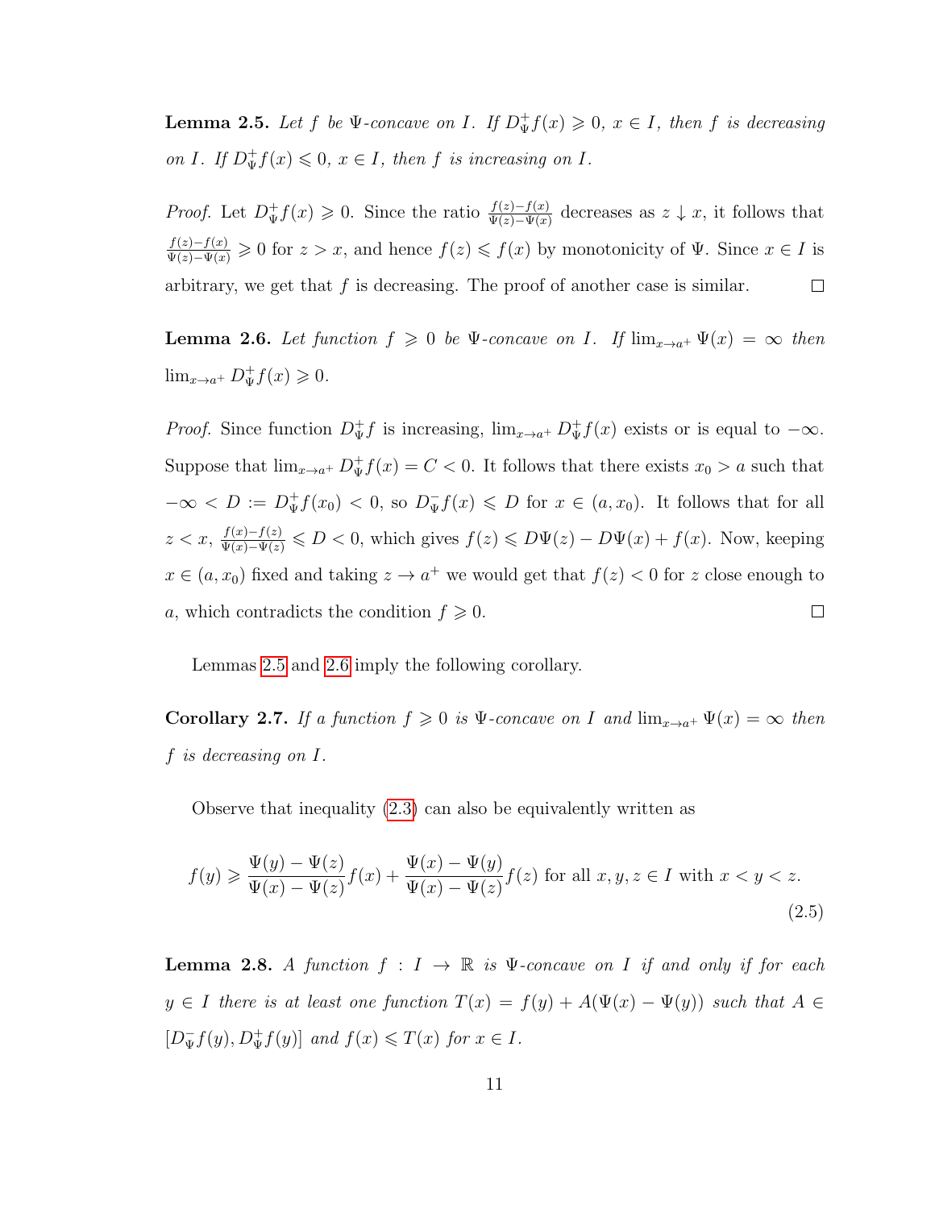**Lemma 2.5.** *Let $f$ be $\Psi$-concave on $I$. If $D^+_\Psi f(x) \geqslant 0$, $x \in I$, then $f$ is decreasing on $I$. If $D^+_\Psi f(x) \leqslant 0$, $x \in I$, then $f$ is increasing on $I$.*

*Proof.* Let $D^+_\Psi f(x) \geqslant 0$. Since the ratio $\frac{f(z)-f(x)}{\Psi(z)-\Psi(x)}$ decreases as $z \downarrow x$, it follows that $\frac{f(z)-f(x)}{\Psi(z)-\Psi(x)} \geqslant 0$ for $z > x$, and hence $f(z) \leqslant f(x)$ by monotonicity of $\Psi$. Since $x \in I$ is arbitrary, we get that $f$ is decreasing. The proof of another case is similar. $\square$

**Lemma 2.6.** *Let function $f \geqslant 0$ be $\Psi$-concave on $I$. If $\lim_{x\to a^+} \Psi(x) = \infty$ then $\lim_{x\to a^+} D^+_\Psi f(x) \geqslant 0$.*

*Proof.* Since function $D^+_\Psi f$ is increasing, $\lim_{x\to a^+} D^+_\Psi f(x)$ exists or is equal to $-\infty$. Suppose that $\lim_{x\to a^+} D^+_\Psi f(x) = C < 0$. It follows that there exists $x_0 > a$ such that $-\infty < D := D^+_\Psi f(x_0) < 0$, so $D^-_\Psi f(x) \leqslant D$ for $x \in (a, x_0)$. It follows that for all $z < x$, $\frac{f(x)-f(z)}{\Psi(x)-\Psi(z)} \leqslant D < 0$, which gives $f(z) \leqslant D\Psi(z) - D\Psi(x) + f(x)$. Now, keeping $x \in (a, x_0)$ fixed and taking $z \to a^+$ we would get that $f(z) < 0$ for $z$ close enough to $a$, which contradicts the condition $f \geqslant 0$. $\square$

Lemmas 2.5 and 2.6 imply the following corollary.

**Corollary 2.7.** *If a function $f \geqslant 0$ is $\Psi$-concave on $I$ and $\lim_{x\to a^+} \Psi(x) = \infty$ then $f$ is decreasing on $I$.*

Observe that inequality (2.3) can also be equivalently written as

$$f(y) \geqslant \frac{\Psi(y)-\Psi(z)}{\Psi(x)-\Psi(z)} f(x) + \frac{\Psi(x)-\Psi(y)}{\Psi(x)-\Psi(z)} f(z) \text{ for all } x, y, z \in I \text{ with } x < y < z. \tag{2.5}$$

**Lemma 2.8.** *A function $f : I \to \mathbb{R}$ is $\Psi$-concave on $I$ if and only if for each $y \in I$ there is at least one function $T(x) = f(y) + A(\Psi(x) - \Psi(y))$ such that $A \in [D^-_\Psi f(y), D^+_\Psi f(y)]$ and $f(x) \leqslant T(x)$ for $x \in I$.*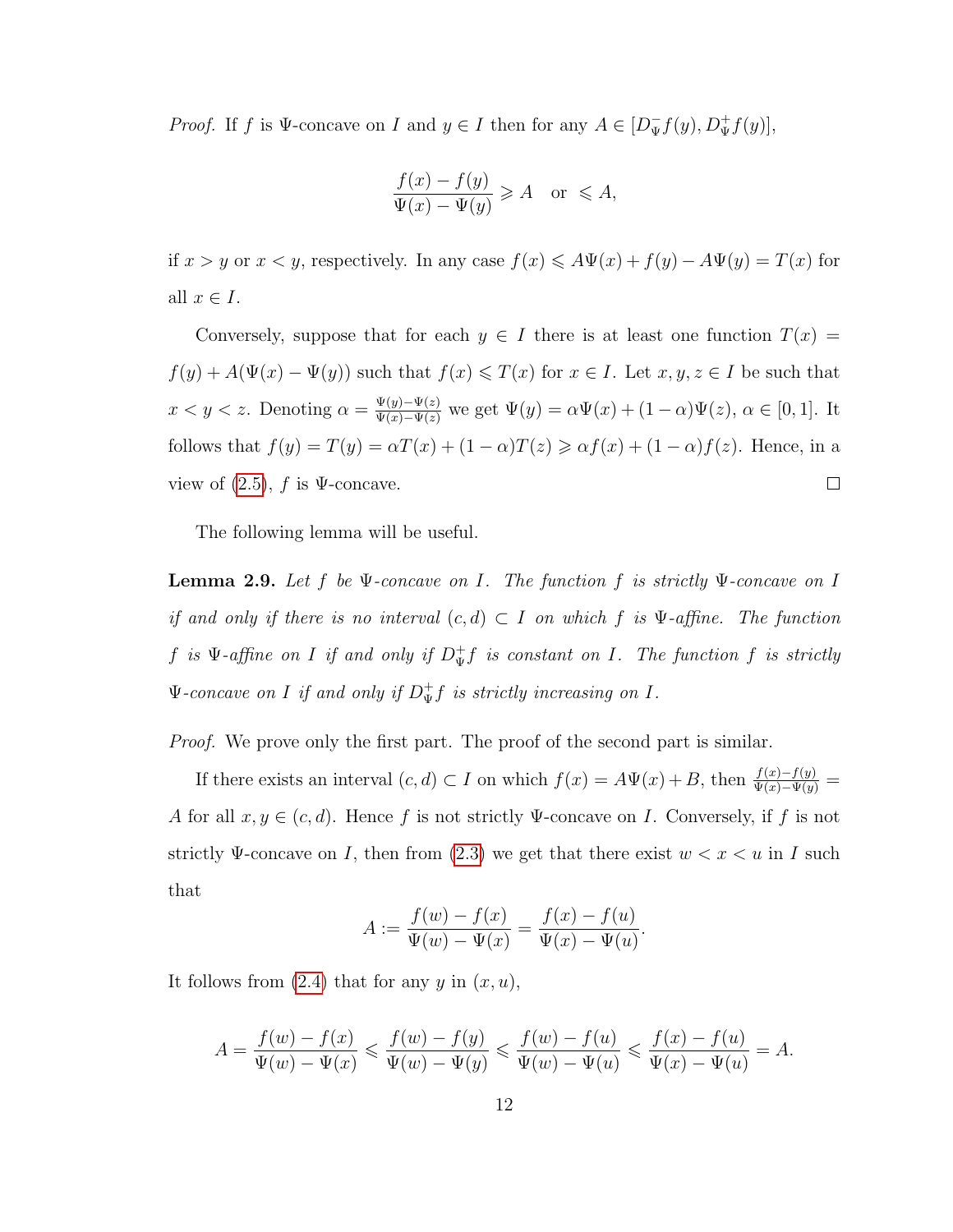*Proof.* If $f$ is $\Psi$-concave on $I$ and $y \in I$ then for any $A \in [D^-_\Psi f(y), D^+_\Psi f(y)]$,

$$\frac{f(x) - f(y)}{\Psi(x) - \Psi(y)} \geqslant A \quad \text{or} \quad \leqslant A,$$

if $x > y$ or $x < y$, respectively. In any case $f(x) \leqslant A\Psi(x) + f(y) - A\Psi(y) = T(x)$ for all $x \in I$.

Conversely, suppose that for each $y \in I$ there is at least one function $T(x) = f(y) + A(\Psi(x) - \Psi(y))$ such that $f(x) \leqslant T(x)$ for $x \in I$. Let $x, y, z \in I$ be such that $x < y < z$. Denoting $\alpha = \frac{\Psi(y) - \Psi(z)}{\Psi(x) - \Psi(z)}$ we get $\Psi(y) = \alpha\Psi(x) + (1 - \alpha)\Psi(z)$, $\alpha \in [0, 1]$. It follows that $f(y) = T(y) = \alpha T(x) + (1 - \alpha)T(z) \geqslant \alpha f(x) + (1 - \alpha)f(z)$. Hence, in a view of (2.5), $f$ is $\Psi$-concave. □

The following lemma will be useful.

**Lemma 2.9.** *Let $f$ be $\Psi$-concave on $I$. The function $f$ is strictly $\Psi$-concave on $I$ if and only if there is no interval $(c, d) \subset I$ on which $f$ is $\Psi$-affine. The function $f$ is $\Psi$-affine on $I$ if and only if $D^+_\Psi f$ is constant on $I$. The function $f$ is strictly $\Psi$-concave on $I$ if and only if $D^+_\Psi f$ is strictly increasing on $I$.*

*Proof.* We prove only the first part. The proof of the second part is similar.

If there exists an interval $(c, d) \subset I$ on which $f(x) = A\Psi(x) + B$, then $\frac{f(x) - f(y)}{\Psi(x) - \Psi(y)} = A$ for all $x, y \in (c, d)$. Hence $f$ is not strictly $\Psi$-concave on $I$. Conversely, if $f$ is not strictly $\Psi$-concave on $I$, then from (2.3) we get that there exist $w < x < u$ in $I$ such that

$$A := \frac{f(w) - f(x)}{\Psi(w) - \Psi(x)} = \frac{f(x) - f(u)}{\Psi(x) - \Psi(u)}.$$

It follows from (2.4) that for any $y$ in $(x, u)$,

$$A = \frac{f(w) - f(x)}{\Psi(w) - \Psi(x)} \leqslant \frac{f(w) - f(y)}{\Psi(w) - \Psi(y)} \leqslant \frac{f(w) - f(u)}{\Psi(w) - \Psi(u)} \leqslant \frac{f(x) - f(u)}{\Psi(x) - \Psi(u)} = A.$$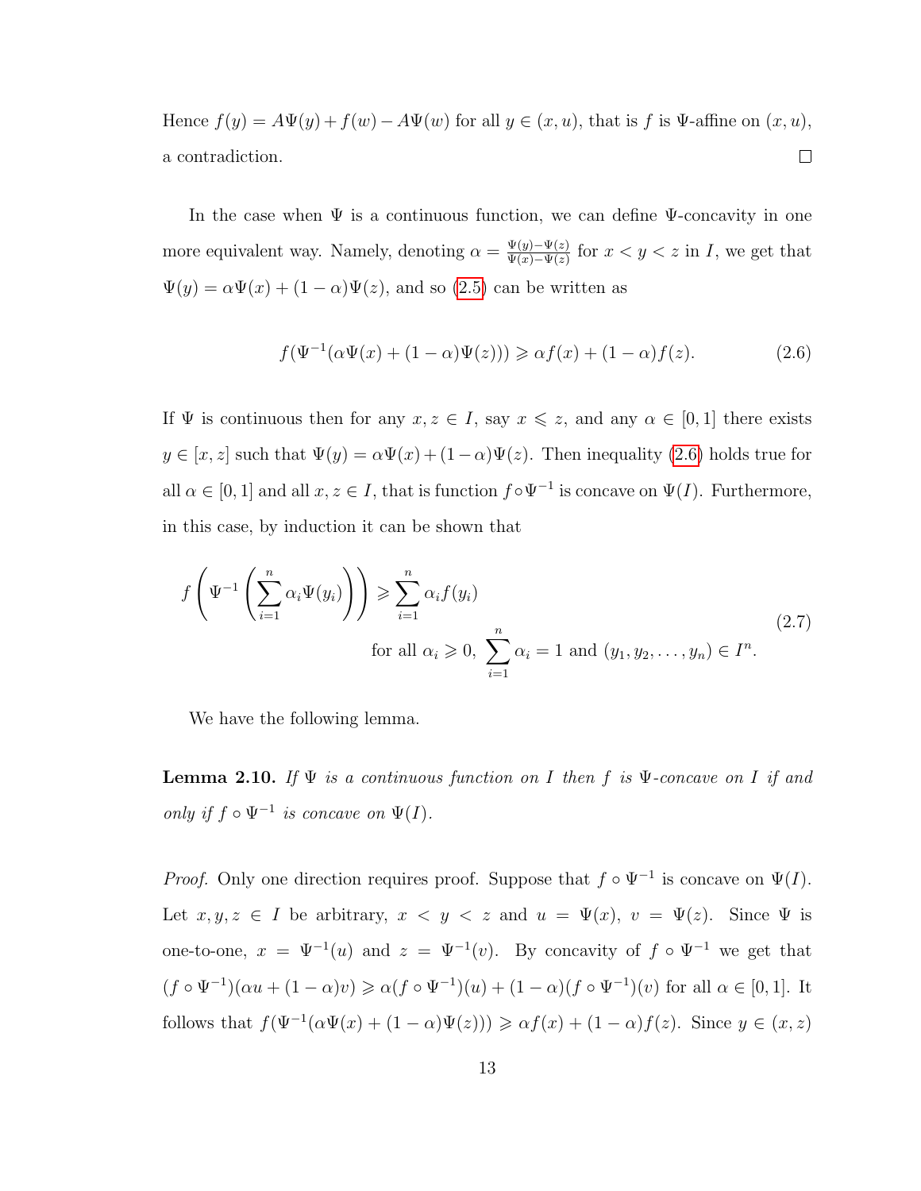Hence $f(y) = A\Psi(y) + f(w) - A\Psi(w)$ for all $y \in (x, u)$, that is $f$ is $\Psi$-affine on $(x, u)$, a contradiction. $\square$

In the case when $\Psi$ is a continuous function, we can define $\Psi$-concavity in one more equivalent way. Namely, denoting $\alpha = \frac{\Psi(y)-\Psi(z)}{\Psi(x)-\Psi(z)}$ for $x < y < z$ in $I$, we get that $\Psi(y) = \alpha\Psi(x) + (1-\alpha)\Psi(z)$, and so (2.5) can be written as

$$f(\Psi^{-1}(\alpha\Psi(x) + (1-\alpha)\Psi(z))) \geqslant \alpha f(x) + (1-\alpha)f(z). \tag{2.6}$$

If $\Psi$ is continuous then for any $x, z \in I$, say $x \leqslant z$, and any $\alpha \in [0,1]$ there exists $y \in [x, z]$ such that $\Psi(y) = \alpha\Psi(x) + (1-\alpha)\Psi(z)$. Then inequality (2.6) holds true for all $\alpha \in [0,1]$ and all $x, z \in I$, that is function $f \circ \Psi^{-1}$ is concave on $\Psi(I)$. Furthermore, in this case, by induction it can be shown that

$$f\left(\Psi^{-1}\left(\sum_{i=1}^{n} \alpha_i \Psi(y_i)\right)\right) \geqslant \sum_{i=1}^{n} \alpha_i f(y_i) \qquad \text{for all } \alpha_i \geqslant 0,\ \sum_{i=1}^{n} \alpha_i = 1 \text{ and } (y_1, y_2, \ldots, y_n) \in I^n. \tag{2.7}$$

We have the following lemma.

**Lemma 2.10.** *If $\Psi$ is a continuous function on $I$ then $f$ is $\Psi$-concave on $I$ if and only if $f \circ \Psi^{-1}$ is concave on $\Psi(I)$.*

*Proof.* Only one direction requires proof. Suppose that $f \circ \Psi^{-1}$ is concave on $\Psi(I)$. Let $x, y, z \in I$ be arbitrary, $x < y < z$ and $u = \Psi(x)$, $v = \Psi(z)$. Since $\Psi$ is one-to-one, $x = \Psi^{-1}(u)$ and $z = \Psi^{-1}(v)$. By concavity of $f \circ \Psi^{-1}$ we get that $(f \circ \Psi^{-1})(\alpha u + (1-\alpha)v) \geqslant \alpha(f \circ \Psi^{-1})(u) + (1-\alpha)(f \circ \Psi^{-1})(v)$ for all $\alpha \in [0,1]$. It follows that $f(\Psi^{-1}(\alpha\Psi(x) + (1-\alpha)\Psi(z))) \geqslant \alpha f(x) + (1-\alpha)f(z)$. Since $y \in (x, z)$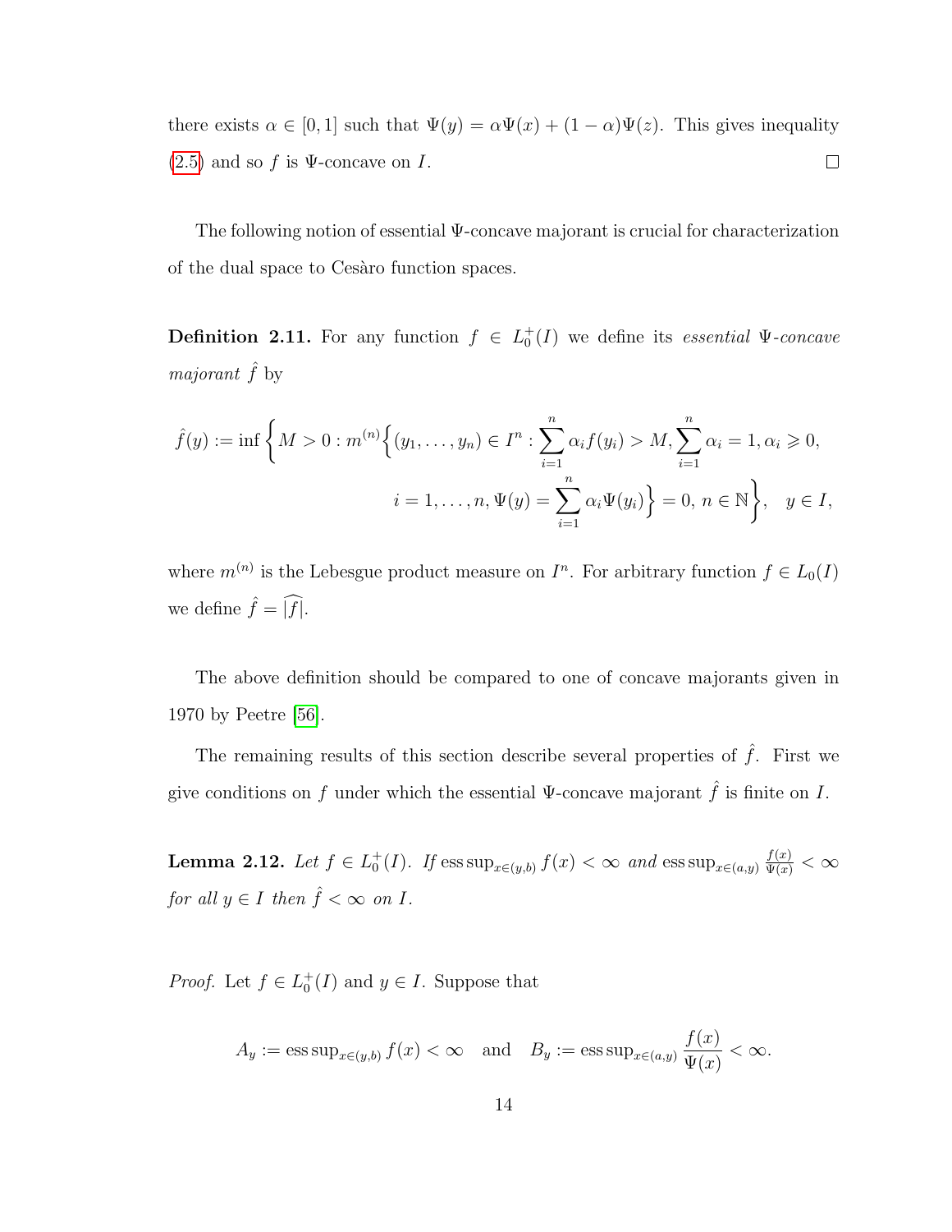there exists $\alpha \in [0,1]$ such that $\Psi(y) = \alpha\Psi(x) + (1-\alpha)\Psi(z)$. This gives inequality (2.5) and so $f$ is $\Psi$-concave on $I$. $\square$

The following notion of essential $\Psi$-concave majorant is crucial for characterization of the dual space to Cesàro function spaces.

**Definition 2.11.** For any function $f \in L_0^+(I)$ we define its *essential $\Psi$-concave majorant* $\hat{f}$ by

$$\hat{f}(y) := \inf\Big\{M > 0 : m^{(n)}\Big\{(y_1, \ldots, y_n) \in I^n : \sum_{i=1}^{n} \alpha_i f(y_i) > M, \sum_{i=1}^{n} \alpha_i = 1, \alpha_i \geqslant 0,$$
$$i = 1, \ldots, n, \Psi(y) = \sum_{i=1}^{n} \alpha_i \Psi(y_i)\Big\} = 0,\ n \in \mathbb{N}\Big\}, \quad y \in I,$$

where $m^{(n)}$ is the Lebesgue product measure on $I^n$. For arbitrary function $f \in L_0(I)$ we define $\hat{f} = \widehat{|f|}$.

The above definition should be compared to one of concave majorants given in 1970 by Peetre [56].

The remaining results of this section describe several properties of $\hat{f}$. First we give conditions on $f$ under which the essential $\Psi$-concave majorant $\hat{f}$ is finite on $I$.

**Lemma 2.12.** *Let $f \in L_0^+(I)$. If $\operatorname{ess\,sup}_{x\in(y,b)} f(x) < \infty$ and $\operatorname{ess\,sup}_{x\in(a,y)} \frac{f(x)}{\Psi(x)} < \infty$ for all $y \in I$ then $\hat{f} < \infty$ on $I$.*

*Proof.* Let $f \in L_0^+(I)$ and $y \in I$. Suppose that

$$A_y := \operatorname{ess\,sup}_{x\in(y,b)} f(x) < \infty \quad \text{and} \quad B_y := \operatorname{ess\,sup}_{x\in(a,y)} \frac{f(x)}{\Psi(x)} < \infty.$$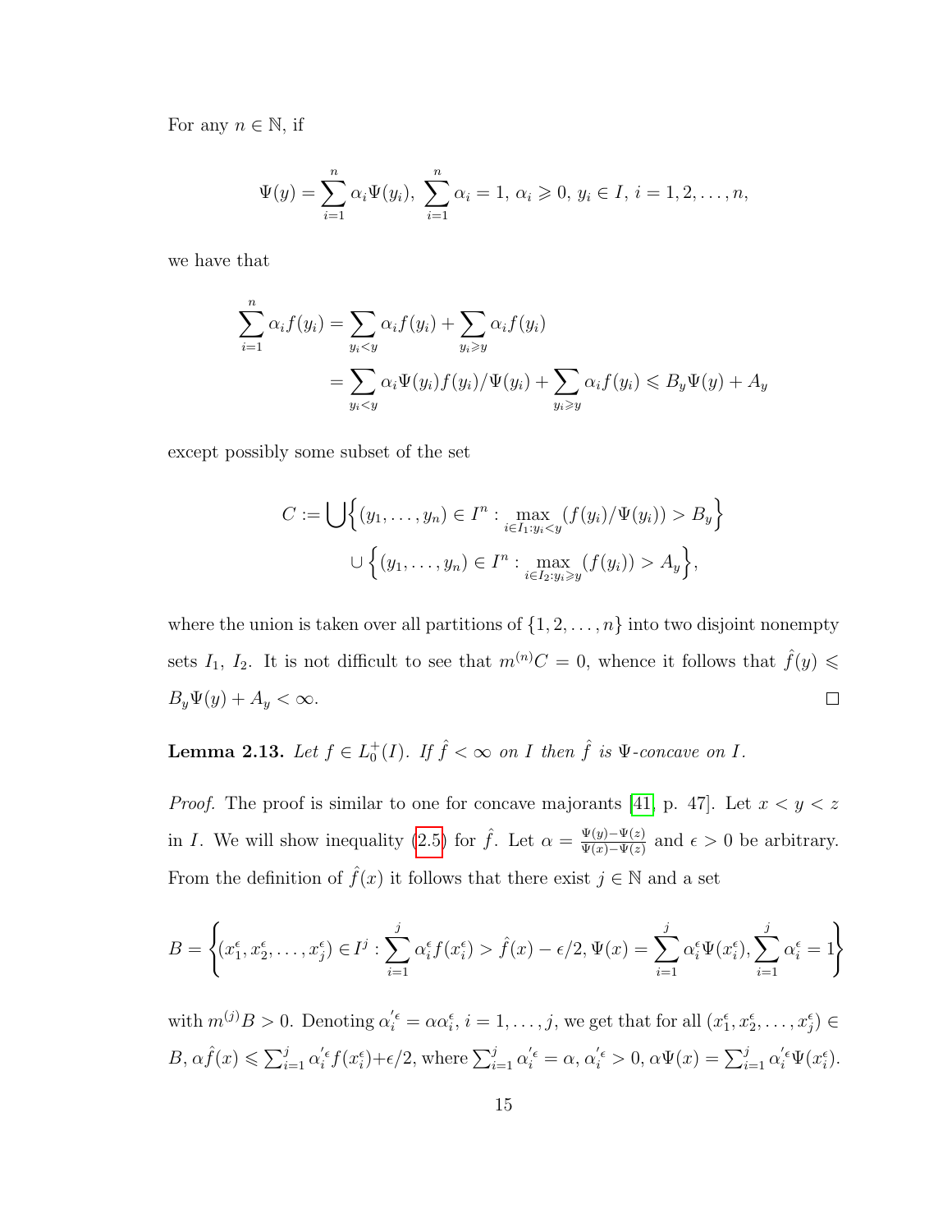For any $n \in \mathbb{N}$, if

$$\Psi(y) = \sum_{i=1}^{n} \alpha_i \Psi(y_i),\ \sum_{i=1}^{n} \alpha_i = 1,\ \alpha_i \geqslant 0,\ y_i \in I,\ i = 1, 2, \ldots, n,$$

we have that

$$\begin{aligned}
\sum_{i=1}^{n} \alpha_i f(y_i) &= \sum_{y_i < y} \alpha_i f(y_i) + \sum_{y_i \geqslant y} \alpha_i f(y_i) \\
&= \sum_{y_i < y} \alpha_i \Psi(y_i) f(y_i)/\Psi(y_i) + \sum_{y_i \geqslant y} \alpha_i f(y_i) \leqslant B_y \Psi(y) + A_y
\end{aligned}$$

except possibly some subset of the set

$$\begin{aligned}
C := \bigcup \Big\{ (y_1, \ldots, y_n) \in I^n : \max_{i \in I_1 : y_i < y} (f(y_i)/\Psi(y_i)) > B_y \Big\} \\
\cup \Big\{ (y_1, \ldots, y_n) \in I^n : \max_{i \in I_2 : y_i \geqslant y} (f(y_i)) > A_y \Big\},
\end{aligned}$$

where the union is taken over all partitions of $\{1, 2, \ldots, n\}$ into two disjoint nonempty sets $I_1$, $I_2$. It is not difficult to see that $m^{(n)} C = 0$, whence it follows that $\hat{f}(y) \leqslant B_y \Psi(y) + A_y < \infty$. □

**Lemma 2.13.** *Let $f \in L_0^+(I)$. If $\hat{f} < \infty$ on $I$ then $\hat{f}$ is $\Psi$-concave on $I$.*

*Proof.* The proof is similar to one for concave majorants [41, p. 47]. Let $x < y < z$ in $I$. We will show inequality (2.5) for $\hat{f}$. Let $\alpha = \frac{\Psi(y) - \Psi(z)}{\Psi(x) - \Psi(z)}$ and $\epsilon > 0$ be arbitrary. From the definition of $\hat{f}(x)$ it follows that there exist $j \in \mathbb{N}$ and a set

$$B = \left\{ (x_1^\epsilon, x_2^\epsilon, \ldots, x_j^\epsilon) \in I^j : \sum_{i=1}^{j} \alpha_i^\epsilon f(x_i^\epsilon) > \hat{f}(x) - \epsilon/2,\ \Psi(x) = \sum_{i=1}^{j} \alpha_i^\epsilon \Psi(x_i^\epsilon), \sum_{i=1}^{j} \alpha_i^\epsilon = 1 \right\}$$

with $m^{(j)} B > 0$. Denoting $\alpha_i'^\epsilon = \alpha \alpha_i^\epsilon$, $i = 1, \ldots, j$, we get that for all $(x_1^\epsilon, x_2^\epsilon, \ldots, x_j^\epsilon) \in B$, $\alpha \hat{f}(x) \leqslant \sum_{i=1}^{j} \alpha_i'^\epsilon f(x_i^\epsilon) + \epsilon/2$, where $\sum_{i=1}^{j} \alpha_i'^\epsilon = \alpha$, $\alpha_i'^\epsilon > 0$, $\alpha \Psi(x) = \sum_{i=1}^{j} \alpha_i'^\epsilon \Psi(x_i^\epsilon)$.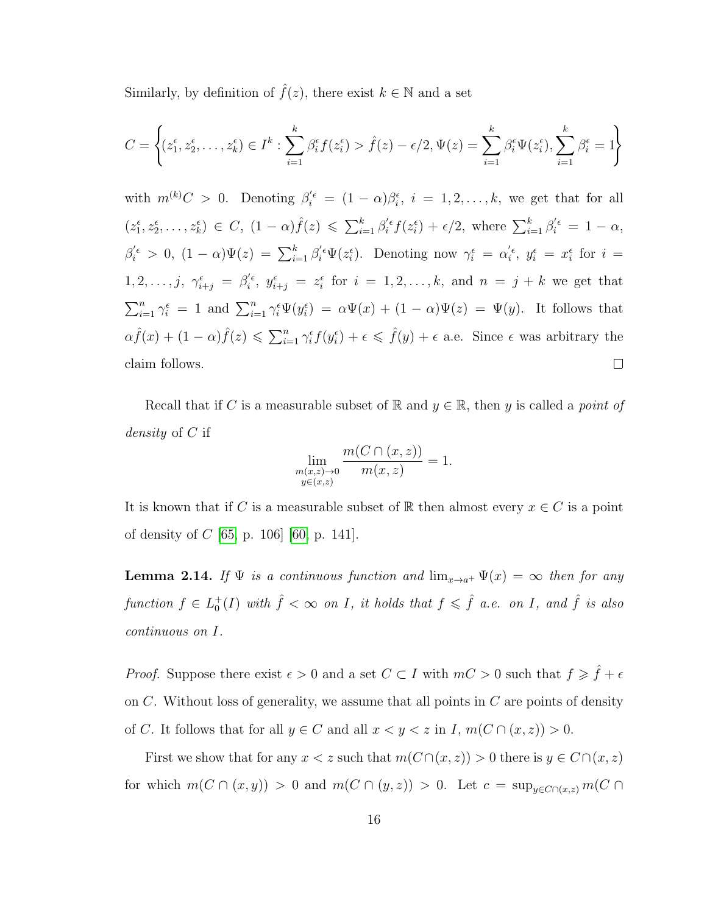Similarly, by definition of $\hat{f}(z)$, there exist $k \in \mathbb{N}$ and a set

$$C = \left\{(z_1^\epsilon, z_2^\epsilon, \ldots, z_k^\epsilon) \in I^k : \sum_{i=1}^k \beta_i^\epsilon f(z_i^\epsilon) > \hat{f}(z) - \epsilon/2, \Psi(z) = \sum_{i=1}^k \beta_i^\epsilon \Psi(z_i^\epsilon), \sum_{i=1}^k \beta_i^\epsilon = 1\right\}$$

with $m^{(k)}C > 0$. Denoting $\beta_i^{'\epsilon} = (1-\alpha)\beta_i^\epsilon$, $i = 1, 2, \ldots, k$, we get that for all $(z_1^\epsilon, z_2^\epsilon, \ldots, z_k^\epsilon) \in C$, $(1-\alpha)\hat{f}(z) \leqslant \sum_{i=1}^k \beta_i^{'\epsilon} f(z_i^\epsilon) + \epsilon/2$, where $\sum_{i=1}^k \beta_i^{'\epsilon} = 1-\alpha$, $\beta_i^{'\epsilon} > 0$, $(1-\alpha)\Psi(z) = \sum_{i=1}^k \beta_i^{'\epsilon}\Psi(z_i^\epsilon)$. Denoting now $\gamma_i^\epsilon = \alpha_i^{'\epsilon}$, $y_i^\epsilon = x_i^\epsilon$ for $i = 1, 2, \ldots, j$, $\gamma_{i+j}^\epsilon = \beta_i^{'\epsilon}$, $y_{i+j}^\epsilon = z_i^\epsilon$ for $i = 1, 2, \ldots, k$, and $n = j + k$ we get that $\sum_{i=1}^n \gamma_i^\epsilon = 1$ and $\sum_{i=1}^n \gamma_i^\epsilon \Psi(y_i^\epsilon) = \alpha\Psi(x) + (1-\alpha)\Psi(z) = \Psi(y)$. It follows that $\alpha\hat{f}(x) + (1-\alpha)\hat{f}(z) \leqslant \sum_{i=1}^n \gamma_i^\epsilon f(y_i^\epsilon) + \epsilon \leqslant \hat{f}(y) + \epsilon$ a.e. Since $\epsilon$ was arbitrary the claim follows. $\square$

Recall that if $C$ is a measurable subset of $\mathbb{R}$ and $y \in \mathbb{R}$, then $y$ is called a *point of density* of $C$ if

$$\lim_{\substack{m(x,z)\to 0 \\ y\in(x,z)}} \frac{m(C \cap (x,z))}{m(x,z)} = 1.$$

It is known that if $C$ is a measurable subset of $\mathbb{R}$ then almost every $x \in C$ is a point of density of $C$ [65, p. 106] [60, p. 141].

**Lemma 2.14.** *If $\Psi$ is a continuous function and $\lim_{x\to a^+} \Psi(x) = \infty$ then for any function $f \in L_0^+(I)$ with $\hat{f} < \infty$ on $I$, it holds that $f \leqslant \hat{f}$ a.e. on $I$, and $\hat{f}$ is also continuous on $I$.*

*Proof.* Suppose there exist $\epsilon > 0$ and a set $C \subset I$ with $mC > 0$ such that $f \geqslant \hat{f} + \epsilon$ on $C$. Without loss of generality, we assume that all points in $C$ are points of density of $C$. It follows that for all $y \in C$ and all $x < y < z$ in $I$, $m(C \cap (x,z)) > 0$.

First we show that for any $x < z$ such that $m(C \cap (x,z)) > 0$ there is $y \in C \cap (x,z)$ for which $m(C \cap (x,y)) > 0$ and $m(C \cap (y,z)) > 0$. Let $c = \sup_{y\in C\cap(x,z)} m(C \cap$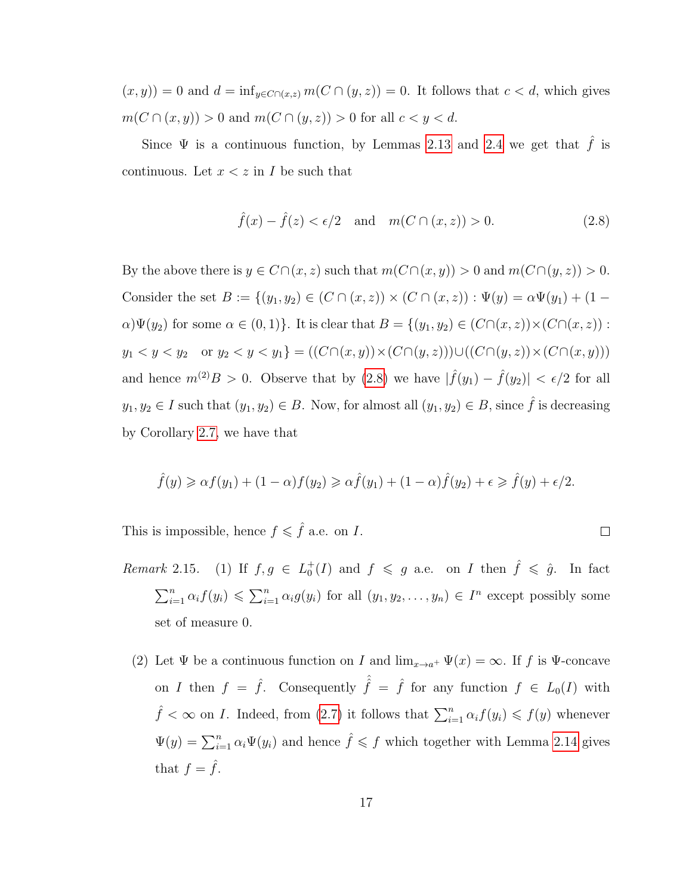$(x, y)) = 0$ and $d = \inf_{y \in C\cap(x,z)} m(C \cap (y, z)) = 0$. It follows that $c < d$, which gives $m(C \cap (x, y)) > 0$ and $m(C \cap (y, z)) > 0$ for all $c < y < d$.

Since $\Psi$ is a continuous function, by Lemmas 2.13 and 2.4 we get that $\hat{f}$ is continuous. Let $x < z$ in $I$ be such that

$$\hat{f}(x) - \hat{f}(z) < \epsilon/2 \quad \text{and} \quad m(C \cap (x, z)) > 0. \tag{2.8}$$

By the above there is $y \in C\cap(x, z)$ such that $m(C\cap(x, y)) > 0$ and $m(C\cap(y, z)) > 0$. Consider the set $B := \{(y_1, y_2) \in (C \cap (x, z)) \times (C \cap (x, z)) : \Psi(y) = \alpha\Psi(y_1) + (1 - \alpha)\Psi(y_2)$ for some $\alpha \in (0, 1)\}$. It is clear that $B = \{(y_1, y_2) \in (C\cap(x, z))\times(C\cap(x, z)) : y_1 < y < y_2 \quad \text{or } y_2 < y < y_1\} = ((C\cap(x, y))\times(C\cap(y, z)))\cup((C\cap(y, z))\times(C\cap(x, y)))$ and hence $m^{(2)}B > 0$. Observe that by (2.8) we have $|\hat{f}(y_1) - \hat{f}(y_2)| < \epsilon/2$ for all $y_1, y_2 \in I$ such that $(y_1, y_2) \in B$. Now, for almost all $(y_1, y_2) \in B$, since $\hat{f}$ is decreasing by Corollary 2.7, we have that

$$\hat{f}(y) \geqslant \alpha f(y_1) + (1 - \alpha)f(y_2) \geqslant \alpha\hat{f}(y_1) + (1 - \alpha)\hat{f}(y_2) + \epsilon \geqslant \hat{f}(y) + \epsilon/2.$$

This is impossible, hence $f \leqslant \hat{f}$ a.e. on $I$. □

*Remark* 2.15. (1) If $f, g \in L_0^+(I)$ and $f \leqslant g$ a.e. on $I$ then $\hat{f} \leqslant \hat{g}$. In fact $\sum_{i=1}^n \alpha_i f(y_i) \leqslant \sum_{i=1}^n \alpha_i g(y_i)$ for all $(y_1, y_2, \ldots, y_n) \in I^n$ except possibly some set of measure 0.

(2) Let $\Psi$ be a continuous function on $I$ and $\lim_{x\to a^+} \Psi(x) = \infty$. If $f$ is $\Psi$-concave on $I$ then $f = \hat{f}$. Consequently $\hat{\hat{f}} = \hat{f}$ for any function $f \in L_0(I)$ with $\hat{f} < \infty$ on $I$. Indeed, from (2.7) it follows that $\sum_{i=1}^n \alpha_i f(y_i) \leqslant f(y)$ whenever $\Psi(y) = \sum_{i=1}^n \alpha_i\Psi(y_i)$ and hence $\hat{f} \leqslant f$ which together with Lemma 2.14 gives that $f = \hat{f}$.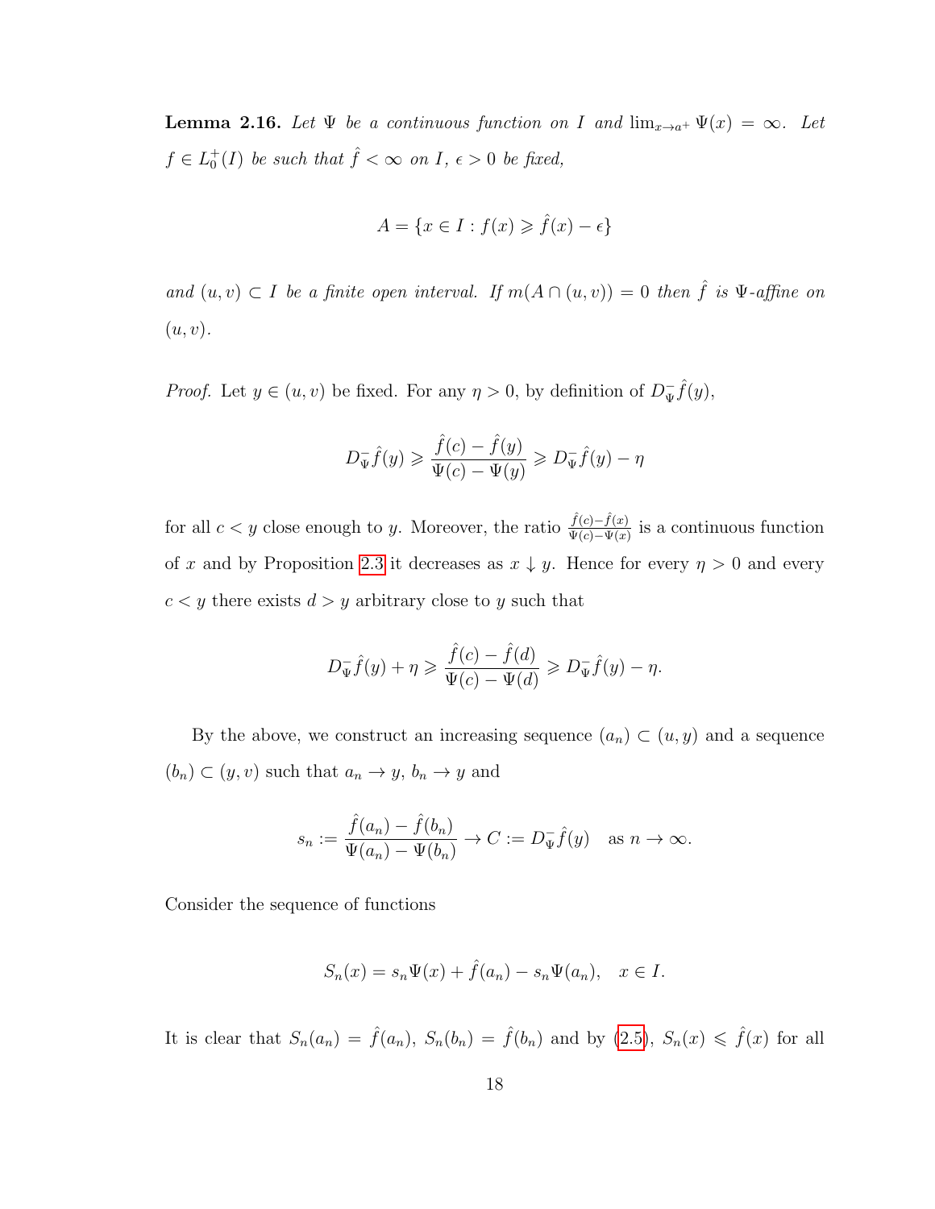**Lemma 2.16.** *Let $\Psi$ be a continuous function on $I$ and $\lim_{x\to a^+}\Psi(x) = \infty$. Let $f \in L_0^+(I)$ be such that $\hat{f} < \infty$ on $I$, $\epsilon > 0$ be fixed,*

$$A = \{x \in I : f(x) \geqslant \hat{f}(x) - \epsilon\}$$

*and $(u,v) \subset I$ be a finite open interval. If $m(A \cap (u,v)) = 0$ then $\hat{f}$ is $\Psi$-affine on $(u,v)$.*

*Proof.* Let $y \in (u,v)$ be fixed. For any $\eta > 0$, by definition of $D_\Psi^- \hat{f}(y)$,

$$D_\Psi^- \hat{f}(y) \geqslant \frac{\hat{f}(c) - \hat{f}(y)}{\Psi(c) - \Psi(y)} \geqslant D_\Psi^- \hat{f}(y) - \eta$$

for all $c < y$ close enough to $y$. Moreover, the ratio $\frac{\hat{f}(c)-\hat{f}(x)}{\Psi(c)-\Psi(x)}$ is a continuous function of $x$ and by Proposition 2.3 it decreases as $x \downarrow y$. Hence for every $\eta > 0$ and every $c < y$ there exists $d > y$ arbitrary close to $y$ such that

$$D_\Psi^- \hat{f}(y) + \eta \geqslant \frac{\hat{f}(c) - \hat{f}(d)}{\Psi(c) - \Psi(d)} \geqslant D_\Psi^- \hat{f}(y) - \eta.$$

By the above, we construct an increasing sequence $(a_n) \subset (u,y)$ and a sequence $(b_n) \subset (y,v)$ such that $a_n \to y$, $b_n \to y$ and

$$s_n := \frac{\hat{f}(a_n) - \hat{f}(b_n)}{\Psi(a_n) - \Psi(b_n)} \to C := D_\Psi^- \hat{f}(y) \quad \text{as } n \to \infty.$$

Consider the sequence of functions

$$S_n(x) = s_n \Psi(x) + \hat{f}(a_n) - s_n \Psi(a_n), \quad x \in I.$$

It is clear that $S_n(a_n) = \hat{f}(a_n)$, $S_n(b_n) = \hat{f}(b_n)$ and by (2.5), $S_n(x) \leqslant \hat{f}(x)$ for all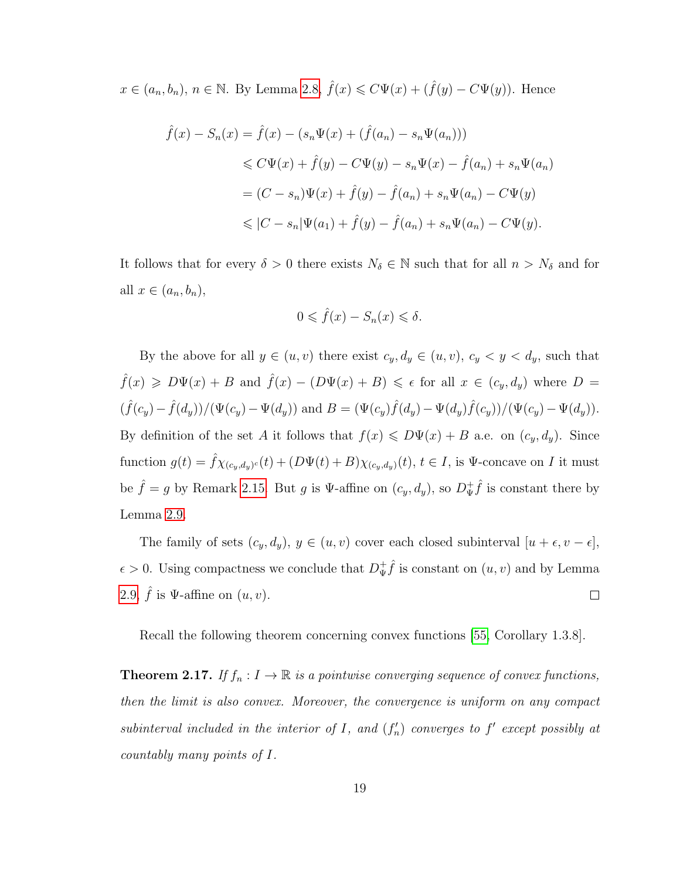$x \in (a_n, b_n)$, $n \in \mathbb{N}$. By Lemma 2.8, $\hat{f}(x) \leqslant C\Psi(x) + (\hat{f}(y) - C\Psi(y))$. Hence

$$
\begin{aligned}
\hat{f}(x) - S_n(x) &= \hat{f}(x) - (s_n\Psi(x) + (\hat{f}(a_n) - s_n\Psi(a_n))) \\
&\leqslant C\Psi(x) + \hat{f}(y) - C\Psi(y) - s_n\Psi(x) - \hat{f}(a_n) + s_n\Psi(a_n) \\
&= (C - s_n)\Psi(x) + \hat{f}(y) - \hat{f}(a_n) + s_n\Psi(a_n) - C\Psi(y) \\
&\leqslant |C - s_n|\Psi(a_1) + \hat{f}(y) - \hat{f}(a_n) + s_n\Psi(a_n) - C\Psi(y).
\end{aligned}
$$

It follows that for every $\delta > 0$ there exists $N_\delta \in \mathbb{N}$ such that for all $n > N_\delta$ and for all $x \in (a_n, b_n)$,

$$0 \leqslant \hat{f}(x) - S_n(x) \leqslant \delta.$$

By the above for all $y \in (u, v)$ there exist $c_y, d_y \in (u, v)$, $c_y < y < d_y$, such that $\hat{f}(x) \geqslant D\Psi(x) + B$ and $\hat{f}(x) - (D\Psi(x) + B) \leqslant \epsilon$ for all $x \in (c_y, d_y)$ where $D = (\hat{f}(c_y) - \hat{f}(d_y))/(\Psi(c_y) - \Psi(d_y))$ and $B = (\Psi(c_y)\hat{f}(d_y) - \Psi(d_y)\hat{f}(c_y))/(\Psi(c_y) - \Psi(d_y))$. By definition of the set $A$ it follows that $f(x) \leqslant D\Psi(x) + B$ a.e. on $(c_y, d_y)$. Since function $g(t) = \hat{f}\chi_{(c_y,d_y)^c}(t) + (D\Psi(t) + B)\chi_{(c_y,d_y)}(t)$, $t \in I$, is $\Psi$-concave on $I$ it must be $\hat{f} = g$ by Remark 2.15. But $g$ is $\Psi$-affine on $(c_y, d_y)$, so $D^+_\Psi \hat{f}$ is constant there by Lemma 2.9.

The family of sets $(c_y, d_y)$, $y \in (u, v)$ cover each closed subinterval $[u + \epsilon, v - \epsilon]$, $\epsilon > 0$. Using compactness we conclude that $D^+_\Psi \hat{f}$ is constant on $(u, v)$ and by Lemma 2.9, $\hat{f}$ is $\Psi$-affine on $(u, v)$. $\square$

Recall the following theorem concerning convex functions [55, Corollary 1.3.8].

**Theorem 2.17.** *If $f_n : I \to \mathbb{R}$ is a pointwise converging sequence of convex functions, then the limit is also convex. Moreover, the convergence is uniform on any compact subinterval included in the interior of $I$, and $(f_n')$ converges to $f'$ except possibly at countably many points of $I$.*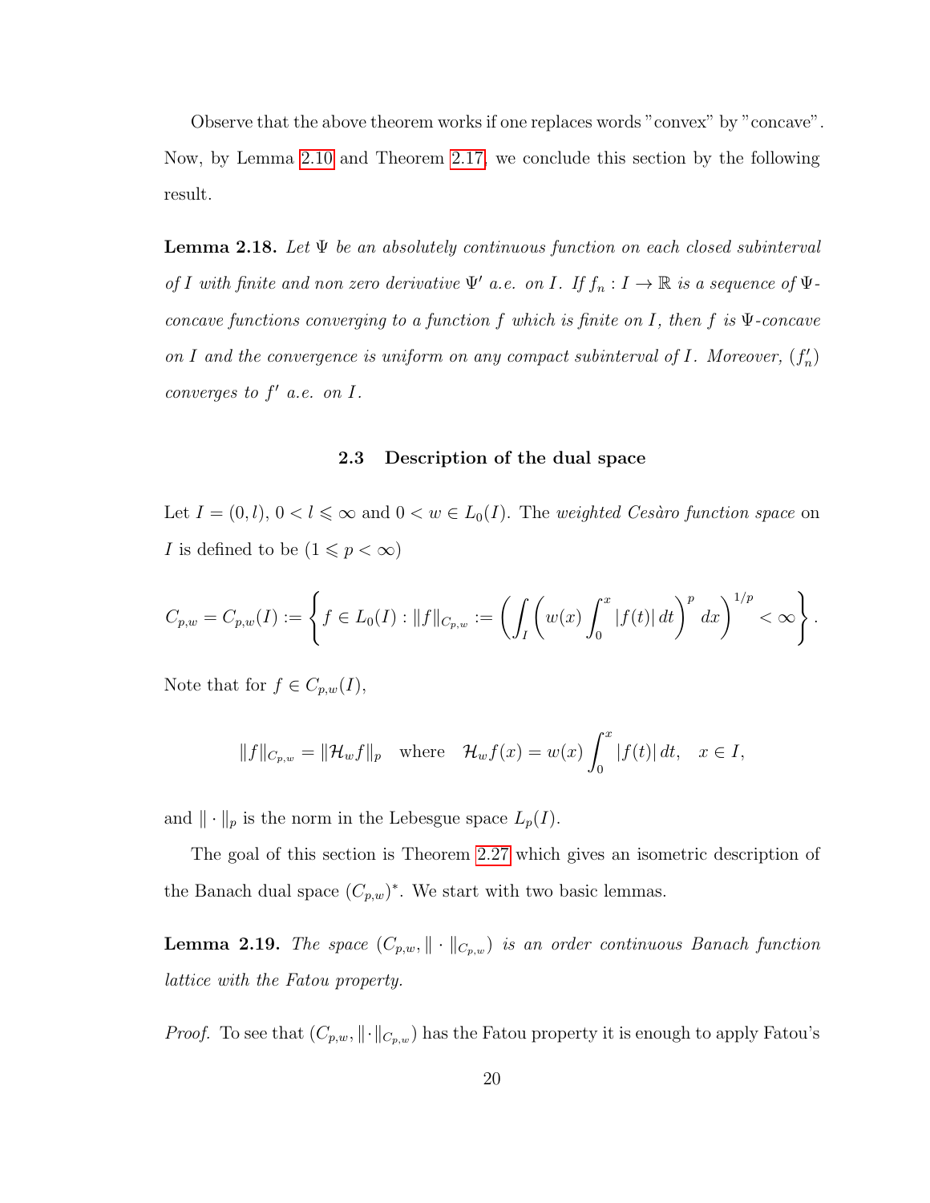Observe that the above theorem works if one replaces words "convex" by "concave". Now, by Lemma 2.10 and Theorem 2.17, we conclude this section by the following result.

**Lemma 2.18.** *Let $\Psi$ be an absolutely continuous function on each closed subinterval of $I$ with finite and non zero derivative $\Psi'$ a.e. on $I$. If $f_n : I \to \mathbb{R}$ is a sequence of $\Psi$-concave functions converging to a function $f$ which is finite on $I$, then $f$ is $\Psi$-concave on $I$ and the convergence is uniform on any compact subinterval of $I$. Moreover, $(f_n')$ converges to $f'$ a.e. on $I$.*

### 2.3 Description of the dual space

Let $I = (0, l)$, $0 < l \leqslant \infty$ and $0 < w \in L_0(I)$. The *weighted Cesàro function space* on $I$ is defined to be ($1 \leqslant p < \infty$)

$$C_{p,w} = C_{p,w}(I) := \left\{ f \in L_0(I) : \|f\|_{C_{p,w}} := \left( \int_I \left( w(x) \int_0^x |f(t)|\, dt \right)^p dx \right)^{1/p} < \infty \right\}.$$

Note that for $f \in C_{p,w}(I)$,

$$\|f\|_{C_{p,w}} = \|\mathcal{H}_w f\|_p \quad \text{where} \quad \mathcal{H}_w f(x) = w(x) \int_0^x |f(t)|\, dt, \quad x \in I,$$

and $\|\cdot\|_p$ is the norm in the Lebesgue space $L_p(I)$.

The goal of this section is Theorem 2.27 which gives an isometric description of the Banach dual space $(C_{p,w})^*$. We start with two basic lemmas.

**Lemma 2.19.** *The space $(C_{p,w}, \|\cdot\|_{C_{p,w}})$ is an order continuous Banach function lattice with the Fatou property.*

*Proof.* To see that $(C_{p,w}, \|\cdot\|_{C_{p,w}})$ has the Fatou property it is enough to apply Fatou's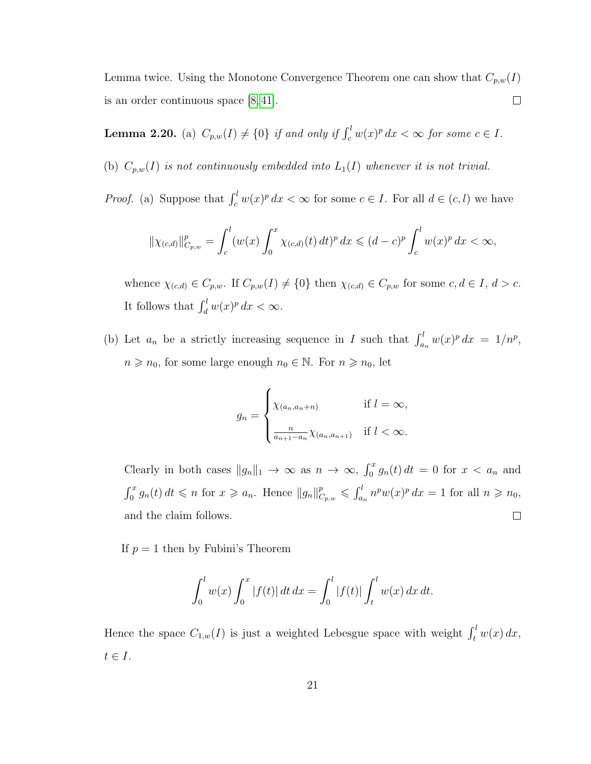Lemma twice. Using the Monotone Convergence Theorem one can show that $C_{p,w}(I)$ is an order continuous space [8, 41]. $\square$

**Lemma 2.20.** (a) *$C_{p,w}(I) \neq \{0\}$ if and only if $\int_c^l w(x)^p \, dx < \infty$ for some $c \in I$.*

(b) *$C_{p,w}(I)$ is not continuously embedded into $L_1(I)$ whenever it is not trivial.*

*Proof.* (a) Suppose that $\int_c^l w(x)^p \, dx < \infty$ for some $c \in I$. For all $d \in (c, l)$ we have

$$\|\chi_{(c,d)}\|_{C_{p,w}}^p = \int_c^l (w(x) \int_0^x \chi_{(c,d)}(t) \, dt)^p \, dx \leqslant (d-c)^p \int_c^l w(x)^p \, dx < \infty,$$

whence $\chi_{(c,d)} \in C_{p,w}$. If $C_{p,w}(I) \neq \{0\}$ then $\chi_{(c,d)} \in C_{p,w}$ for some $c, d \in I$, $d > c$. It follows that $\int_d^l w(x)^p \, dx < \infty$.

(b) Let $a_n$ be a strictly increasing sequence in $I$ such that $\int_{a_n}^l w(x)^p \, dx = 1/n^p$, $n \geqslant n_0$, for some large enough $n_0 \in \mathbb{N}$. For $n \geqslant n_0$, let

$$g_n = \begin{cases} \chi_{(a_n, a_n+n)} & \text{if } l = \infty, \\ \frac{n}{a_{n+1} - a_n} \chi_{(a_n, a_{n+1})} & \text{if } l < \infty. \end{cases}$$

Clearly in both cases $\|g_n\|_1 \to \infty$ as $n \to \infty$, $\int_0^x g_n(t) \, dt = 0$ for $x < a_n$ and $\int_0^x g_n(t) \, dt \leqslant n$ for $x \geqslant a_n$. Hence $\|g_n\|_{C_{p,w}}^p \leqslant \int_{a_n}^l n^p w(x)^p \, dx = 1$ for all $n \geqslant n_0$, and the claim follows. $\square$

If $p = 1$ then by Fubini's Theorem

$$\int_0^l w(x) \int_0^x |f(t)| \, dt \, dx = \int_0^l |f(t)| \int_t^l w(x) \, dx \, dt.$$

Hence the space $C_{1,w}(I)$ is just a weighted Lebesgue space with weight $\int_t^l w(x) \, dx$, $t \in I$.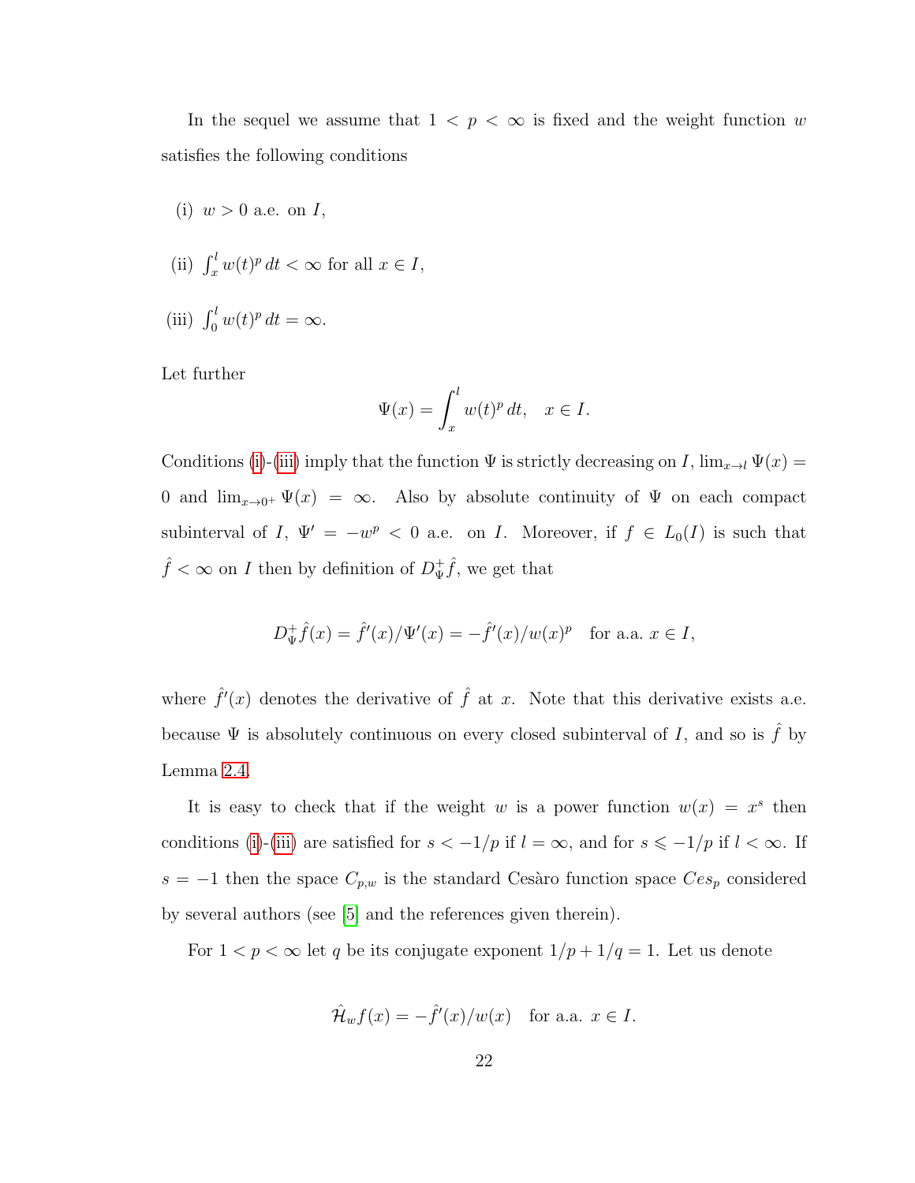In the sequel we assume that $1 < p < \infty$ is fixed and the weight function $w$ satisfies the following conditions

(i) $w > 0$ a.e. on $I$,

(ii) $\int_x^l w(t)^p \, dt < \infty$ for all $x \in I$,

(iii) $\int_0^l w(t)^p \, dt = \infty$.

Let further

$$\Psi(x) = \int_x^l w(t)^p \, dt, \quad x \in I.$$

Conditions (i)-(iii) imply that the function $\Psi$ is strictly decreasing on $I$, $\lim_{x \to l} \Psi(x) = 0$ and $\lim_{x \to 0^+} \Psi(x) = \infty$. Also by absolute continuity of $\Psi$ on each compact subinterval of $I$, $\Psi' = -w^p < 0$ a.e. on $I$. Moreover, if $f \in L_0(I)$ is such that $\hat{f} < \infty$ on $I$ then by definition of $D_\Psi^+ \hat{f}$, we get that

$$D_\Psi^+ \hat{f}(x) = \hat{f}'(x)/\Psi'(x) = -\hat{f}'(x)/w(x)^p \quad \text{for a.a. } x \in I,$$

where $\hat{f}'(x)$ denotes the derivative of $\hat{f}$ at $x$. Note that this derivative exists a.e. because $\Psi$ is absolutely continuous on every closed subinterval of $I$, and so is $\hat{f}$ by Lemma 2.4.

It is easy to check that if the weight $w$ is a power function $w(x) = x^s$ then conditions (i)-(iii) are satisfied for $s < -1/p$ if $l = \infty$, and for $s \leqslant -1/p$ if $l < \infty$. If $s = -1$ then the space $C_{p,w}$ is the standard Cesàro function space $Ces_p$ considered by several authors (see [5] and the references given therein).

For $1 < p < \infty$ let $q$ be its conjugate exponent $1/p + 1/q = 1$. Let us denote

$$\hat{\mathcal{H}}_w f(x) = -\hat{f}'(x)/w(x) \quad \text{for a.a. } x \in I.$$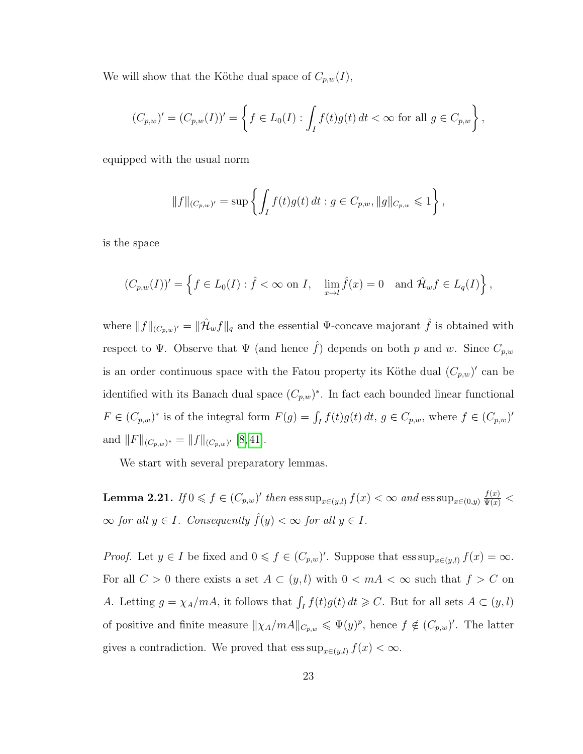We will show that the Köthe dual space of $C_{p,w}(I)$,

$$(C_{p,w})' = (C_{p,w}(I))' = \left\{ f \in L_0(I) : \int_I f(t)g(t)\,dt < \infty \text{ for all } g \in C_{p,w} \right\},$$

equipped with the usual norm

$$\|f\|_{(C_{p,w})'} = \sup\left\{ \int_I f(t)g(t)\,dt : g \in C_{p,w}, \|g\|_{C_{p,w}} \leqslant 1 \right\},$$

is the space

$$(C_{p,w}(I))' = \left\{ f \in L_0(I) : \hat{f} < \infty \text{ on } I, \quad \lim_{x\to l} \hat{f}(x) = 0 \quad \text{and } \hat{\mathcal{H}}_w f \in L_q(I) \right\},$$

where $\|f\|_{(C_{p,w})'} = \|\hat{\mathcal{H}}_w f\|_q$ and the essential $\Psi$-concave majorant $\hat{f}$ is obtained with respect to $\Psi$. Observe that $\Psi$ (and hence $\hat{f}$) depends on both $p$ and $w$. Since $C_{p,w}$ is an order continuous space with the Fatou property its Köthe dual $(C_{p,w})'$ can be identified with its Banach dual space $(C_{p,w})^*$. In fact each bounded linear functional $F \in (C_{p,w})^*$ is of the integral form $F(g) = \int_I f(t)g(t)\,dt$, $g \in C_{p,w}$, where $f \in (C_{p,w})'$ and $\|F\|_{(C_{p,w})^*} = \|f\|_{(C_{p,w})'}$ [8,41].

We start with several preparatory lemmas.

**Lemma 2.21.** *If* $0 \leqslant f \in (C_{p,w})'$ *then* $\operatorname{ess\,sup}_{x\in(y,l)} f(x) < \infty$ *and* $\operatorname{ess\,sup}_{x\in(0,y)} \frac{f(x)}{\Psi(x)} < \infty$ *for all* $y \in I$. *Consequently* $\hat{f}(y) < \infty$ *for all* $y \in I$.

*Proof.* Let $y \in I$ be fixed and $0 \leqslant f \in (C_{p,w})'$. Suppose that $\operatorname{ess\,sup}_{x\in(y,l)} f(x) = \infty$. For all $C > 0$ there exists a set $A \subset (y,l)$ with $0 < mA < \infty$ such that $f > C$ on $A$. Letting $g = \chi_A/mA$, it follows that $\int_I f(t)g(t)\,dt \geqslant C$. But for all sets $A \subset (y,l)$ of positive and finite measure $\|\chi_A/mA\|_{C_{p,w}} \leqslant \Psi(y)^p$, hence $f \notin (C_{p,w})'$. The latter gives a contradiction. We proved that $\operatorname{ess\,sup}_{x\in(y,l)} f(x) < \infty$.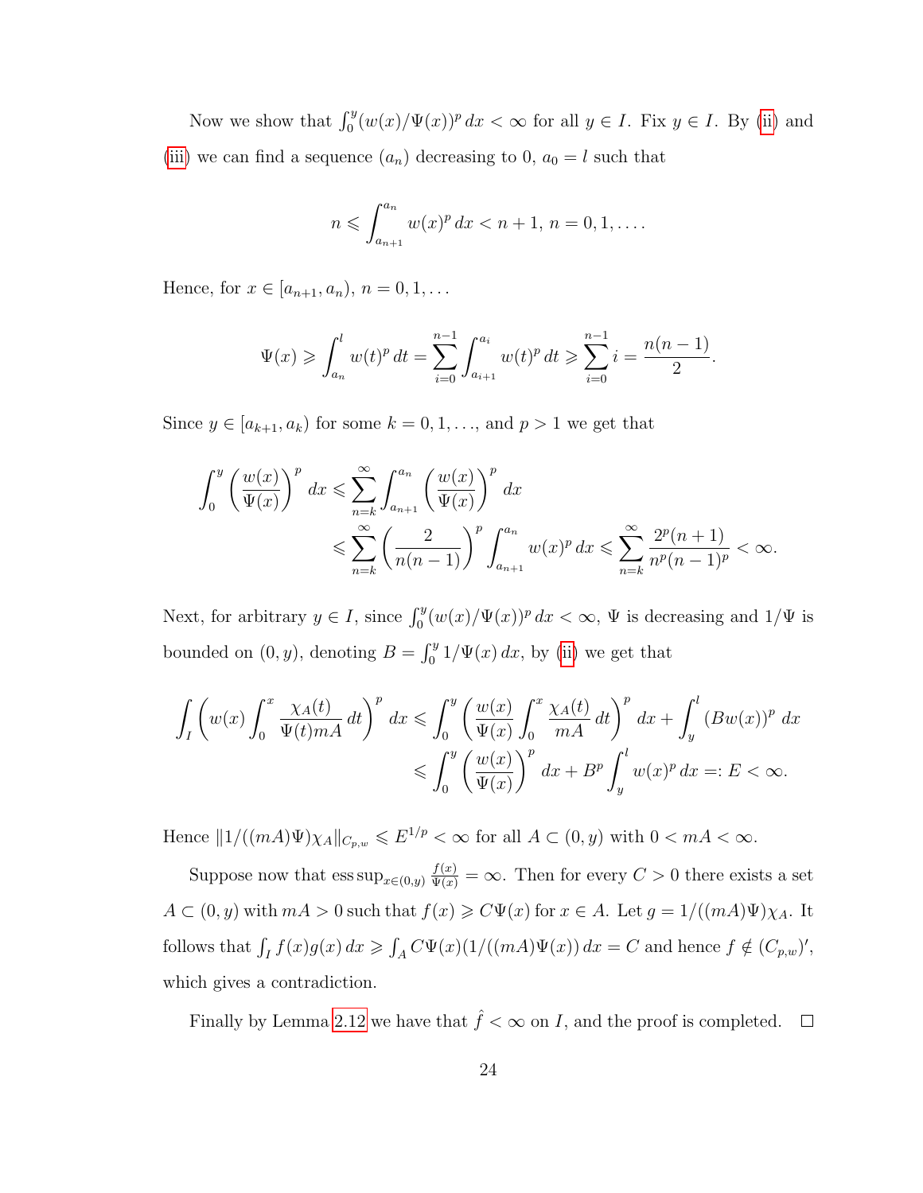Now we show that $\int_0^y (w(x)/\Psi(x))^p\,dx < \infty$ for all $y \in I$. Fix $y \in I$. By (ii) and (iii) we can find a sequence $(a_n)$ decreasing to 0, $a_0 = l$ such that

$$n \leqslant \int_{a_{n+1}}^{a_n} w(x)^p\,dx < n+1,\ n = 0, 1, \ldots .$$

Hence, for $x \in [a_{n+1}, a_n)$, $n = 0, 1, \ldots$

$$\Psi(x) \geqslant \int_{a_n}^{l} w(t)^p\,dt = \sum_{i=0}^{n-1} \int_{a_{i+1}}^{a_i} w(t)^p\,dt \geqslant \sum_{i=0}^{n-1} i = \frac{n(n-1)}{2}.$$

Since $y \in [a_{k+1}, a_k)$ for some $k = 0, 1, \ldots$, and $p > 1$ we get that

$$\begin{aligned}
\int_0^y \left(\frac{w(x)}{\Psi(x)}\right)^p dx &\leqslant \sum_{n=k}^{\infty} \int_{a_{n+1}}^{a_n} \left(\frac{w(x)}{\Psi(x)}\right)^p dx \\
&\leqslant \sum_{n=k}^{\infty} \left(\frac{2}{n(n-1)}\right)^p \int_{a_{n+1}}^{a_n} w(x)^p\,dx \leqslant \sum_{n=k}^{\infty} \frac{2^p(n+1)}{n^p(n-1)^p} < \infty.
\end{aligned}$$

Next, for arbitrary $y \in I$, since $\int_0^y (w(x)/\Psi(x))^p\,dx < \infty$, $\Psi$ is decreasing and $1/\Psi$ is bounded on $(0, y)$, denoting $B = \int_0^y 1/\Psi(x)\,dx$, by (ii) we get that

$$\begin{aligned}
\int_I \left(w(x) \int_0^x \frac{\chi_A(t)}{\Psi(t) mA}\,dt\right)^p dx &\leqslant \int_0^y \left(\frac{w(x)}{\Psi(x)} \int_0^x \frac{\chi_A(t)}{mA}\,dt\right)^p dx + \int_y^l (Bw(x))^p\,dx \\
&\leqslant \int_0^y \left(\frac{w(x)}{\Psi(x)}\right)^p dx + B^p \int_y^l w(x)^p\,dx =: E < \infty.
\end{aligned}$$

Hence $\|1/((mA)\Psi)\chi_A\|_{C_{p,w}} \leqslant E^{1/p} < \infty$ for all $A \subset (0, y)$ with $0 < mA < \infty$.

Suppose now that $\operatorname{ess\,sup}_{x \in (0,y)} \frac{f(x)}{\Psi(x)} = \infty$. Then for every $C > 0$ there exists a set $A \subset (0, y)$ with $mA > 0$ such that $f(x) \geqslant C\Psi(x)$ for $x \in A$. Let $g = 1/((mA)\Psi)\chi_A$. It follows that $\int_I f(x)g(x)\,dx \geqslant \int_A C\Psi(x)(1/((mA)\Psi(x))\,dx = C$ and hence $f \notin (C_{p,w})'$, which gives a contradiction.

Finally by Lemma 2.12 we have that $\hat{f} < \infty$ on $I$, and the proof is completed. $\square$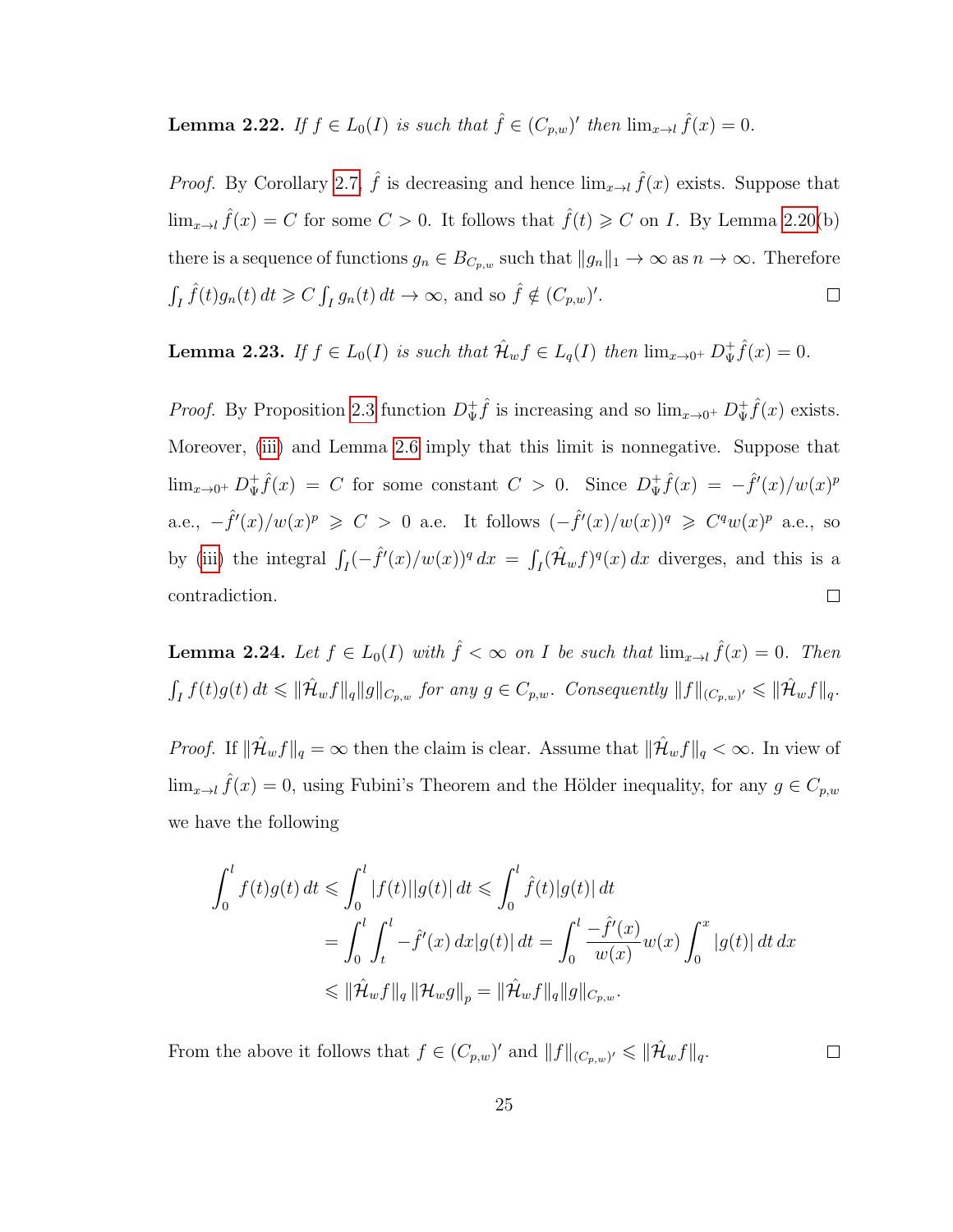**Lemma 2.22.** *If $f \in L_0(I)$ is such that $\hat{f} \in (C_{p,w})'$ then $\lim_{x \to l} \hat{f}(x) = 0$.*

*Proof.* By Corollary 2.7, $\hat{f}$ is decreasing and hence $\lim_{x \to l} \hat{f}(x)$ exists. Suppose that $\lim_{x \to l} \hat{f}(x) = C$ for some $C > 0$. It follows that $\hat{f}(t) \geqslant C$ on $I$. By Lemma 2.20(b) there is a sequence of functions $g_n \in B_{C_{p,w}}$ such that $\|g_n\|_1 \to \infty$ as $n \to \infty$. Therefore $\int_I \hat{f}(t) g_n(t)\, dt \geqslant C \int_I g_n(t)\, dt \to \infty$, and so $\hat{f} \notin (C_{p,w})'$. $\square$

**Lemma 2.23.** *If $f \in L_0(I)$ is such that $\hat{\mathcal{H}}_w f \in L_q(I)$ then $\lim_{x \to 0^+} D_\Psi^+ \hat{f}(x) = 0$.*

*Proof.* By Proposition 2.3 function $D_\Psi^+ \hat{f}$ is increasing and so $\lim_{x \to 0^+} D_\Psi^+ \hat{f}(x)$ exists. Moreover, (iii) and Lemma 2.6 imply that this limit is nonnegative. Suppose that $\lim_{x \to 0^+} D_\Psi^+ \hat{f}(x) = C$ for some constant $C > 0$. Since $D_\Psi^+ \hat{f}(x) = -\hat{f}'(x)/w(x)^p$ a.e., $-\hat{f}'(x)/w(x)^p \geqslant C > 0$ a.e. It follows $(-\hat{f}'(x)/w(x))^q \geqslant C^q w(x)^p$ a.e., so by (iii) the integral $\int_I (-\hat{f}'(x)/w(x))^q\, dx = \int_I (\hat{\mathcal{H}}_w f)^q(x)\, dx$ diverges, and this is a contradiction. $\square$

**Lemma 2.24.** *Let $f \in L_0(I)$ with $\hat{f} < \infty$ on $I$ be such that $\lim_{x \to l} \hat{f}(x) = 0$. Then $\int_I f(t) g(t)\, dt \leqslant \|\hat{\mathcal{H}}_w f\|_q \|g\|_{C_{p,w}}$ for any $g \in C_{p,w}$. Consequently $\|f\|_{(C_{p,w})'} \leqslant \|\hat{\mathcal{H}}_w f\|_q$.*

*Proof.* If $\|\hat{\mathcal{H}}_w f\|_q = \infty$ then the claim is clear. Assume that $\|\hat{\mathcal{H}}_w f\|_q < \infty$. In view of $\lim_{x \to l} \hat{f}(x) = 0$, using Fubini's Theorem and the Hölder inequality, for any $g \in C_{p,w}$ we have the following

$$
\begin{aligned}
\int_0^l f(t) g(t)\, dt \leqslant \int_0^l |f(t)||g(t)|\, dt &\leqslant \int_0^l \hat{f}(t)|g(t)|\, dt \\
&= \int_0^l \int_t^l -\hat{f}'(x)\, dx |g(t)|\, dt = \int_0^l \frac{-\hat{f}'(x)}{w(x)} w(x) \int_0^x |g(t)|\, dt\, dx \\
&\leqslant \|\hat{\mathcal{H}}_w f\|_q \, \|\mathcal{H}_w g\|_p = \|\hat{\mathcal{H}}_w f\|_q \|g\|_{C_{p,w}}.
\end{aligned}
$$

From the above it follows that $f \in (C_{p,w})'$ and $\|f\|_{(C_{p,w})'} \leqslant \|\hat{\mathcal{H}}_w f\|_q$. $\square$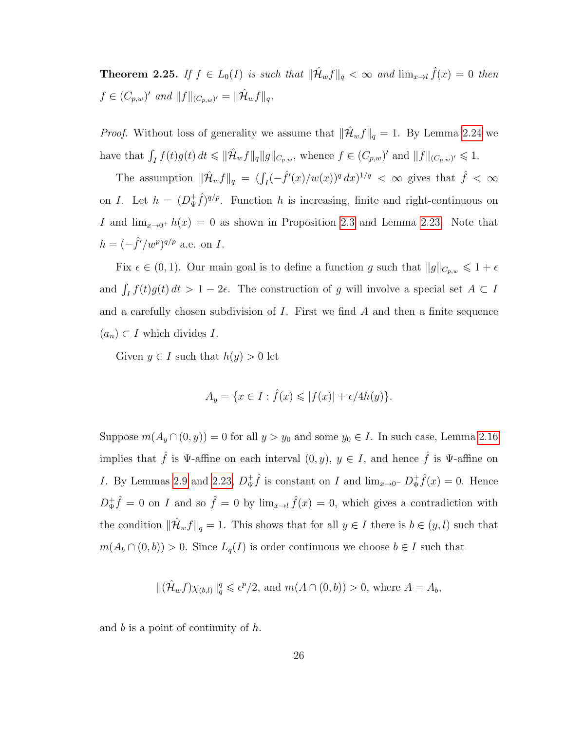**Theorem 2.25.** *If $f \in L_0(I)$ is such that $\|\hat{\mathcal{H}}_w f\|_q < \infty$ and $\lim_{x\to l} \hat{f}(x) = 0$ then $f \in (C_{p,w})'$ and $\|f\|_{(C_{p,w})'} = \|\hat{\mathcal{H}}_w f\|_q$.*

*Proof.* Without loss of generality we assume that $\|\hat{\mathcal{H}}_w f\|_q = 1$. By Lemma 2.24 we have that $\int_I f(t)g(t)\,dt \leqslant \|\hat{\mathcal{H}}_w f\|_q \|g\|_{C_{p,w}}$, whence $f \in (C_{p,w})'$ and $\|f\|_{(C_{p,w})'} \leqslant 1$.

The assumption $\|\hat{\mathcal{H}}_w f\|_q = (\int_I (-\hat{f}'(x)/w(x))^q\,dx)^{1/q} < \infty$ gives that $\hat{f} < \infty$ on $I$. Let $h = (D^+_\Psi \hat{f})^{q/p}$. Function $h$ is increasing, finite and right-continuous on $I$ and $\lim_{x\to 0^+} h(x) = 0$ as shown in Proposition 2.3 and Lemma 2.23. Note that $h = (-\hat{f}'/w^p)^{q/p}$ a.e. on $I$.

Fix $\epsilon \in (0,1)$. Our main goal is to define a function $g$ such that $\|g\|_{C_{p,w}} \leqslant 1+\epsilon$ and $\int_I f(t)g(t)\,dt > 1-2\epsilon$. The construction of $g$ will involve a special set $A \subset I$ and a carefully chosen subdivision of $I$. First we find $A$ and then a finite sequence $(a_n) \subset I$ which divides $I$.

Given $y \in I$ such that $h(y) > 0$ let

$$A_y = \{x \in I : \hat{f}(x) \leqslant |f(x)| + \epsilon/4h(y)\}.$$

Suppose $m(A_y \cap (0,y)) = 0$ for all $y > y_0$ and some $y_0 \in I$. In such case, Lemma 2.16 implies that $\hat{f}$ is $\Psi$-affine on each interval $(0,y)$, $y \in I$, and hence $\hat{f}$ is $\Psi$-affine on $I$. By Lemmas 2.9 and 2.23, $D^+_\Psi \hat{f}$ is constant on $I$ and $\lim_{x\to 0^-} D^+_\Psi \hat{f}(x) = 0$. Hence $D^+_\Psi \hat{f} = 0$ on $I$ and so $\hat{f} = 0$ by $\lim_{x\to l} \hat{f}(x) = 0$, which gives a contradiction with the condition $\|\hat{\mathcal{H}}_w f\|_q = 1$. This shows that for all $y \in I$ there is $b \in (y,l)$ such that $m(A_b \cap (0,b)) > 0$. Since $L_q(I)$ is order continuous we choose $b \in I$ such that

$$\|(\hat{\mathcal{H}}_w f)\chi_{(b,l)}\|_q^q \leqslant \epsilon^p/2, \text{ and } m(A \cap (0,b)) > 0, \text{ where } A = A_b,$$

and $b$ is a point of continuity of $h$.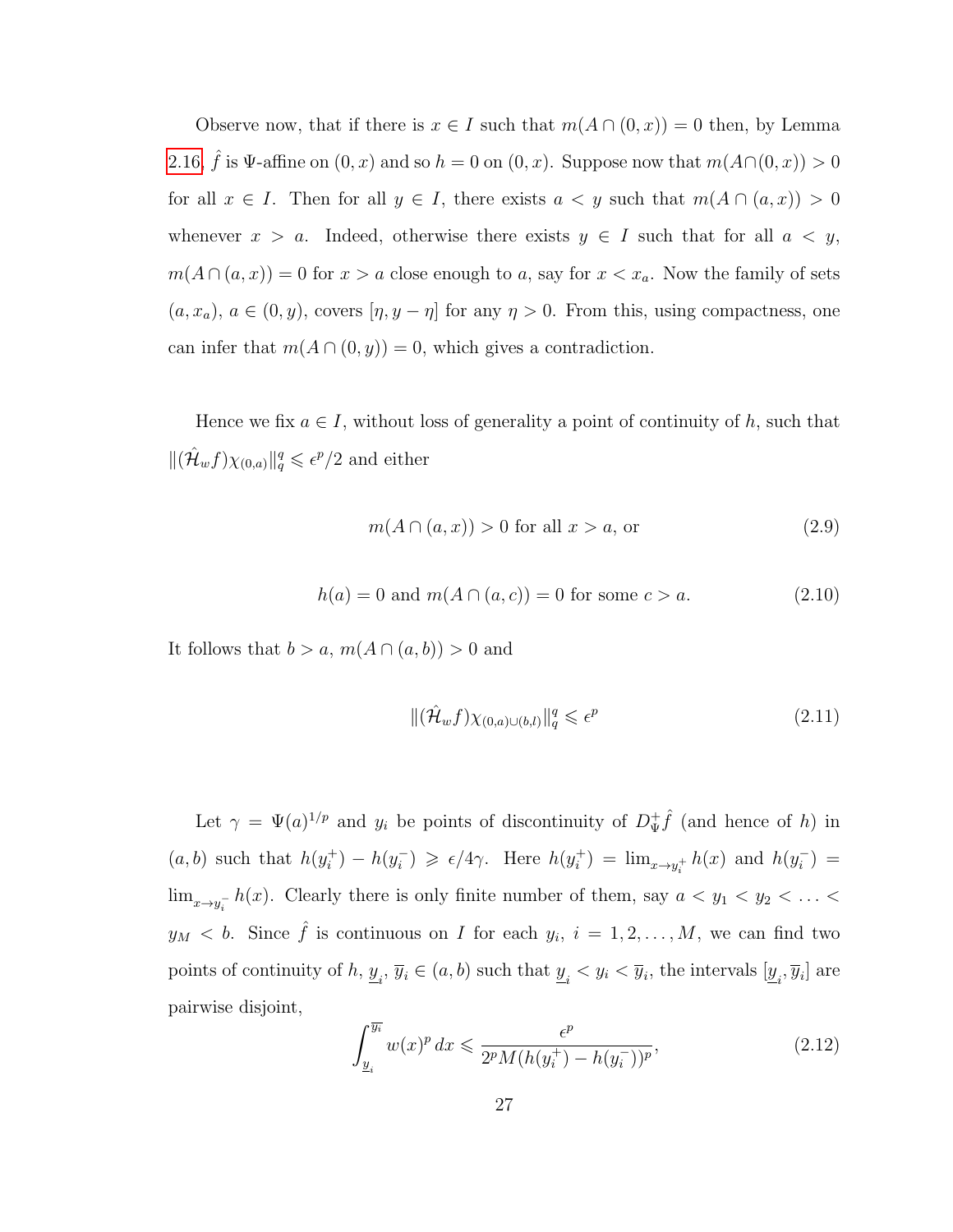Observe now, that if there is $x \in I$ such that $m(A \cap (0,x)) = 0$ then, by Lemma 2.16, $\hat{f}$ is $\Psi$-affine on $(0,x)$ and so $h = 0$ on $(0,x)$. Suppose now that $m(A \cap (0,x)) > 0$ for all $x \in I$. Then for all $y \in I$, there exists $a < y$ such that $m(A \cap (a,x)) > 0$ whenever $x > a$. Indeed, otherwise there exists $y \in I$ such that for all $a < y$, $m(A \cap (a,x)) = 0$ for $x > a$ close enough to $a$, say for $x < x_a$. Now the family of sets $(a, x_a)$, $a \in (0,y)$, covers $[\eta, y-\eta]$ for any $\eta > 0$. From this, using compactness, one can infer that $m(A \cap (0,y)) = 0$, which gives a contradiction.

Hence we fix $a \in I$, without loss of generality a point of continuity of $h$, such that $\|(\hat{\mathcal{H}}_w f)\chi_{(0,a)}\|_q^q \leqslant \epsilon^p/2$ and either

$$m(A \cap (a,x)) > 0 \text{ for all } x > a, \text{ or} \tag{2.9}$$

$$h(a) = 0 \text{ and } m(A \cap (a,c)) = 0 \text{ for some } c > a. \tag{2.10}$$

It follows that $b > a$, $m(A \cap (a,b)) > 0$ and

$$\|(\hat{\mathcal{H}}_w f)\chi_{(0,a)\cup(b,l)}\|_q^q \leqslant \epsilon^p \tag{2.11}$$

Let $\gamma = \Psi(a)^{1/p}$ and $y_i$ be points of discontinuity of $D^+_\Psi \hat{f}$ (and hence of $h$) in $(a,b)$ such that $h(y_i^+) - h(y_i^-) \geqslant \epsilon/4\gamma$. Here $h(y_i^+) = \lim_{x \to y_i^+} h(x)$ and $h(y_i^-) = \lim_{x \to y_i^-} h(x)$. Clearly there is only finite number of them, say $a < y_1 < y_2 < \ldots < y_M < b$. Since $\hat{f}$ is continuous on $I$ for each $y_i$, $i = 1, 2, \ldots, M$, we can find two points of continuity of $h$, $\underline{y}_i, \overline{y}_i \in (a,b)$ such that $\underline{y}_i < y_i < \overline{y}_i$, the intervals $[\underline{y}_i, \overline{y}_i]$ are pairwise disjoint,

$$\int_{\underline{y}_i}^{\overline{y}_i} w(x)^p \, dx \leqslant \frac{\epsilon^p}{2^p M (h(y_i^+) - h(y_i^-))^p}, \tag{2.12}$$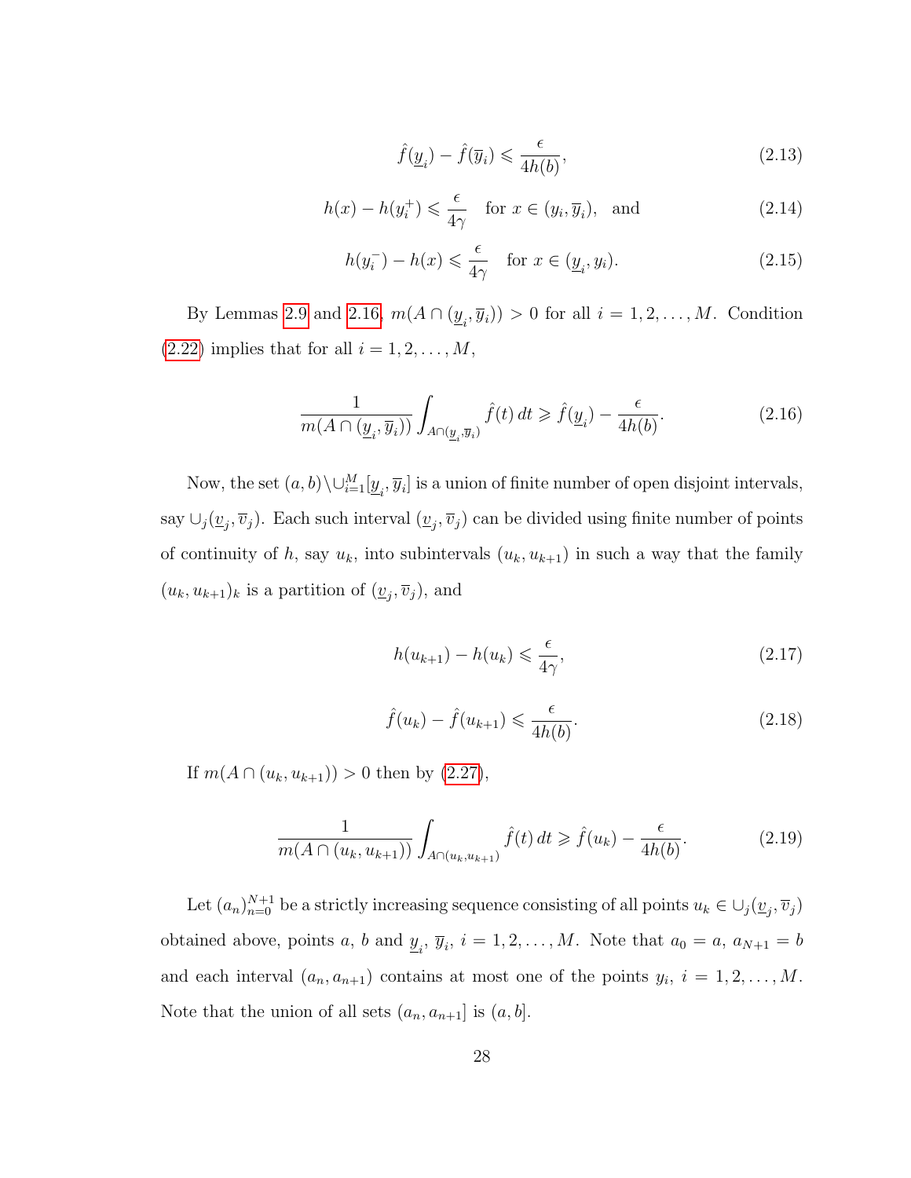$$\hat{f}(\underline{y}_i) - \hat{f}(\overline{y}_i) \leqslant \frac{\epsilon}{4h(b)}, \tag{2.13}$$

$$h(x) - h(y_i^+) \leqslant \frac{\epsilon}{4\gamma} \quad \text{for } x \in (y_i, \overline{y}_i), \quad \text{and} \tag{2.14}$$

$$h(y_i^-) - h(x) \leqslant \frac{\epsilon}{4\gamma} \quad \text{for } x \in (\underline{y}_i, y_i). \tag{2.15}$$

By Lemmas 2.9 and 2.16, $m(A \cap (\underline{y}_i, \overline{y}_i)) > 0$ for all $i = 1, 2, \ldots, M$. Condition (2.22) implies that for all $i = 1, 2, \ldots, M$,

$$\frac{1}{m(A \cap (\underline{y}_i, \overline{y}_i))} \int_{A \cap (\underline{y}_i, \overline{y}_i)} \hat{f}(t)\, dt \geqslant \hat{f}(\underline{y}_i) - \frac{\epsilon}{4h(b)}. \tag{2.16}$$

Now, the set $(a, b) \backslash \cup_{i=1}^{M} [\underline{y}_i, \overline{y}_i]$ is a union of finite number of open disjoint intervals, say $\cup_j (\underline{v}_j, \overline{v}_j)$. Each such interval $(\underline{v}_j, \overline{v}_j)$ can be divided using finite number of points of continuity of $h$, say $u_k$, into subintervals $(u_k, u_{k+1})$ in such a way that the family $(u_k, u_{k+1})_k$ is a partition of $(\underline{v}_j, \overline{v}_j)$, and

$$h(u_{k+1}) - h(u_k) \leqslant \frac{\epsilon}{4\gamma}, \tag{2.17}$$

$$\hat{f}(u_k) - \hat{f}(u_{k+1}) \leqslant \frac{\epsilon}{4h(b)}. \tag{2.18}$$

If $m(A \cap (u_k, u_{k+1})) > 0$ then by (2.27),

$$\frac{1}{m(A \cap (u_k, u_{k+1}))} \int_{A \cap (u_k, u_{k+1})} \hat{f}(t)\, dt \geqslant \hat{f}(u_k) - \frac{\epsilon}{4h(b)}. \tag{2.19}$$

Let $(a_n)_{n=0}^{N+1}$ be a strictly increasing sequence consisting of all points $u_k \in \cup_j (\underline{v}_j, \overline{v}_j)$ obtained above, points $a$, $b$ and $\underline{y}_i$, $\overline{y}_i$, $i = 1, 2, \ldots, M$. Note that $a_0 = a$, $a_{N+1} = b$ and each interval $(a_n, a_{n+1})$ contains at most one of the points $y_i$, $i = 1, 2, \ldots, M$. Note that the union of all sets $(a_n, a_{n+1}]$ is $(a, b]$.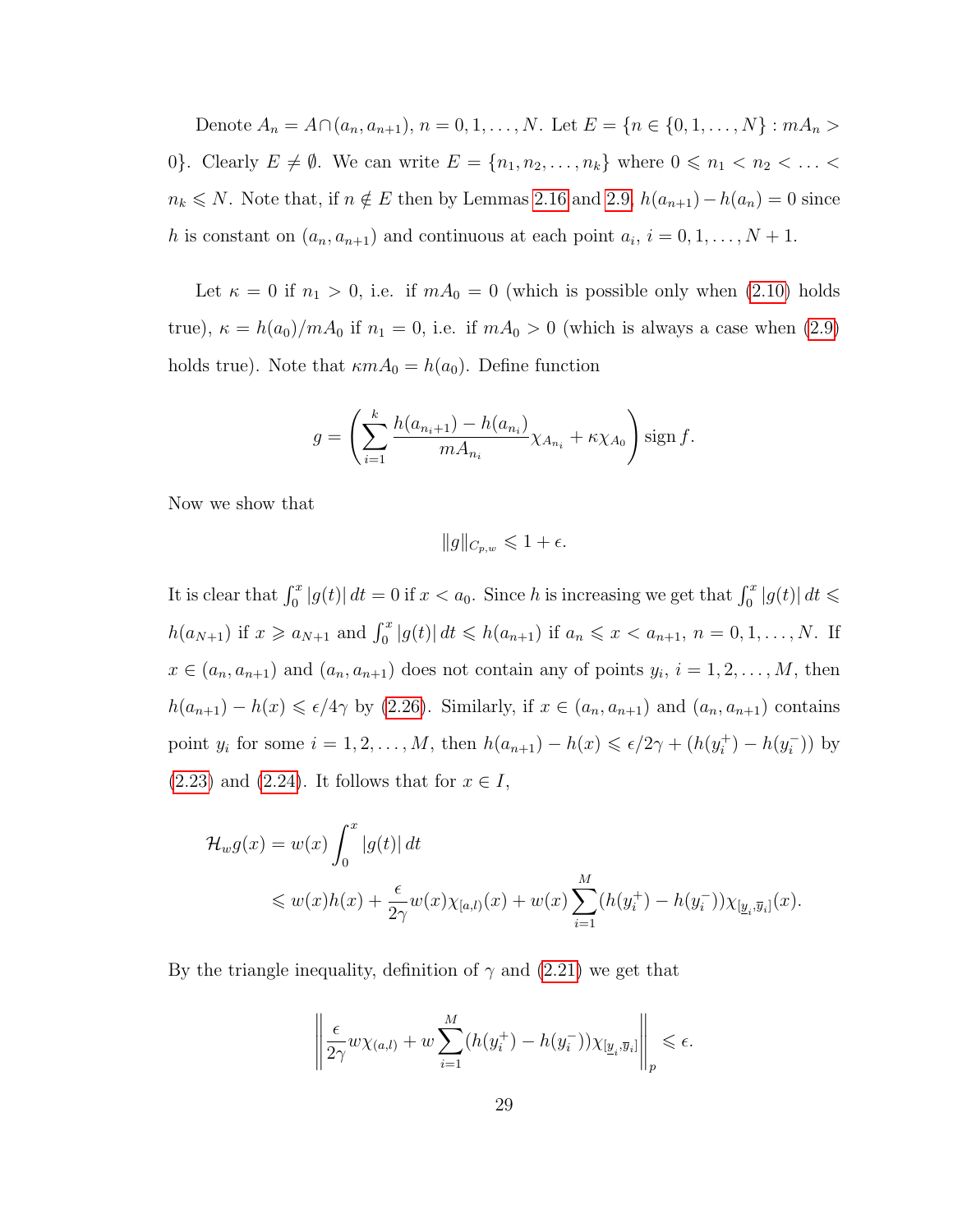Denote $A_n = A \cap (a_n, a_{n+1})$, $n = 0, 1, \ldots, N$. Let $E = \{n \in \{0, 1, \ldots, N\} : mA_n > 0\}$. Clearly $E \neq \emptyset$. We can write $E = \{n_1, n_2, \ldots, n_k\}$ where $0 \leqslant n_1 < n_2 < \ldots < n_k \leqslant N$. Note that, if $n \notin E$ then by Lemmas 2.16 and 2.9, $h(a_{n+1}) - h(a_n) = 0$ since $h$ is constant on $(a_n, a_{n+1})$ and continuous at each point $a_i$, $i = 0, 1, \ldots, N+1$.

Let $\kappa = 0$ if $n_1 > 0$, i.e. if $mA_0 = 0$ (which is possible only when (2.10) holds true), $\kappa = h(a_0)/mA_0$ if $n_1 = 0$, i.e. if $mA_0 > 0$ (which is always a case when (2.9) holds true). Note that $\kappa m A_0 = h(a_0)$. Define function

$$g = \left( \sum_{i=1}^{k} \frac{h(a_{n_i+1}) - h(a_{n_i})}{mA_{n_i}} \chi_{A_{n_i}} + \kappa \chi_{A_0} \right) \operatorname{sign} f.$$

Now we show that

$$\|g\|_{C_{p,w}} \leqslant 1 + \epsilon.$$

It is clear that $\int_0^x |g(t)|\,dt = 0$ if $x < a_0$. Since $h$ is increasing we get that $\int_0^x |g(t)|\,dt \leqslant h(a_{N+1})$ if $x \geqslant a_{N+1}$ and $\int_0^x |g(t)|\,dt \leqslant h(a_{n+1})$ if $a_n \leqslant x < a_{n+1}$, $n = 0, 1, \ldots, N$. If $x \in (a_n, a_{n+1})$ and $(a_n, a_{n+1})$ does not contain any of points $y_i$, $i = 1, 2, \ldots, M$, then $h(a_{n+1}) - h(x) \leqslant \epsilon/4\gamma$ by (2.26). Similarly, if $x \in (a_n, a_{n+1})$ and $(a_n, a_{n+1})$ contains point $y_i$ for some $i = 1, 2, \ldots, M$, then $h(a_{n+1}) - h(x) \leqslant \epsilon/2\gamma + (h(y_i^+) - h(y_i^-))$ by (2.23) and (2.24). It follows that for $x \in I$,

$$\begin{aligned}
\mathcal{H}_w g(x) &= w(x) \int_0^x |g(t)|\,dt \\
&\leqslant w(x)h(x) + \frac{\epsilon}{2\gamma} w(x)\chi_{[a,l)}(x) + w(x) \sum_{i=1}^{M} (h(y_i^+) - h(y_i^-))\chi_{[\underline{y}_i, \overline{y}_i]}(x).
\end{aligned}$$

By the triangle inequality, definition of $\gamma$ and (2.21) we get that

$$\left\| \frac{\epsilon}{2\gamma} w\chi_{(a,l)} + w \sum_{i=1}^{M} (h(y_i^+) - h(y_i^-))\chi_{[\underline{y}_i, \overline{y}_i]} \right\|_p \leqslant \epsilon.$$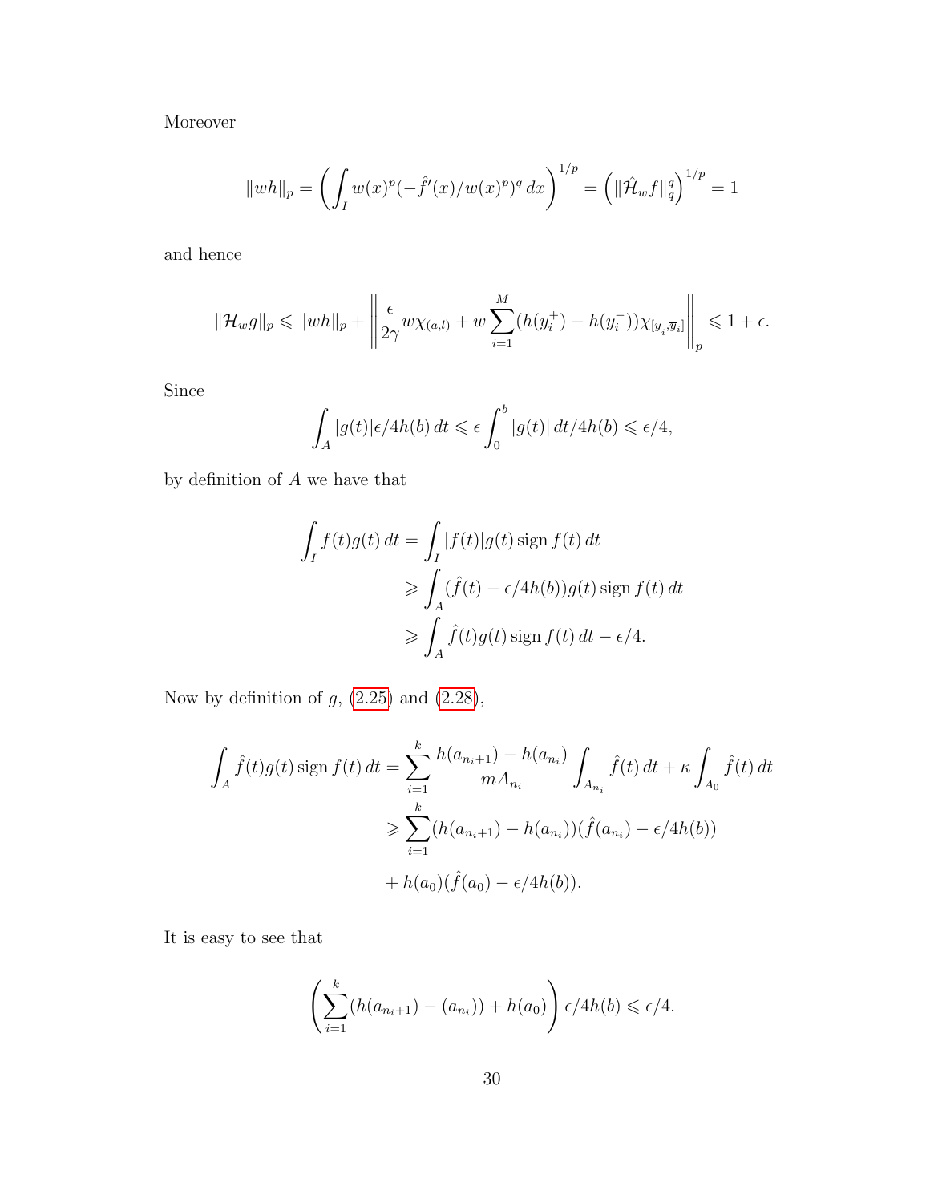Moreover

$$\|wh\|_p = \left( \int_I w(x)^p (-\hat{f}'(x)/w(x)^p)^q \, dx \right)^{1/p} = \left( \|\hat{\mathcal{H}}_w f\|_q^q \right)^{1/p} = 1$$

and hence

$$\|\mathcal{H}_w g\|_p \leqslant \|wh\|_p + \left\| \frac{\epsilon}{2\gamma} w\chi_{(a,l)} + w \sum_{i=1}^{M} (h(y_i^+) - h(y_i^-))\chi_{[\underline{y}_i, \overline{y}_i]} \right\|_p \leqslant 1 + \epsilon.$$

Since

$$\int_A |g(t)| \epsilon/4h(b) \, dt \leqslant \epsilon \int_0^b |g(t)| \, dt/4h(b) \leqslant \epsilon/4,$$

by definition of $A$ we have that

$$\begin{aligned}
\int_I f(t)g(t) \, dt &= \int_I |f(t)| g(t) \operatorname{sign} f(t) \, dt \\
&\geqslant \int_A (\hat{f}(t) - \epsilon/4h(b)) g(t) \operatorname{sign} f(t) \, dt \\
&\geqslant \int_A \hat{f}(t) g(t) \operatorname{sign} f(t) \, dt - \epsilon/4.
\end{aligned}$$

Now by definition of $g$, (2.25) and (2.28),

$$\begin{aligned}
\int_A \hat{f}(t) g(t) \operatorname{sign} f(t) \, dt &= \sum_{i=1}^{k} \frac{h(a_{n_i+1}) - h(a_{n_i})}{mA_{n_i}} \int_{A_{n_i}} \hat{f}(t) \, dt + \kappa \int_{A_0} \hat{f}(t) \, dt \\
&\geqslant \sum_{i=1}^{k} (h(a_{n_i+1}) - h(a_{n_i}))(\hat{f}(a_{n_i}) - \epsilon/4h(b)) \\
&\quad + h(a_0)(\hat{f}(a_0) - \epsilon/4h(b)).
\end{aligned}$$

It is easy to see that

$$\left( \sum_{i=1}^{k} (h(a_{n_i+1}) - (a_{n_i})) + h(a_0) \right) \epsilon/4h(b) \leqslant \epsilon/4.$$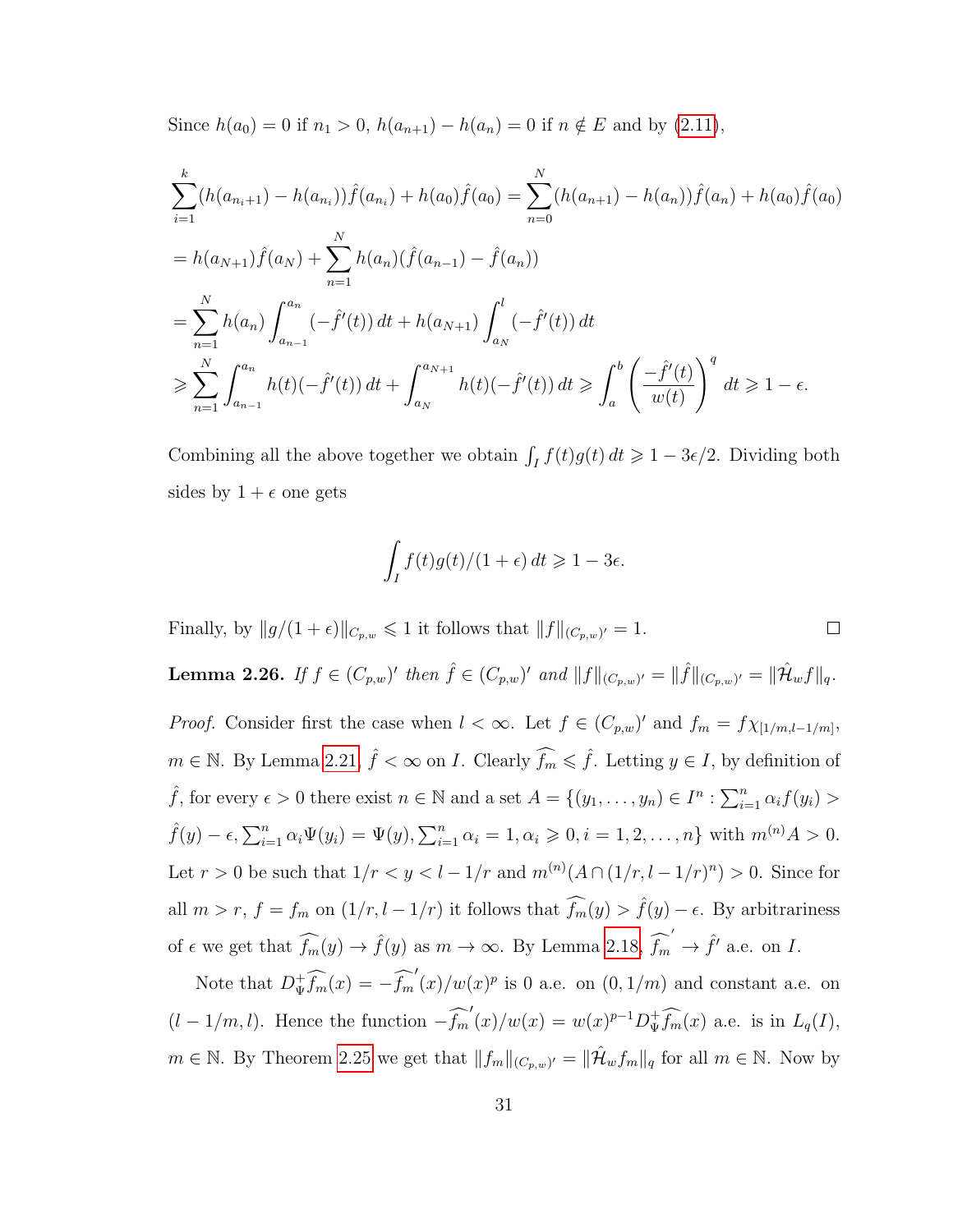Since $h(a_0) = 0$ if $n_1 > 0$, $h(a_{n+1}) - h(a_n) = 0$ if $n \notin E$ and by (2.11),

$$\sum_{i=1}^{k} (h(a_{n_i+1}) - h(a_{n_i}))\hat{f}(a_{n_i}) + h(a_0)\hat{f}(a_0) = \sum_{n=0}^{N} (h(a_{n+1}) - h(a_n))\hat{f}(a_n) + h(a_0)\hat{f}(a_0)$$

$$= h(a_{N+1})\hat{f}(a_N) + \sum_{n=1}^{N} h(a_n)(\hat{f}(a_{n-1}) - \hat{f}(a_n))$$

$$= \sum_{n=1}^{N} h(a_n) \int_{a_{n-1}}^{a_n} (-\hat{f}'(t))\, dt + h(a_{N+1}) \int_{a_N}^{l} (-\hat{f}'(t))\, dt$$

$$\geqslant \sum_{n=1}^{N} \int_{a_{n-1}}^{a_n} h(t)(-\hat{f}'(t))\, dt + \int_{a_N}^{a_{N+1}} h(t)(-\hat{f}'(t))\, dt \geqslant \int_a^b \left( \frac{-\hat{f}'(t)}{w(t)} \right)^q dt \geqslant 1 - \epsilon.$$

Combining all the above together we obtain $\int_I f(t)g(t)\, dt \geqslant 1 - 3\epsilon/2$. Dividing both sides by $1 + \epsilon$ one gets

$$\int_I f(t)g(t)/(1+\epsilon)\, dt \geqslant 1 - 3\epsilon.$$

Finally, by $\|g/(1+\epsilon)\|_{C_{p,w}} \leqslant 1$ it follows that $\|f\|_{(C_{p,w})'} = 1$. $\square$

**Lemma 2.26.** *If $f \in (C_{p,w})'$ then $\hat{f} \in (C_{p,w})'$ and $\|f\|_{(C_{p,w})'} = \|\hat{f}\|_{(C_{p,w})'} = \|\hat{\mathcal{H}}_w f\|_q$.*

*Proof.* Consider first the case when $l < \infty$. Let $f \in (C_{p,w})'$ and $f_m = f\chi_{[1/m, l-1/m]}$, $m \in \mathbb{N}$. By Lemma 2.21, $\hat{f} < \infty$ on $I$. Clearly $\widehat{f_m} \leqslant \hat{f}$. Letting $y \in I$, by definition of $\hat{f}$, for every $\epsilon > 0$ there exist $n \in \mathbb{N}$ and a set $A = \{(y_1, \ldots, y_n) \in I^n : \sum_{i=1}^n \alpha_i f(y_i) > \hat{f}(y) - \epsilon, \sum_{i=1}^n \alpha_i \Psi(y_i) = \Psi(y), \sum_{i=1}^n \alpha_i = 1, \alpha_i \geqslant 0, i = 1, 2, \ldots, n\}$ with $m^{(n)}A > 0$. Let $r > 0$ be such that $1/r < y < l - 1/r$ and $m^{(n)}(A \cap (1/r, l-1/r)^n) > 0$. Since for all $m > r$, $f = f_m$ on $(1/r, l-1/r)$ it follows that $\widehat{f_m}(y) > \hat{f}(y) - \epsilon$. By arbitrariness of $\epsilon$ we get that $\widehat{f_m}(y) \to \hat{f}(y)$ as $m \to \infty$. By Lemma 2.18, $\widehat{f_m}' \to \hat{f}'$ a.e. on $I$.

Note that $D_\Psi^+ \widehat{f_m}(x) = -\widehat{f_m}'(x)/w(x)^p$ is 0 a.e. on $(0, 1/m)$ and constant a.e. on $(l - 1/m, l)$. Hence the function $-\widehat{f_m}'(x)/w(x) = w(x)^{p-1} D_\Psi^+ \widehat{f_m}(x)$ a.e. is in $L_q(I)$, $m \in \mathbb{N}$. By Theorem 2.25 we get that $\|f_m\|_{(C_{p,w})'} = \|\hat{\mathcal{H}}_w f_m\|_q$ for all $m \in \mathbb{N}$. Now by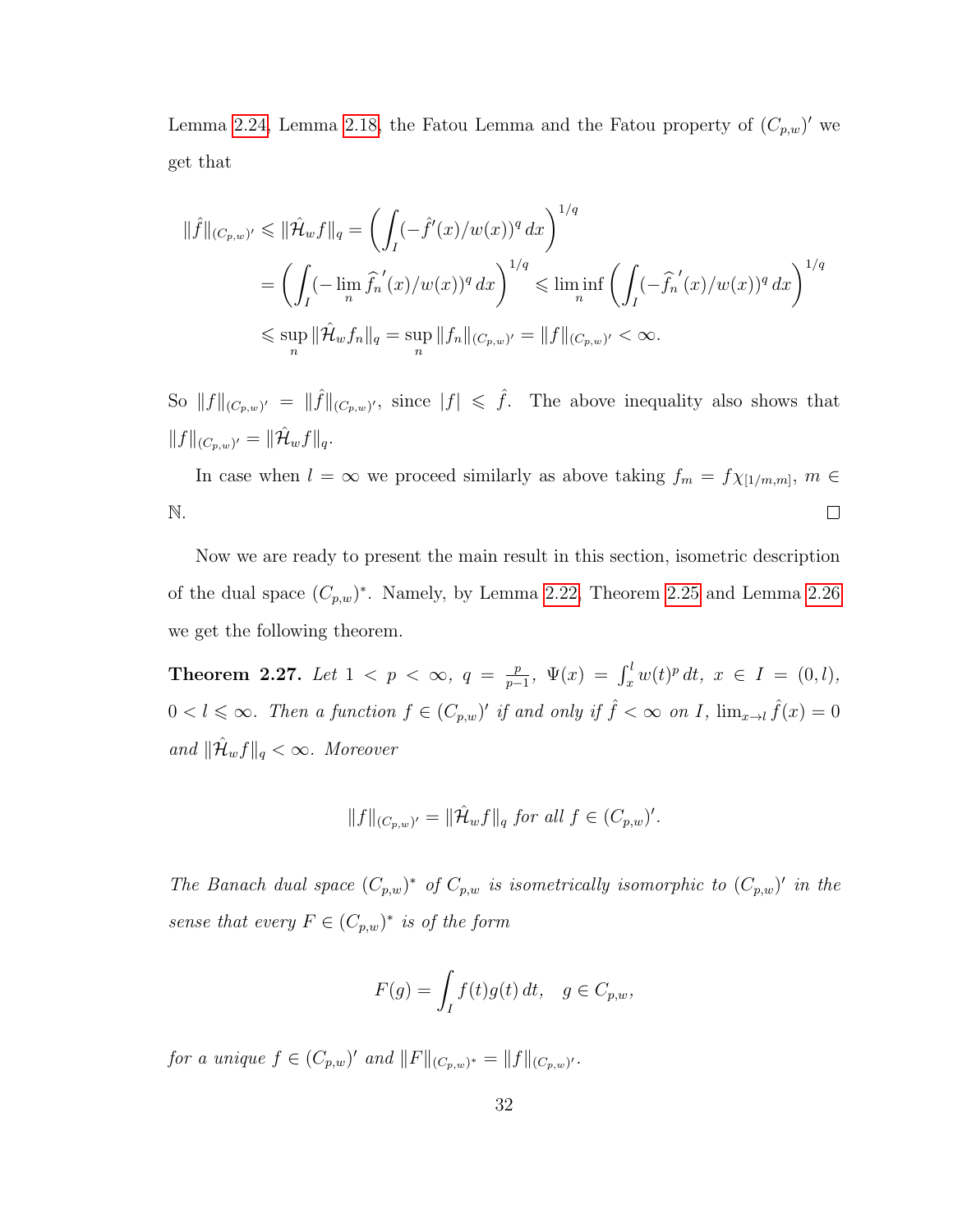Lemma 2.24, Lemma 2.18, the Fatou Lemma and the Fatou property of $(C_{p,w})'$ we get that

$$
\begin{aligned}
\|\hat{f}\|_{(C_{p,w})'} &\leqslant \|\hat{\mathcal{H}}_w f\|_q = \left(\int_I (-\hat{f}'(x)/w(x))^q \, dx\right)^{1/q} \\
&= \left(\int_I (-\lim_n \widehat{f_n}'(x)/w(x))^q \, dx\right)^{1/q} \leqslant \liminf_n \left(\int_I (-\widehat{f_n}'(x)/w(x))^q \, dx\right)^{1/q} \\
&\leqslant \sup_n \|\hat{\mathcal{H}}_w f_n\|_q = \sup_n \|f_n\|_{(C_{p,w})'} = \|f\|_{(C_{p,w})'} < \infty.
\end{aligned}
$$

So $\|f\|_{(C_{p,w})'} = \|\hat{f}\|_{(C_{p,w})'}$, since $|f| \leqslant \hat{f}$. The above inequality also shows that $\|f\|_{(C_{p,w})'} = \|\hat{\mathcal{H}}_w f\|_q$.

In case when $l = \infty$ we proceed similarly as above taking $f_m = f\chi_{[1/m,m]}$, $m \in \mathbb{N}$. $\square$

Now we are ready to present the main result in this section, isometric description of the dual space $(C_{p,w})^*$. Namely, by Lemma 2.22, Theorem 2.25 and Lemma 2.26 we get the following theorem.

**Theorem 2.27.** *Let $1 < p < \infty$, $q = \frac{p}{p-1}$, $\Psi(x) = \int_x^l w(t)^p \, dt$, $x \in I = (0, l)$, $0 < l \leqslant \infty$. Then a function $f \in (C_{p,w})'$ if and only if $\hat{f} < \infty$ on $I$, $\lim_{x \to l} \hat{f}(x) = 0$ and $\|\hat{\mathcal{H}}_w f\|_q < \infty$. Moreover*

$$
\|f\|_{(C_{p,w})'} = \|\hat{\mathcal{H}}_w f\|_q \text{ for all } f \in (C_{p,w})'.
$$

*The Banach dual space $(C_{p,w})^*$ of $C_{p,w}$ is isometrically isomorphic to $(C_{p,w})'$ in the sense that every $F \in (C_{p,w})^*$ is of the form*

$$
F(g) = \int_I f(t)g(t) \, dt, \quad g \in C_{p,w},
$$

*for a unique $f \in (C_{p,w})'$ and $\|F\|_{(C_{p,w})^*} = \|f\|_{(C_{p,w})'}$.*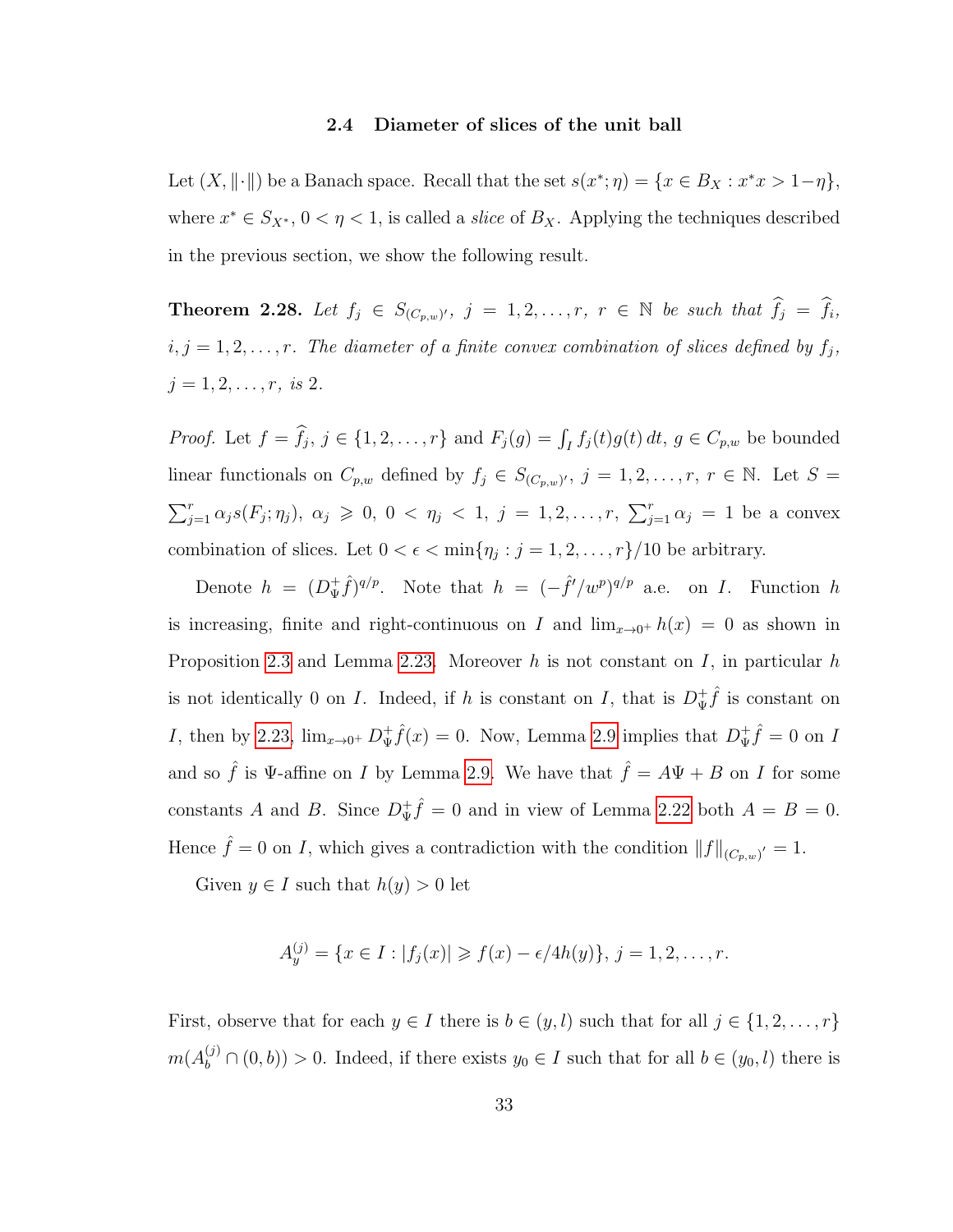### 2.4 Diameter of slices of the unit ball

Let $(X, \|\cdot\|)$ be a Banach space. Recall that the set $s(x^*; \eta) = \{x \in B_X : x^*x > 1-\eta\}$, where $x^* \in S_{X^*}$, $0 < \eta < 1$, is called a *slice* of $B_X$. Applying the techniques described in the previous section, we show the following result.

**Theorem 2.28.** *Let $f_j \in S_{(C_{p,w})'}$, $j = 1, 2, \ldots, r$, $r \in \mathbb{N}$ be such that $\widehat{f_j} = \widehat{f_i}$, $i, j = 1, 2, \ldots, r$. The diameter of a finite convex combination of slices defined by $f_j$, $j = 1, 2, \ldots, r$, is 2.*

*Proof.* Let $f = \widehat{f_j}$, $j \in \{1, 2, \ldots, r\}$ and $F_j(g) = \int_I f_j(t)g(t)\,dt$, $g \in C_{p,w}$ be bounded linear functionals on $C_{p,w}$ defined by $f_j \in S_{(C_{p,w})'}$, $j = 1, 2, \ldots, r$, $r \in \mathbb{N}$. Let $S = \sum_{j=1}^{r} \alpha_j s(F_j; \eta_j)$, $\alpha_j \geqslant 0$, $0 < \eta_j < 1$, $j = 1, 2, \ldots, r$, $\sum_{j=1}^{r} \alpha_j = 1$ be a convex combination of slices. Let $0 < \epsilon < \min\{\eta_j : j = 1, 2, \ldots, r\}/10$ be arbitrary.

Denote $h = (D^+_\Psi \hat{f})^{q/p}$. Note that $h = (-\hat{f}'/w^p)^{q/p}$ a.e. on $I$. Function $h$ is increasing, finite and right-continuous on $I$ and $\lim_{x\to 0^+} h(x) = 0$ as shown in Proposition 2.3 and Lemma 2.23. Moreover $h$ is not constant on $I$, in particular $h$ is not identically 0 on $I$. Indeed, if $h$ is constant on $I$, that is $D^+_\Psi \hat{f}$ is constant on $I$, then by 2.23, $\lim_{x\to 0^+} D^+_\Psi \hat{f}(x) = 0$. Now, Lemma 2.9 implies that $D^+_\Psi \hat{f} = 0$ on $I$ and so $\hat{f}$ is $\Psi$-affine on $I$ by Lemma 2.9. We have that $\hat{f} = A\Psi + B$ on $I$ for some constants $A$ and $B$. Since $D^+_\Psi \hat{f} = 0$ and in view of Lemma 2.22 both $A = B = 0$. Hence $\hat{f} = 0$ on $I$, which gives a contradiction with the condition $\|f\|_{(C_{p,w})'} = 1$.

Given $y \in I$ such that $h(y) > 0$ let

$$A^{(j)}_y = \{x \in I : |f_j(x)| \geqslant f(x) - \epsilon/4h(y)\}, \; j = 1, 2, \ldots, r.$$

First, observe that for each $y \in I$ there is $b \in (y, l)$ such that for all $j \in \{1, 2, \ldots, r\}$ $m(A^{(j)}_b \cap (0, b)) > 0$. Indeed, if there exists $y_0 \in I$ such that for all $b \in (y_0, l)$ there is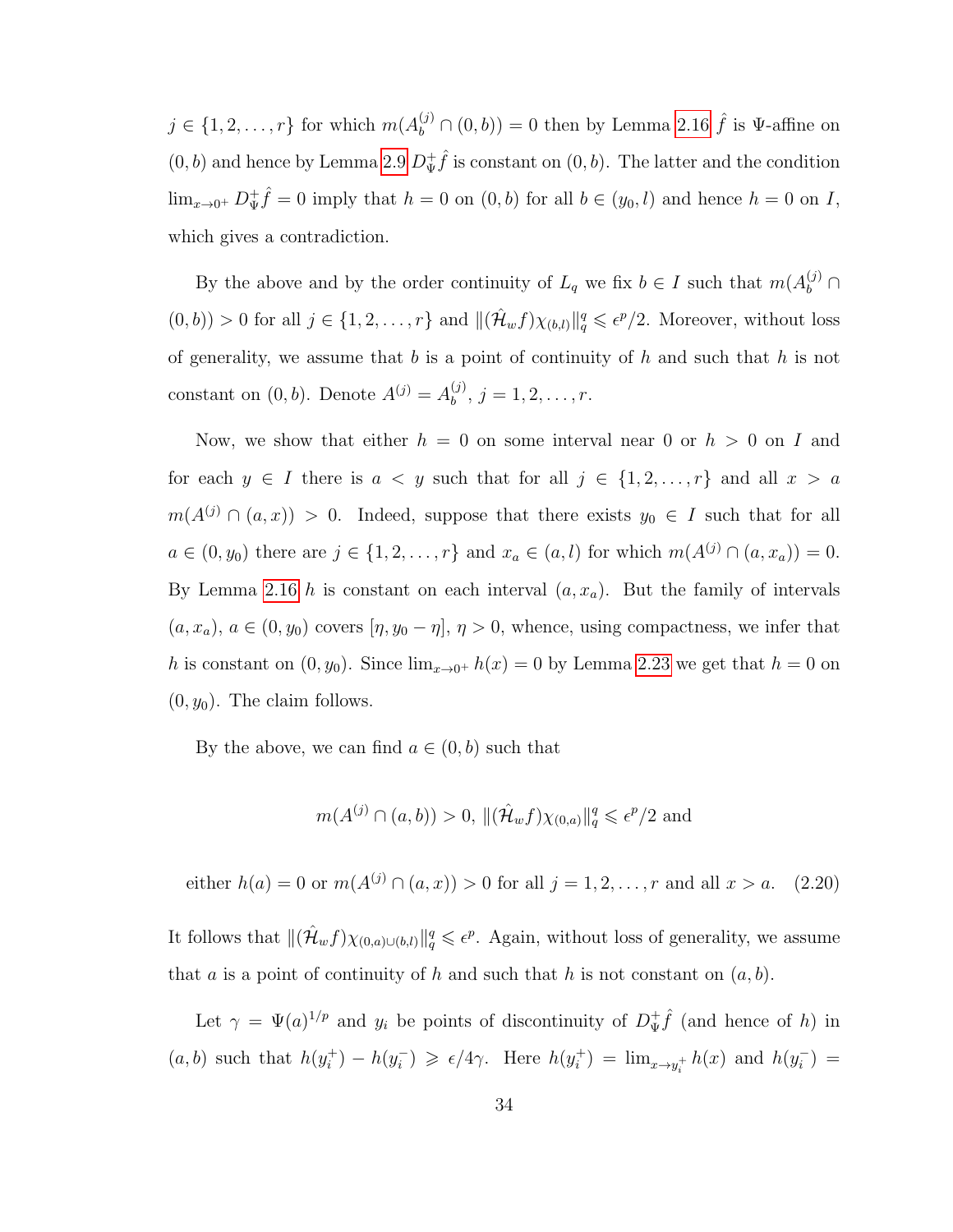$j \in \{1, 2, \ldots, r\}$ for which $m(A_b^{(j)} \cap (0, b)) = 0$ then by Lemma 2.16 $\hat{f}$ is $\Psi$-affine on $(0, b)$ and hence by Lemma 2.9 $D_\Psi^+ \hat{f}$ is constant on $(0, b)$. The latter and the condition $\lim_{x \to 0^+} D_\Psi^+ \hat{f} = 0$ imply that $h = 0$ on $(0, b)$ for all $b \in (y_0, l)$ and hence $h = 0$ on $I$, which gives a contradiction.

By the above and by the order continuity of $L_q$ we fix $b \in I$ such that $m(A_b^{(j)} \cap (0, b)) > 0$ for all $j \in \{1, 2, \ldots, r\}$ and $\|(\hat{\mathcal{H}}_w f)\chi_{(b,l)}\|_q^q \leqslant \epsilon^p/2$. Moreover, without loss of generality, we assume that $b$ is a point of continuity of $h$ and such that $h$ is not constant on $(0, b)$. Denote $A^{(j)} = A_b^{(j)}$, $j = 1, 2, \ldots, r$.

Now, we show that either $h = 0$ on some interval near 0 or $h > 0$ on $I$ and for each $y \in I$ there is $a < y$ such that for all $j \in \{1, 2, \ldots, r\}$ and all $x > a$ $m(A^{(j)} \cap (a, x)) > 0$. Indeed, suppose that there exists $y_0 \in I$ such that for all $a \in (0, y_0)$ there are $j \in \{1, 2, \ldots, r\}$ and $x_a \in (a, l)$ for which $m(A^{(j)} \cap (a, x_a)) = 0$. By Lemma 2.16 $h$ is constant on each interval $(a, x_a)$. But the family of intervals $(a, x_a)$, $a \in (0, y_0)$ covers $[\eta, y_0 - \eta]$, $\eta > 0$, whence, using compactness, we infer that $h$ is constant on $(0, y_0)$. Since $\lim_{x \to 0^+} h(x) = 0$ by Lemma 2.23 we get that $h = 0$ on $(0, y_0)$. The claim follows.

By the above, we can find $a \in (0, b)$ such that

$$m(A^{(j)} \cap (a, b)) > 0, \ \|(\hat{\mathcal{H}}_w f)\chi_{(0,a)}\|_q^q \leqslant \epsilon^p/2 \text{ and}$$

$$\text{either } h(a) = 0 \text{ or } m(A^{(j)} \cap (a, x)) > 0 \text{ for all } j = 1, 2, \ldots, r \text{ and all } x > a. \quad (2.20)$$

It follows that $\|(\hat{\mathcal{H}}_w f)\chi_{(0,a)\cup(b,l)}\|_q^q \leqslant \epsilon^p$. Again, without loss of generality, we assume that $a$ is a point of continuity of $h$ and such that $h$ is not constant on $(a, b)$.

Let $\gamma = \Psi(a)^{1/p}$ and $y_i$ be points of discontinuity of $D_\Psi^+ \hat{f}$ (and hence of $h$) in $(a, b)$ such that $h(y_i^+) - h(y_i^-) \geqslant \epsilon/4\gamma$. Here $h(y_i^+) = \lim_{x \to y_i^+} h(x)$ and $h(y_i^-) =$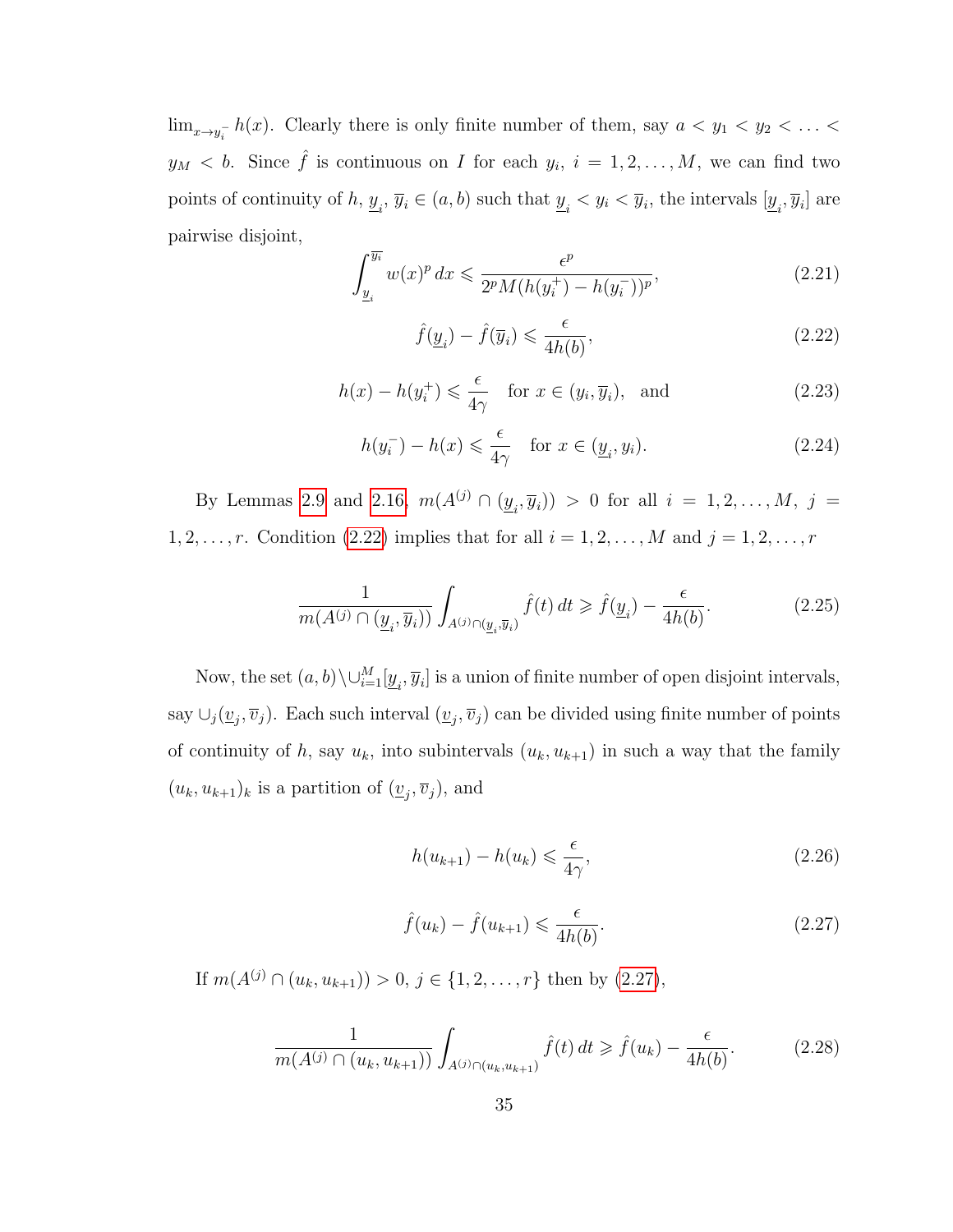$\lim_{x\to y_i^-} h(x)$. Clearly there is only finite number of them, say $a < y_1 < y_2 < \ldots < y_M < b$. Since $\hat{f}$ is continuous on $I$ for each $y_i$, $i = 1, 2, \ldots, M$, we can find two points of continuity of $h$, $\underline{y}_i, \overline{y}_i \in (a, b)$ such that $\underline{y}_i < y_i < \overline{y}_i$, the intervals $[\underline{y}_i, \overline{y}_i]$ are pairwise disjoint,

$$\int_{\underline{y}_i}^{\overline{y}_i} w(x)^p \, dx \leqslant \frac{\epsilon^p}{2^p M (h(y_i^+) - h(y_i^-))^p}, \tag{2.21}$$

$$\hat{f}(\underline{y}_i) - \hat{f}(\overline{y}_i) \leqslant \frac{\epsilon}{4h(b)}, \tag{2.22}$$

$$h(x) - h(y_i^+) \leqslant \frac{\epsilon}{4\gamma} \quad \text{for } x \in (y_i, \overline{y}_i), \text{ and} \tag{2.23}$$

$$h(y_i^-) - h(x) \leqslant \frac{\epsilon}{4\gamma} \quad \text{for } x \in (\underline{y}_i, y_i). \tag{2.24}$$

By Lemmas 2.9 and 2.16, $m(A^{(j)} \cap (\underline{y}_i, \overline{y}_i)) > 0$ for all $i = 1, 2, \ldots, M$, $j = 1, 2, \ldots, r$. Condition (2.22) implies that for all $i = 1, 2, \ldots, M$ and $j = 1, 2, \ldots, r$

$$\frac{1}{m(A^{(j)} \cap (\underline{y}_i, \overline{y}_i))} \int_{A^{(j)} \cap (\underline{y}_i, \overline{y}_i)} \hat{f}(t) \, dt \geqslant \hat{f}(\underline{y}_i) - \frac{\epsilon}{4h(b)}. \tag{2.25}$$

Now, the set $(a, b) \setminus \cup_{i=1}^M [\underline{y}_i, \overline{y}_i]$ is a union of finite number of open disjoint intervals, say $\cup_j (\underline{v}_j, \overline{v}_j)$. Each such interval $(\underline{v}_j, \overline{v}_j)$ can be divided using finite number of points of continuity of $h$, say $u_k$, into subintervals $(u_k, u_{k+1})$ in such a way that the family $(u_k, u_{k+1})_k$ is a partition of $(\underline{v}_j, \overline{v}_j)$, and

$$h(u_{k+1}) - h(u_k) \leqslant \frac{\epsilon}{4\gamma}, \tag{2.26}$$

$$\hat{f}(u_k) - \hat{f}(u_{k+1}) \leqslant \frac{\epsilon}{4h(b)}. \tag{2.27}$$

If $m(A^{(j)} \cap (u_k, u_{k+1})) > 0$, $j \in \{1, 2, \ldots, r\}$ then by (2.27),

$$\frac{1}{m(A^{(j)} \cap (u_k, u_{k+1}))} \int_{A^{(j)} \cap (u_k, u_{k+1})} \hat{f}(t) \, dt \geqslant \hat{f}(u_k) - \frac{\epsilon}{4h(b)}. \tag{2.28}$$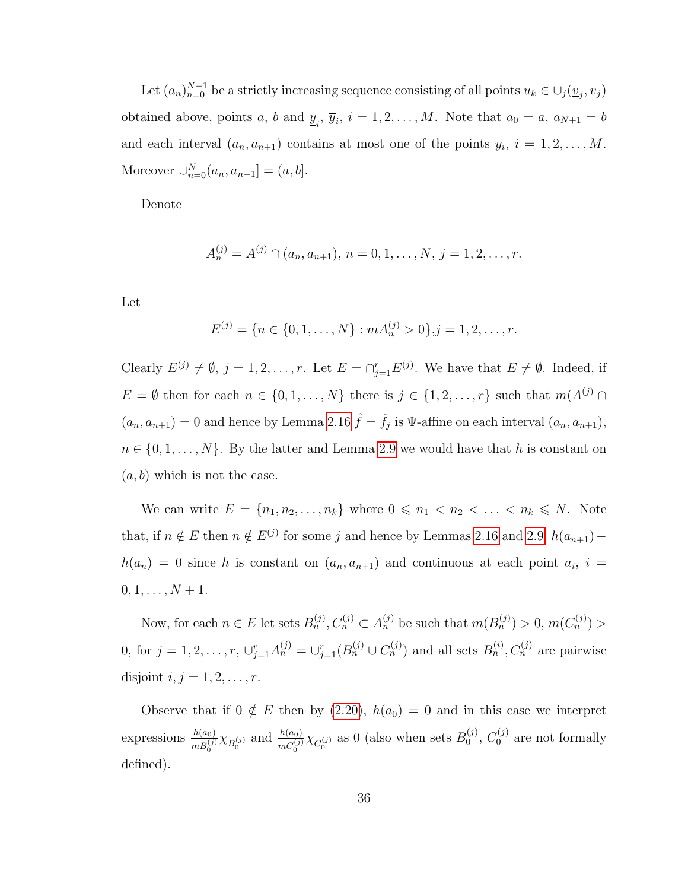Let $(a_n)_{n=0}^{N+1}$ be a strictly increasing sequence consisting of all points $u_k \in \cup_j (\underline{v}_j, \overline{v}_j)$ obtained above, points $a$, $b$ and $\underline{y}_i$, $\overline{y}_i$, $i = 1, 2, \ldots, M$. Note that $a_0 = a$, $a_{N+1} = b$ and each interval $(a_n, a_{n+1})$ contains at most one of the points $y_i$, $i = 1, 2, \ldots, M$. Moreover $\cup_{n=0}^{N}(a_n, a_{n+1}] = (a, b]$.

Denote

$$A_n^{(j)} = A^{(j)} \cap (a_n, a_{n+1}),\ n = 0, 1, \ldots, N,\ j = 1, 2, \ldots, r.$$

Let

$$E^{(j)} = \{n \in \{0, 1, \ldots, N\} : mA_n^{(j)} > 0\}, j = 1, 2, \ldots, r.$$

Clearly $E^{(j)} \neq \emptyset$, $j = 1, 2, \ldots, r$. Let $E = \cap_{j=1}^{r} E^{(j)}$. We have that $E \neq \emptyset$. Indeed, if $E = \emptyset$ then for each $n \in \{0, 1, \ldots, N\}$ there is $j \in \{1, 2, \ldots, r\}$ such that $m(A^{(j)} \cap (a_n, a_{n+1}) = 0$ and hence by Lemma 2.16 $\hat{f} = \hat{f}_j$ is $\Psi$-affine on each interval $(a_n, a_{n+1})$, $n \in \{0, 1, \ldots, N\}$. By the latter and Lemma 2.9 we would have that $h$ is constant on $(a, b)$ which is not the case.

We can write $E = \{n_1, n_2, \ldots, n_k\}$ where $0 \leqslant n_1 < n_2 < \ldots < n_k \leqslant N$. Note that, if $n \notin E$ then $n \notin E^{(j)}$ for some $j$ and hence by Lemmas 2.16 and 2.9, $h(a_{n+1}) - h(a_n) = 0$ since $h$ is constant on $(a_n, a_{n+1})$ and continuous at each point $a_i$, $i = 0, 1, \ldots, N+1$.

Now, for each $n \in E$ let sets $B_n^{(j)}, C_n^{(j)} \subset A_n^{(j)}$ be such that $m(B_n^{(j)}) > 0$, $m(C_n^{(j)}) > 0$, for $j = 1, 2, \ldots, r$, $\cup_{j=1}^{r} A_n^{(j)} = \cup_{j=1}^{r}(B_n^{(j)} \cup C_n^{(j)})$ and all sets $B_n^{(i)}, C_n^{(j)}$ are pairwise disjoint $i, j = 1, 2, \ldots, r$.

Observe that if $0 \notin E$ then by (2.20), $h(a_0) = 0$ and in this case we interpret expressions $\frac{h(a_0)}{mB_0^{(j)}}\chi_{B_0^{(j)}}$ and $\frac{h(a_0)}{mC_0^{(j)}}\chi_{C_0^{(j)}}$ as 0 (also when sets $B_0^{(j)}$, $C_0^{(j)}$ are not formally defined).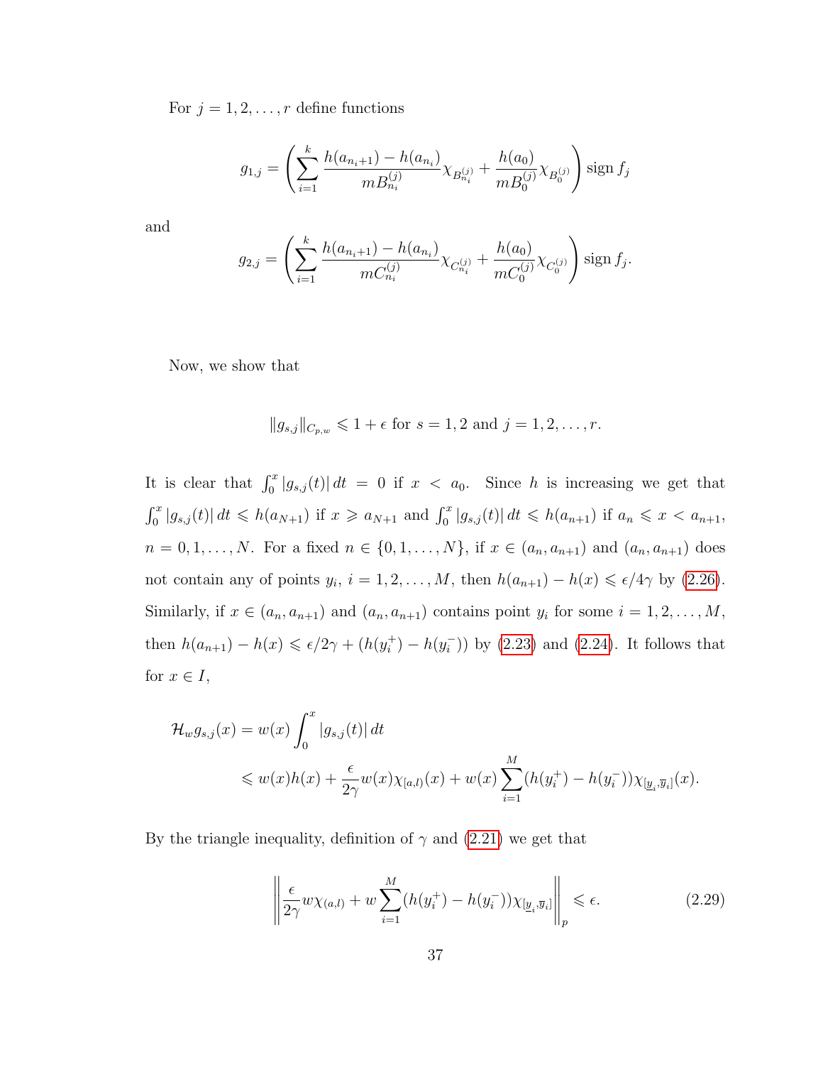For $j = 1, 2, \ldots, r$ define functions

$$g_{1,j} = \left( \sum_{i=1}^{k} \frac{h(a_{n_i+1}) - h(a_{n_i})}{mB_{n_i}^{(j)}} \chi_{B_{n_i}^{(j)}} + \frac{h(a_0)}{mB_0^{(j)}} \chi_{B_0^{(j)}} \right) \operatorname{sign} f_j$$

and

$$g_{2,j} = \left( \sum_{i=1}^{k} \frac{h(a_{n_i+1}) - h(a_{n_i})}{mC_{n_i}^{(j)}} \chi_{C_{n_i}^{(j)}} + \frac{h(a_0)}{mC_0^{(j)}} \chi_{C_0^{(j)}} \right) \operatorname{sign} f_j.$$

Now, we show that

$$\|g_{s,j}\|_{C_{p,w}} \leqslant 1 + \epsilon \text{ for } s = 1, 2 \text{ and } j = 1, 2, \ldots, r.$$

It is clear that $\int_0^x |g_{s,j}(t)|\,dt = 0$ if $x < a_0$. Since $h$ is increasing we get that $\int_0^x |g_{s,j}(t)|\,dt \leqslant h(a_{N+1})$ if $x \geqslant a_{N+1}$ and $\int_0^x |g_{s,j}(t)|\,dt \leqslant h(a_{n+1})$ if $a_n \leqslant x < a_{n+1}$, $n = 0, 1, \ldots, N$. For a fixed $n \in \{0, 1, \ldots, N\}$, if $x \in (a_n, a_{n+1})$ and $(a_n, a_{n+1})$ does not contain any of points $y_i$, $i = 1, 2, \ldots, M$, then $h(a_{n+1}) - h(x) \leqslant \epsilon/4\gamma$ by (2.26). Similarly, if $x \in (a_n, a_{n+1})$ and $(a_n, a_{n+1})$ contains point $y_i$ for some $i = 1, 2, \ldots, M$, then $h(a_{n+1}) - h(x) \leqslant \epsilon/2\gamma + (h(y_i^+) - h(y_i^-))$ by (2.23) and (2.24). It follows that for $x \in I$,

$$\begin{aligned}
\mathcal{H}_w g_{s,j}(x) &= w(x) \int_0^x |g_{s,j}(t)|\,dt \\
&\leqslant w(x)h(x) + \frac{\epsilon}{2\gamma} w(x)\chi_{[a,l)}(x) + w(x) \sum_{i=1}^{M} (h(y_i^+) - h(y_i^-))\chi_{[\underline{y}_i, \overline{y}_i]}(x).
\end{aligned}$$

By the triangle inequality, definition of $\gamma$ and (2.21) we get that

$$\left\| \frac{\epsilon}{2\gamma} w\chi_{(a,l)} + w \sum_{i=1}^{M} (h(y_i^+) - h(y_i^-))\chi_{[\underline{y}_i, \overline{y}_i]} \right\|_p \leqslant \epsilon. \tag{2.29}$$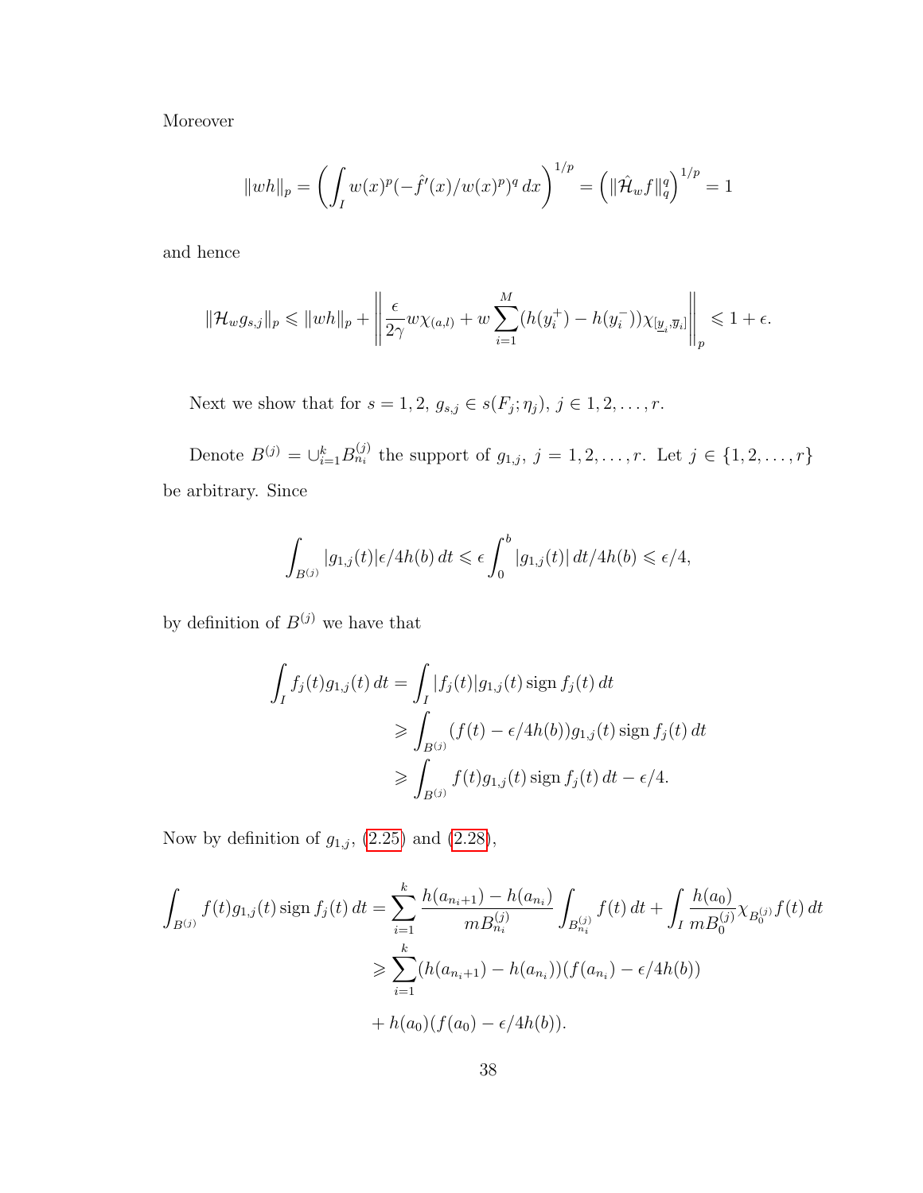Moreover

$$\|wh\|_p = \left( \int_I w(x)^p (-\hat{f}'(x)/w(x)^p)^q \, dx \right)^{1/p} = \left( \|\hat{\mathcal{H}}_w f\|_q^q \right)^{1/p} = 1$$

and hence

$$\|\mathcal{H}_w g_{s,j}\|_p \leqslant \|wh\|_p + \left\| \frac{\epsilon}{2\gamma} w \chi_{(a,l)} + w \sum_{i=1}^{M} (h(y_i^+) - h(y_i^-)) \chi_{[\underline{y}_i, \overline{y}_i]} \right\|_p \leqslant 1 + \epsilon.$$

Next we show that for $s = 1, 2$, $g_{s,j} \in s(F_j; \eta_j)$, $j \in 1, 2, \ldots, r$.

Denote $B^{(j)} = \cup_{i=1}^{k} B_{n_i}^{(j)}$ the support of $g_{1,j}$, $j = 1, 2, \ldots, r$. Let $j \in \{1, 2, \ldots, r\}$ be arbitrary. Since

$$\int_{B^{(j)}} |g_{1,j}(t)| \epsilon / 4h(b) \, dt \leqslant \epsilon \int_0^b |g_{1,j}(t)| \, dt / 4h(b) \leqslant \epsilon / 4,$$

by definition of $B^{(j)}$ we have that

$$\begin{aligned}
\int_I f_j(t) g_{1,j}(t) \, dt &= \int_I |f_j(t)| g_{1,j}(t) \operatorname{sign} f_j(t) \, dt \\
&\geqslant \int_{B^{(j)}} (f(t) - \epsilon/4h(b)) g_{1,j}(t) \operatorname{sign} f_j(t) \, dt \\
&\geqslant \int_{B^{(j)}} f(t) g_{1,j}(t) \operatorname{sign} f_j(t) \, dt - \epsilon/4.
\end{aligned}$$

Now by definition of $g_{1,j}$, (2.25) and (2.28),

$$\begin{aligned}
\int_{B^{(j)}} f(t) g_{1,j}(t) \operatorname{sign} f_j(t) \, dt &= \sum_{i=1}^{k} \frac{h(a_{n_i+1}) - h(a_{n_i})}{m B_{n_i}^{(j)}} \int_{B_{n_i}^{(j)}} f(t) \, dt + \int_I \frac{h(a_0)}{m B_0^{(j)}} \chi_{B_0^{(j)}} f(t) \, dt \\
&\geqslant \sum_{i=1}^{k} (h(a_{n_i+1}) - h(a_{n_i}))(f(a_{n_i}) - \epsilon/4h(b)) \\
&\quad + h(a_0)(f(a_0) - \epsilon/4h(b)).
\end{aligned}$$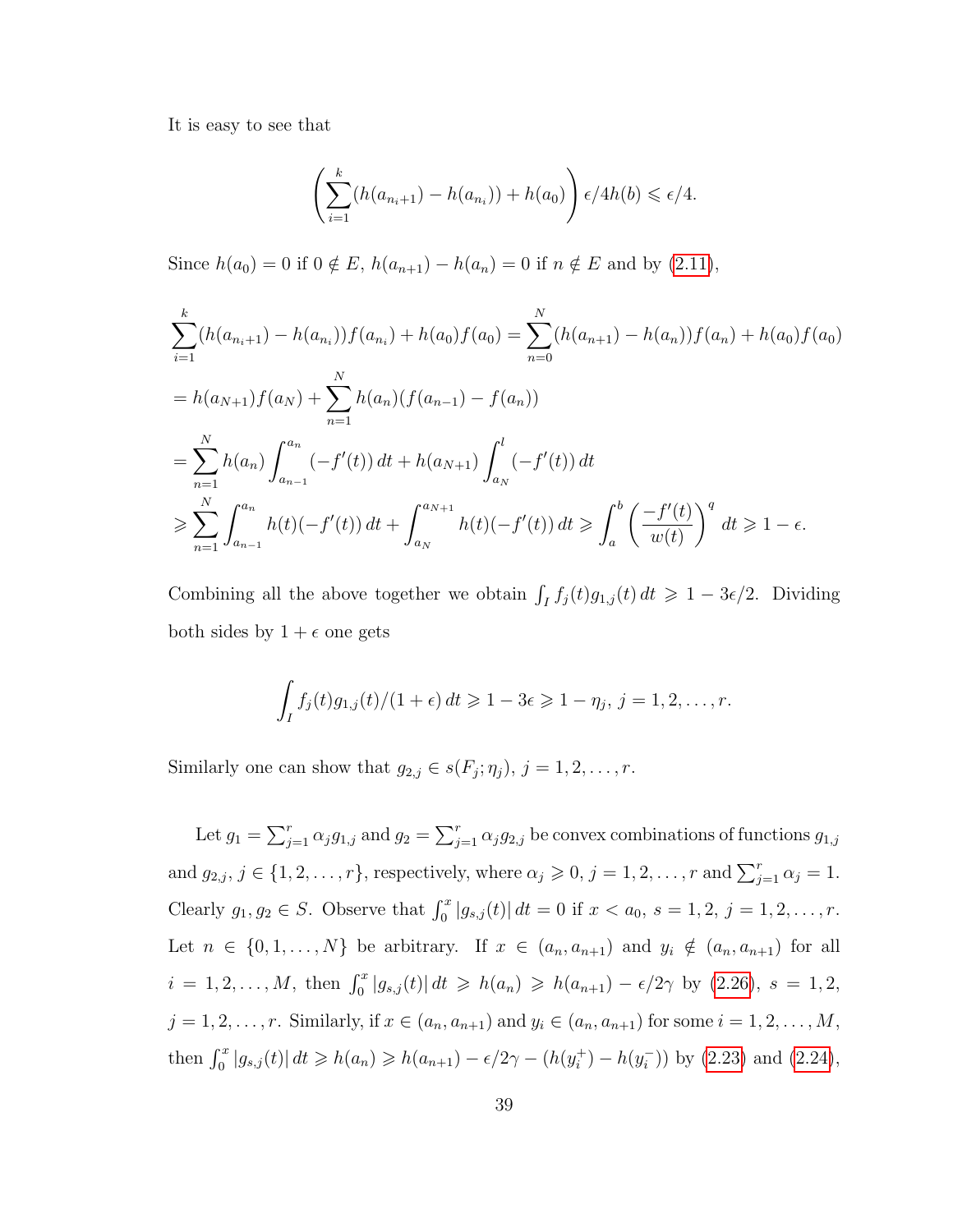It is easy to see that

$$\left(\sum_{i=1}^{k}(h(a_{n_i+1}) - h(a_{n_i})) + h(a_0)\right)\epsilon/4h(b) \leqslant \epsilon/4.$$

Since $h(a_0) = 0$ if $0 \notin E$, $h(a_{n+1}) - h(a_n) = 0$ if $n \notin E$ and by (2.11),

$$\begin{aligned}
&\sum_{i=1}^{k}(h(a_{n_i+1}) - h(a_{n_i}))f(a_{n_i}) + h(a_0)f(a_0) = \sum_{n=0}^{N}(h(a_{n+1}) - h(a_n))f(a_n) + h(a_0)f(a_0) \\
&= h(a_{N+1})f(a_N) + \sum_{n=1}^{N} h(a_n)(f(a_{n-1}) - f(a_n)) \\
&= \sum_{n=1}^{N} h(a_n)\int_{a_{n-1}}^{a_n}(-f'(t))\,dt + h(a_{N+1})\int_{a_N}^{l}(-f'(t))\,dt \\
&\geqslant \sum_{n=1}^{N}\int_{a_{n-1}}^{a_n} h(t)(-f'(t))\,dt + \int_{a_N}^{a_{N+1}} h(t)(-f'(t))\,dt \geqslant \int_a^b \left(\frac{-f'(t)}{w(t)}\right)^q dt \geqslant 1-\epsilon.
\end{aligned}$$

Combining all the above together we obtain $\int_I f_j(t)g_{1,j}(t)\,dt \geqslant 1 - 3\epsilon/2$. Dividing both sides by $1+\epsilon$ one gets

$$\int_I f_j(t)g_{1,j}(t)/(1+\epsilon)\,dt \geqslant 1 - 3\epsilon \geqslant 1 - \eta_j,\ j = 1, 2, \ldots, r.$$

Similarly one can show that $g_{2,j} \in s(F_j;\eta_j)$, $j = 1, 2, \ldots, r$.

Let $g_1 = \sum_{j=1}^{r}\alpha_j g_{1,j}$ and $g_2 = \sum_{j=1}^{r}\alpha_j g_{2,j}$ be convex combinations of functions $g_{1,j}$ and $g_{2,j}$, $j \in \{1, 2, \ldots, r\}$, respectively, where $\alpha_j \geqslant 0$, $j = 1, 2, \ldots, r$ and $\sum_{j=1}^{r}\alpha_j = 1$. Clearly $g_1, g_2 \in S$. Observe that $\int_0^x |g_{s,j}(t)|\,dt = 0$ if $x < a_0$, $s = 1, 2$, $j = 1, 2, \ldots, r$. Let $n \in \{0, 1, \ldots, N\}$ be arbitrary. If $x \in (a_n, a_{n+1})$ and $y_i \notin (a_n, a_{n+1})$ for all $i = 1, 2, \ldots, M$, then $\int_0^x |g_{s,j}(t)|\,dt \geqslant h(a_n) \geqslant h(a_{n+1}) - \epsilon/2\gamma$ by (2.26), $s = 1, 2$, $j = 1, 2, \ldots, r$. Similarly, if $x \in (a_n, a_{n+1})$ and $y_i \in (a_n, a_{n+1})$ for some $i = 1, 2, \ldots, M$, then $\int_0^x |g_{s,j}(t)|\,dt \geqslant h(a_n) \geqslant h(a_{n+1}) - \epsilon/2\gamma - (h(y_i^+) - h(y_i^-))$ by (2.23) and (2.24),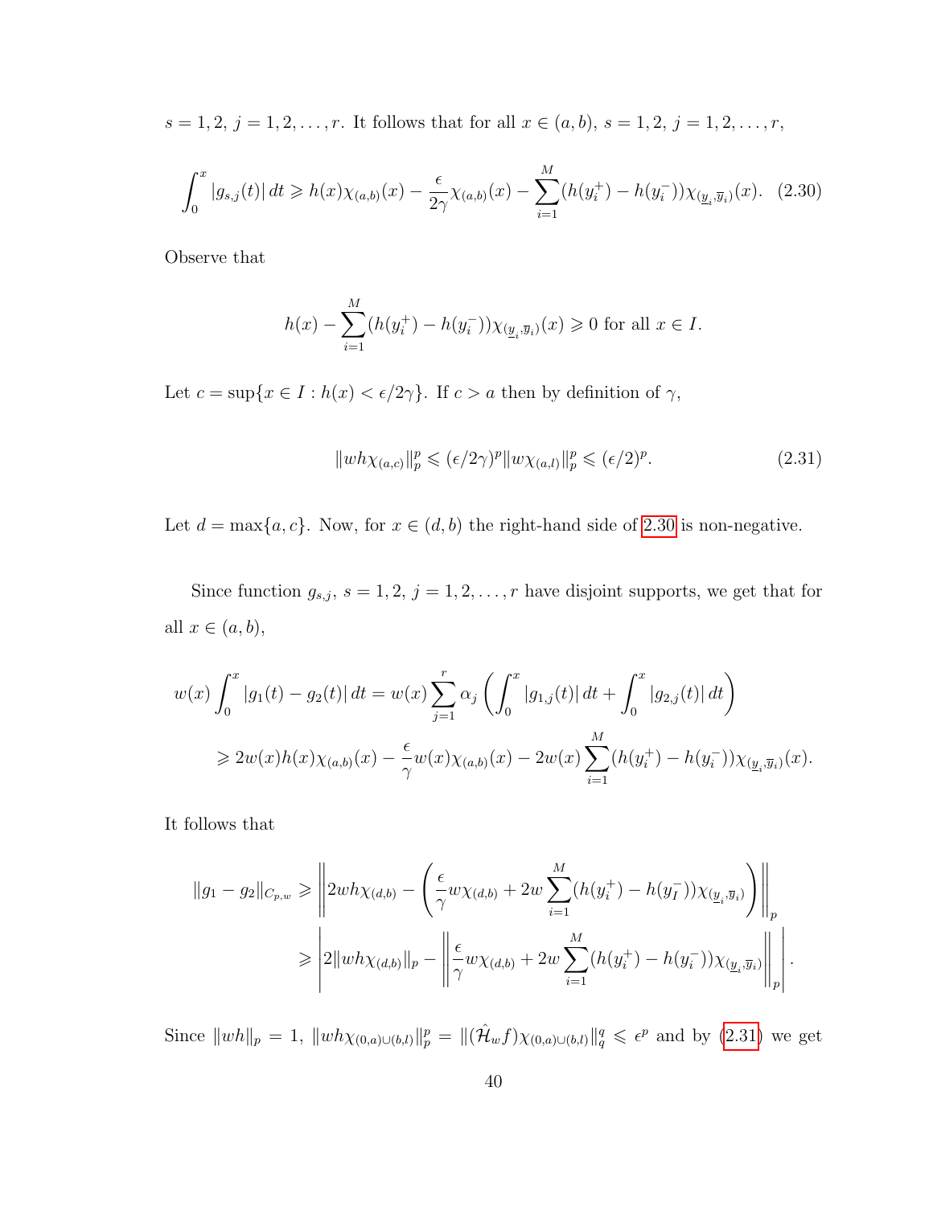$s = 1, 2,\ j = 1, 2, \dots, r$. It follows that for all $x \in (a, b)$, $s = 1, 2$, $j = 1, 2, \dots, r$,

$$\int_0^x |g_{s,j}(t)|\, dt \geqslant h(x)\chi_{(a,b)}(x) - \frac{\epsilon}{2\gamma}\chi_{(a,b)}(x) - \sum_{i=1}^{M}(h(y_i^+) - h(y_i^-))\chi_{(\underline{y}_i, \overline{y}_i)}(x). \quad (2.30)$$

Observe that

$$h(x) - \sum_{i=1}^{M}(h(y_i^+) - h(y_i^-))\chi_{(\underline{y}_i, \overline{y}_i)}(x) \geqslant 0 \text{ for all } x \in I.$$

Let $c = \sup\{x \in I : h(x) < \epsilon/2\gamma\}$. If $c > a$ then by definition of $\gamma$,

$$\|wh\chi_{(a,c)}\|_p^p \leqslant (\epsilon/2\gamma)^p \|w\chi_{(a,l)}\|_p^p \leqslant (\epsilon/2)^p. \quad (2.31)$$

Let $d = \max\{a, c\}$. Now, for $x \in (d, b)$ the right-hand side of 2.30 is non-negative.

Since function $g_{s,j}$, $s = 1, 2$, $j = 1, 2, \dots, r$ have disjoint supports, we get that for all $x \in (a, b)$,

$$\begin{aligned} w(x)\int_0^x |g_1(t) - g_2(t)|\, dt &= w(x)\sum_{j=1}^{r}\alpha_j \left(\int_0^x |g_{1,j}(t)|\, dt + \int_0^x |g_{2,j}(t)|\, dt\right) \\ &\geqslant 2w(x)h(x)\chi_{(a,b)}(x) - \frac{\epsilon}{\gamma}w(x)\chi_{(a,b)}(x) - 2w(x)\sum_{i=1}^{M}(h(y_i^+) - h(y_i^-))\chi_{(\underline{y}_i, \overline{y}_i)}(x). \end{aligned}$$

It follows that

$$\begin{aligned} \|g_1 - g_2\|_{C_{p,w}} &\geqslant \left\| 2wh\chi_{(d,b)} - \left(\frac{\epsilon}{\gamma}w\chi_{(d,b)} + 2w\sum_{i=1}^{M}(h(y_i^+) - h(y_I^-))\chi_{(\underline{y}_i, \overline{y}_i)}\right)\right\|_p \\ &\geqslant \left| 2\|wh\chi_{(d,b)}\|_p - \left\|\frac{\epsilon}{\gamma}w\chi_{(d,b)} + 2w\sum_{i=1}^{M}(h(y_i^+) - h(y_i^-))\chi_{(\underline{y}_i, \overline{y}_i)}\right\|_p \right|. \end{aligned}$$

Since $\|wh\|_p = 1$, $\|wh\chi_{(0,a)\cup(b,l)}\|_p^p = \|(\hat{\mathcal{H}}_w f)\chi_{(0,a)\cup(b,l)}\|_q^q \leqslant \epsilon^p$ and by (2.31) we get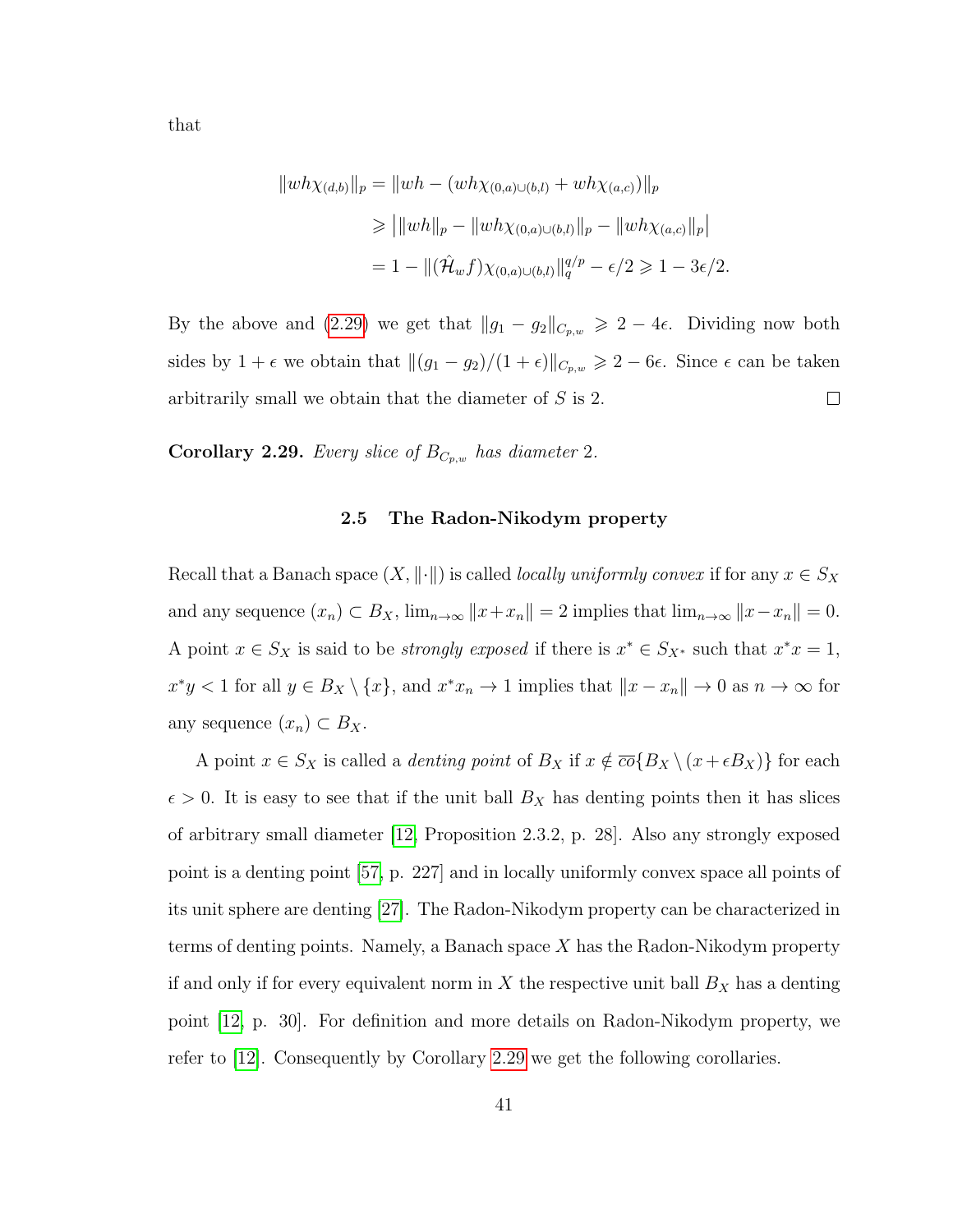that

$$
\begin{aligned}
\|wh\chi_{(d,b)}\|_p &= \|wh - (wh\chi_{(0,a)\cup(b,l)} + wh\chi_{(a,c)})\|_p \\
&\geqslant \big|\|wh\|_p - \|wh\chi_{(0,a)\cup(b,l)}\|_p - \|wh\chi_{(a,c)}\|_p\big| \\
&= 1 - \|(\hat{\mathcal{H}}_w f)\chi_{(0,a)\cup(b,l)}\|_q^{q/p} - \epsilon/2 \geqslant 1 - 3\epsilon/2.
\end{aligned}
$$

By the above and (2.29) we get that $\|g_1 - g_2\|_{C_{p,w}} \geqslant 2 - 4\epsilon$. Dividing now both sides by $1+\epsilon$ we obtain that $\|(g_1 - g_2)/(1+\epsilon)\|_{C_{p,w}} \geqslant 2 - 6\epsilon$. Since $\epsilon$ can be taken arbitrarily small we obtain that the diameter of $S$ is 2. $\square$

**Corollary 2.29.** *Every slice of $B_{C_{p,w}}$ has diameter 2.*

### 2.5 The Radon-Nikodym property

Recall that a Banach space $(X, \|\cdot\|)$ is called *locally uniformly convex* if for any $x \in S_X$ and any sequence $(x_n) \subset B_X$, $\lim_{n\to\infty} \|x + x_n\| = 2$ implies that $\lim_{n\to\infty} \|x - x_n\| = 0$. A point $x \in S_X$ is said to be *strongly exposed* if there is $x^* \in S_{X^*}$ such that $x^*x = 1$, $x^*y < 1$ for all $y \in B_X \setminus \{x\}$, and $x^*x_n \to 1$ implies that $\|x - x_n\| \to 0$ as $n \to \infty$ for any sequence $(x_n) \subset B_X$.

A point $x \in S_X$ is called a *denting point* of $B_X$ if $x \notin \overline{co}\{B_X \setminus (x + \epsilon B_X)\}$ for each $\epsilon > 0$. It is easy to see that if the unit ball $B_X$ has denting points then it has slices of arbitrary small diameter [12, Proposition 2.3.2, p. 28]. Also any strongly exposed point is a denting point [57, p. 227] and in locally uniformly convex space all points of its unit sphere are denting [27]. The Radon-Nikodym property can be characterized in terms of denting points. Namely, a Banach space $X$ has the Radon-Nikodym property if and only if for every equivalent norm in $X$ the respective unit ball $B_X$ has a denting point [12, p. 30]. For definition and more details on Radon-Nikodym property, we refer to [12]. Consequently by Corollary 2.29 we get the following corollaries.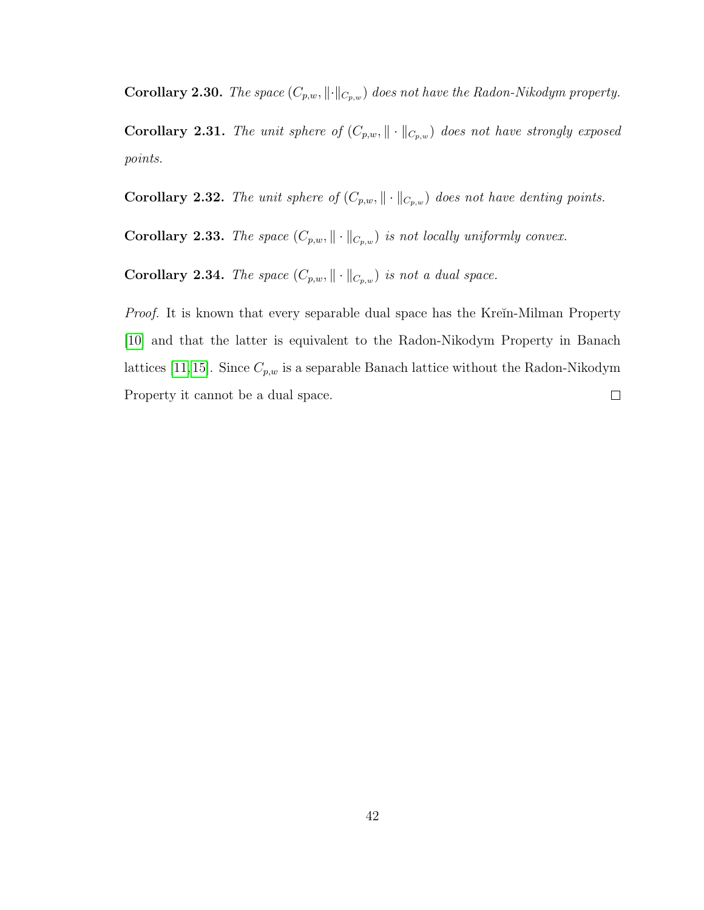**Corollary 2.30.** *The space $(C_{p,w}, \|\cdot\|_{C_{p,w}})$ does not have the Radon-Nikodym property.*

**Corollary 2.31.** *The unit sphere of $(C_{p,w}, \|\cdot\|_{C_{p,w}})$ does not have strongly exposed points.*

**Corollary 2.32.** *The unit sphere of $(C_{p,w}, \|\cdot\|_{C_{p,w}})$ does not have denting points.*

**Corollary 2.33.** *The space $(C_{p,w}, \|\cdot\|_{C_{p,w}})$ is not locally uniformly convex.*

**Corollary 2.34.** *The space $(C_{p,w}, \|\cdot\|_{C_{p,w}})$ is not a dual space.*

*Proof.* It is known that every separable dual space has the Kreĭn-Milman Property [10] and that the latter is equivalent to the Radon-Nikodym Property in Banach lattices [11, 15]. Since $C_{p,w}$ is a separable Banach lattice without the Radon-Nikodym Property it cannot be a dual space. □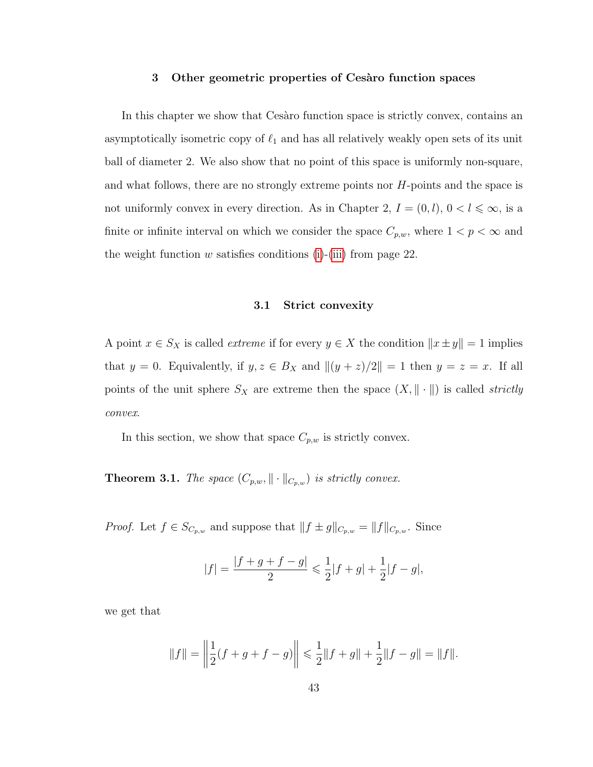## 3 Other geometric properties of Cesàro function spaces

In this chapter we show that Cesàro function space is strictly convex, contains an asymptotically isometric copy of $\ell_1$ and has all relatively weakly open sets of its unit ball of diameter 2. We also show that no point of this space is uniformly non-square, and what follows, there are no strongly extreme points nor $H$-points and the space is not uniformly convex in every direction. As in Chapter 2, $I = (0, l)$, $0 < l \leqslant \infty$, is a finite or infinite interval on which we consider the space $C_{p,w}$, where $1 < p < \infty$ and the weight function $w$ satisfies conditions (i)-(iii) from page 22.

### 3.1 Strict convexity

A point $x \in S_X$ is called *extreme* if for every $y \in X$ the condition $\|x \pm y\| = 1$ implies that $y = 0$. Equivalently, if $y, z \in B_X$ and $\|(y+z)/2\| = 1$ then $y = z = x$. If all points of the unit sphere $S_X$ are extreme then the space $(X, \|\cdot\|)$ is called *strictly convex*.

In this section, we show that space $C_{p,w}$ is strictly convex.

**Theorem 3.1.** *The space $(C_{p,w}, \|\cdot\|_{C_{p,w}})$ is strictly convex.*

*Proof.* Let $f \in S_{C_{p,w}}$ and suppose that $\|f \pm g\|_{C_{p,w}} = \|f\|_{C_{p,w}}$. Since

$$|f| = \frac{|f+g+f-g|}{2} \leqslant \frac{1}{2}|f+g| + \frac{1}{2}|f-g|,$$

we get that

$$\|f\| = \left\|\frac{1}{2}(f+g+f-g)\right\| \leqslant \frac{1}{2}\|f+g\| + \frac{1}{2}\|f-g\| = \|f\|.$$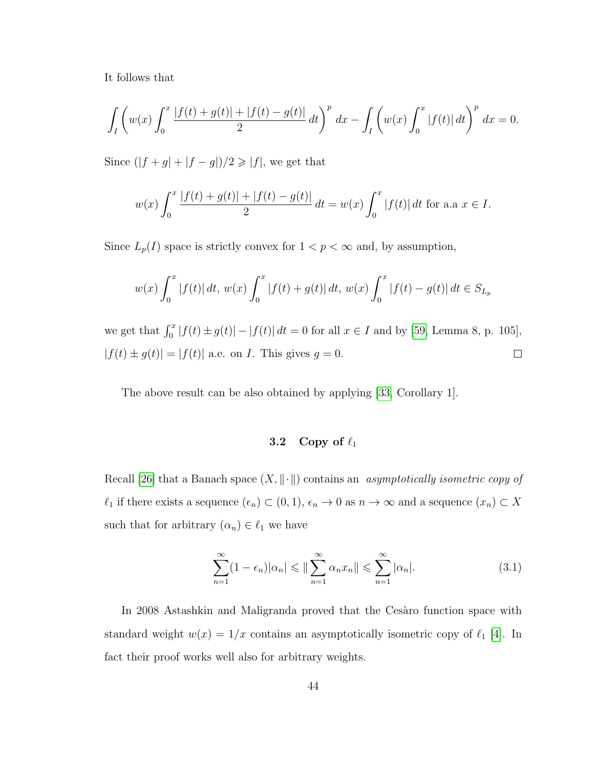It follows that

$$\int_I \left( w(x) \int_0^x \frac{|f(t)+g(t)| + |f(t)-g(t)|}{2} \, dt \right)^p \, dx - \int_I \left( w(x) \int_0^x |f(t)| \, dt \right)^p \, dx = 0.$$

Since $(|f+g| + |f-g|)/2 \geqslant |f|$, we get that

$$w(x) \int_0^x \frac{|f(t)+g(t)| + |f(t)-g(t)|}{2} \, dt = w(x) \int_0^x |f(t)| \, dt \text{ for a.a } x \in I.$$

Since $L_p(I)$ space is strictly convex for $1 < p < \infty$ and, by assumption,

$$w(x) \int_0^x |f(t)| \, dt, \; w(x) \int_0^x |f(t)+g(t)| \, dt, \; w(x) \int_0^x |f(t)-g(t)| \, dt \in S_{L_p}$$

we get that $\int_0^x |f(t) \pm g(t)| - |f(t)| \, dt = 0$ for all $x \in I$ and by [59, Lemma 8, p. 105], $|f(t) \pm g(t)| = |f(t)|$ a.e. on $I$. This gives $g = 0$. $\square$

The above result can be also obtained by applying [33, Corollary 1].

### 3.2 Copy of $\ell_1$

Recall [26] that a Banach space $(X, \|\cdot\|)$ contains an *asymptotically isometric copy of* $\ell_1$ if there exists a sequence $(\epsilon_n) \subset (0,1)$, $\epsilon_n \to 0$ as $n \to \infty$ and a sequence $(x_n) \subset X$ such that for arbitrary $(\alpha_n) \in \ell_1$ we have

$$\sum_{n=1}^{\infty} (1 - \epsilon_n)|\alpha_n| \leqslant \| \sum_{n=1}^{\infty} \alpha_n x_n \| \leqslant \sum_{n=1}^{\infty} |\alpha_n|. \tag{3.1}$$

In 2008 Astashkin and Maligranda proved that the Cesàro function space with standard weight $w(x) = 1/x$ contains an asymptotically isometric copy of $\ell_1$ [4]. In fact their proof works well also for arbitrary weights.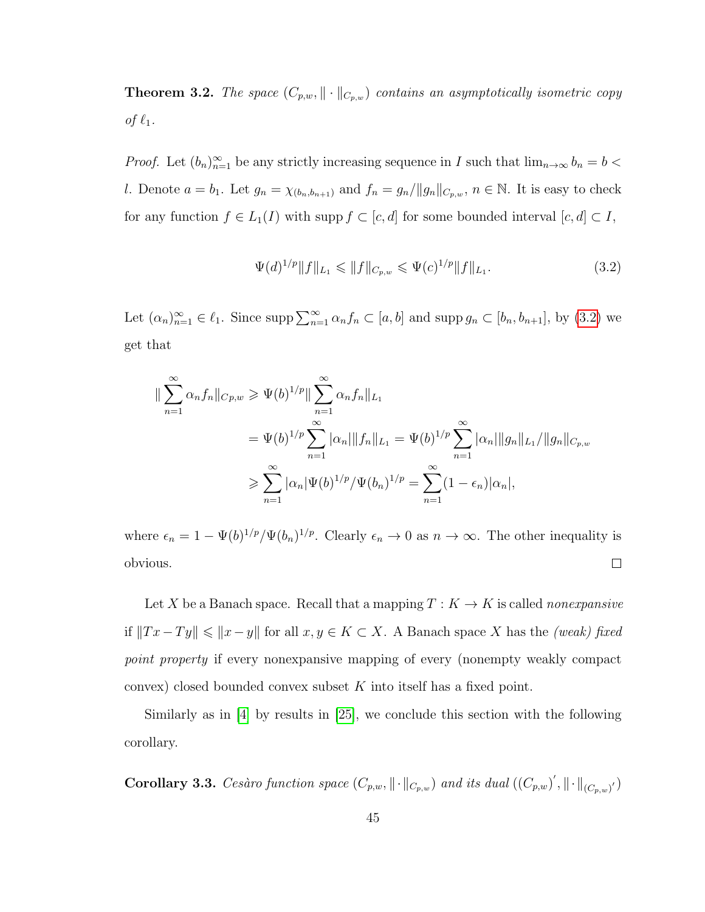**Theorem 3.2.** *The space $(C_{p,w}, \|\cdot\|_{C_{p,w}})$ contains an asymptotically isometric copy of $\ell_1$.*

*Proof.* Let $(b_n)_{n=1}^\infty$ be any strictly increasing sequence in $I$ such that $\lim_{n\to\infty} b_n = b < l$. Denote $a = b_1$. Let $g_n = \chi_{(b_n, b_{n+1})}$ and $f_n = g_n/\|g_n\|_{C_{p,w}}$, $n \in \mathbb{N}$. It is easy to check for any function $f \in L_1(I)$ with $\operatorname{supp} f \subset [c,d]$ for some bounded interval $[c,d] \subset I$,

$$\Psi(d)^{1/p}\|f\|_{L_1} \leqslant \|f\|_{C_{p,w}} \leqslant \Psi(c)^{1/p}\|f\|_{L_1}. \tag{3.2}$$

Let $(\alpha_n)_{n=1}^\infty \in \ell_1$. Since $\operatorname{supp}\sum_{n=1}^\infty \alpha_n f_n \subset [a,b]$ and $\operatorname{supp} g_n \subset [b_n, b_{n+1}]$, by (3.2) we get that

$$\begin{aligned}
\|\sum_{n=1}^\infty \alpha_n f_n\|_{Cp,w} &\geqslant \Psi(b)^{1/p}\|\sum_{n=1}^\infty \alpha_n f_n\|_{L_1} \\
&= \Psi(b)^{1/p}\sum_{n=1}^\infty |\alpha_n|\|f_n\|_{L_1} = \Psi(b)^{1/p}\sum_{n=1}^\infty |\alpha_n|\|g_n\|_{L_1}/\|g_n\|_{C_{p,w}} \\
&\geqslant \sum_{n=1}^\infty |\alpha_n|\Psi(b)^{1/p}/\Psi(b_n)^{1/p} = \sum_{n=1}^\infty (1-\epsilon_n)|\alpha_n|,
\end{aligned}$$

where $\epsilon_n = 1 - \Psi(b)^{1/p}/\Psi(b_n)^{1/p}$. Clearly $\epsilon_n \to 0$ as $n \to \infty$. The other inequality is obvious. $\square$

Let $X$ be a Banach space. Recall that a mapping $T : K \to K$ is called *nonexpansive* if $\|Tx - Ty\| \leqslant \|x - y\|$ for all $x, y \in K \subset X$. A Banach space $X$ has the *(weak) fixed point property* if every nonexpansive mapping of every (nonempty weakly compact convex) closed bounded convex subset $K$ into itself has a fixed point.

Similarly as in [4] by results in [25], we conclude this section with the following corollary.

**Corollary 3.3.** *Cesàro function space $(C_{p,w}, \|\cdot\|_{C_{p,w}})$ and its dual $((C_{p,w})', \|\cdot\|_{(C_{p,w})'})$*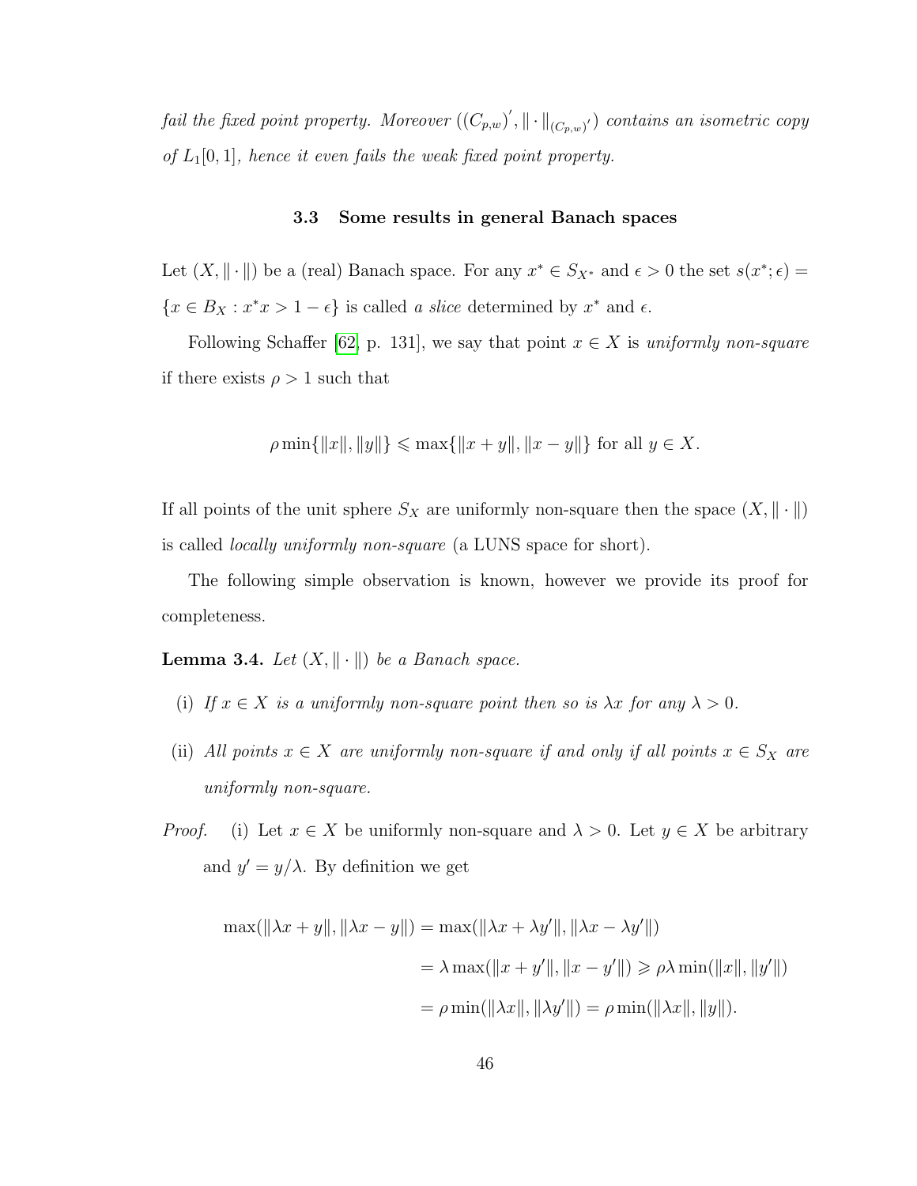*fail the fixed point property. Moreover* $((C_{p,w})', \|\cdot\|_{(C_{p,w})'})$ *contains an isometric copy of* $L_1[0,1]$*, hence it even fails the weak fixed point property.*

### 3.3 Some results in general Banach spaces

Let $(X, \|\cdot\|)$ be a (real) Banach space. For any $x^* \in S_{X^*}$ and $\epsilon > 0$ the set $s(x^*; \epsilon) = \{x \in B_X : x^*x > 1 - \epsilon\}$ is called *a slice* determined by $x^*$ and $\epsilon$.

Following Schaffer [62, p. 131], we say that point $x \in X$ is *uniformly non-square* if there exists $\rho > 1$ such that

$$\rho \min\{\|x\|, \|y\|\} \leqslant \max\{\|x + y\|, \|x - y\|\} \text{ for all } y \in X.$$

If all points of the unit sphere $S_X$ are uniformly non-square then the space $(X, \|\cdot\|)$ is called *locally uniformly non-square* (a LUNS space for short).

The following simple observation is known, however we provide its proof for completeness.

**Lemma 3.4.** *Let* $(X, \|\cdot\|)$ *be a Banach space.*

(i) *If* $x \in X$ *is a uniformly non-square point then so is* $\lambda x$ *for any* $\lambda > 0$*.*

(ii) *All points* $x \in X$ *are uniformly non-square if and only if all points* $x \in S_X$ *are uniformly non-square.*

*Proof.* (i) Let $x \in X$ be uniformly non-square and $\lambda > 0$. Let $y \in X$ be arbitrary and $y' = y/\lambda$. By definition we get

$$\begin{aligned}
\max(\|\lambda x + y\|, \|\lambda x - y\|) &= \max(\|\lambda x + \lambda y'\|, \|\lambda x - \lambda y'\|) \\
&= \lambda \max(\|x + y'\|, \|x - y'\|) \geqslant \rho\lambda \min(\|x\|, \|y'\|) \\
&= \rho \min(\|\lambda x\|, \|\lambda y'\|) = \rho \min(\|\lambda x\|, \|y\|).
\end{aligned}$$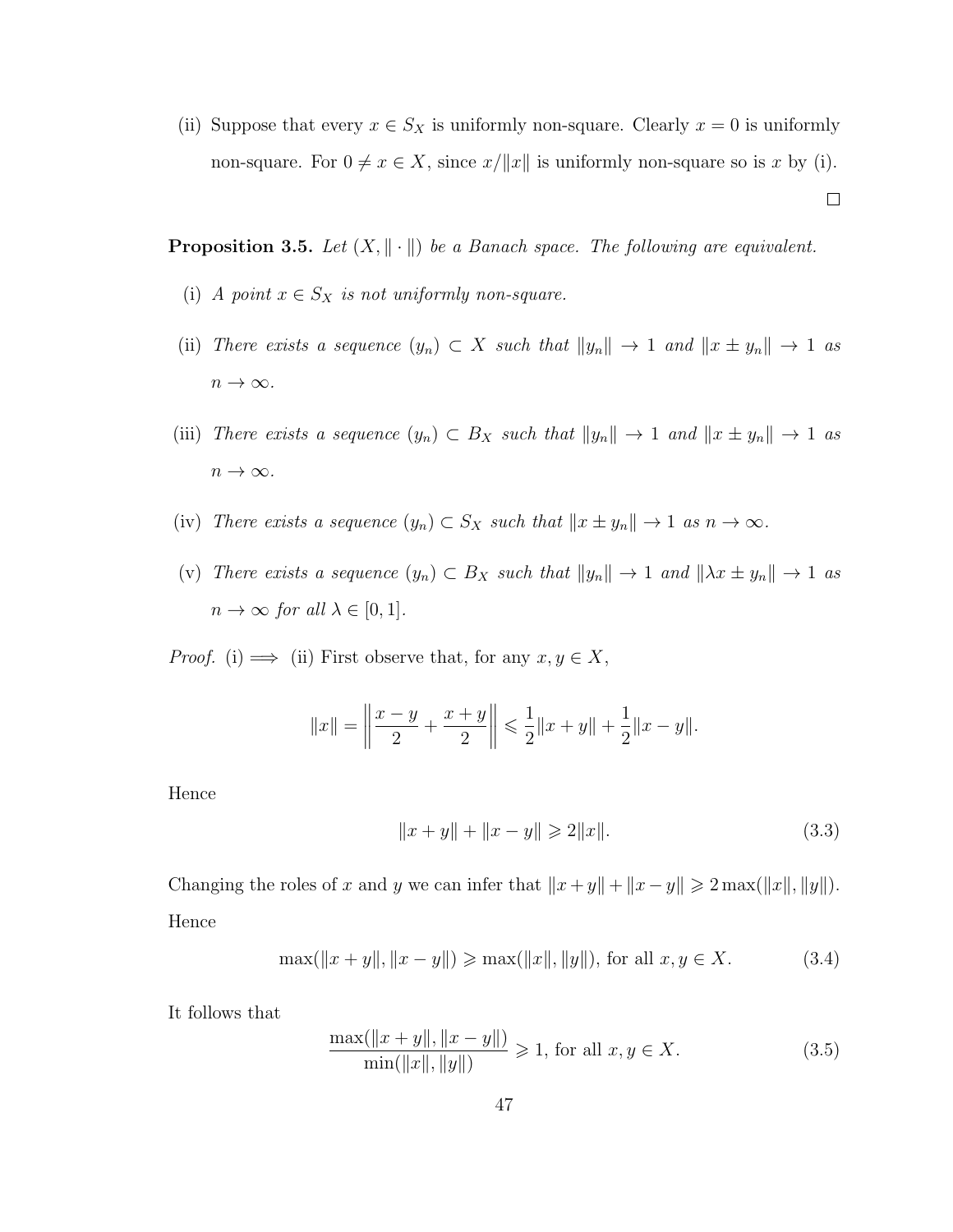(ii) Suppose that every $x \in S_X$ is uniformly non-square. Clearly $x = 0$ is uniformly non-square. For $0 \neq x \in X$, since $x/\|x\|$ is uniformly non-square so is $x$ by (i).

□

**Proposition 3.5.** *Let $(X, \|\cdot\|)$ be a Banach space. The following are equivalent.*

(i) *A point $x \in S_X$ is not uniformly non-square.*

(ii) *There exists a sequence $(y_n) \subset X$ such that $\|y_n\| \to 1$ and $\|x \pm y_n\| \to 1$ as $n \to \infty$.*

(iii) *There exists a sequence $(y_n) \subset B_X$ such that $\|y_n\| \to 1$ and $\|x \pm y_n\| \to 1$ as $n \to \infty$.*

(iv) *There exists a sequence $(y_n) \subset S_X$ such that $\|x \pm y_n\| \to 1$ as $n \to \infty$.*

(v) *There exists a sequence $(y_n) \subset B_X$ such that $\|y_n\| \to 1$ and $\|\lambda x \pm y_n\| \to 1$ as $n \to \infty$ for all $\lambda \in [0, 1]$.*

*Proof.* (i) $\implies$ (ii) First observe that, for any $x, y \in X$,

$$\|x\| = \left\| \frac{x-y}{2} + \frac{x+y}{2} \right\| \leqslant \frac{1}{2}\|x+y\| + \frac{1}{2}\|x-y\|.$$

Hence

$$\|x+y\| + \|x-y\| \geqslant 2\|x\|. \tag{3.3}$$

Changing the roles of $x$ and $y$ we can infer that $\|x+y\| + \|x-y\| \geqslant 2\max(\|x\|, \|y\|)$. Hence

$$\max(\|x+y\|, \|x-y\|) \geqslant \max(\|x\|, \|y\|), \text{ for all } x, y \in X. \tag{3.4}$$

It follows that

$$\frac{\max(\|x+y\|, \|x-y\|)}{\min(\|x\|, \|y\|)} \geqslant 1, \text{ for all } x, y \in X. \tag{3.5}$$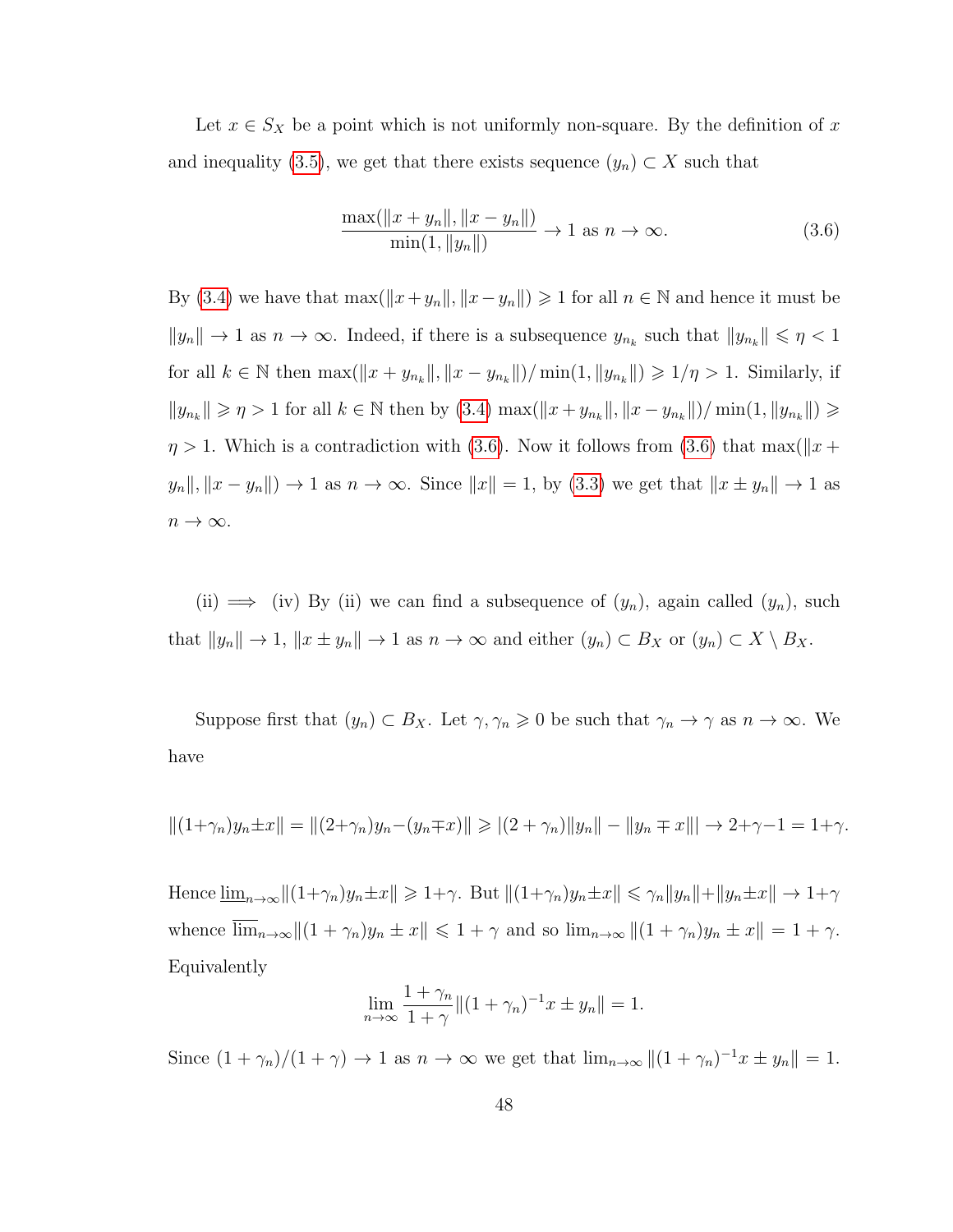Let $x \in S_X$ be a point which is not uniformly non-square. By the definition of $x$ and inequality (3.5), we get that there exists sequence $(y_n) \subset X$ such that

$$\frac{\max(\|x + y_n\|, \|x - y_n\|)}{\min(1, \|y_n\|)} \to 1 \text{ as } n \to \infty. \tag{3.6}$$

By (3.4) we have that $\max(\|x+y_n\|, \|x-y_n\|) \geqslant 1$ for all $n \in \mathbb{N}$ and hence it must be $\|y_n\| \to 1$ as $n \to \infty$. Indeed, if there is a subsequence $y_{n_k}$ such that $\|y_{n_k}\| \leqslant \eta < 1$ for all $k \in \mathbb{N}$ then $\max(\|x + y_{n_k}\|, \|x - y_{n_k}\|)/\min(1, \|y_{n_k}\|) \geqslant 1/\eta > 1$. Similarly, if $\|y_{n_k}\| \geqslant \eta > 1$ for all $k \in \mathbb{N}$ then by (3.4) $\max(\|x + y_{n_k}\|, \|x - y_{n_k}\|)/\min(1, \|y_{n_k}\|) \geqslant \eta > 1$. Which is a contradiction with (3.6). Now it follows from (3.6) that $\max(\|x + y_n\|, \|x - y_n\|) \to 1$ as $n \to \infty$. Since $\|x\| = 1$, by (3.3) we get that $\|x \pm y_n\| \to 1$ as $n \to \infty$.

(ii) $\implies$ (iv) By (ii) we can find a subsequence of $(y_n)$, again called $(y_n)$, such that $\|y_n\| \to 1$, $\|x \pm y_n\| \to 1$ as $n \to \infty$ and either $(y_n) \subset B_X$ or $(y_n) \subset X \setminus B_X$.

Suppose first that $(y_n) \subset B_X$. Let $\gamma, \gamma_n \geqslant 0$ be such that $\gamma_n \to \gamma$ as $n \to \infty$. We have

$$\|(1+\gamma_n)y_n \pm x\| = \|(2+\gamma_n)y_n - (y_n \mp x)\| \geqslant |(2 + \gamma_n)\|y_n\| - \|y_n \mp x\|| \to 2+\gamma-1 = 1+\gamma.$$

Hence $\underline{\lim}_{n\to\infty}\|(1+\gamma_n)y_n \pm x\| \geqslant 1+\gamma$. But $\|(1+\gamma_n)y_n \pm x\| \leqslant \gamma_n\|y_n\| + \|y_n \pm x\| \to 1+\gamma$ whence $\overline{\lim}_{n\to\infty}\|(1 + \gamma_n)y_n \pm x\| \leqslant 1 + \gamma$ and so $\lim_{n\to\infty} \|(1 + \gamma_n)y_n \pm x\| = 1 + \gamma$. Equivalently

$$\lim_{n\to\infty} \frac{1 + \gamma_n}{1 + \gamma}\|(1 + \gamma_n)^{-1}x \pm y_n\| = 1.$$

Since $(1 + \gamma_n)/(1 + \gamma) \to 1$ as $n \to \infty$ we get that $\lim_{n\to\infty} \|(1 + \gamma_n)^{-1}x \pm y_n\| = 1$.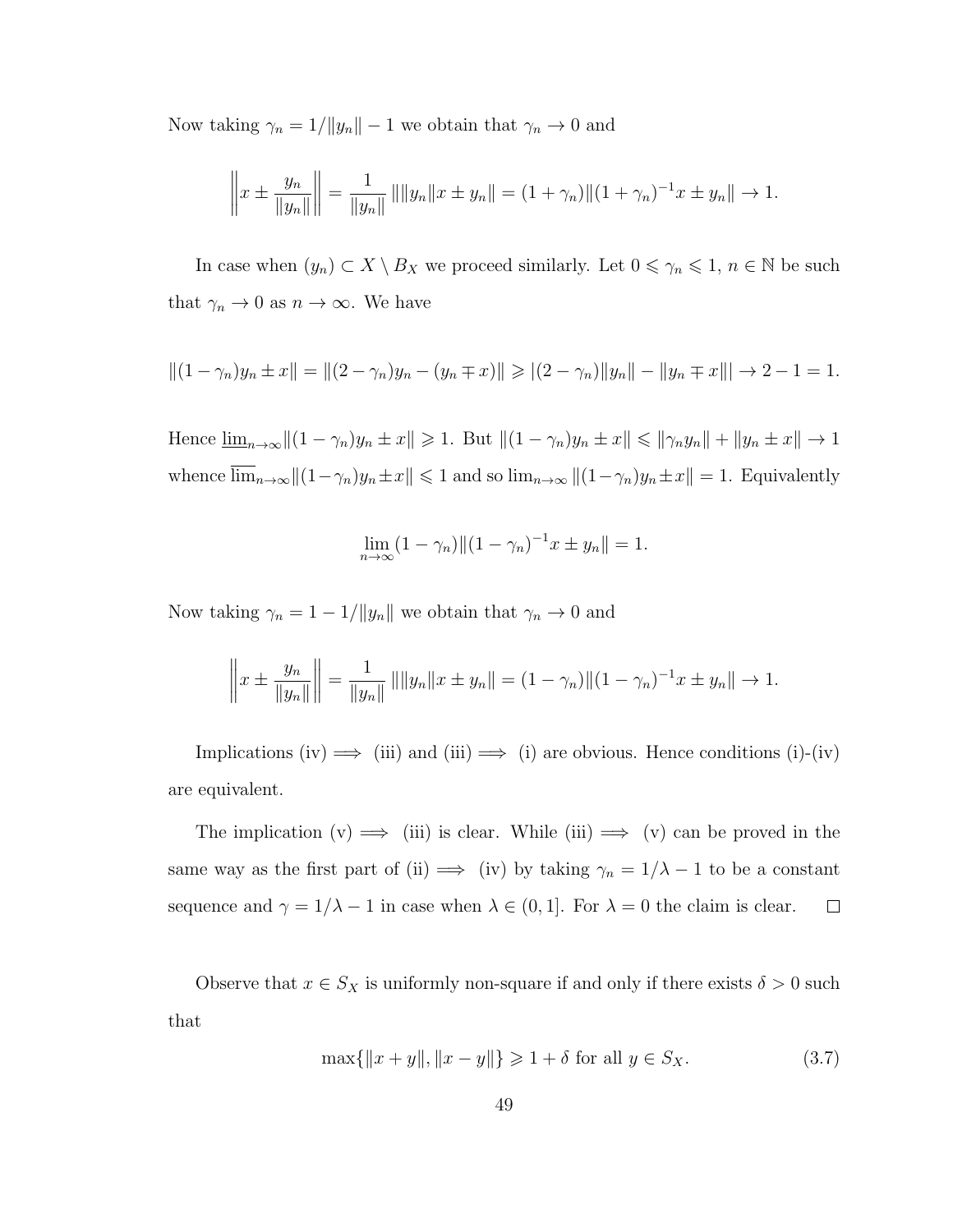Now taking $\gamma_n = 1/\|y_n\| - 1$ we obtain that $\gamma_n \to 0$ and

$$\left\|x \pm \frac{y_n}{\|y_n\|}\right\| = \frac{1}{\|y_n\|}\,\|\|y_n\|x \pm y_n\| = (1+\gamma_n)\|(1+\gamma_n)^{-1}x \pm y_n\| \to 1.$$

In case when $(y_n) \subset X \setminus B_X$ we proceed similarly. Let $0 \leqslant \gamma_n \leqslant 1$, $n \in \mathbb{N}$ be such that $\gamma_n \to 0$ as $n \to \infty$. We have

$$\|(1-\gamma_n)y_n \pm x\| = \|(2-\gamma_n)y_n - (y_n \mp x)\| \geqslant |(2-\gamma_n)\|y_n\| - \|y_n \mp x\|| \to 2 - 1 = 1.$$

Hence $\underline{\lim}_{n\to\infty}\|(1-\gamma_n)y_n \pm x\| \geqslant 1$. But $\|(1-\gamma_n)y_n \pm x\| \leqslant \|\gamma_n y_n\| + \|y_n \pm x\| \to 1$ whence $\overline{\lim}_{n\to\infty}\|(1-\gamma_n)y_n \pm x\| \leqslant 1$ and so $\lim_{n\to\infty}\|(1-\gamma_n)y_n \pm x\| = 1$. Equivalently

$$\lim_{n\to\infty}(1-\gamma_n)\|(1-\gamma_n)^{-1}x \pm y_n\| = 1.$$

Now taking $\gamma_n = 1 - 1/\|y_n\|$ we obtain that $\gamma_n \to 0$ and

$$\left\|x \pm \frac{y_n}{\|y_n\|}\right\| = \frac{1}{\|y_n\|}\,\|\|y_n\|x \pm y_n\| = (1-\gamma_n)\|(1-\gamma_n)^{-1}x \pm y_n\| \to 1.$$

Implications (iv) $\implies$ (iii) and (iii) $\implies$ (i) are obvious. Hence conditions (i)-(iv) are equivalent.

The implication (v) $\implies$ (iii) is clear. While (iii) $\implies$ (v) can be proved in the same way as the first part of (ii) $\implies$ (iv) by taking $\gamma_n = 1/\lambda - 1$ to be a constant sequence and $\gamma = 1/\lambda - 1$ in case when $\lambda \in (0,1]$. For $\lambda = 0$ the claim is clear. $\square$

Observe that $x \in S_X$ is uniformly non-square if and only if there exists $\delta > 0$ such that

$$\max\{\|x+y\|, \|x-y\|\} \geqslant 1 + \delta \text{ for all } y \in S_X. \tag{3.7}$$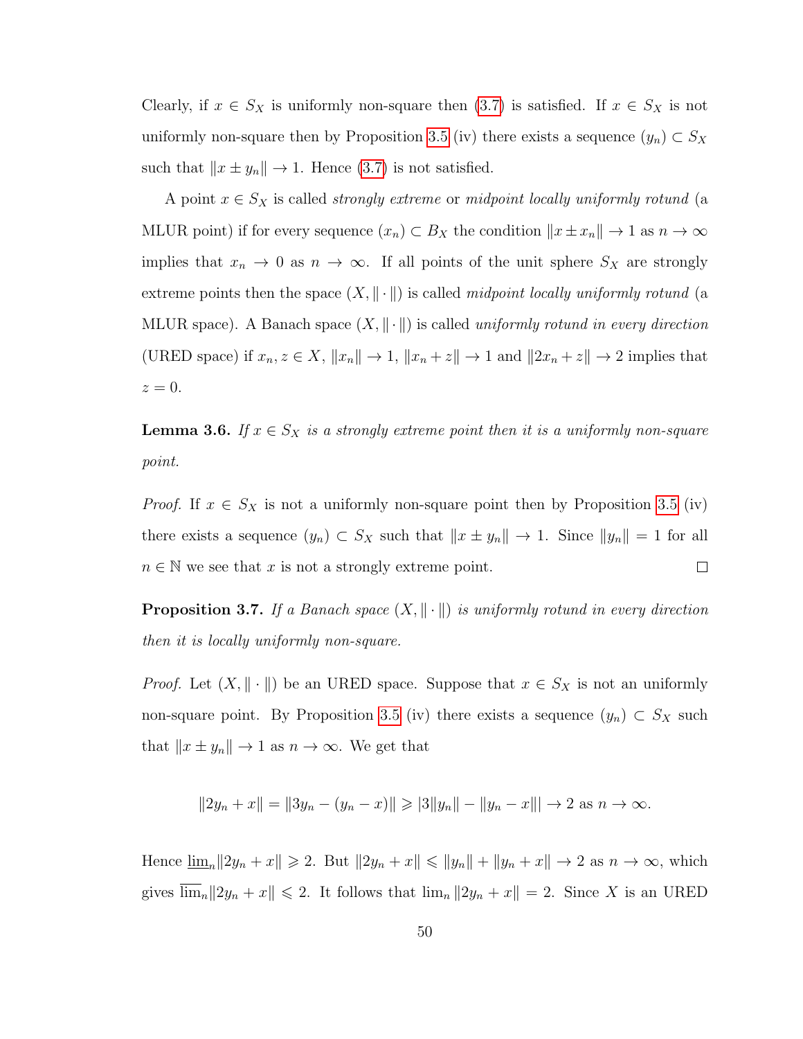Clearly, if $x \in S_X$ is uniformly non-square then (3.7) is satisfied. If $x \in S_X$ is not uniformly non-square then by Proposition 3.5 (iv) there exists a sequence $(y_n) \subset S_X$ such that $\|x \pm y_n\| \to 1$. Hence (3.7) is not satisfied.

A point $x \in S_X$ is called *strongly extreme* or *midpoint locally uniformly rotund* (a MLUR point) if for every sequence $(x_n) \subset B_X$ the condition $\|x \pm x_n\| \to 1$ as $n \to \infty$ implies that $x_n \to 0$ as $n \to \infty$. If all points of the unit sphere $S_X$ are strongly extreme points then the space $(X, \|\cdot\|)$ is called *midpoint locally uniformly rotund* (a MLUR space). A Banach space $(X, \|\cdot\|)$ is called *uniformly rotund in every direction* (URED space) if $x_n, z \in X$, $\|x_n\| \to 1$, $\|x_n + z\| \to 1$ and $\|2x_n + z\| \to 2$ implies that $z = 0$.

**Lemma 3.6.** *If $x \in S_X$ is a strongly extreme point then it is a uniformly non-square point.*

*Proof.* If $x \in S_X$ is not a uniformly non-square point then by Proposition 3.5 (iv) there exists a sequence $(y_n) \subset S_X$ such that $\|x \pm y_n\| \to 1$. Since $\|y_n\| = 1$ for all $n \in \mathbb{N}$ we see that $x$ is not a strongly extreme point. □

**Proposition 3.7.** *If a Banach space $(X, \|\cdot\|)$ is uniformly rotund in every direction then it is locally uniformly non-square.*

*Proof.* Let $(X, \|\cdot\|)$ be an URED space. Suppose that $x \in S_X$ is not an uniformly non-square point. By Proposition 3.5 (iv) there exists a sequence $(y_n) \subset S_X$ such that $\|x \pm y_n\| \to 1$ as $n \to \infty$. We get that

$$\|2y_n + x\| = \|3y_n - (y_n - x)\| \geqslant |3\|y_n\| - \|y_n - x\|| \to 2 \text{ as } n \to \infty.$$

Hence $\underline{\lim}_n \|2y_n + x\| \geqslant 2$. But $\|2y_n + x\| \leqslant \|y_n\| + \|y_n + x\| \to 2$ as $n \to \infty$, which gives $\overline{\lim}_n \|2y_n + x\| \leqslant 2$. It follows that $\lim_n \|2y_n + x\| = 2$. Since $X$ is an URED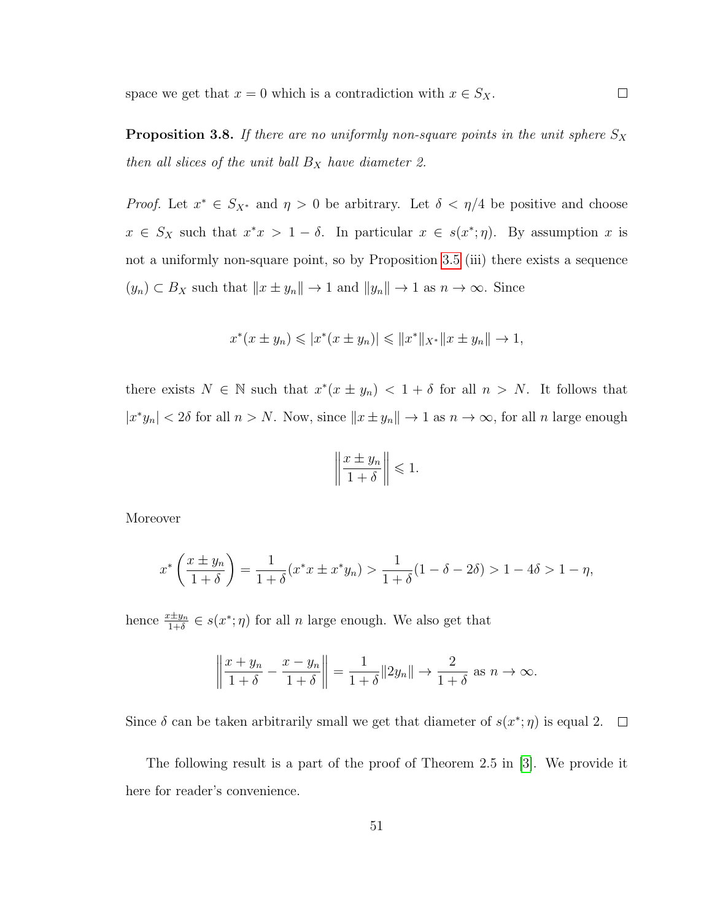space we get that $x = 0$ which is a contradiction with $x \in S_X$. □

**Proposition 3.8.** *If there are no uniformly non-square points in the unit sphere $S_X$ then all slices of the unit ball $B_X$ have diameter 2.*

*Proof.* Let $x^* \in S_{X^*}$ and $\eta > 0$ be arbitrary. Let $\delta < \eta/4$ be positive and choose $x \in S_X$ such that $x^*x > 1 - \delta$. In particular $x \in s(x^*; \eta)$. By assumption $x$ is not a uniformly non-square point, so by Proposition 3.5 (iii) there exists a sequence $(y_n) \subset B_X$ such that $\|x \pm y_n\| \to 1$ and $\|y_n\| \to 1$ as $n \to \infty$. Since

$$x^*(x \pm y_n) \leqslant |x^*(x \pm y_n)| \leqslant \|x^*\|_{X^*} \|x \pm y_n\| \to 1,$$

there exists $N \in \mathbb{N}$ such that $x^*(x \pm y_n) < 1 + \delta$ for all $n > N$. It follows that $|x^* y_n| < 2\delta$ for all $n > N$. Now, since $\|x \pm y_n\| \to 1$ as $n \to \infty$, for all $n$ large enough

$$\left\| \frac{x \pm y_n}{1 + \delta} \right\| \leqslant 1.$$

Moreover

$$x^* \left( \frac{x \pm y_n}{1 + \delta} \right) = \frac{1}{1 + \delta}(x^*x \pm x^*y_n) > \frac{1}{1 + \delta}(1 - \delta - 2\delta) > 1 - 4\delta > 1 - \eta,$$

hence $\frac{x \pm y_n}{1+\delta} \in s(x^*; \eta)$ for all $n$ large enough. We also get that

$$\left\| \frac{x + y_n}{1 + \delta} - \frac{x - y_n}{1 + \delta} \right\| = \frac{1}{1 + \delta} \|2y_n\| \to \frac{2}{1 + \delta} \text{ as } n \to \infty.$$

Since $\delta$ can be taken arbitrarily small we get that diameter of $s(x^*; \eta)$ is equal 2. □

The following result is a part of the proof of Theorem 2.5 in [3]. We provide it here for reader's convenience.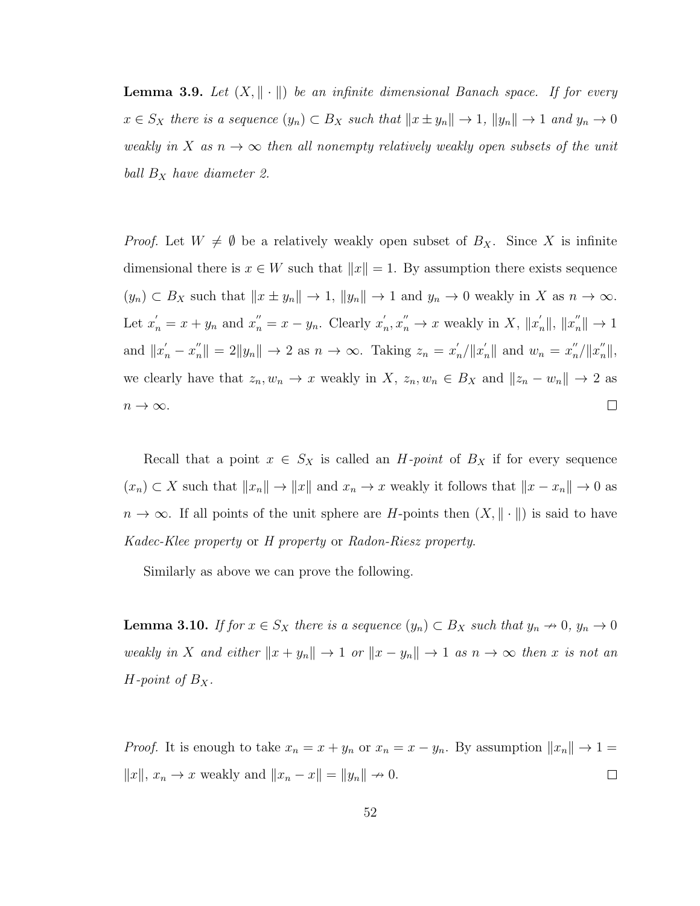**Lemma 3.9.** *Let $(X, \|\cdot\|)$ be an infinite dimensional Banach space. If for every $x \in S_X$ there is a sequence $(y_n) \subset B_X$ such that $\|x \pm y_n\| \to 1$, $\|y_n\| \to 1$ and $y_n \to 0$ weakly in $X$ as $n \to \infty$ then all nonempty relatively weakly open subsets of the unit ball $B_X$ have diameter 2.*

*Proof.* Let $W \neq \emptyset$ be a relatively weakly open subset of $B_X$. Since $X$ is infinite dimensional there is $x \in W$ such that $\|x\| = 1$. By assumption there exists sequence $(y_n) \subset B_X$ such that $\|x \pm y_n\| \to 1$, $\|y_n\| \to 1$ and $y_n \to 0$ weakly in $X$ as $n \to \infty$. Let $x_n^{'} = x + y_n$ and $x_n^{''} = x - y_n$. Clearly $x_n^{'}, x_n^{''} \to x$ weakly in $X$, $\|x_n^{'}\|$, $\|x_n^{''}\| \to 1$ and $\|x_n^{'} - x_n^{''}\| = 2\|y_n\| \to 2$ as $n \to \infty$. Taking $z_n = x_n^{'}/\|x_n^{'}\|$ and $w_n = x_n^{''}/\|x_n^{''}\|$, we clearly have that $z_n, w_n \to x$ weakly in $X$, $z_n, w_n \in B_X$ and $\|z_n - w_n\| \to 2$ as $n \to \infty$. $\square$

Recall that a point $x \in S_X$ is called an *H-point* of $B_X$ if for every sequence $(x_n) \subset X$ such that $\|x_n\| \to \|x\|$ and $x_n \to x$ weakly it follows that $\|x - x_n\| \to 0$ as $n \to \infty$. If all points of the unit sphere are $H$-points then $(X, \|\cdot\|)$ is said to have *Kadec-Klee property* or *H property* or *Radon-Riesz property*.

Similarly as above we can prove the following.

**Lemma 3.10.** *If for $x \in S_X$ there is a sequence $(y_n) \subset B_X$ such that $y_n \nrightarrow 0$, $y_n \to 0$ weakly in $X$ and either $\|x + y_n\| \to 1$ or $\|x - y_n\| \to 1$ as $n \to \infty$ then $x$ is not an $H$-point of $B_X$.*

*Proof.* It is enough to take $x_n = x + y_n$ or $x_n = x - y_n$. By assumption $\|x_n\| \to 1 = \|x\|$, $x_n \to x$ weakly and $\|x_n - x\| = \|y_n\| \nrightarrow 0$. $\square$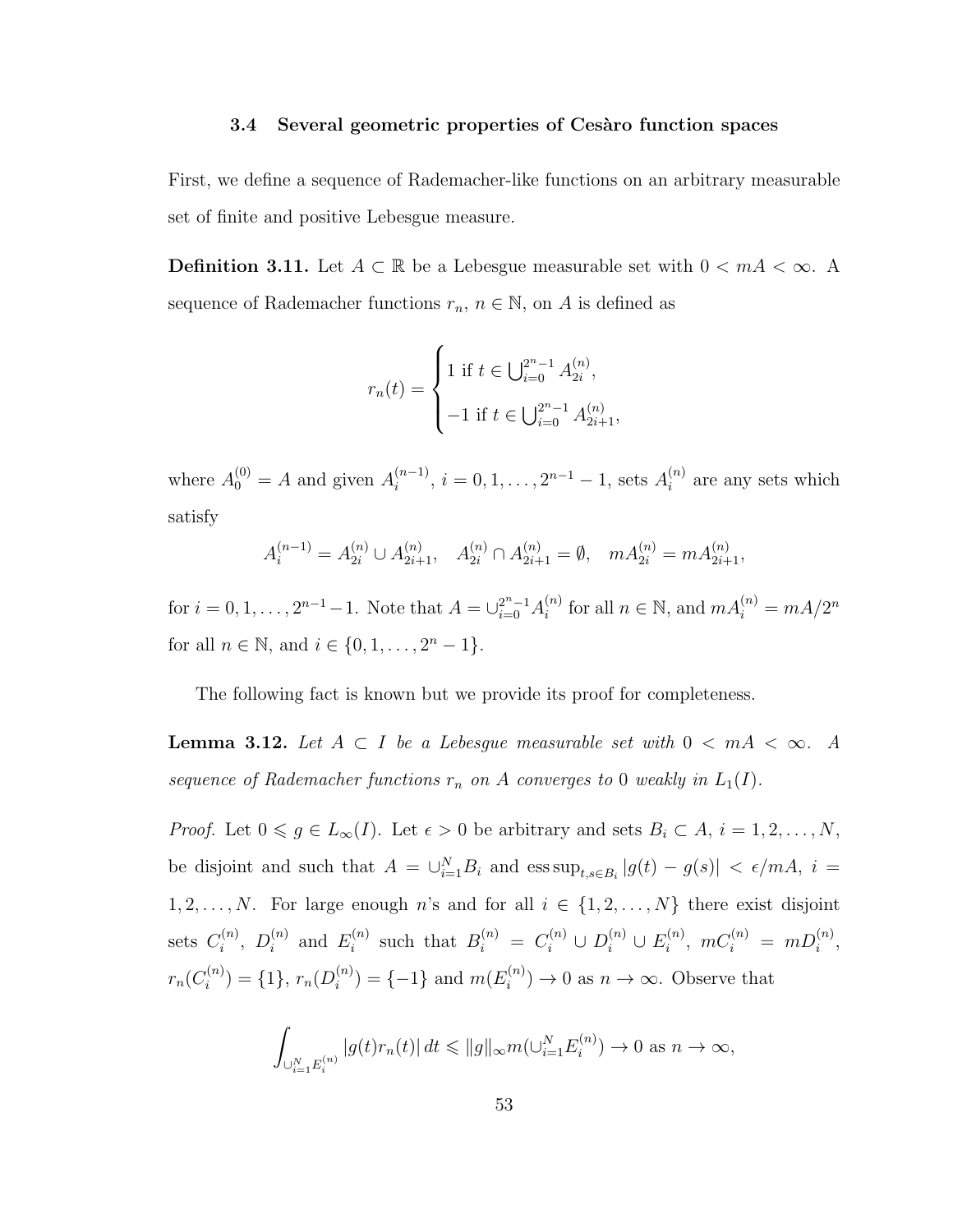### 3.4 Several geometric properties of Cesàro function spaces

First, we define a sequence of Rademacher-like functions on an arbitrary measurable set of finite and positive Lebesgue measure.

**Definition 3.11.** Let $A \subset \mathbb{R}$ be a Lebesgue measurable set with $0 < mA < \infty$. A sequence of Rademacher functions $r_n$, $n \in \mathbb{N}$, on $A$ is defined as

$$r_n(t) = \begin{cases} 1 \text{ if } t \in \bigcup_{i=0}^{2^n-1} A_{2i}^{(n)}, \\ -1 \text{ if } t \in \bigcup_{i=0}^{2^n-1} A_{2i+1}^{(n)}, \end{cases}$$

where $A_0^{(0)} = A$ and given $A_i^{(n-1)}$, $i = 0, 1, \ldots, 2^{n-1} - 1$, sets $A_i^{(n)}$ are any sets which satisfy

$$A_i^{(n-1)} = A_{2i}^{(n)} \cup A_{2i+1}^{(n)}, \quad A_{2i}^{(n)} \cap A_{2i+1}^{(n)} = \emptyset, \quad mA_{2i}^{(n)} = mA_{2i+1}^{(n)},$$

for $i = 0, 1, \ldots, 2^{n-1} - 1$. Note that $A = \cup_{i=0}^{2^n-1} A_i^{(n)}$ for all $n \in \mathbb{N}$, and $mA_i^{(n)} = mA/2^n$ for all $n \in \mathbb{N}$, and $i \in \{0, 1, \ldots, 2^n - 1\}$.

The following fact is known but we provide its proof for completeness.

**Lemma 3.12.** *Let $A \subset I$ be a Lebesgue measurable set with $0 < mA < \infty$. A sequence of Rademacher functions $r_n$ on $A$ converges to 0 weakly in $L_1(I)$.*

*Proof.* Let $0 \leqslant g \in L_\infty(I)$. Let $\epsilon > 0$ be arbitrary and sets $B_i \subset A$, $i = 1, 2, \ldots, N$, be disjoint and such that $A = \cup_{i=1}^N B_i$ and $\operatorname{ess\,sup}_{t,s \in B_i} |g(t) - g(s)| < \epsilon/mA$, $i = 1, 2, \ldots, N$. For large enough $n$'s and for all $i \in \{1, 2, \ldots, N\}$ there exist disjoint sets $C_i^{(n)}$, $D_i^{(n)}$ and $E_i^{(n)}$ such that $B_i^{(n)} = C_i^{(n)} \cup D_i^{(n)} \cup E_i^{(n)}$, $mC_i^{(n)} = mD_i^{(n)}$, $r_n(C_i^{(n)}) = \{1\}$, $r_n(D_i^{(n)}) = \{-1\}$ and $m(E_i^{(n)}) \to 0$ as $n \to \infty$. Observe that

$$\int_{\cup_{i=1}^N E_i^{(n)}} |g(t) r_n(t)| \, dt \leqslant \|g\|_\infty m(\cup_{i=1}^N E_i^{(n)}) \to 0 \text{ as } n \to \infty,$$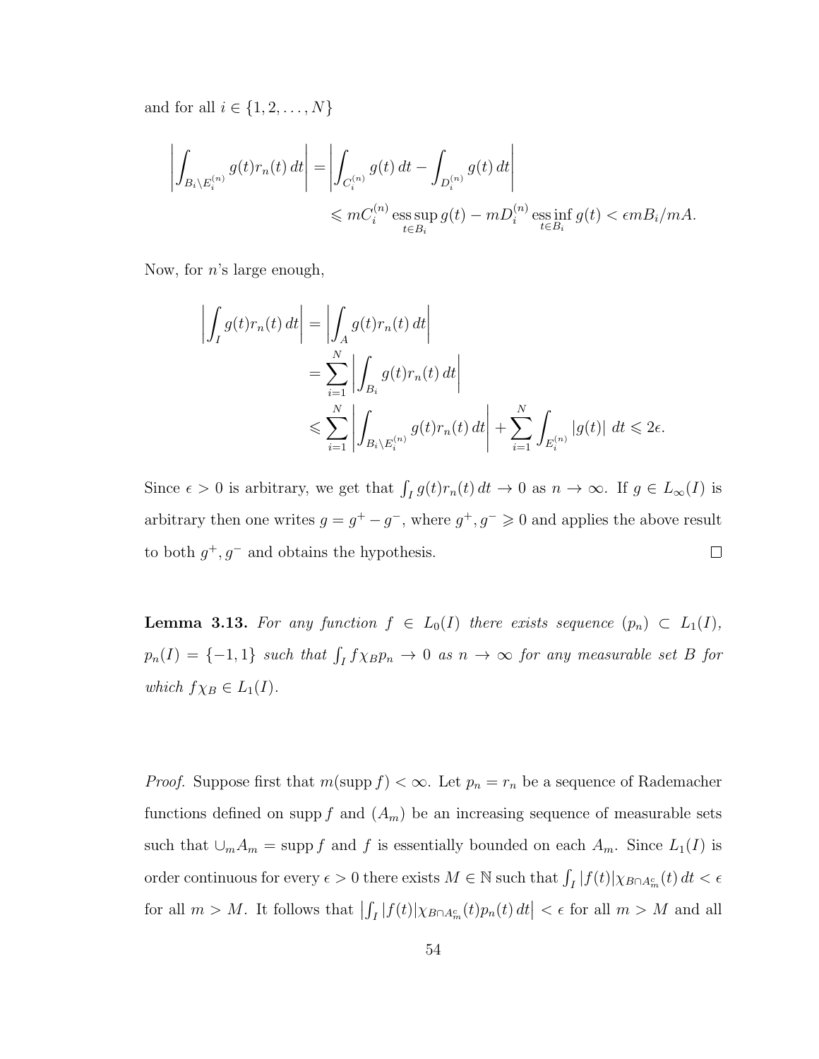and for all $i \in \{1, 2, \dots, N\}$

$$\left| \int_{B_i \setminus E_i^{(n)}} g(t) r_n(t)\, dt \right| = \left| \int_{C_i^{(n)}} g(t)\, dt - \int_{D_i^{(n)}} g(t)\, dt \right|$$
$$\leqslant mC_i^{(n)} \operatorname*{ess\,sup}_{t \in B_i} g(t) - mD_i^{(n)} \operatorname*{ess\,inf}_{t \in B_i} g(t) < \epsilon m B_i / mA.$$

Now, for $n$'s large enough,

$$\begin{aligned} \left| \int_I g(t) r_n(t)\, dt \right| &= \left| \int_A g(t) r_n(t)\, dt \right| \\ &= \sum_{i=1}^{N} \left| \int_{B_i} g(t) r_n(t)\, dt \right| \\ &\leqslant \sum_{i=1}^{N} \left| \int_{B_i \setminus E_i^{(n)}} g(t) r_n(t)\, dt \right| + \sum_{i=1}^{N} \int_{E_i^{(n)}} |g(t)|\, dt \leqslant 2\epsilon. \end{aligned}$$

Since $\epsilon > 0$ is arbitrary, we get that $\int_I g(t) r_n(t)\, dt \to 0$ as $n \to \infty$. If $g \in L_\infty(I)$ is arbitrary then one writes $g = g^+ - g^-$, where $g^+, g^- \geqslant 0$ and applies the above result to both $g^+, g^-$ and obtains the hypothesis. $\square$

**Lemma 3.13.** *For any function $f \in L_0(I)$ there exists sequence $(p_n) \subset L_1(I)$, $p_n(I) = \{-1, 1\}$ such that $\int_I f \chi_B p_n \to 0$ as $n \to \infty$ for any measurable set $B$ for which $f \chi_B \in L_1(I)$.*

*Proof.* Suppose first that $m(\operatorname{supp} f) < \infty$. Let $p_n = r_n$ be a sequence of Rademacher functions defined on $\operatorname{supp} f$ and $(A_m)$ be an increasing sequence of measurable sets such that $\cup_m A_m = \operatorname{supp} f$ and $f$ is essentially bounded on each $A_m$. Since $L_1(I)$ is order continuous for every $\epsilon > 0$ there exists $M \in \mathbb{N}$ such that $\int_I |f(t)| \chi_{B \cap A_m^c}(t)\, dt < \epsilon$ for all $m > M$. It follows that $\left| \int_I |f(t)| \chi_{B \cap A_m^c}(t) p_n(t)\, dt \right| < \epsilon$ for all $m > M$ and all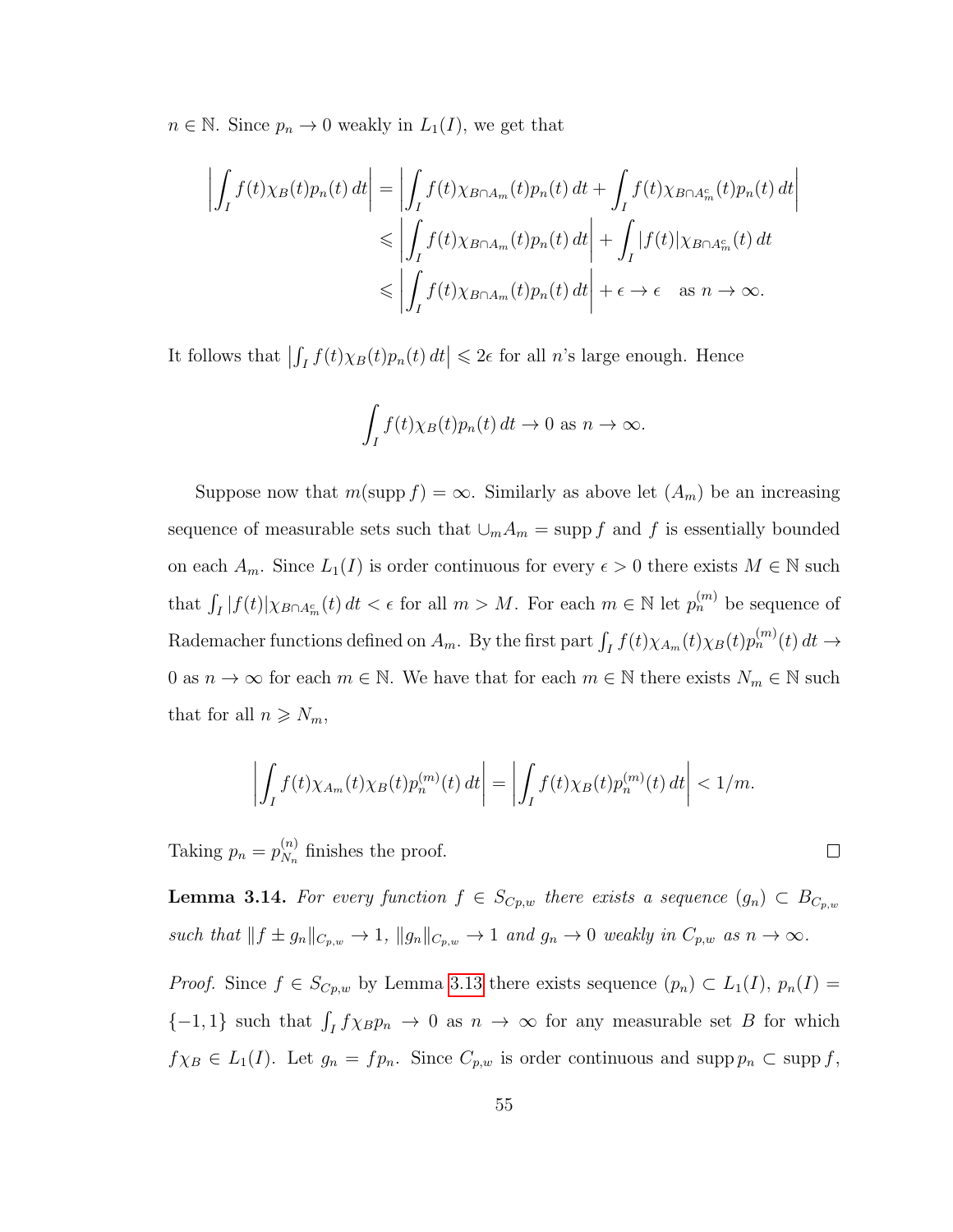$n \in \mathbb{N}$. Since $p_n \to 0$ weakly in $L_1(I)$, we get that

$$
\begin{aligned}
\left| \int_I f(t)\chi_B(t)p_n(t)\,dt \right| &= \left| \int_I f(t)\chi_{B\cap A_m}(t)p_n(t)\,dt + \int_I f(t)\chi_{B\cap A_m^c}(t)p_n(t)\,dt \right| \\
&\leqslant \left| \int_I f(t)\chi_{B\cap A_m}(t)p_n(t)\,dt \right| + \int_I |f(t)|\chi_{B\cap A_m^c}(t)\,dt \\
&\leqslant \left| \int_I f(t)\chi_{B\cap A_m}(t)p_n(t)\,dt \right| + \epsilon \to \epsilon \quad \text{as } n \to \infty.
\end{aligned}
$$

It follows that $\left|\int_I f(t)\chi_B(t)p_n(t)\,dt\right| \leqslant 2\epsilon$ for all $n$'s large enough. Hence

$$
\int_I f(t)\chi_B(t)p_n(t)\,dt \to 0 \text{ as } n \to \infty.
$$

Suppose now that $m(\operatorname{supp} f) = \infty$. Similarly as above let $(A_m)$ be an increasing sequence of measurable sets such that $\cup_m A_m = \operatorname{supp} f$ and $f$ is essentially bounded on each $A_m$. Since $L_1(I)$ is order continuous for every $\epsilon > 0$ there exists $M \in \mathbb{N}$ such that $\int_I |f(t)|\chi_{B\cap A_m^c}(t)\,dt < \epsilon$ for all $m > M$. For each $m \in \mathbb{N}$ let $p_n^{(m)}$ be sequence of Rademacher functions defined on $A_m$. By the first part $\int_I f(t)\chi_{A_m}(t)\chi_B(t)p_n^{(m)}(t)\,dt \to 0$ as $n \to \infty$ for each $m \in \mathbb{N}$. We have that for each $m \in \mathbb{N}$ there exists $N_m \in \mathbb{N}$ such that for all $n \geqslant N_m$,

$$
\left| \int_I f(t)\chi_{A_m}(t)\chi_B(t)p_n^{(m)}(t)\,dt \right| = \left| \int_I f(t)\chi_B(t)p_n^{(m)}(t)\,dt \right| < 1/m.
$$

Taking $p_n = p_{N_n}^{(n)}$ finishes the proof. $\square$

**Lemma 3.14.** *For every function $f \in S_{Cp,w}$ there exists a sequence $(g_n) \subset B_{C_{p,w}}$ such that $\|f \pm g_n\|_{C_{p,w}} \to 1$, $\|g_n\|_{C_{p,w}} \to 1$ and $g_n \to 0$ weakly in $C_{p,w}$ as $n \to \infty$.*

*Proof.* Since $f \in S_{Cp,w}$ by Lemma 3.13 there exists sequence $(p_n) \subset L_1(I)$, $p_n(I) = \{-1, 1\}$ such that $\int_I f\chi_B p_n \to 0$ as $n \to \infty$ for any measurable set $B$ for which $f\chi_B \in L_1(I)$. Let $g_n = fp_n$. Since $C_{p,w}$ is order continuous and $\operatorname{supp} p_n \subset \operatorname{supp} f$,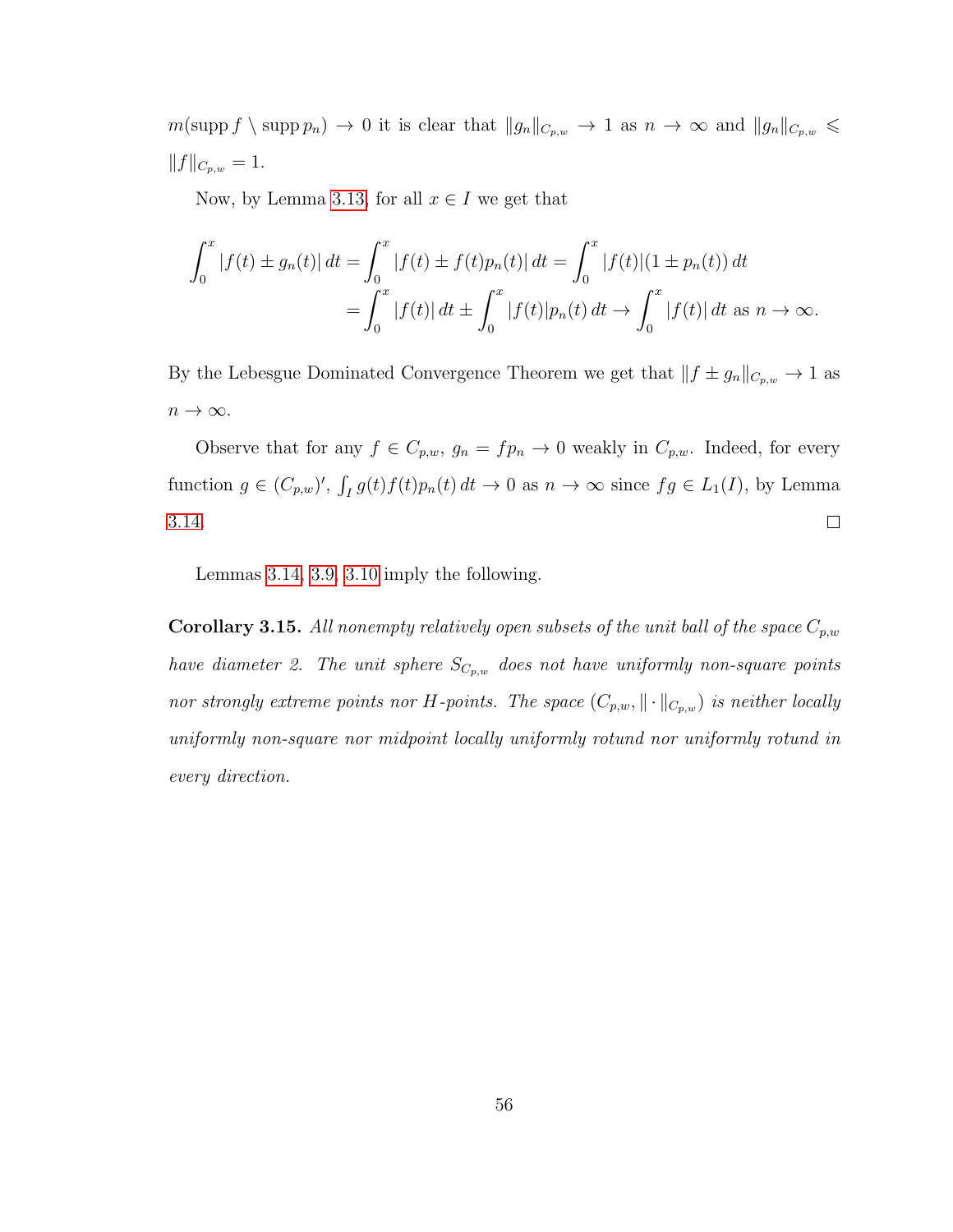$m(\operatorname{supp} f \setminus \operatorname{supp} p_n) \to 0$ it is clear that $\|g_n\|_{C_{p,w}} \to 1$ as $n \to \infty$ and $\|g_n\|_{C_{p,w}} \leqslant \|f\|_{C_{p,w}} = 1$.

Now, by Lemma 3.13, for all $x \in I$ we get that

$$\int_0^x |f(t) \pm g_n(t)|\,dt = \int_0^x |f(t) \pm f(t)p_n(t)|\,dt = \int_0^x |f(t)|(1 \pm p_n(t))\,dt$$
$$= \int_0^x |f(t)|\,dt \pm \int_0^x |f(t)|p_n(t)\,dt \to \int_0^x |f(t)|\,dt \text{ as } n \to \infty.$$

By the Lebesgue Dominated Convergence Theorem we get that $\|f \pm g_n\|_{C_{p,w}} \to 1$ as $n \to \infty$.

Observe that for any $f \in C_{p,w}$, $g_n = fp_n \to 0$ weakly in $C_{p,w}$. Indeed, for every function $g \in (C_{p,w})'$, $\int_I g(t)f(t)p_n(t)\,dt \to 0$ as $n \to \infty$ since $fg \in L_1(I)$, by Lemma 3.14. □

Lemmas 3.14, 3.9, 3.10 imply the following.

**Corollary 3.15.** *All nonempty relatively open subsets of the unit ball of the space $C_{p,w}$ have diameter 2. The unit sphere $S_{C_{p,w}}$ does not have uniformly non-square points nor strongly extreme points nor H-points. The space $(C_{p,w}, \|\cdot\|_{C_{p,w}})$ is neither locally uniformly non-square nor midpoint locally uniformly rotund nor uniformly rotund in every direction.*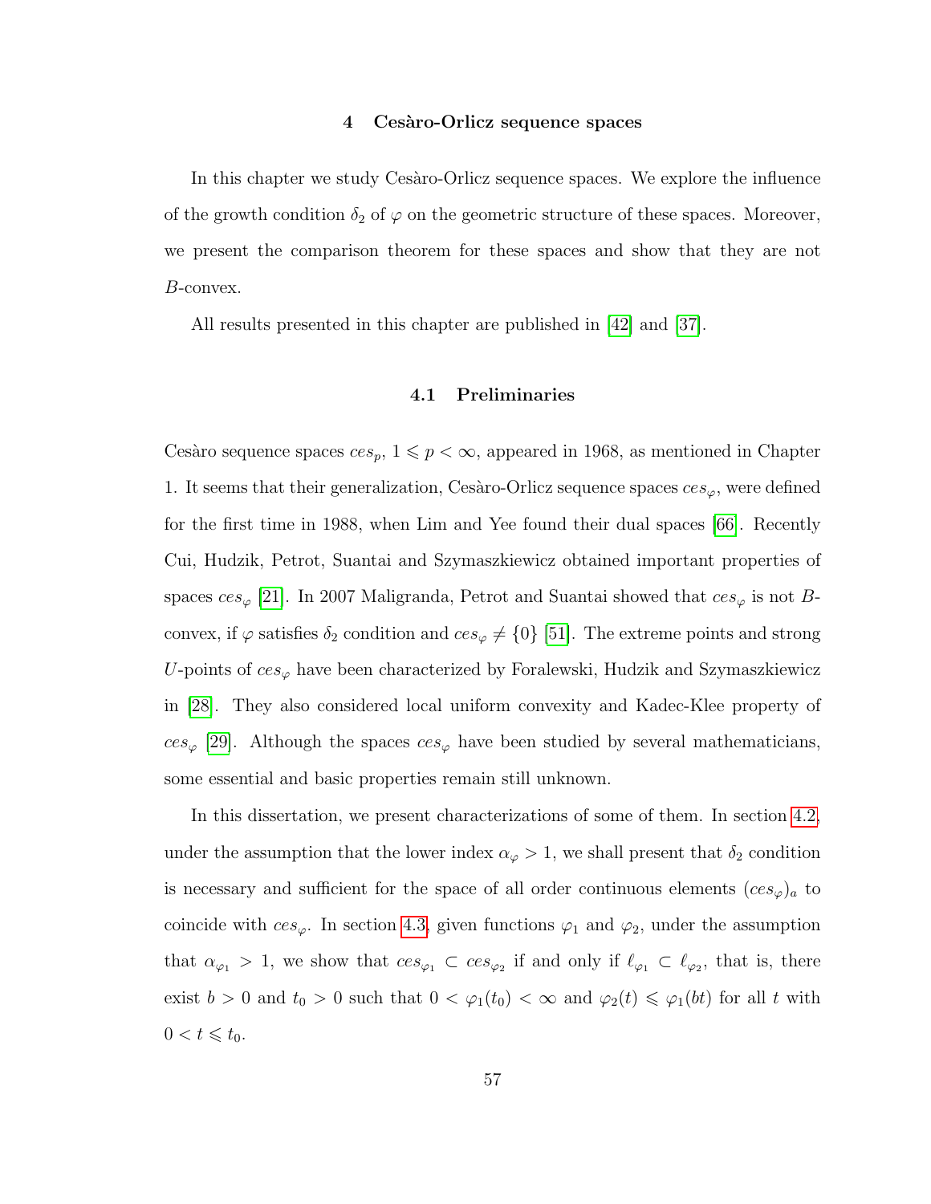# 4 Cesàro-Orlicz sequence spaces

In this chapter we study Cesàro-Orlicz sequence spaces. We explore the influence of the growth condition $\delta_2$ of $\varphi$ on the geometric structure of these spaces. Moreover, we present the comparison theorem for these spaces and show that they are not $B$-convex.

All results presented in this chapter are published in [42] and [37].

## 4.1 Preliminaries

Cesàro sequence spaces $ces_p$, $1 \leqslant p < \infty$, appeared in 1968, as mentioned in Chapter 1. It seems that their generalization, Cesàro-Orlicz sequence spaces $ces_\varphi$, were defined for the first time in 1988, when Lim and Yee found their dual spaces [66]. Recently Cui, Hudzik, Petrot, Suantai and Szymaszkiewicz obtained important properties of spaces $ces_\varphi$ [21]. In 2007 Maligranda, Petrot and Suantai showed that $ces_\varphi$ is not $B$-convex, if $\varphi$ satisfies $\delta_2$ condition and $ces_\varphi \neq \{0\}$ [51]. The extreme points and strong $U$-points of $ces_\varphi$ have been characterized by Foralewski, Hudzik and Szymaszkiewicz in [28]. They also considered local uniform convexity and Kadec-Klee property of $ces_\varphi$ [29]. Although the spaces $ces_\varphi$ have been studied by several mathematicians, some essential and basic properties remain still unknown.

In this dissertation, we present characterizations of some of them. In section 4.2, under the assumption that the lower index $\alpha_\varphi > 1$, we shall present that $\delta_2$ condition is necessary and sufficient for the space of all order continuous elements $(ces_\varphi)_a$ to coincide with $ces_\varphi$. In section 4.3, given functions $\varphi_1$ and $\varphi_2$, under the assumption that $\alpha_{\varphi_1} > 1$, we show that $ces_{\varphi_1} \subset ces_{\varphi_2}$ if and only if $\ell_{\varphi_1} \subset \ell_{\varphi_2}$, that is, there exist $b > 0$ and $t_0 > 0$ such that $0 < \varphi_1(t_0) < \infty$ and $\varphi_2(t) \leqslant \varphi_1(bt)$ for all $t$ with $0 < t \leqslant t_0$.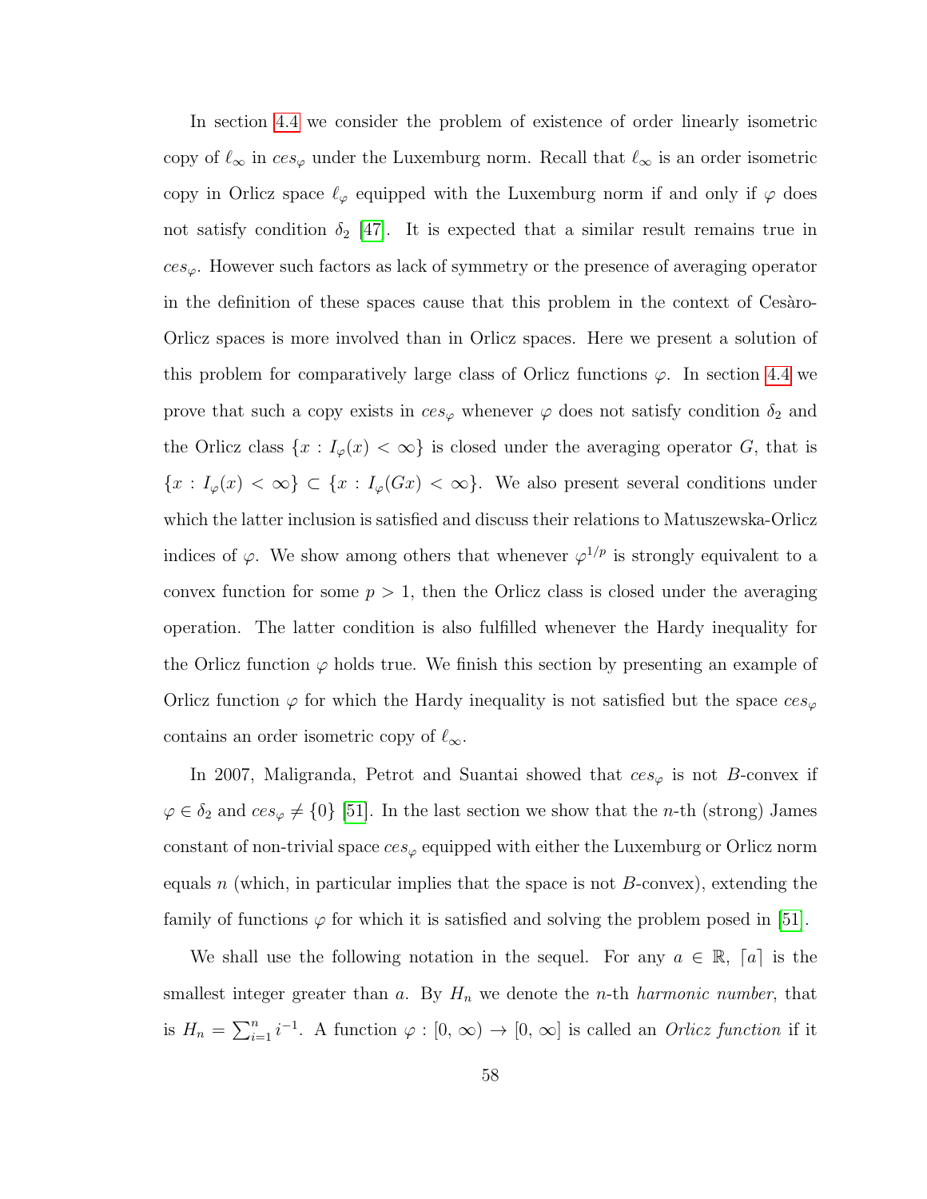In section 4.4 we consider the problem of existence of order linearly isometric copy of $\ell_\infty$ in $ces_\varphi$ under the Luxemburg norm. Recall that $\ell_\infty$ is an order isometric copy in Orlicz space $\ell_\varphi$ equipped with the Luxemburg norm if and only if $\varphi$ does not satisfy condition $\delta_2$ [47]. It is expected that a similar result remains true in $ces_\varphi$. However such factors as lack of symmetry or the presence of averaging operator in the definition of these spaces cause that this problem in the context of Cesàro-Orlicz spaces is more involved than in Orlicz spaces. Here we present a solution of this problem for comparatively large class of Orlicz functions $\varphi$. In section 4.4 we prove that such a copy exists in $ces_\varphi$ whenever $\varphi$ does not satisfy condition $\delta_2$ and the Orlicz class $\{x : I_\varphi(x) < \infty\}$ is closed under the averaging operator $G$, that is $\{x : I_\varphi(x) < \infty\} \subset \{x : I_\varphi(Gx) < \infty\}$. We also present several conditions under which the latter inclusion is satisfied and discuss their relations to Matuszewska-Orlicz indices of $\varphi$. We show among others that whenever $\varphi^{1/p}$ is strongly equivalent to a convex function for some $p > 1$, then the Orlicz class is closed under the averaging operation. The latter condition is also fulfilled whenever the Hardy inequality for the Orlicz function $\varphi$ holds true. We finish this section by presenting an example of Orlicz function $\varphi$ for which the Hardy inequality is not satisfied but the space $ces_\varphi$ contains an order isometric copy of $\ell_\infty$.

In 2007, Maligranda, Petrot and Suantai showed that $ces_\varphi$ is not $B$-convex if $\varphi \in \delta_2$ and $ces_\varphi \neq \{0\}$ [51]. In the last section we show that the $n$-th (strong) James constant of non-trivial space $ces_\varphi$ equipped with either the Luxemburg or Orlicz norm equals $n$ (which, in particular implies that the space is not $B$-convex), extending the family of functions $\varphi$ for which it is satisfied and solving the problem posed in [51].

We shall use the following notation in the sequel. For any $a \in \mathbb{R}$, $\lceil a \rceil$ is the smallest integer greater than $a$. By $H_n$ we denote the $n$-th *harmonic number*, that is $H_n = \sum_{i=1}^{n} i^{-1}$. A function $\varphi : [0, \infty) \to [0, \infty]$ is called an *Orlicz function* if it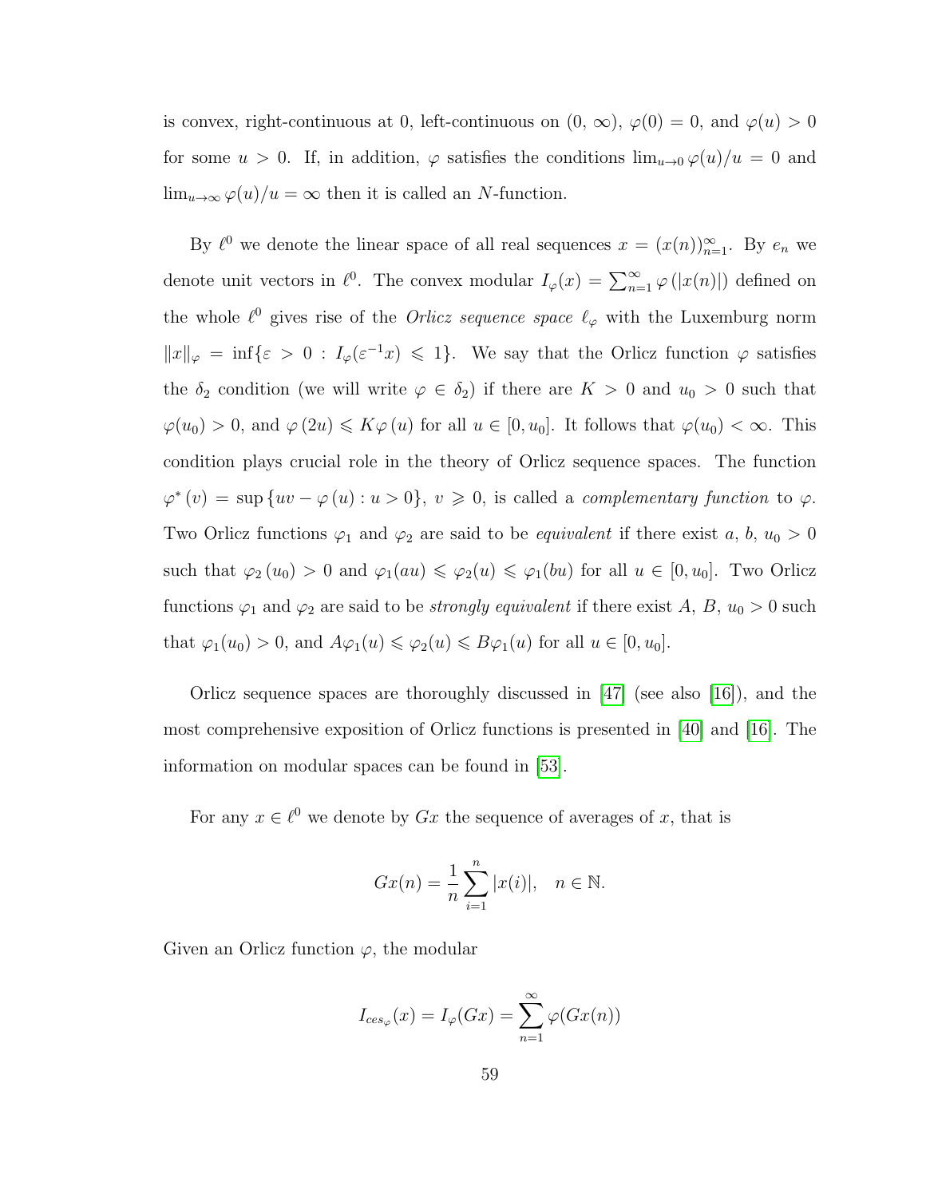is convex, right-continuous at 0, left-continuous on $(0, \infty)$, $\varphi(0) = 0$, and $\varphi(u) > 0$ for some $u > 0$. If, in addition, $\varphi$ satisfies the conditions $\lim_{u \to 0} \varphi(u)/u = 0$ and $\lim_{u \to \infty} \varphi(u)/u = \infty$ then it is called an $N$-function.

By $\ell^0$ we denote the linear space of all real sequences $x = (x(n))_{n=1}^{\infty}$. By $e_n$ we denote unit vectors in $\ell^0$. The convex modular $I_\varphi(x) = \sum_{n=1}^{\infty} \varphi(|x(n)|)$ defined on the whole $\ell^0$ gives rise of the *Orlicz sequence space* $\ell_\varphi$ with the Luxemburg norm $\|x\|_\varphi = \inf\{\varepsilon > 0 : I_\varphi(\varepsilon^{-1}x) \leqslant 1\}$. We say that the Orlicz function $\varphi$ satisfies the $\delta_2$ condition (we will write $\varphi \in \delta_2$) if there are $K > 0$ and $u_0 > 0$ such that $\varphi(u_0) > 0$, and $\varphi(2u) \leqslant K\varphi(u)$ for all $u \in [0, u_0]$. It follows that $\varphi(u_0) < \infty$. This condition plays crucial role in the theory of Orlicz sequence spaces. The function $\varphi^*(v) = \sup\{uv - \varphi(u) : u > 0\}$, $v \geqslant 0$, is called a *complementary function* to $\varphi$. Two Orlicz functions $\varphi_1$ and $\varphi_2$ are said to be *equivalent* if there exist $a$, $b$, $u_0 > 0$ such that $\varphi_2(u_0) > 0$ and $\varphi_1(au) \leqslant \varphi_2(u) \leqslant \varphi_1(bu)$ for all $u \in [0, u_0]$. Two Orlicz functions $\varphi_1$ and $\varphi_2$ are said to be *strongly equivalent* if there exist $A$, $B$, $u_0 > 0$ such that $\varphi_1(u_0) > 0$, and $A\varphi_1(u) \leqslant \varphi_2(u) \leqslant B\varphi_1(u)$ for all $u \in [0, u_0]$.

Orlicz sequence spaces are thoroughly discussed in [47] (see also [16]), and the most comprehensive exposition of Orlicz functions is presented in [40] and [16]. The information on modular spaces can be found in [53].

For any $x \in \ell^0$ we denote by $Gx$ the sequence of averages of $x$, that is

$$Gx(n) = \frac{1}{n} \sum_{i=1}^{n} |x(i)|, \quad n \in \mathbb{N}.$$

Given an Orlicz function $\varphi$, the modular

$$I_{ces_\varphi}(x) = I_\varphi(Gx) = \sum_{n=1}^{\infty} \varphi(Gx(n))$$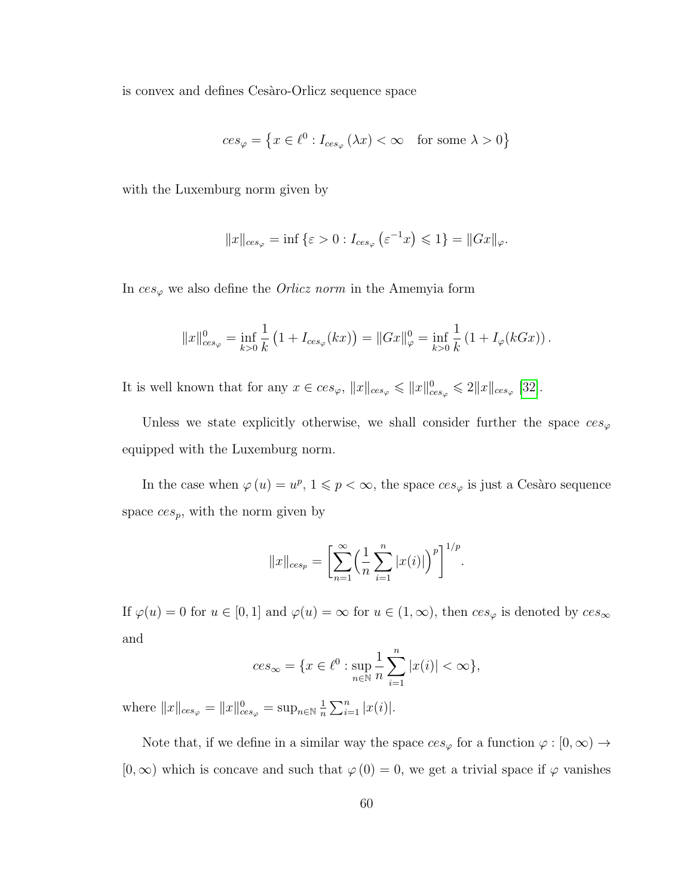is convex and defines Cesàro-Orlicz sequence space

$$ces_{\varphi} = \left\{ x \in \ell^0 : I_{ces_{\varphi}}(\lambda x) < \infty \quad \text{for some } \lambda > 0 \right\}$$

with the Luxemburg norm given by

$$\|x\|_{ces_{\varphi}} = \inf\left\{\varepsilon > 0 : I_{ces_{\varphi}}\left(\varepsilon^{-1}x\right) \leqslant 1\right\} = \|Gx\|_{\varphi}.$$

In $ces_{\varphi}$ we also define the *Orlicz norm* in the Amemyia form

$$\|x\|^0_{ces_{\varphi}} = \inf_{k>0} \frac{1}{k}\left(1 + I_{ces_{\varphi}}(kx)\right) = \|Gx\|^0_{\varphi} = \inf_{k>0} \frac{1}{k}\left(1 + I_{\varphi}(kGx)\right).$$

It is well known that for any $x \in ces_{\varphi}$, $\|x\|_{ces_{\varphi}} \leqslant \|x\|^0_{ces_{\varphi}} \leqslant 2\|x\|_{ces_{\varphi}}$ [32].

Unless we state explicitly otherwise, we shall consider further the space $ces_{\varphi}$ equipped with the Luxemburg norm.

In the case when $\varphi(u) = u^p$, $1 \leqslant p < \infty$, the space $ces_{\varphi}$ is just a Cesàro sequence space $ces_p$, with the norm given by

$$\|x\|_{ces_p} = \left[\sum_{n=1}^{\infty}\Big(\frac{1}{n}\sum_{i=1}^{n}|x(i)|\Big)^p\right]^{1/p}.$$

If $\varphi(u) = 0$ for $u \in [0,1]$ and $\varphi(u) = \infty$ for $u \in (1,\infty)$, then $ces_{\varphi}$ is denoted by $ces_{\infty}$ and

$$ces_{\infty} = \{x \in \ell^0 : \sup_{n\in\mathbb{N}} \frac{1}{n}\sum_{i=1}^{n}|x(i)| < \infty\},$$

where $\|x\|_{ces_{\varphi}} = \|x\|^0_{ces_{\varphi}} = \sup_{n\in\mathbb{N}} \frac{1}{n}\sum_{i=1}^{n}|x(i)|$.

Note that, if we define in a similar way the space $ces_{\varphi}$ for a function $\varphi : [0,\infty) \to [0,\infty)$ which is concave and such that $\varphi(0) = 0$, we get a trivial space if $\varphi$ vanishes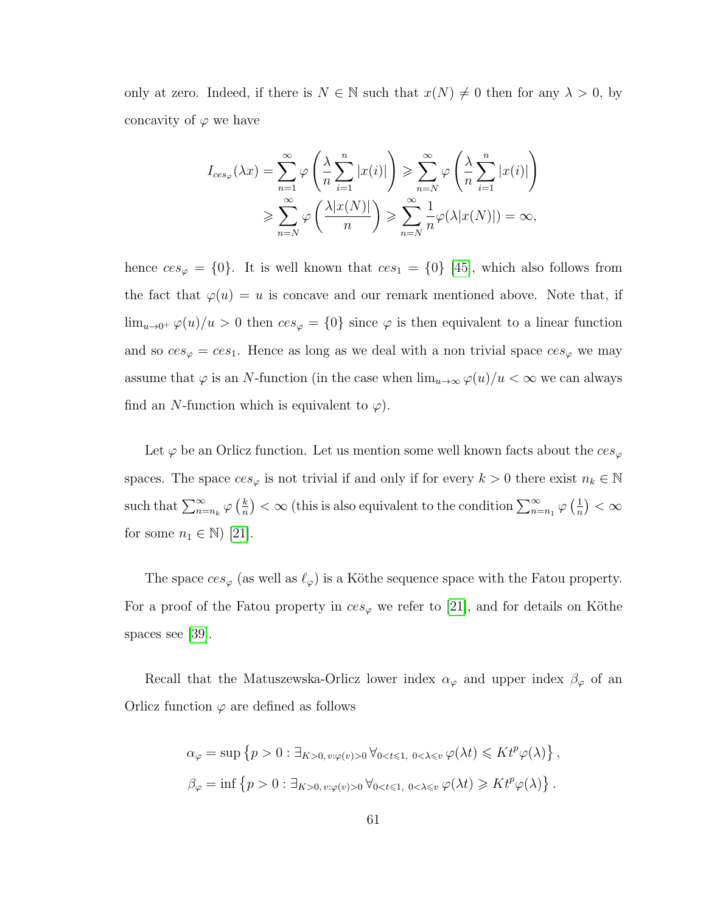only at zero. Indeed, if there is $N \in \mathbb{N}$ such that $x(N) \neq 0$ then for any $\lambda > 0$, by concavity of $\varphi$ we have

$$
\begin{aligned}
I_{ces_\varphi}(\lambda x) = \sum_{n=1}^{\infty} \varphi\left(\frac{\lambda}{n}\sum_{i=1}^{n}|x(i)|\right) &\geqslant \sum_{n=N}^{\infty} \varphi\left(\frac{\lambda}{n}\sum_{i=1}^{n}|x(i)|\right) \\
&\geqslant \sum_{n=N}^{\infty} \varphi\left(\frac{\lambda|x(N)|}{n}\right) \geqslant \sum_{n=N}^{\infty} \frac{1}{n}\varphi(\lambda|x(N)|) = \infty,
\end{aligned}
$$

hence $ces_\varphi = \{0\}$. It is well known that $ces_1 = \{0\}$ [45], which also follows from the fact that $\varphi(u) = u$ is concave and our remark mentioned above. Note that, if $\lim_{u\to 0^+} \varphi(u)/u > 0$ then $ces_\varphi = \{0\}$ since $\varphi$ is then equivalent to a linear function and so $ces_\varphi = ces_1$. Hence as long as we deal with a non trivial space $ces_\varphi$ we may assume that $\varphi$ is an $N$-function (in the case when $\lim_{u\to\infty} \varphi(u)/u < \infty$ we can always find an $N$-function which is equivalent to $\varphi$).

Let $\varphi$ be an Orlicz function. Let us mention some well known facts about the $ces_\varphi$ spaces. The space $ces_\varphi$ is not trivial if and only if for every $k > 0$ there exist $n_k \in \mathbb{N}$ such that $\sum_{n=n_k}^{\infty} \varphi\left(\frac{k}{n}\right) < \infty$ (this is also equivalent to the condition $\sum_{n=n_1}^{\infty} \varphi\left(\frac{1}{n}\right) < \infty$ for some $n_1 \in \mathbb{N}$) [21].

The space $ces_\varphi$ (as well as $\ell_\varphi$) is a Köthe sequence space with the Fatou property. For a proof of the Fatou property in $ces_\varphi$ we refer to [21], and for details on Köthe spaces see [39].

Recall that the Matuszewska-Orlicz lower index $\alpha_\varphi$ and upper index $\beta_\varphi$ of an Orlicz function $\varphi$ are defined as follows

$$
\alpha_\varphi = \sup\left\{p > 0 : \exists_{K>0,\, v:\varphi(v)>0} \forall_{0<t\leqslant 1,\ 0<\lambda\leqslant v}\, \varphi(\lambda t) \leqslant K t^p \varphi(\lambda)\right\},
$$

$$
\beta_\varphi = \inf\left\{p > 0 : \exists_{K>0,\, v:\varphi(v)>0} \forall_{0<t\leqslant 1,\ 0<\lambda\leqslant v}\, \varphi(\lambda t) \geqslant K t^p \varphi(\lambda)\right\}.
$$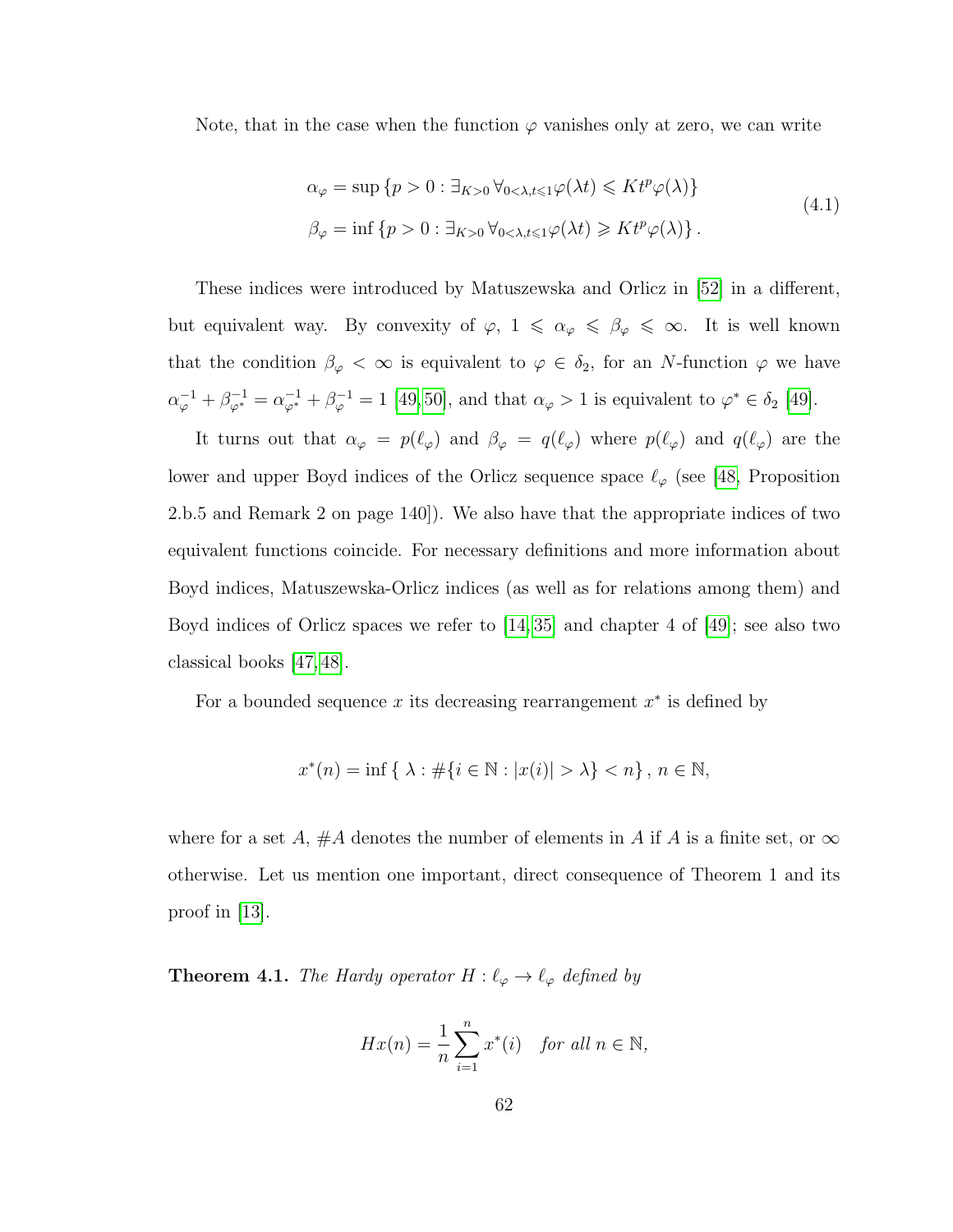Note, that in the case when the function $\varphi$ vanishes only at zero, we can write

$$
\begin{aligned}
\alpha_\varphi &= \sup\left\{p > 0 : \exists_{K>0}\, \forall_{0<\lambda,t\leqslant 1} \varphi(\lambda t) \leqslant K t^p \varphi(\lambda)\right\} \\
\beta_\varphi &= \inf\left\{p > 0 : \exists_{K>0}\, \forall_{0<\lambda,t\leqslant 1} \varphi(\lambda t) \geqslant K t^p \varphi(\lambda)\right\}.
\end{aligned}
\tag{4.1}
$$

These indices were introduced by Matuszewska and Orlicz in [52] in a different, but equivalent way. By convexity of $\varphi$, $1 \leqslant \alpha_\varphi \leqslant \beta_\varphi \leqslant \infty$. It is well known that the condition $\beta_\varphi < \infty$ is equivalent to $\varphi \in \delta_2$, for an $N$-function $\varphi$ we have $\alpha_\varphi^{-1} + \beta_{\varphi^*}^{-1} = \alpha_{\varphi^*}^{-1} + \beta_\varphi^{-1} = 1$ [49,50], and that $\alpha_\varphi > 1$ is equivalent to $\varphi^* \in \delta_2$ [49].

It turns out that $\alpha_\varphi = p(\ell_\varphi)$ and $\beta_\varphi = q(\ell_\varphi)$ where $p(\ell_\varphi)$ and $q(\ell_\varphi)$ are the lower and upper Boyd indices of the Orlicz sequence space $\ell_\varphi$ (see [48, Proposition 2.b.5 and Remark 2 on page 140]). We also have that the appropriate indices of two equivalent functions coincide. For necessary definitions and more information about Boyd indices, Matuszewska-Orlicz indices (as well as for relations among them) and Boyd indices of Orlicz spaces we refer to [14,35] and chapter 4 of [49]; see also two classical books [47,48].

For a bounded sequence $x$ its decreasing rearrangement $x^*$ is defined by

$$
x^*(n) = \inf\left\{\, \lambda : \#\{i \in \mathbb{N} : |x(i)| > \lambda\} < n\right\},\ n \in \mathbb{N},
$$

where for a set $A$, $\#A$ denotes the number of elements in $A$ if $A$ is a finite set, or $\infty$ otherwise. Let us mention one important, direct consequence of Theorem 1 and its proof in [13].

**Theorem 4.1.** *The Hardy operator $H : \ell_\varphi \to \ell_\varphi$ defined by*

$$
Hx(n) = \frac{1}{n}\sum_{i=1}^{n} x^*(i) \quad \text{for all } n \in \mathbb{N},
$$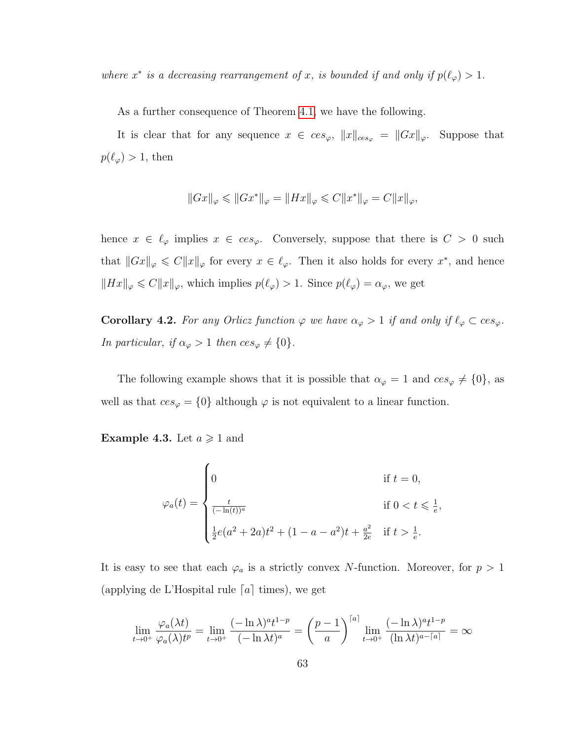*where $x^*$ is a decreasing rearrangement of $x$, is bounded if and only if $p(\ell_\varphi) > 1$.*

As a further consequence of Theorem 4.1, we have the following.

It is clear that for any sequence $x \in ces_\varphi$, $\|x\|_{ces_\varphi} = \|Gx\|_\varphi$. Suppose that $p(\ell_\varphi) > 1$, then

$$\|Gx\|_\varphi \leqslant \|Gx^*\|_\varphi = \|Hx\|_\varphi \leqslant C\|x^*\|_\varphi = C\|x\|_\varphi,$$

hence $x \in \ell_\varphi$ implies $x \in ces_\varphi$. Conversely, suppose that there is $C > 0$ such that $\|Gx\|_\varphi \leqslant C\|x\|_\varphi$ for every $x \in \ell_\varphi$. Then it also holds for every $x^*$, and hence $\|Hx\|_\varphi \leqslant C\|x\|_\varphi$, which implies $p(\ell_\varphi) > 1$. Since $p(\ell_\varphi) = \alpha_\varphi$, we get

**Corollary 4.2.** *For any Orlicz function $\varphi$ we have $\alpha_\varphi > 1$ if and only if $\ell_\varphi \subset ces_\varphi$. In particular, if $\alpha_\varphi > 1$ then $ces_\varphi \neq \{0\}$.*

The following example shows that it is possible that $\alpha_\varphi = 1$ and $ces_\varphi \neq \{0\}$, as well as that $ces_\varphi = \{0\}$ although $\varphi$ is not equivalent to a linear function.

**Example 4.3.** Let $a \geqslant 1$ and

$$\varphi_a(t) = \begin{cases} 0 & \text{if } t = 0, \\ \frac{t}{(-\ln(t))^a} & \text{if } 0 < t \leqslant \frac{1}{e}, \\ \frac{1}{2}e(a^2 + 2a)t^2 + (1 - a - a^2)t + \frac{a^2}{2e} & \text{if } t > \frac{1}{e}. \end{cases}$$

It is easy to see that each $\varphi_a$ is a strictly convex $N$-function. Moreover, for $p > 1$ (applying de L'Hospital rule $\lceil a \rceil$ times), we get

$$\lim_{t \to 0^+} \frac{\varphi_a(\lambda t)}{\varphi_a(\lambda) t^p} = \lim_{t \to 0^+} \frac{(-\ln \lambda)^a t^{1-p}}{(-\ln \lambda t)^a} = \left(\frac{p-1}{a}\right)^{\lceil a \rceil} \lim_{t \to 0^+} \frac{(-\ln \lambda)^a t^{1-p}}{(\ln \lambda t)^{a - \lceil a \rceil}} = \infty$$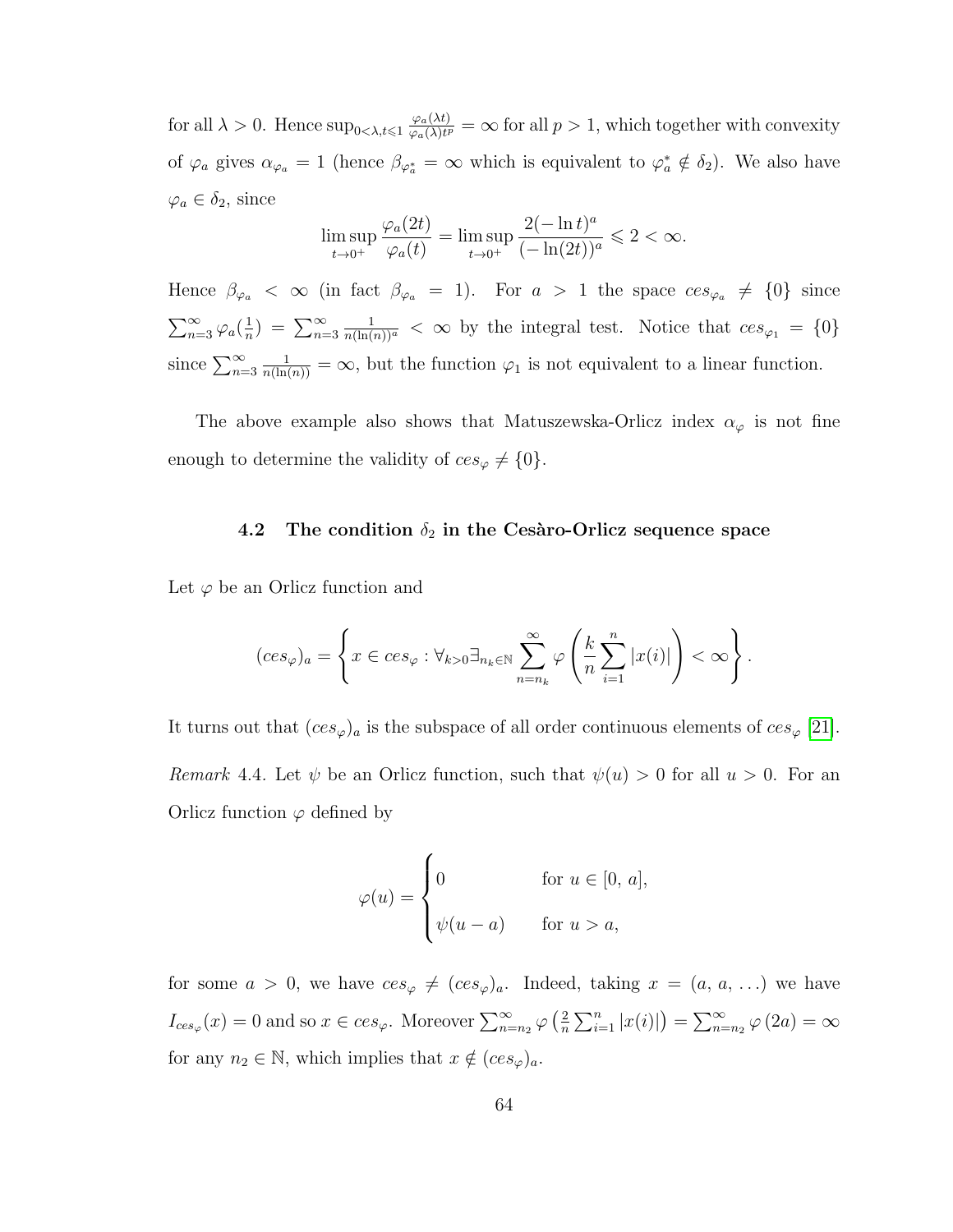for all $\lambda > 0$. Hence $\sup_{0<\lambda,t\leqslant 1} \frac{\varphi_a(\lambda t)}{\varphi_a(\lambda)t^p} = \infty$ for all $p > 1$, which together with convexity of $\varphi_a$ gives $\alpha_{\varphi_a} = 1$ (hence $\beta_{\varphi_a^*} = \infty$ which is equivalent to $\varphi_a^* \notin \delta_2$). We also have $\varphi_a \in \delta_2$, since

$$\limsup_{t\to 0^+} \frac{\varphi_a(2t)}{\varphi_a(t)} = \limsup_{t\to 0^+} \frac{2(-\ln t)^a}{(-\ln(2t))^a} \leqslant 2 < \infty.$$

Hence $\beta_{\varphi_a} < \infty$ (in fact $\beta_{\varphi_a} = 1$). For $a > 1$ the space $ces_{\varphi_a} \neq \{0\}$ since $\sum_{n=3}^{\infty} \varphi_a(\frac{1}{n}) = \sum_{n=3}^{\infty} \frac{1}{n(\ln(n))^a} < \infty$ by the integral test. Notice that $ces_{\varphi_1} = \{0\}$ since $\sum_{n=3}^{\infty} \frac{1}{n(\ln(n))} = \infty$, but the function $\varphi_1$ is not equivalent to a linear function.

The above example also shows that Matuszewska-Orlicz index $\alpha_\varphi$ is not fine enough to determine the validity of $ces_\varphi \neq \{0\}$.

### 4.2 The condition $\delta_2$ in the Cesàro-Orlicz sequence space

Let $\varphi$ be an Orlicz function and

$$(ces_\varphi)_a = \left\{ x \in ces_\varphi : \forall_{k>0} \exists_{n_k \in \mathbb{N}} \sum_{n=n_k}^{\infty} \varphi\left( \frac{k}{n} \sum_{i=1}^{n} |x(i)| \right) < \infty \right\}.$$

It turns out that $(ces_\varphi)_a$ is the subspace of all order continuous elements of $ces_\varphi$ [21].

*Remark* 4.4. Let $\psi$ be an Orlicz function, such that $\psi(u) > 0$ for all $u > 0$. For an Orlicz function $\varphi$ defined by

$$\varphi(u) = \begin{cases} 0 & \text{for } u \in [0,\, a], \\ \psi(u-a) & \text{for } u > a, \end{cases}$$

for some $a > 0$, we have $ces_\varphi \neq (ces_\varphi)_a$. Indeed, taking $x = (a, a, \ldots)$ we have $I_{ces_\varphi}(x) = 0$ and so $x \in ces_\varphi$. Moreover $\sum_{n=n_2}^{\infty} \varphi\left(\frac{2}{n}\sum_{i=1}^{n}|x(i)|\right) = \sum_{n=n_2}^{\infty} \varphi\left(2a\right) = \infty$ for any $n_2 \in \mathbb{N}$, which implies that $x \notin (ces_\varphi)_a$.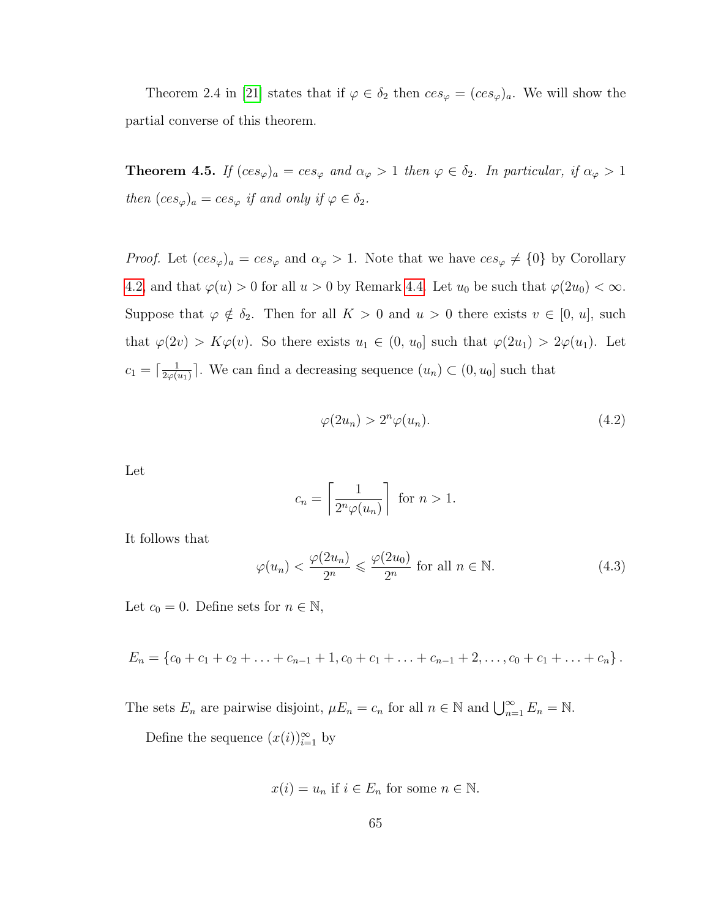Theorem 2.4 in [21] states that if $\varphi \in \delta_2$ then $ces_\varphi = (ces_\varphi)_a$. We will show the partial converse of this theorem.

**Theorem 4.5.** *If $(ces_\varphi)_a = ces_\varphi$ and $\alpha_\varphi > 1$ then $\varphi \in \delta_2$. In particular, if $\alpha_\varphi > 1$ then $(ces_\varphi)_a = ces_\varphi$ if and only if $\varphi \in \delta_2$.*

*Proof.* Let $(ces_\varphi)_a = ces_\varphi$ and $\alpha_\varphi > 1$. Note that we have $ces_\varphi \neq \{0\}$ by Corollary 4.2 and that $\varphi(u) > 0$ for all $u > 0$ by Remark 4.4. Let $u_0$ be such that $\varphi(2u_0) < \infty$. Suppose that $\varphi \notin \delta_2$. Then for all $K > 0$ and $u > 0$ there exists $v \in [0, u]$, such that $\varphi(2v) > K\varphi(v)$. So there exists $u_1 \in (0, u_0]$ such that $\varphi(2u_1) > 2\varphi(u_1)$. Let $c_1 = \lceil \frac{1}{2\varphi(u_1)} \rceil$. We can find a decreasing sequence $(u_n) \subset (0, u_0]$ such that

$$\varphi(2u_n) > 2^n \varphi(u_n). \tag{4.2}$$

Let

$$c_n = \left\lceil \frac{1}{2^n \varphi(u_n)} \right\rceil \text{ for } n > 1.$$

It follows that

$$\varphi(u_n) < \frac{\varphi(2u_n)}{2^n} \leqslant \frac{\varphi(2u_0)}{2^n} \text{ for all } n \in \mathbb{N}. \tag{4.3}$$

Let $c_0 = 0$. Define sets for $n \in \mathbb{N}$,

$$E_n = \{c_0 + c_1 + c_2 + \ldots + c_{n-1} + 1, c_0 + c_1 + \ldots + c_{n-1} + 2, \ldots, c_0 + c_1 + \ldots + c_n\}.$$

The sets $E_n$ are pairwise disjoint, $\mu E_n = c_n$ for all $n \in \mathbb{N}$ and $\bigcup_{n=1}^{\infty} E_n = \mathbb{N}$.

Define the sequence $(x(i))_{i=1}^{\infty}$ by

$$x(i) = u_n \text{ if } i \in E_n \text{ for some } n \in \mathbb{N}.$$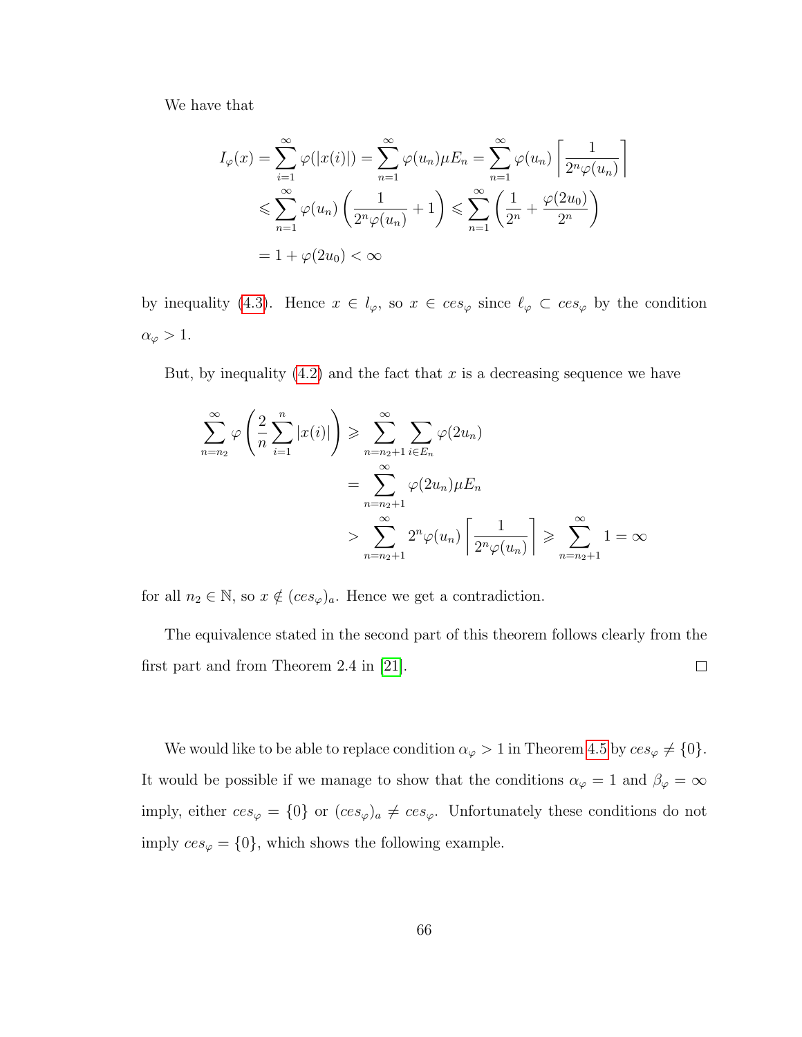We have that

$$
\begin{aligned}
I_\varphi(x) = \sum_{i=1}^{\infty} \varphi(|x(i)|) &= \sum_{n=1}^{\infty} \varphi(u_n)\mu E_n = \sum_{n=1}^{\infty} \varphi(u_n) \left\lceil \frac{1}{2^n \varphi(u_n)} \right\rceil \\
&\leqslant \sum_{n=1}^{\infty} \varphi(u_n) \left( \frac{1}{2^n \varphi(u_n)} + 1 \right) \leqslant \sum_{n=1}^{\infty} \left( \frac{1}{2^n} + \frac{\varphi(2u_0)}{2^n} \right) \\
&= 1 + \varphi(2u_0) < \infty
\end{aligned}
$$

by inequality (4.3). Hence $x \in l_\varphi$, so $x \in ces_\varphi$ since $\ell_\varphi \subset ces_\varphi$ by the condition $\alpha_\varphi > 1$.

But, by inequality (4.2) and the fact that $x$ is a decreasing sequence we have

$$
\begin{aligned}
\sum_{n=n_2}^{\infty} \varphi\left( \frac{2}{n} \sum_{i=1}^{n} |x(i)| \right) &\geqslant \sum_{n=n_2+1}^{\infty} \sum_{i \in E_n} \varphi(2u_n) \\
&= \sum_{n=n_2+1}^{\infty} \varphi(2u_n)\mu E_n \\
&> \sum_{n=n_2+1}^{\infty} 2^n \varphi(u_n) \left\lceil \frac{1}{2^n \varphi(u_n)} \right\rceil \geqslant \sum_{n=n_2+1}^{\infty} 1 = \infty
\end{aligned}
$$

for all $n_2 \in \mathbb{N}$, so $x \notin (ces_\varphi)_a$. Hence we get a contradiction.

The equivalence stated in the second part of this theorem follows clearly from the first part and from Theorem 2.4 in [21]. $\square$

We would like to be able to replace condition $\alpha_\varphi > 1$ in Theorem 4.5 by $ces_\varphi \neq \{0\}$. It would be possible if we manage to show that the conditions $\alpha_\varphi = 1$ and $\beta_\varphi = \infty$ imply, either $ces_\varphi = \{0\}$ or $(ces_\varphi)_a \neq ces_\varphi$. Unfortunately these conditions do not imply $ces_\varphi = \{0\}$, which shows the following example.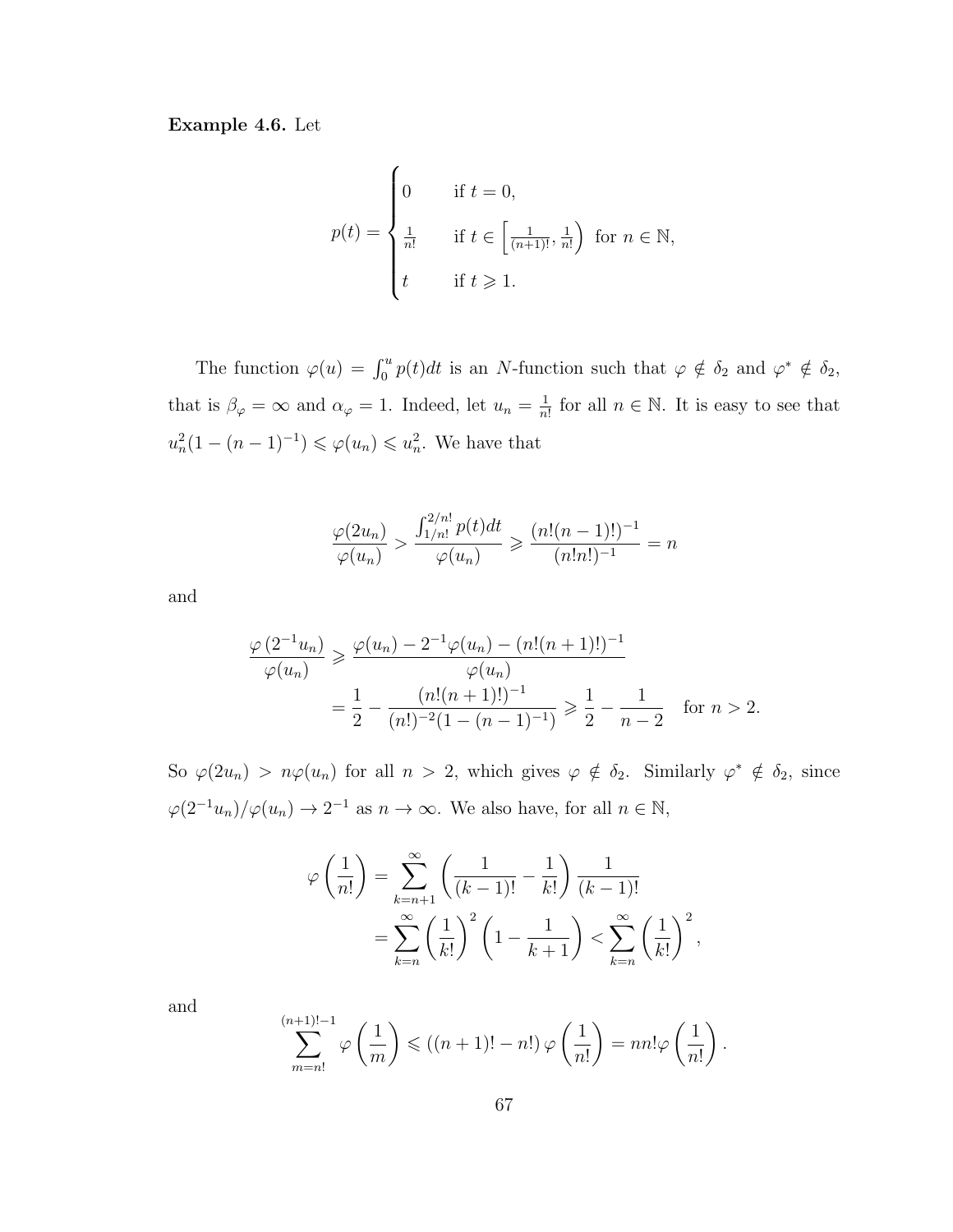**Example 4.6.** Let

$$p(t) = \begin{cases} 0 & \text{if } t = 0, \\ \frac{1}{n!} & \text{if } t \in \left[\frac{1}{(n+1)!}, \frac{1}{n!}\right) \text{ for } n \in \mathbb{N}, \\ t & \text{if } t \geqslant 1. \end{cases}$$

The function $\varphi(u) = \int_0^u p(t)dt$ is an $N$-function such that $\varphi \notin \delta_2$ and $\varphi^* \notin \delta_2$, that is $\beta_\varphi = \infty$ and $\alpha_\varphi = 1$. Indeed, let $u_n = \frac{1}{n!}$ for all $n \in \mathbb{N}$. It is easy to see that $u_n^2(1-(n-1)^{-1}) \leqslant \varphi(u_n) \leqslant u_n^2$. We have that

$$\frac{\varphi(2u_n)}{\varphi(u_n)} > \frac{\int_{1/n!}^{2/n!} p(t)dt}{\varphi(u_n)} \geqslant \frac{(n!(n-1)!)^{-1}}{(n!n!)^{-1}} = n$$

and

$$\begin{aligned}\frac{\varphi\left(2^{-1}u_n\right)}{\varphi(u_n)} &\geqslant \frac{\varphi(u_n) - 2^{-1}\varphi(u_n) - (n!(n+1)!)^{-1}}{\varphi(u_n)} \\ &= \frac{1}{2} - \frac{(n!(n+1)!)^{-1}}{(n!)^{-2}(1-(n-1)^{-1})} \geqslant \frac{1}{2} - \frac{1}{n-2} \quad \text{for } n > 2.\end{aligned}$$

So $\varphi(2u_n) > n\varphi(u_n)$ for all $n > 2$, which gives $\varphi \notin \delta_2$. Similarly $\varphi^* \notin \delta_2$, since $\varphi(2^{-1}u_n)/\varphi(u_n) \to 2^{-1}$ as $n \to \infty$. We also have, for all $n \in \mathbb{N}$,

$$\begin{aligned}\varphi\left(\frac{1}{n!}\right) &= \sum_{k=n+1}^{\infty} \left(\frac{1}{(k-1)!} - \frac{1}{k!}\right)\frac{1}{(k-1)!} \\ &= \sum_{k=n}^{\infty}\left(\frac{1}{k!}\right)^2\left(1 - \frac{1}{k+1}\right) < \sum_{k=n}^{\infty}\left(\frac{1}{k!}\right)^2,\end{aligned}$$

and

$$\sum_{m=n!}^{(n+1)!-1} \varphi\left(\frac{1}{m}\right) \leqslant ((n+1)! - n!)\,\varphi\left(\frac{1}{n!}\right) = nn!\varphi\left(\frac{1}{n!}\right).$$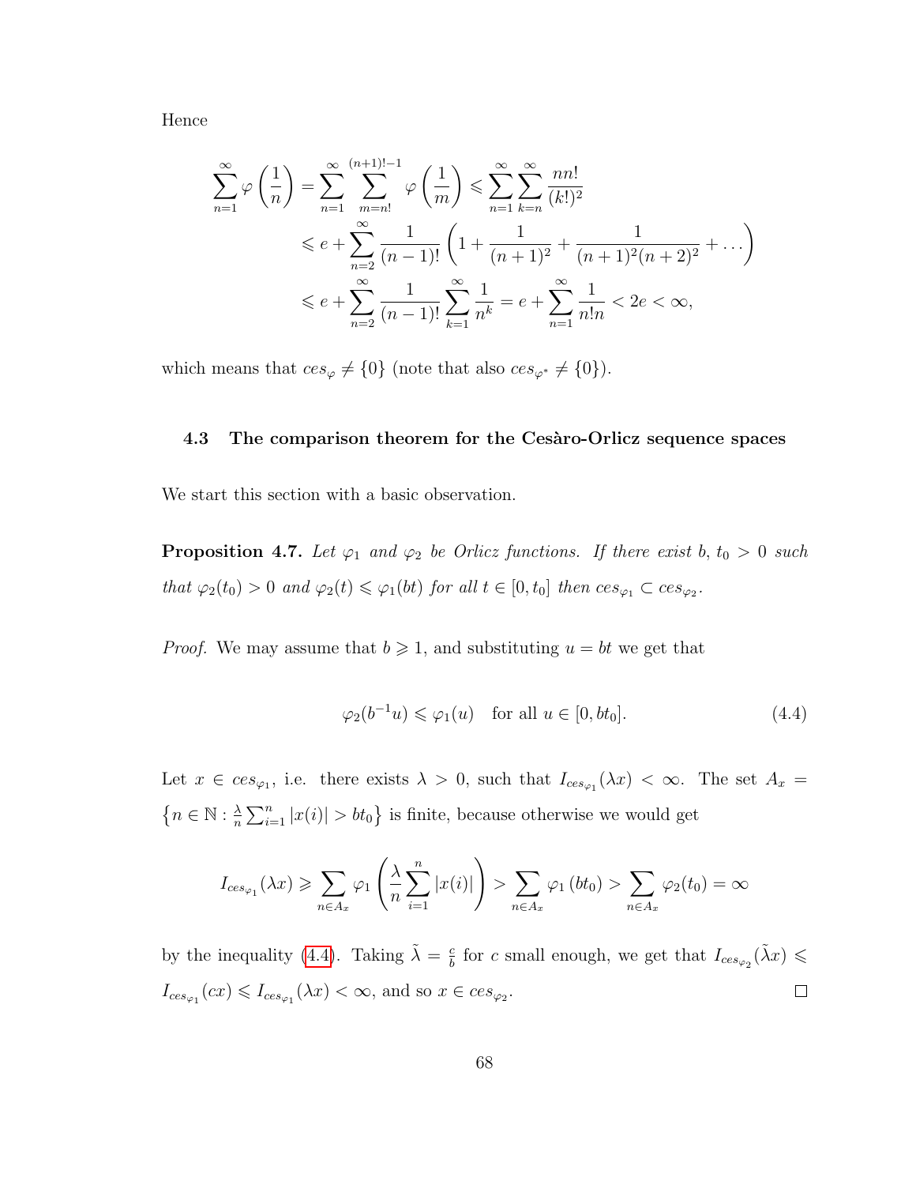Hence

$$
\begin{aligned}
\sum_{n=1}^{\infty} \varphi\left(\frac{1}{n}\right) &= \sum_{n=1}^{\infty} \sum_{m=n!}^{(n+1)!-1} \varphi\left(\frac{1}{m}\right) \leqslant \sum_{n=1}^{\infty} \sum_{k=n}^{\infty} \frac{nn!}{(k!)^2} \\
&\leqslant e + \sum_{n=2}^{\infty} \frac{1}{(n-1)!} \left(1 + \frac{1}{(n+1)^2} + \frac{1}{(n+1)^2(n+2)^2} + \dots\right) \\
&\leqslant e + \sum_{n=2}^{\infty} \frac{1}{(n-1)!} \sum_{k=1}^{\infty} \frac{1}{n^k} = e + \sum_{n=1}^{\infty} \frac{1}{n!n} < 2e < \infty,
\end{aligned}
$$

which means that $ces_{\varphi} \neq \{0\}$ (note that also $ces_{\varphi^*} \neq \{0\}$).

### 4.3 The comparison theorem for the Cesàro-Orlicz sequence spaces

We start this section with a basic observation.

**Proposition 4.7.** *Let $\varphi_1$ and $\varphi_2$ be Orlicz functions. If there exist $b, t_0 > 0$ such that $\varphi_2(t_0) > 0$ and $\varphi_2(t) \leqslant \varphi_1(bt)$ for all $t \in [0, t_0]$ then $ces_{\varphi_1} \subset ces_{\varphi_2}$.*

*Proof.* We may assume that $b \geqslant 1$, and substituting $u = bt$ we get that

$$
\varphi_2(b^{-1}u) \leqslant \varphi_1(u) \quad \text{for all } u \in [0, bt_0]. \tag{4.4}
$$

Let $x \in ces_{\varphi_1}$, i.e. there exists $\lambda > 0$, such that $I_{ces_{\varphi_1}}(\lambda x) < \infty$. The set $A_x = \left\{n \in \mathbb{N} : \frac{\lambda}{n} \sum_{i=1}^{n} |x(i)| > bt_0\right\}$ is finite, because otherwise we would get

$$
I_{ces_{\varphi_1}}(\lambda x) \geqslant \sum_{n \in A_x} \varphi_1\left(\frac{\lambda}{n} \sum_{i=1}^{n} |x(i)|\right) > \sum_{n \in A_x} \varphi_1(bt_0) > \sum_{n \in A_x} \varphi_2(t_0) = \infty
$$

by the inequality (4.4). Taking $\tilde{\lambda} = \frac{c}{b}$ for $c$ small enough, we get that $I_{ces_{\varphi_2}}(\tilde{\lambda} x) \leqslant I_{ces_{\varphi_1}}(cx) \leqslant I_{ces_{\varphi_1}}(\lambda x) < \infty$, and so $x \in ces_{\varphi_2}$. $\square$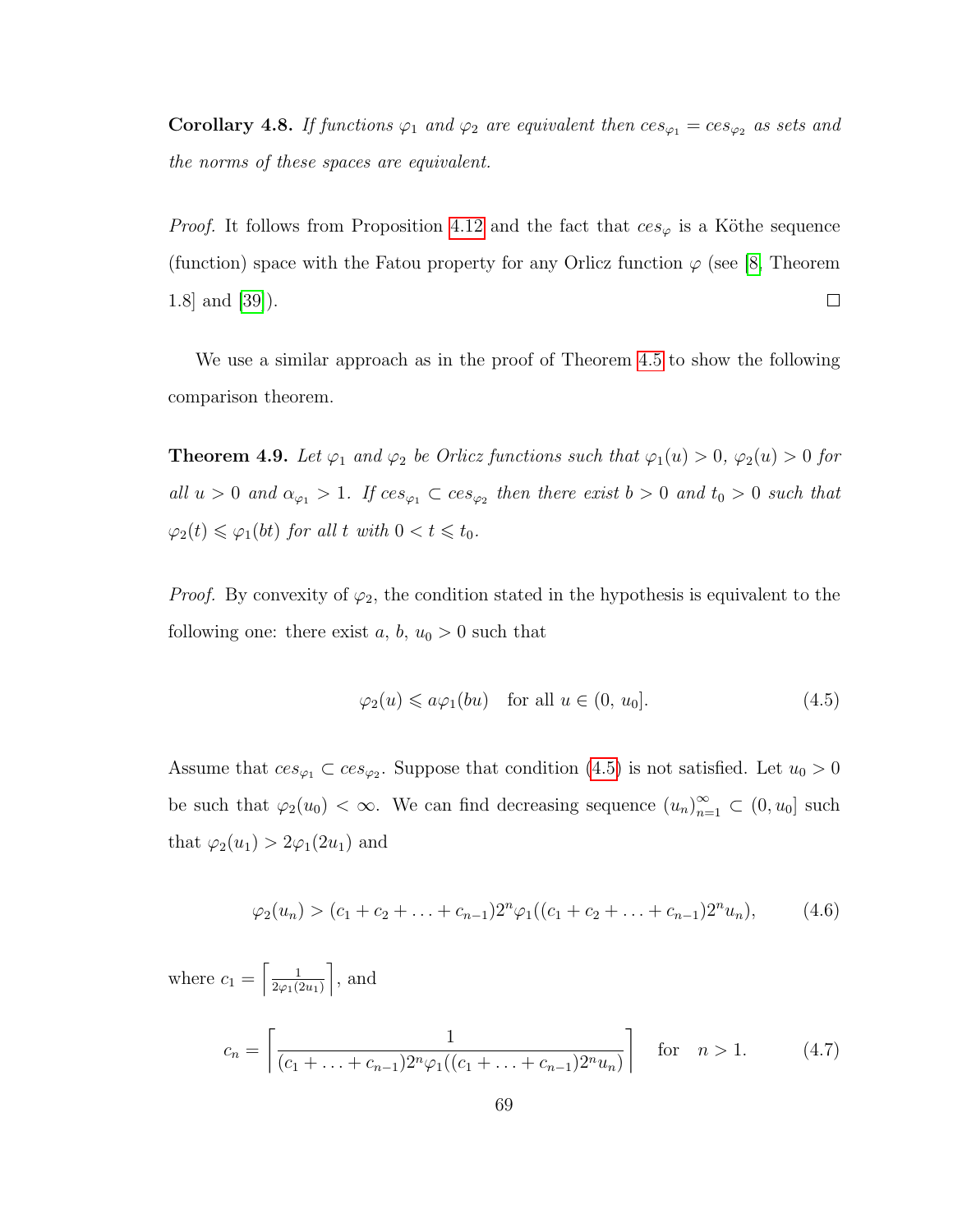**Corollary 4.8.** *If functions $\varphi_1$ and $\varphi_2$ are equivalent then $ces_{\varphi_1} = ces_{\varphi_2}$ as sets and the norms of these spaces are equivalent.*

*Proof.* It follows from Proposition 4.12 and the fact that $ces_\varphi$ is a Köthe sequence (function) space with the Fatou property for any Orlicz function $\varphi$ (see [8, Theorem 1.8] and [39]). $\square$

We use a similar approach as in the proof of Theorem 4.5 to show the following comparison theorem.

**Theorem 4.9.** *Let $\varphi_1$ and $\varphi_2$ be Orlicz functions such that $\varphi_1(u) > 0$, $\varphi_2(u) > 0$ for all $u > 0$ and $\alpha_{\varphi_1} > 1$. If $ces_{\varphi_1} \subset ces_{\varphi_2}$ then there exist $b > 0$ and $t_0 > 0$ such that $\varphi_2(t) \leqslant \varphi_1(bt)$ for all $t$ with $0 < t \leqslant t_0$.*

*Proof.* By convexity of $\varphi_2$, the condition stated in the hypothesis is equivalent to the following one: there exist $a$, $b$, $u_0 > 0$ such that

$$\varphi_2(u) \leqslant a\varphi_1(bu) \quad \text{for all } u \in (0,\, u_0]. \tag{4.5}$$

Assume that $ces_{\varphi_1} \subset ces_{\varphi_2}$. Suppose that condition (4.5) is not satisfied. Let $u_0 > 0$ be such that $\varphi_2(u_0) < \infty$. We can find decreasing sequence $(u_n)_{n=1}^\infty \subset (0, u_0]$ such that $\varphi_2(u_1) > 2\varphi_1(2u_1)$ and

$$\varphi_2(u_n) > (c_1 + c_2 + \ldots + c_{n-1})2^n \varphi_1((c_1 + c_2 + \ldots + c_{n-1})2^n u_n), \tag{4.6}$$

where $c_1 = \left\lceil \frac{1}{2\varphi_1(2u_1)} \right\rceil$, and

$$c_n = \left\lceil \frac{1}{(c_1 + \ldots + c_{n-1})2^n \varphi_1((c_1 + \ldots + c_{n-1})2^n u_n)} \right\rceil \quad \text{for} \quad n > 1. \tag{4.7}$$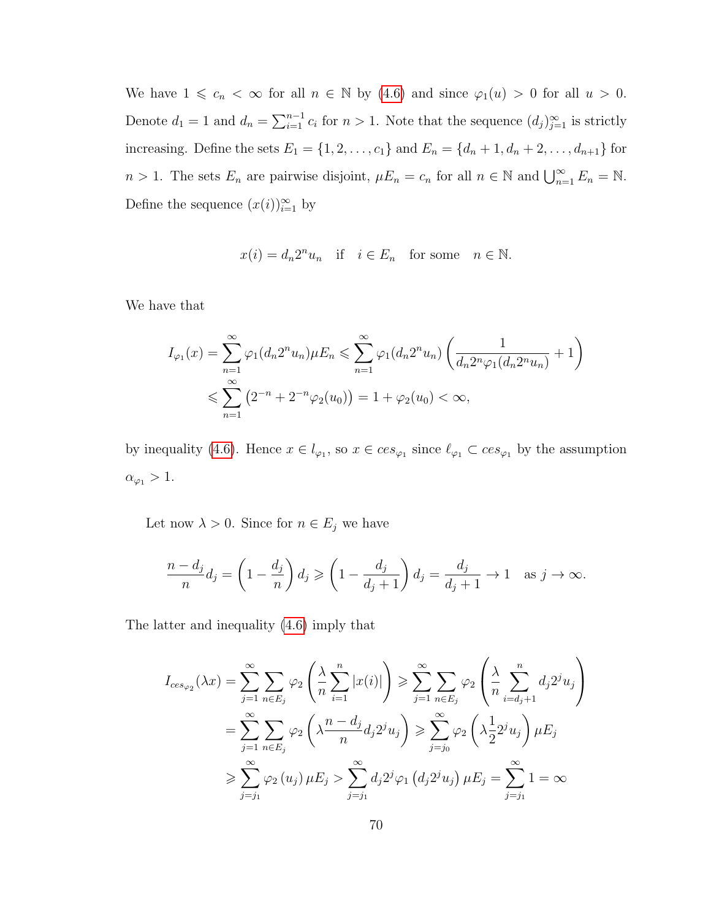We have $1 \leqslant c_n < \infty$ for all $n \in \mathbb{N}$ by (4.6) and since $\varphi_1(u) > 0$ for all $u > 0$. Denote $d_1 = 1$ and $d_n = \sum_{i=1}^{n-1} c_i$ for $n > 1$. Note that the sequence $(d_j)_{j=1}^{\infty}$ is strictly increasing. Define the sets $E_1 = \{1, 2, \ldots, c_1\}$ and $E_n = \{d_n + 1, d_n + 2, \ldots, d_{n+1}\}$ for $n > 1$. The sets $E_n$ are pairwise disjoint, $\mu E_n = c_n$ for all $n \in \mathbb{N}$ and $\bigcup_{n=1}^{\infty} E_n = \mathbb{N}$. Define the sequence $(x(i))_{i=1}^{\infty}$ by

$$x(i) = d_n 2^n u_n \quad \text{if} \quad i \in E_n \quad \text{for some} \quad n \in \mathbb{N}.$$

We have that

$$\begin{aligned}
I_{\varphi_1}(x) = \sum_{n=1}^{\infty} \varphi_1(d_n 2^n u_n) \mu E_n &\leqslant \sum_{n=1}^{\infty} \varphi_1(d_n 2^n u_n) \left( \frac{1}{d_n 2^n \varphi_1(d_n 2^n u_n)} + 1 \right) \\
&\leqslant \sum_{n=1}^{\infty} \left( 2^{-n} + 2^{-n} \varphi_2(u_0) \right) = 1 + \varphi_2(u_0) < \infty,
\end{aligned}$$

by inequality (4.6). Hence $x \in l_{\varphi_1}$, so $x \in ces_{\varphi_1}$ since $\ell_{\varphi_1} \subset ces_{\varphi_1}$ by the assumption $\alpha_{\varphi_1} > 1$.

Let now $\lambda > 0$. Since for $n \in E_j$ we have

$$\frac{n - d_j}{n} d_j = \left( 1 - \frac{d_j}{n} \right) d_j \geqslant \left( 1 - \frac{d_j}{d_j + 1} \right) d_j = \frac{d_j}{d_j + 1} \to 1 \quad \text{as } j \to \infty.$$

The latter and inequality (4.6) imply that

$$\begin{aligned}
I_{ces_{\varphi_2}}(\lambda x) = \sum_{j=1}^{\infty} \sum_{n \in E_j} \varphi_2 \left( \frac{\lambda}{n} \sum_{i=1}^{n} |x(i)| \right) &\geqslant \sum_{j=1}^{\infty} \sum_{n \in E_j} \varphi_2 \left( \frac{\lambda}{n} \sum_{i=d_j+1}^{n} d_j 2^j u_j \right) \\
= \sum_{j=1}^{\infty} \sum_{n \in E_j} \varphi_2 \left( \lambda \frac{n - d_j}{n} d_j 2^j u_j \right) &\geqslant \sum_{j=j_0}^{\infty} \varphi_2 \left( \lambda \frac{1}{2} 2^j u_j \right) \mu E_j \\
\geqslant \sum_{j=j_1}^{\infty} \varphi_2 \left( u_j \right) \mu E_j > \sum_{j=j_1}^{\infty} d_j 2^j \varphi_1 \left( d_j 2^j u_j \right) \mu E_j &= \sum_{j=j_1}^{\infty} 1 = \infty
\end{aligned}$$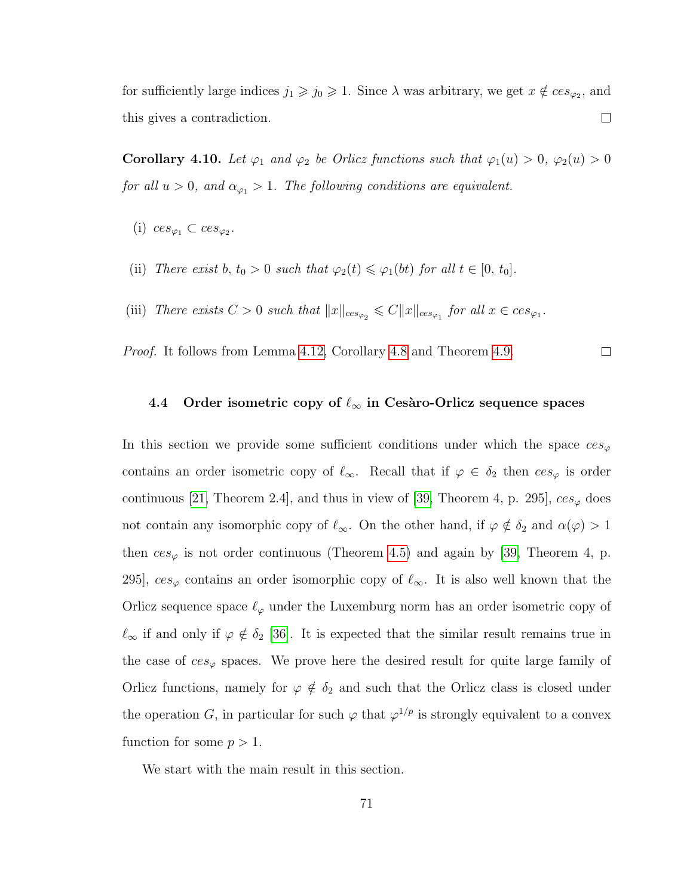for sufficiently large indices $j_1 \geqslant j_0 \geqslant 1$. Since $\lambda$ was arbitrary, we get $x \notin ces_{\varphi_2}$, and this gives a contradiction. $\square$

**Corollary 4.10.** *Let $\varphi_1$ and $\varphi_2$ be Orlicz functions such that $\varphi_1(u) > 0$, $\varphi_2(u) > 0$ for all $u > 0$, and $\alpha_{\varphi_1} > 1$. The following conditions are equivalent.*

(i) $ces_{\varphi_1} \subset ces_{\varphi_2}$.

(ii) *There exist $b$, $t_0 > 0$ such that $\varphi_2(t) \leqslant \varphi_1(bt)$ for all $t \in [0, t_0]$.*

(iii) *There exists $C > 0$ such that $\|x\|_{ces_{\varphi_2}} \leqslant C\|x\|_{ces_{\varphi_1}}$ for all $x \in ces_{\varphi_1}$.*

*Proof.* It follows from Lemma 4.12, Corollary 4.8 and Theorem 4.9. $\square$

### 4.4 Order isometric copy of $\ell_\infty$ in Cesàro-Orlicz sequence spaces

In this section we provide some sufficient conditions under which the space $ces_\varphi$ contains an order isometric copy of $\ell_\infty$. Recall that if $\varphi \in \delta_2$ then $ces_\varphi$ is order continuous [21, Theorem 2.4], and thus in view of [39, Theorem 4, p. 295], $ces_\varphi$ does not contain any isomorphic copy of $\ell_\infty$. On the other hand, if $\varphi \notin \delta_2$ and $\alpha(\varphi) > 1$ then $ces_\varphi$ is not order continuous (Theorem 4.5) and again by [39, Theorem 4, p. 295], $ces_\varphi$ contains an order isomorphic copy of $\ell_\infty$. It is also well known that the Orlicz sequence space $\ell_\varphi$ under the Luxemburg norm has an order isometric copy of $\ell_\infty$ if and only if $\varphi \notin \delta_2$ [36]. It is expected that the similar result remains true in the case of $ces_\varphi$ spaces. We prove here the desired result for quite large family of Orlicz functions, namely for $\varphi \notin \delta_2$ and such that the Orlicz class is closed under the operation $G$, in particular for such $\varphi$ that $\varphi^{1/p}$ is strongly equivalent to a convex function for some $p > 1$.

We start with the main result in this section.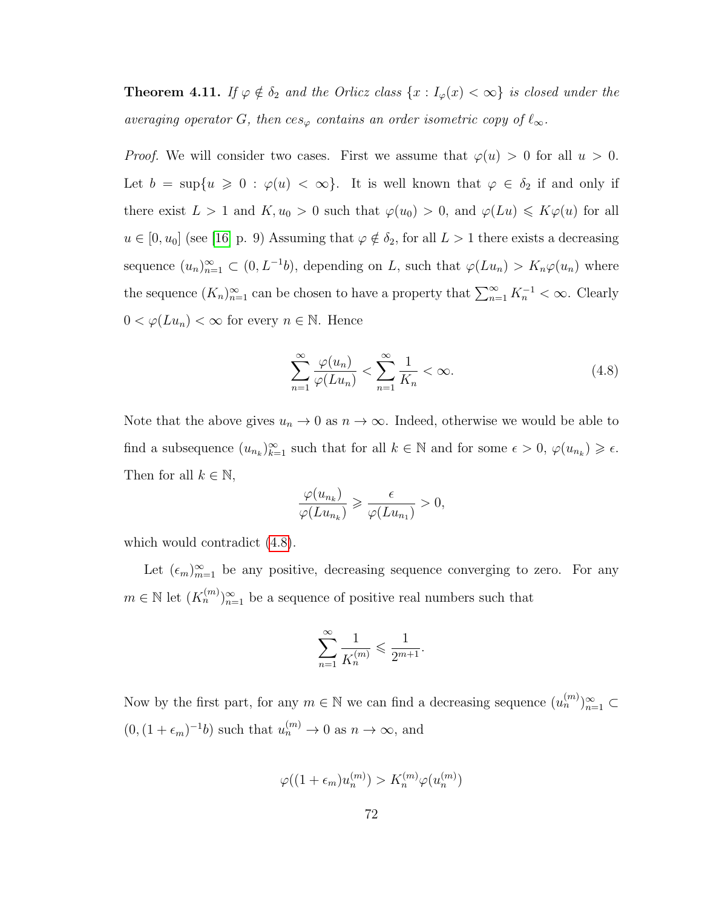**Theorem 4.11.** *If $\varphi \notin \delta_2$ and the Orlicz class $\{x : I_\varphi(x) < \infty\}$ is closed under the averaging operator $G$, then $ces_\varphi$ contains an order isometric copy of $\ell_\infty$.*

*Proof.* We will consider two cases. First we assume that $\varphi(u) > 0$ for all $u > 0$. Let $b = \sup\{u \geqslant 0 : \varphi(u) < \infty\}$. It is well known that $\varphi \in \delta_2$ if and only if there exist $L > 1$ and $K, u_0 > 0$ such that $\varphi(u_0) > 0$, and $\varphi(Lu) \leqslant K\varphi(u)$ for all $u \in [0, u_0]$ (see [16] p. 9) Assuming that $\varphi \notin \delta_2$, for all $L > 1$ there exists a decreasing sequence $(u_n)_{n=1}^\infty \subset (0, L^{-1}b)$, depending on $L$, such that $\varphi(Lu_n) > K_n\varphi(u_n)$ where the sequence $(K_n)_{n=1}^\infty$ can be chosen to have a property that $\sum_{n=1}^\infty K_n^{-1} < \infty$. Clearly $0 < \varphi(Lu_n) < \infty$ for every $n \in \mathbb{N}$. Hence

$$\sum_{n=1}^\infty \frac{\varphi(u_n)}{\varphi(Lu_n)} < \sum_{n=1}^\infty \frac{1}{K_n} < \infty. \tag{4.8}$$

Note that the above gives $u_n \to 0$ as $n \to \infty$. Indeed, otherwise we would be able to find a subsequence $(u_{n_k})_{k=1}^\infty$ such that for all $k \in \mathbb{N}$ and for some $\epsilon > 0$, $\varphi(u_{n_k}) \geqslant \epsilon$. Then for all $k \in \mathbb{N}$,

$$\frac{\varphi(u_{n_k})}{\varphi(Lu_{n_k})} \geqslant \frac{\epsilon}{\varphi(Lu_{n_1})} > 0,$$

which would contradict (4.8).

Let $(\epsilon_m)_{m=1}^\infty$ be any positive, decreasing sequence converging to zero. For any $m \in \mathbb{N}$ let $(K_n^{(m)})_{n=1}^\infty$ be a sequence of positive real numbers such that

$$\sum_{n=1}^\infty \frac{1}{K_n^{(m)}} \leqslant \frac{1}{2^{m+1}}.$$

Now by the first part, for any $m \in \mathbb{N}$ we can find a decreasing sequence $(u_n^{(m)})_{n=1}^\infty \subset (0, (1+\epsilon_m)^{-1}b)$ such that $u_n^{(m)} \to 0$ as $n \to \infty$, and

$$\varphi((1+\epsilon_m)u_n^{(m)}) > K_n^{(m)}\varphi(u_n^{(m)})$$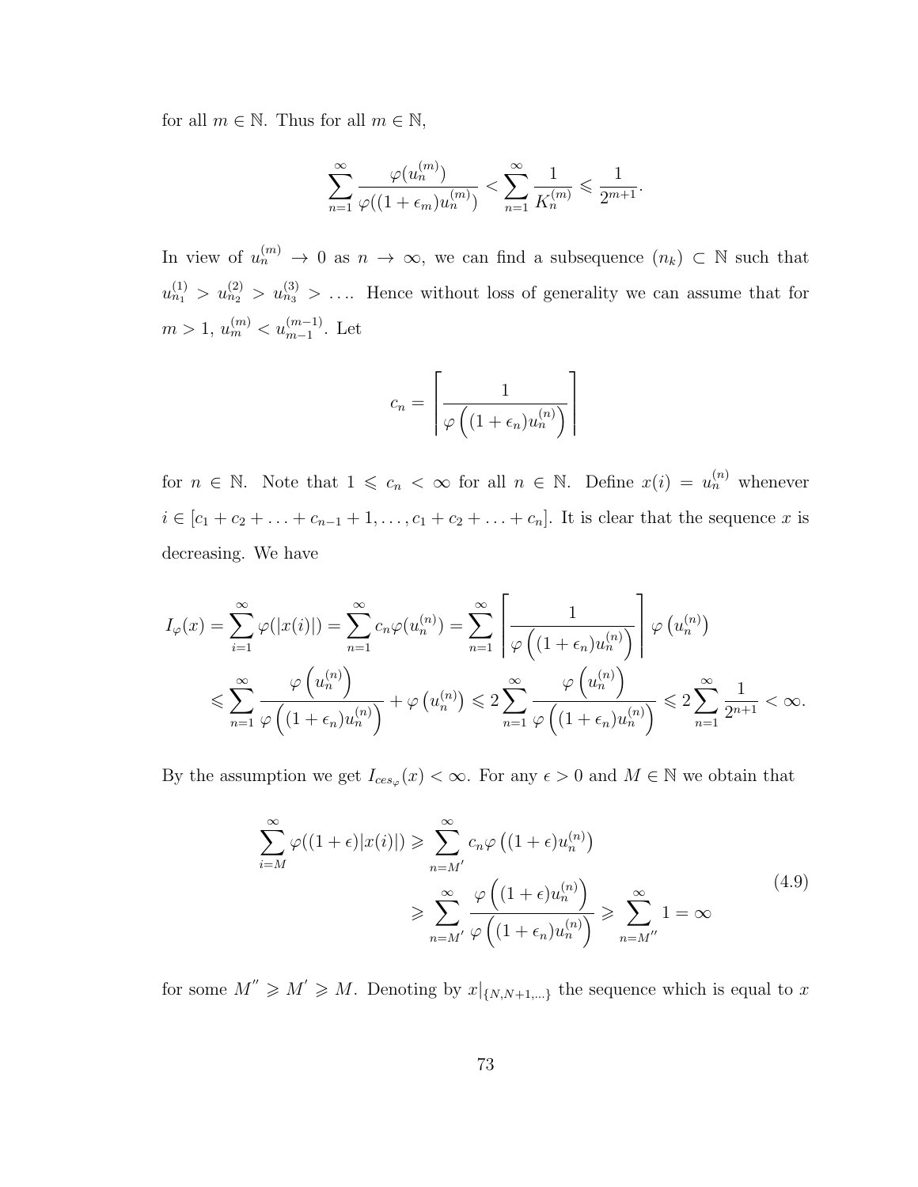for all $m \in \mathbb{N}$. Thus for all $m \in \mathbb{N}$,

$$\sum_{n=1}^{\infty} \frac{\varphi(u_n^{(m)})}{\varphi((1+\epsilon_m)u_n^{(m)})} < \sum_{n=1}^{\infty} \frac{1}{K_n^{(m)}} \leqslant \frac{1}{2^{m+1}}.$$

In view of $u_n^{(m)} \to 0$ as $n \to \infty$, we can find a subsequence $(n_k) \subset \mathbb{N}$ such that $u_{n_1}^{(1)} > u_{n_2}^{(2)} > u_{n_3}^{(3)} > \ldots$. Hence without loss of generality we can assume that for $m > 1$, $u_m^{(m)} < u_{m-1}^{(m-1)}$. Let

$$c_n = \left\lceil \frac{1}{\varphi\left((1+\epsilon_n)u_n^{(n)}\right)} \right\rceil$$

for $n \in \mathbb{N}$. Note that $1 \leqslant c_n < \infty$ for all $n \in \mathbb{N}$. Define $x(i) = u_n^{(n)}$ whenever $i \in [c_1 + c_2 + \ldots + c_{n-1} + 1, \ldots, c_1 + c_2 + \ldots + c_n]$. It is clear that the sequence $x$ is decreasing. We have

$$\begin{aligned}
I_\varphi(x) = \sum_{i=1}^{\infty} \varphi(|x(i)|) = \sum_{n=1}^{\infty} c_n \varphi(u_n^{(n)}) = \sum_{n=1}^{\infty} \left\lceil \frac{1}{\varphi\left((1+\epsilon_n)u_n^{(n)}\right)} \right\rceil \varphi\left(u_n^{(n)}\right) \\
\leqslant \sum_{n=1}^{\infty} \frac{\varphi\left(u_n^{(n)}\right)}{\varphi\left((1+\epsilon_n)u_n^{(n)}\right)} + \varphi\left(u_n^{(n)}\right) \leqslant 2\sum_{n=1}^{\infty} \frac{\varphi\left(u_n^{(n)}\right)}{\varphi\left((1+\epsilon_n)u_n^{(n)}\right)} \leqslant 2\sum_{n=1}^{\infty} \frac{1}{2^{n+1}} < \infty.
\end{aligned}$$

By the assumption we get $I_{ces_\varphi}(x) < \infty$. For any $\epsilon > 0$ and $M \in \mathbb{N}$ we obtain that

$$\begin{aligned}
\sum_{i=M}^{\infty} \varphi((1+\epsilon)|x(i)|) &\geqslant \sum_{n=M'}^{\infty} c_n \varphi\left((1+\epsilon)u_n^{(n)}\right) \\
&\geqslant \sum_{n=M'}^{\infty} \frac{\varphi\left((1+\epsilon)u_n^{(n)}\right)}{\varphi\left((1+\epsilon_n)u_n^{(n)}\right)} \geqslant \sum_{n=M''}^{\infty} 1 = \infty
\end{aligned} \tag{4.9}$$

for some $M'' \geqslant M' \geqslant M$. Denoting by $x|_{\{N,N+1,\ldots\}}$ the sequence which is equal to $x$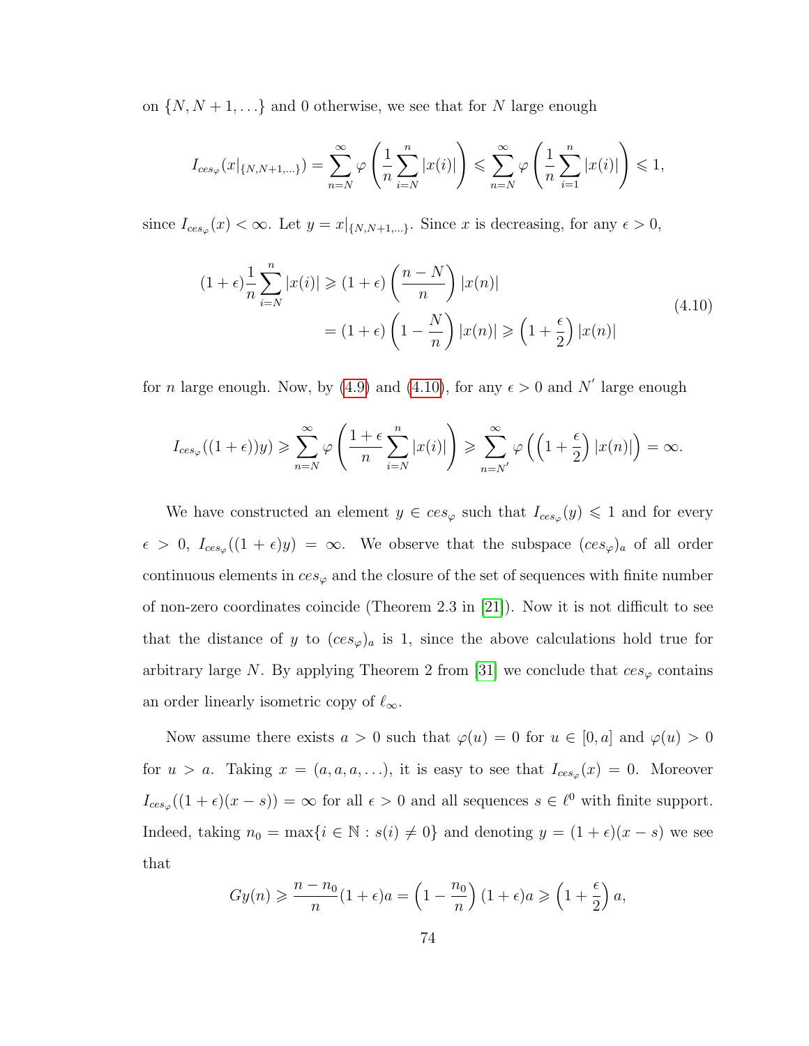on $\{N, N+1, \ldots\}$ and 0 otherwise, we see that for $N$ large enough

$$I_{ces_\varphi}(x|_{\{N,N+1,\ldots\}}) = \sum_{n=N}^{\infty} \varphi\left(\frac{1}{n}\sum_{i=N}^{n}|x(i)|\right) \leqslant \sum_{n=N}^{\infty} \varphi\left(\frac{1}{n}\sum_{i=1}^{n}|x(i)|\right) \leqslant 1,$$

since $I_{ces_\varphi}(x) < \infty$. Let $y = x|_{\{N,N+1,\ldots\}}$. Since $x$ is decreasing, for any $\epsilon > 0$,

$$\begin{aligned}(1+\epsilon)\frac{1}{n}\sum_{i=N}^{n}|x(i)| &\geqslant (1+\epsilon)\left(\frac{n-N}{n}\right)|x(n)| \\ &= (1+\epsilon)\left(1-\frac{N}{n}\right)|x(n)| \geqslant \left(1+\frac{\epsilon}{2}\right)|x(n)|\end{aligned} \tag{4.10}$$

for $n$ large enough. Now, by (4.9) and (4.10), for any $\epsilon > 0$ and $N'$ large enough

$$I_{ces_\varphi}((1+\epsilon))y) \geqslant \sum_{n=N}^{\infty} \varphi\left(\frac{1+\epsilon}{n}\sum_{i=N}^{n}|x(i)|\right) \geqslant \sum_{n=N'}^{\infty} \varphi\left(\left(1+\frac{\epsilon}{2}\right)|x(n)|\right) = \infty.$$

We have constructed an element $y \in ces_\varphi$ such that $I_{ces_\varphi}(y) \leqslant 1$ and for every $\epsilon > 0$, $I_{ces_\varphi}((1+\epsilon)y) = \infty$. We observe that the subspace $(ces_\varphi)_a$ of all order continuous elements in $ces_\varphi$ and the closure of the set of sequences with finite number of non-zero coordinates coincide (Theorem 2.3 in [21]). Now it is not difficult to see that the distance of $y$ to $(ces_\varphi)_a$ is 1, since the above calculations hold true for arbitrary large $N$. By applying Theorem 2 from [31] we conclude that $ces_\varphi$ contains an order linearly isometric copy of $\ell_\infty$.

Now assume there exists $a > 0$ such that $\varphi(u) = 0$ for $u \in [0, a]$ and $\varphi(u) > 0$ for $u > a$. Taking $x = (a, a, a, \ldots)$, it is easy to see that $I_{ces_\varphi}(x) = 0$. Moreover $I_{ces_\varphi}((1+\epsilon)(x-s)) = \infty$ for all $\epsilon > 0$ and all sequences $s \in \ell^0$ with finite support. Indeed, taking $n_0 = \max\{i \in \mathbb{N} : s(i) \neq 0\}$ and denoting $y = (1+\epsilon)(x-s)$ we see that

$$Gy(n) \geqslant \frac{n-n_0}{n}(1+\epsilon)a = \left(1-\frac{n_0}{n}\right)(1+\epsilon)a \geqslant \left(1+\frac{\epsilon}{2}\right)a,$$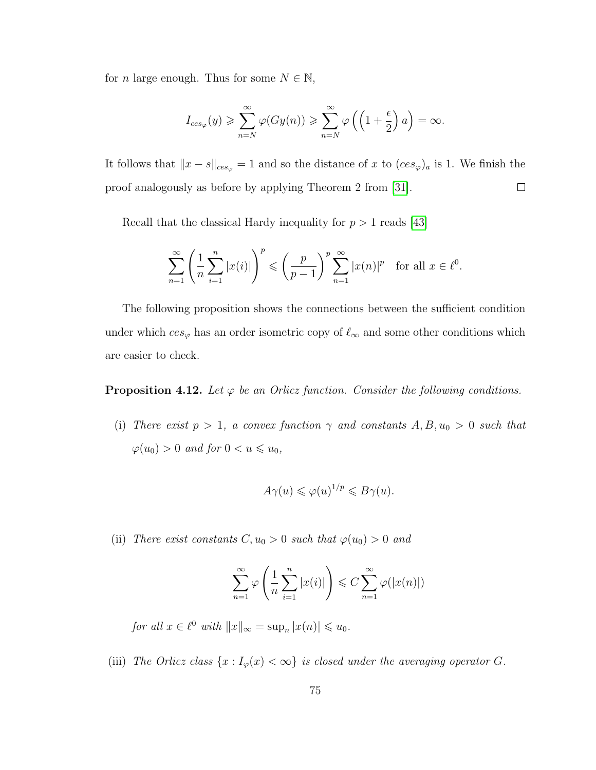for $n$ large enough. Thus for some $N \in \mathbb{N}$,

$$I_{ces_\varphi}(y) \geqslant \sum_{n=N}^{\infty} \varphi(Gy(n)) \geqslant \sum_{n=N}^{\infty} \varphi\left(\left(1+\frac{\epsilon}{2}\right)a\right) = \infty.$$

It follows that $\|x - s\|_{ces_\varphi} = 1$ and so the distance of $x$ to $(ces_\varphi)_a$ is 1. We finish the proof analogously as before by applying Theorem 2 from [31]. $\square$

Recall that the classical Hardy inequality for $p > 1$ reads [43]

$$\sum_{n=1}^{\infty} \left(\frac{1}{n}\sum_{i=1}^{n} |x(i)|\right)^p \leqslant \left(\frac{p}{p-1}\right)^p \sum_{n=1}^{\infty} |x(n)|^p \quad \text{for all } x \in \ell^0.$$

The following proposition shows the connections between the sufficient condition under which $ces_\varphi$ has an order isometric copy of $\ell_\infty$ and some other conditions which are easier to check.

**Proposition 4.12.** *Let $\varphi$ be an Orlicz function. Consider the following conditions.*

(i) *There exist $p > 1$, a convex function $\gamma$ and constants $A, B, u_0 > 0$ such that $\varphi(u_0) > 0$ and for $0 < u \leqslant u_0$,*

$$A\gamma(u) \leqslant \varphi(u)^{1/p} \leqslant B\gamma(u).$$

(ii) *There exist constants $C, u_0 > 0$ such that $\varphi(u_0) > 0$ and*

$$\sum_{n=1}^{\infty} \varphi\left(\frac{1}{n}\sum_{i=1}^{n} |x(i)|\right) \leqslant C \sum_{n=1}^{\infty} \varphi(|x(n)|)$$

*for all $x \in \ell^0$ with $\|x\|_\infty = \sup_n |x(n)| \leqslant u_0$.*

(iii) *The Orlicz class $\{x : I_\varphi(x) < \infty\}$ is closed under the averaging operator $G$.*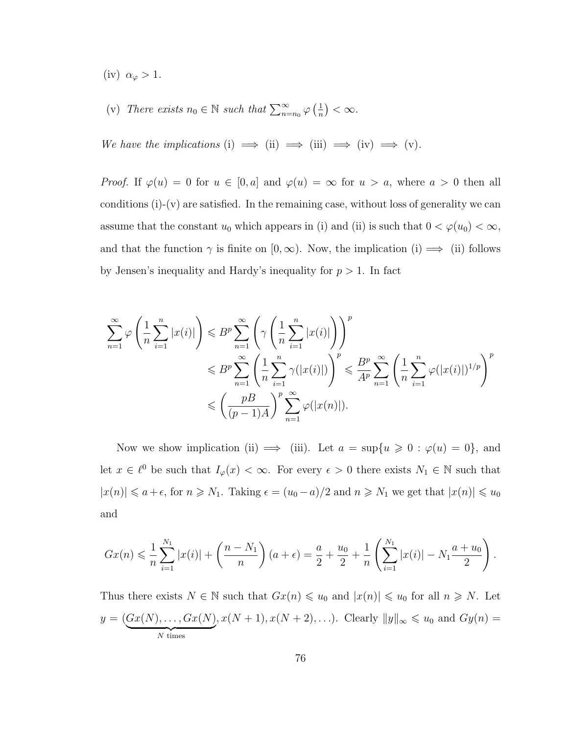(iv) $\alpha_\varphi > 1$.

(v) *There exists* $n_0 \in \mathbb{N}$ *such that* $\sum_{n=n_0}^{\infty} \varphi\left(\frac{1}{n}\right) < \infty$.

*We have the implications* (i) $\implies$ (ii) $\implies$ (iii) $\implies$ (iv) $\implies$ (v).

*Proof.* If $\varphi(u) = 0$ for $u \in [0, a]$ and $\varphi(u) = \infty$ for $u > a$, where $a > 0$ then all conditions (i)-(v) are satisfied. In the remaining case, without loss of generality we can assume that the constant $u_0$ which appears in (i) and (ii) is such that $0 < \varphi(u_0) < \infty$, and that the function $\gamma$ is finite on $[0, \infty)$. Now, the implication (i) $\implies$ (ii) follows by Jensen's inequality and Hardy's inequality for $p > 1$. In fact

$$
\begin{aligned}
\sum_{n=1}^{\infty} \varphi\left(\frac{1}{n}\sum_{i=1}^{n}|x(i)|\right) &\leqslant B^p \sum_{n=1}^{\infty}\left(\gamma\left(\frac{1}{n}\sum_{i=1}^{n}|x(i)|\right)\right)^p \\
&\leqslant B^p \sum_{n=1}^{\infty}\left(\frac{1}{n}\sum_{i=1}^{n}\gamma(|x(i)|)\right)^p \leqslant \frac{B^p}{A^p}\sum_{n=1}^{\infty}\left(\frac{1}{n}\sum_{i=1}^{n}\varphi(|x(i)|)^{1/p}\right)^p \\
&\leqslant \left(\frac{pB}{(p-1)A}\right)^p \sum_{n=1}^{\infty}\varphi(|x(n)|).
\end{aligned}
$$

Now we show implication (ii) $\implies$ (iii). Let $a = \sup\{u \geqslant 0 : \varphi(u) = 0\}$, and let $x \in \ell^0$ be such that $I_\varphi(x) < \infty$. For every $\epsilon > 0$ there exists $N_1 \in \mathbb{N}$ such that $|x(n)| \leqslant a + \epsilon$, for $n \geqslant N_1$. Taking $\epsilon = (u_0 - a)/2$ and $n \geqslant N_1$ we get that $|x(n)| \leqslant u_0$ and

$$
Gx(n) \leqslant \frac{1}{n}\sum_{i=1}^{N_1}|x(i)| + \left(\frac{n - N_1}{n}\right)(a + \epsilon) = \frac{a}{2} + \frac{u_0}{2} + \frac{1}{n}\left(\sum_{i=1}^{N_1}|x(i)| - N_1\frac{a + u_0}{2}\right).
$$

Thus there exists $N \in \mathbb{N}$ such that $Gx(n) \leqslant u_0$ and $|x(n)| \leqslant u_0$ for all $n \geqslant N$. Let $y = (\underbrace{Gx(N), \ldots, Gx(N)}_{N \text{ times}}, x(N+1), x(N+2), \ldots)$. Clearly $\|y\|_\infty \leqslant u_0$ and $Gy(n) =$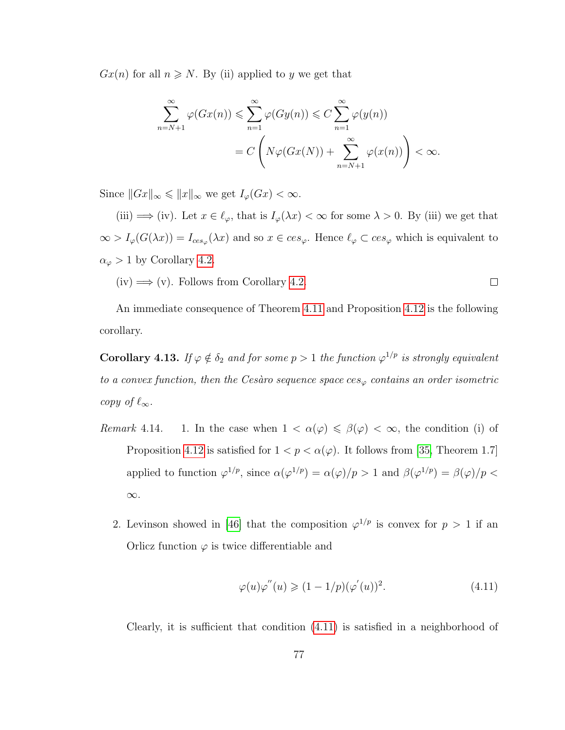$Gx(n)$ for all $n \geqslant N$. By (ii) applied to $y$ we get that

$$\sum_{n=N+1}^{\infty} \varphi(Gx(n)) \leqslant \sum_{n=1}^{\infty} \varphi(Gy(n)) \leqslant C \sum_{n=1}^{\infty} \varphi(y(n))$$
$$= C\left(N\varphi(Gx(N)) + \sum_{n=N+1}^{\infty} \varphi(x(n))\right) < \infty.$$

Since $\|Gx\|_\infty \leqslant \|x\|_\infty$ we get $I_\varphi(Gx) < \infty$.

(iii) $\Longrightarrow$ (iv). Let $x \in \ell_\varphi$, that is $I_\varphi(\lambda x) < \infty$ for some $\lambda > 0$. By (iii) we get that $\infty > I_\varphi(G(\lambda x)) = I_{ces_\varphi}(\lambda x)$ and so $x \in ces_\varphi$. Hence $\ell_\varphi \subset ces_\varphi$ which is equivalent to $\alpha_\varphi > 1$ by Corollary 4.2.

(iv) $\Longrightarrow$ (v). Follows from Corollary 4.2. □

An immediate consequence of Theorem 4.11 and Proposition 4.12 is the following corollary.

**Corollary 4.13.** *If $\varphi \notin \delta_2$ and for some $p > 1$ the function $\varphi^{1/p}$ is strongly equivalent to a convex function, then the Cesàro sequence space $ces_\varphi$ contains an order isometric copy of $\ell_\infty$.*

*Remark* 4.14.

1. In the case when $1 < \alpha(\varphi) \leqslant \beta(\varphi) < \infty$, the condition (i) of Proposition 4.12 is satisfied for $1 < p < \alpha(\varphi)$. It follows from [35, Theorem 1.7] applied to function $\varphi^{1/p}$, since $\alpha(\varphi^{1/p}) = \alpha(\varphi)/p > 1$ and $\beta(\varphi^{1/p}) = \beta(\varphi)/p < \infty$.

2. Levinson showed in [46] that the composition $\varphi^{1/p}$ is convex for $p > 1$ if an Orlicz function $\varphi$ is twice differentiable and

$$\varphi(u)\varphi^{''}(u) \geqslant (1 - 1/p)(\varphi^{'}(u))^2. \tag{4.11}$$

Clearly, it is sufficient that condition (4.11) is satisfied in a neighborhood of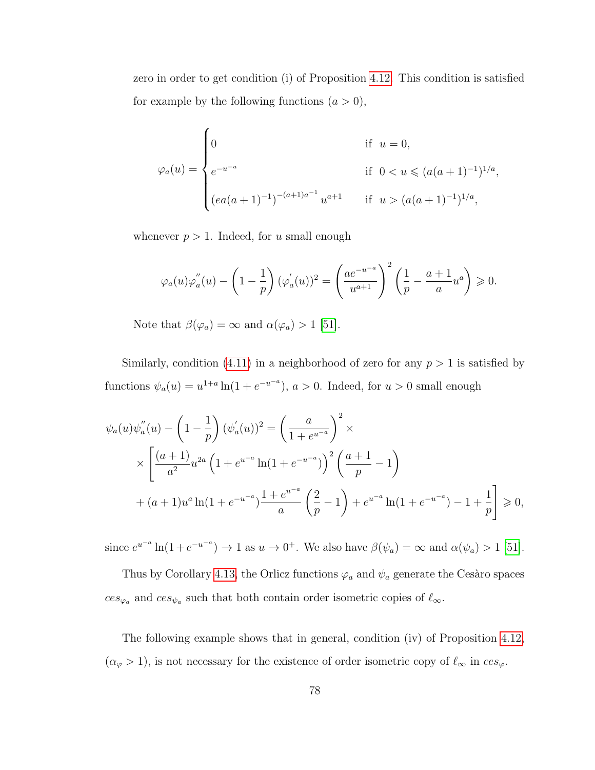zero in order to get condition (i) of Proposition 4.12. This condition is satisfied for example by the following functions ($a > 0$),

$$
\varphi_a(u) = \begin{cases} 0 & \text{if } \ u = 0, \\ e^{-u^{-a}} & \text{if } \ 0 < u \leqslant (a(a+1)^{-1})^{1/a}, \\ \left(ea(a+1)^{-1}\right)^{-(a+1)a^{-1}} u^{a+1} & \text{if } \ u > (a(a+1)^{-1})^{1/a}, \end{cases}
$$

whenever $p > 1$. Indeed, for $u$ small enough

$$
\varphi_a(u)\varphi_a^{''}(u) - \left(1 - \frac{1}{p}\right)(\varphi_a^{'}(u))^2 = \left(\frac{ae^{-u^{-a}}}{u^{a+1}}\right)^2 \left(\frac{1}{p} - \frac{a+1}{a}u^a\right) \geqslant 0.
$$

Note that $\beta(\varphi_a) = \infty$ and $\alpha(\varphi_a) > 1$ [51].

Similarly, condition (4.11) in a neighborhood of zero for any $p > 1$ is satisfied by functions $\psi_a(u) = u^{1+a}\ln(1 + e^{-u^{-a}})$, $a > 0$. Indeed, for $u > 0$ small enough

$$
\begin{aligned}
\psi_a(u)\psi_a^{''}(u) - \left(1 - \frac{1}{p}\right)(\psi_a^{'}(u))^2 &= \left(\frac{a}{1 + e^{u^{-a}}}\right)^2 \times \\
\times \Bigg[ \frac{(a+1)}{a^2} u^{2a} \left(1 + e^{u^{-a}} \ln(1 + e^{-u^{-a}})\right)^2 &\left(\frac{a+1}{p} - 1\right) \\
+ (a+1)u^a \ln(1 + e^{-u^{-a}}) \frac{1 + e^{u^{-a}}}{a} \left(\frac{2}{p} - 1\right) &+ e^{u^{-a}} \ln(1 + e^{-u^{-a}}) - 1 + \frac{1}{p} \Bigg] \geqslant 0,
\end{aligned}
$$

since $e^{u^{-a}} \ln(1 + e^{-u^{-a}}) \to 1$ as $u \to 0^+$. We also have $\beta(\psi_a) = \infty$ and $\alpha(\psi_a) > 1$ [51].

Thus by Corollary 4.13, the Orlicz functions $\varphi_a$ and $\psi_a$ generate the Cesàro spaces $ces_{\varphi_a}$ and $ces_{\psi_a}$ such that both contain order isometric copies of $\ell_\infty$.

The following example shows that in general, condition (iv) of Proposition 4.12, ($\alpha_\varphi > 1$), is not necessary for the existence of order isometric copy of $\ell_\infty$ in $ces_\varphi$.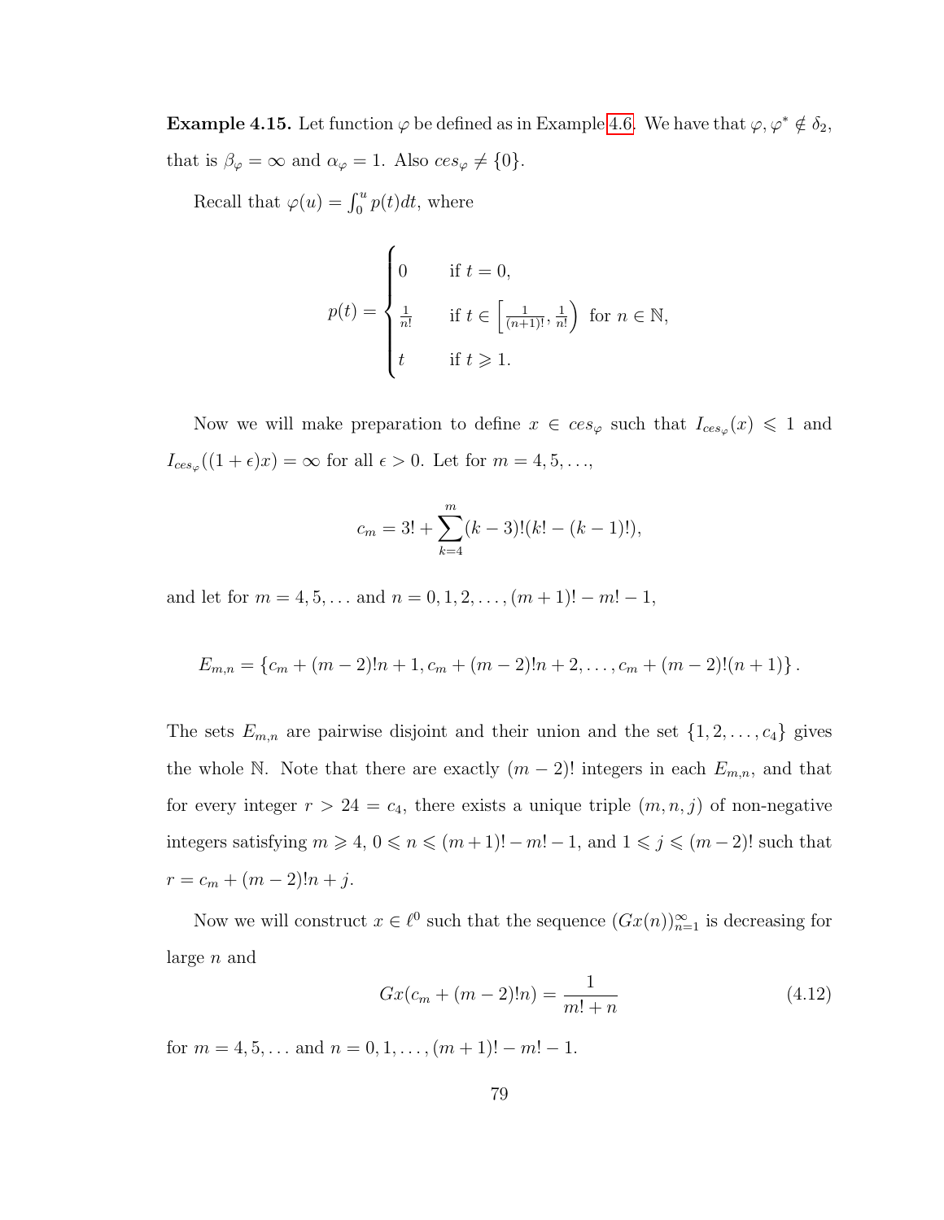**Example 4.15.** Let function $\varphi$ be defined as in Example 4.6. We have that $\varphi, \varphi^* \notin \delta_2$, that is $\beta_\varphi = \infty$ and $\alpha_\varphi = 1$. Also $ces_\varphi \neq \{0\}$.

Recall that $\varphi(u) = \int_0^u p(t)dt$, where

$$p(t) = \begin{cases} 0 & \text{if } t = 0, \\ \frac{1}{n!} & \text{if } t \in \left[\frac{1}{(n+1)!}, \frac{1}{n!}\right) \text{ for } n \in \mathbb{N}, \\ t & \text{if } t \geqslant 1. \end{cases}$$

Now we will make preparation to define $x \in ces_\varphi$ such that $I_{ces_\varphi}(x) \leqslant 1$ and $I_{ces_\varphi}((1+\epsilon)x) = \infty$ for all $\epsilon > 0$. Let for $m = 4, 5, \ldots$,

$$c_m = 3! + \sum_{k=4}^{m} (k-3)!(k! - (k-1)!),$$

and let for $m = 4, 5, \ldots$ and $n = 0, 1, 2, \ldots, (m+1)! - m! - 1$,

$$E_{m,n} = \{c_m + (m-2)!n + 1, c_m + (m-2)!n + 2, \ldots, c_m + (m-2)!(n+1)\}.$$

The sets $E_{m,n}$ are pairwise disjoint and their union and the set $\{1, 2, \ldots, c_4\}$ gives the whole $\mathbb{N}$. Note that there are exactly $(m-2)!$ integers in each $E_{m,n}$, and that for every integer $r > 24 = c_4$, there exists a unique triple $(m, n, j)$ of non-negative integers satisfying $m \geqslant 4$, $0 \leqslant n \leqslant (m+1)! - m! - 1$, and $1 \leqslant j \leqslant (m-2)!$ such that $r = c_m + (m-2)!n + j$.

Now we will construct $x \in \ell^0$ such that the sequence $(Gx(n))_{n=1}^\infty$ is decreasing for large $n$ and

$$Gx(c_m + (m-2)!n) = \frac{1}{m! + n} \tag{4.12}$$

for $m = 4, 5, \ldots$ and $n = 0, 1, \ldots, (m+1)! - m! - 1$.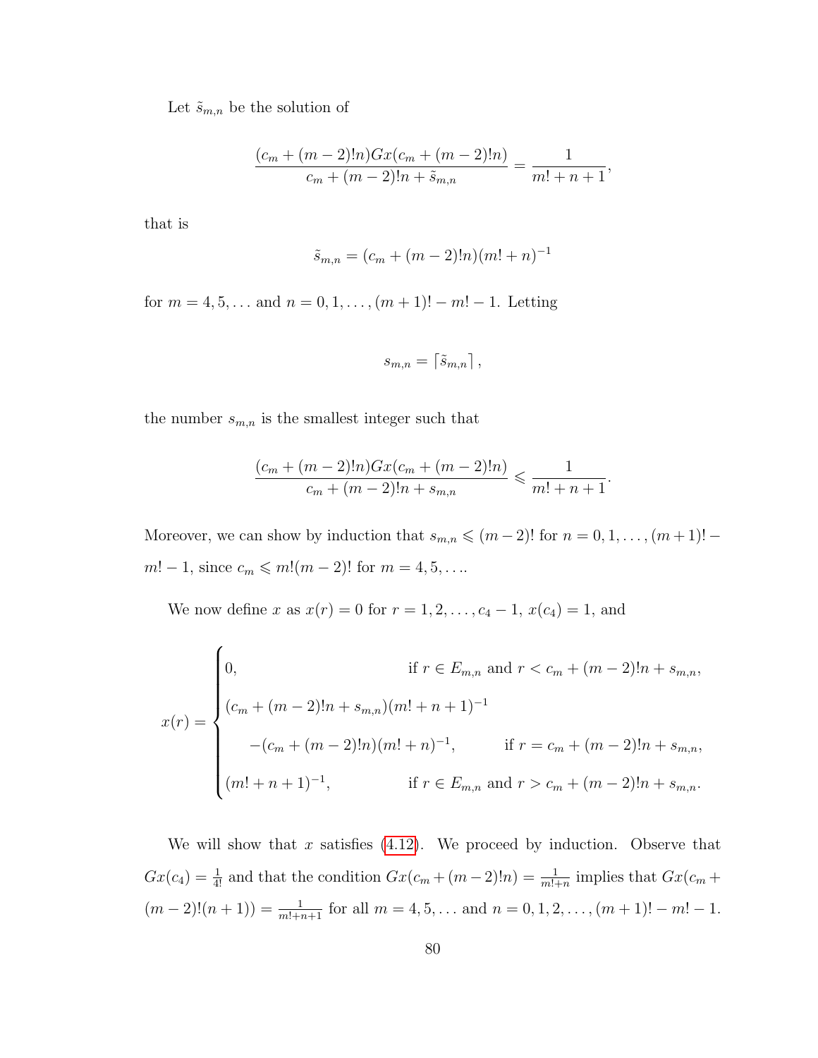Let $\tilde{s}_{m,n}$ be the solution of

$$\frac{(c_m + (m-2)!n)Gx(c_m + (m-2)!n)}{c_m + (m-2)!n + \tilde{s}_{m,n}} = \frac{1}{m! + n + 1},$$

that is

$$\tilde{s}_{m,n} = (c_m + (m-2)!n)(m! + n)^{-1}$$

for $m = 4, 5, \ldots$ and $n = 0, 1, \ldots, (m+1)! - m! - 1$. Letting

$$s_{m,n} = \lceil \tilde{s}_{m,n} \rceil,$$

the number $s_{m,n}$ is the smallest integer such that

$$\frac{(c_m + (m-2)!n)Gx(c_m + (m-2)!n)}{c_m + (m-2)!n + s_{m,n}} \leqslant \frac{1}{m! + n + 1}.$$

Moreover, we can show by induction that $s_{m,n} \leqslant (m-2)!$ for $n = 0, 1, \ldots, (m+1)! - m! - 1$, since $c_m \leqslant m!(m-2)!$ for $m = 4, 5, \ldots$.

We now define $x$ as $x(r) = 0$ for $r = 1, 2, \ldots, c_4 - 1$, $x(c_4) = 1$, and

$$x(r) = \begin{cases} 0, & \text{if } r \in E_{m,n} \text{ and } r < c_m + (m-2)!n + s_{m,n}, \\ (c_m + (m-2)!n + s_{m,n})(m! + n + 1)^{-1} & \\ \qquad -(c_m + (m-2)!n)(m! + n)^{-1}, & \text{if } r = c_m + (m-2)!n + s_{m,n}, \\ (m! + n + 1)^{-1}, & \text{if } r \in E_{m,n} \text{ and } r > c_m + (m-2)!n + s_{m,n}. \end{cases}$$

We will show that $x$ satisfies (4.12). We proceed by induction. Observe that $Gx(c_4) = \frac{1}{4!}$ and that the condition $Gx(c_m + (m-2)!n) = \frac{1}{m!+n}$ implies that $Gx(c_m + (m-2)!(n+1)) = \frac{1}{m!+n+1}$ for all $m = 4, 5, \ldots$ and $n = 0, 1, 2, \ldots, (m+1)! - m! - 1$.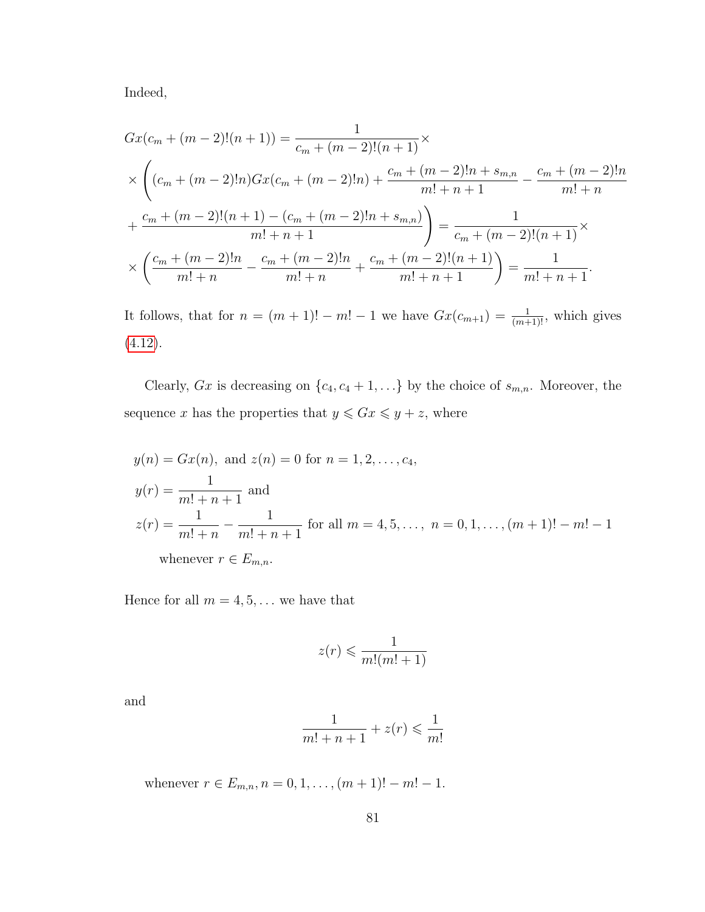Indeed,

$$
\begin{aligned}
Gx(c_m + (m-2)!(n+1)) &= \frac{1}{c_m + (m-2)!(n+1)} \times \\
&\times \left( (c_m + (m-2)!n) Gx(c_m + (m-2)!n) + \frac{c_m + (m-2)!n + s_{m,n}}{m! + n + 1} - \frac{c_m + (m-2)!n}{m! + n} \right. \\
&\left. + \frac{c_m + (m-2)!(n+1) - (c_m + (m-2)!n + s_{m,n})}{m! + n + 1} \right) = \frac{1}{c_m + (m-2)!(n+1)} \times \\
&\times \left( \frac{c_m + (m-2)!n}{m! + n} - \frac{c_m + (m-2)!n}{m! + n} + \frac{c_m + (m-2)!(n+1)}{m! + n + 1} \right) = \frac{1}{m! + n + 1}.
\end{aligned}
$$

It follows, that for $n = (m+1)! - m! - 1$ we have $Gx(c_{m+1}) = \frac{1}{(m+1)!}$, which gives (4.12).

Clearly, $Gx$ is decreasing on $\{c_4, c_4 + 1, \ldots\}$ by the choice of $s_{m,n}$. Moreover, the sequence $x$ has the properties that $y \leqslant Gx \leqslant y + z$, where

$$
\begin{aligned}
& y(n) = Gx(n), \text{ and } z(n) = 0 \text{ for } n = 1, 2, \ldots, c_4, \\
& y(r) = \frac{1}{m! + n + 1} \text{ and} \\
& z(r) = \frac{1}{m! + n} - \frac{1}{m! + n + 1} \text{ for all } m = 4, 5, \ldots, \; n = 0, 1, \ldots, (m+1)! - m! - 1 \\
& \qquad \text{whenever } r \in E_{m,n}.
\end{aligned}
$$

Hence for all $m = 4, 5, \ldots$ we have that

$$
z(r) \leqslant \frac{1}{m!(m! + 1)}
$$

and

$$
\frac{1}{m! + n + 1} + z(r) \leqslant \frac{1}{m!}
$$

whenever $r \in E_{m,n}, n = 0, 1, \ldots, (m+1)! - m! - 1$.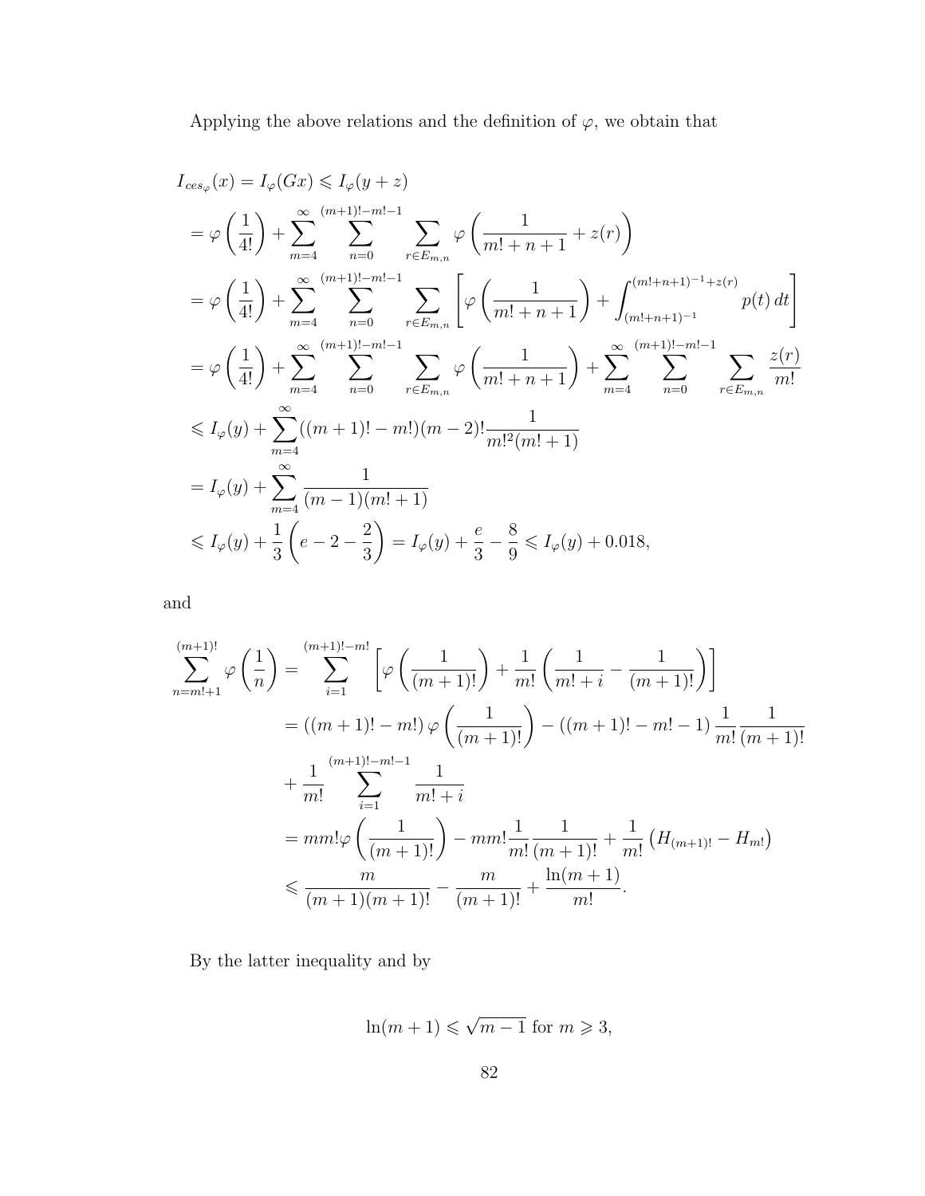Applying the above relations and the definition of $\varphi$, we obtain that

$$
\begin{aligned}
I_{ces_\varphi}(x) &= I_\varphi(Gx) \leqslant I_\varphi(y+z) \\
&= \varphi\left(\frac{1}{4!}\right) + \sum_{m=4}^{\infty} \sum_{n=0}^{(m+1)!-m!-1} \sum_{r\in E_{m,n}} \varphi\left(\frac{1}{m!+n+1} + z(r)\right) \\
&= \varphi\left(\frac{1}{4!}\right) + \sum_{m=4}^{\infty} \sum_{n=0}^{(m+1)!-m!-1} \sum_{r\in E_{m,n}} \left[\varphi\left(\frac{1}{m!+n+1}\right) + \int_{(m!+n+1)^{-1}}^{(m!+n+1)^{-1}+z(r)} p(t)\,dt\right] \\
&= \varphi\left(\frac{1}{4!}\right) + \sum_{m=4}^{\infty} \sum_{n=0}^{(m+1)!-m!-1} \sum_{r\in E_{m,n}} \varphi\left(\frac{1}{m!+n+1}\right) + \sum_{m=4}^{\infty} \sum_{n=0}^{(m+1)!-m!-1} \sum_{r\in E_{m,n}} \frac{z(r)}{m!} \\
&\leqslant I_\varphi(y) + \sum_{m=4}^{\infty} ((m+1)!-m!)(m-2)! \frac{1}{m!^2(m!+1)} \\
&= I_\varphi(y) + \sum_{m=4}^{\infty} \frac{1}{(m-1)(m!+1)} \\
&\leqslant I_\varphi(y) + \frac{1}{3}\left(e - 2 - \frac{2}{3}\right) = I_\varphi(y) + \frac{e}{3} - \frac{8}{9} \leqslant I_\varphi(y) + 0.018,
\end{aligned}
$$

and

$$
\begin{aligned}
\sum_{n=m!+1}^{(m+1)!} \varphi\left(\frac{1}{n}\right) &= \sum_{i=1}^{(m+1)!-m!} \left[\varphi\left(\frac{1}{(m+1)!}\right) + \frac{1}{m!}\left(\frac{1}{m!+i} - \frac{1}{(m+1)!}\right)\right] \\
&= ((m+1)!-m!)\,\varphi\left(\frac{1}{(m+1)!}\right) - ((m+1)!-m!-1)\,\frac{1}{m!}\frac{1}{(m+1)!} \\
&\quad + \frac{1}{m!} \sum_{i=1}^{(m+1)!-m!-1} \frac{1}{m!+i} \\
&= mm!\varphi\left(\frac{1}{(m+1)!}\right) - mm!\frac{1}{m!}\frac{1}{(m+1)!} + \frac{1}{m!}\left(H_{(m+1)!} - H_{m!}\right) \\
&\leqslant \frac{m}{(m+1)(m+1)!} - \frac{m}{(m+1)!} + \frac{\ln(m+1)}{m!}.
\end{aligned}
$$

By the latter inequality and by

$$
\ln(m+1) \leqslant \sqrt{m-1} \text{ for } m \geqslant 3,
$$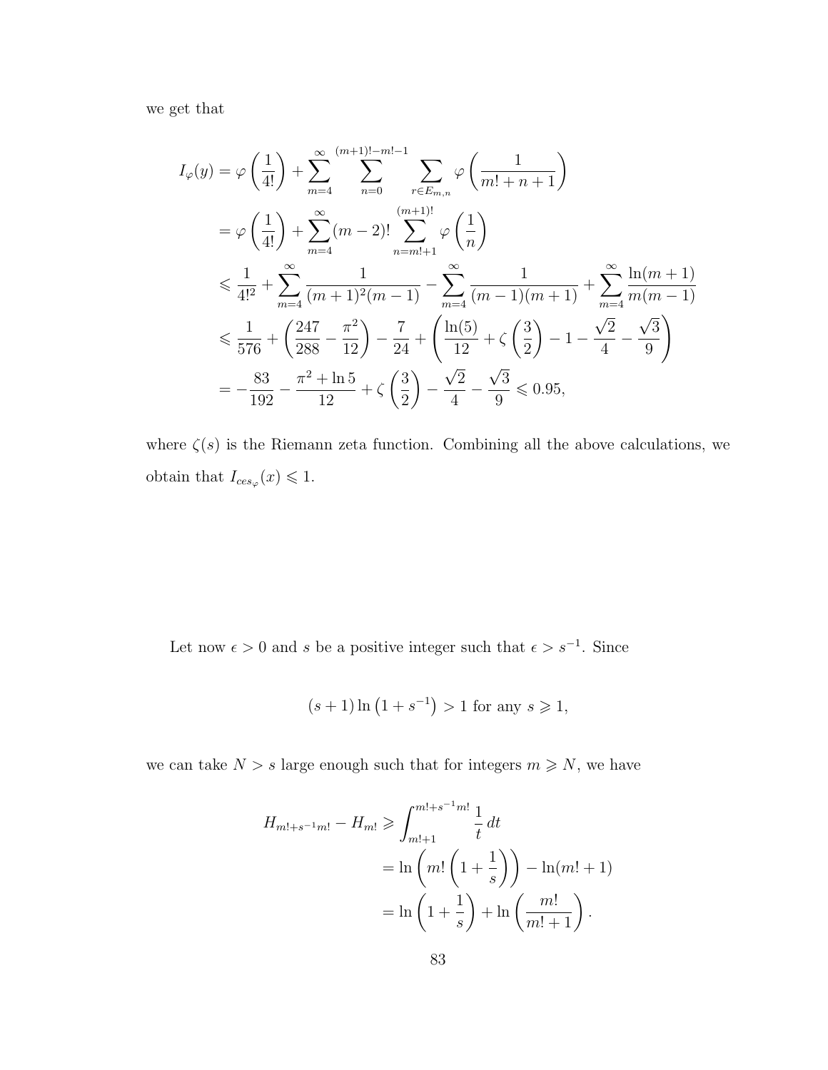we get that

$$
\begin{aligned}
I_\varphi(y) &= \varphi\left(\frac{1}{4!}\right) + \sum_{m=4}^{\infty} \sum_{n=0}^{(m+1)!-m!-1} \sum_{r\in E_{m,n}} \varphi\left(\frac{1}{m!+n+1}\right) \\
&= \varphi\left(\frac{1}{4!}\right) + \sum_{m=4}^{\infty} (m-2)! \sum_{n=m!+1}^{(m+1)!} \varphi\left(\frac{1}{n}\right) \\
&\leqslant \frac{1}{4!^2} + \sum_{m=4}^{\infty} \frac{1}{(m+1)^2(m-1)} - \sum_{m=4}^{\infty} \frac{1}{(m-1)(m+1)} + \sum_{m=4}^{\infty} \frac{\ln(m+1)}{m(m-1)} \\
&\leqslant \frac{1}{576} + \left(\frac{247}{288} - \frac{\pi^2}{12}\right) - \frac{7}{24} + \left(\frac{\ln(5)}{12} + \zeta\left(\frac{3}{2}\right) - 1 - \frac{\sqrt{2}}{4} - \frac{\sqrt{3}}{9}\right) \\
&= -\frac{83}{192} - \frac{\pi^2 + \ln 5}{12} + \zeta\left(\frac{3}{2}\right) - \frac{\sqrt{2}}{4} - \frac{\sqrt{3}}{9} \leqslant 0.95,
\end{aligned}
$$

where $\zeta(s)$ is the Riemann zeta function. Combining all the above calculations, we obtain that $I_{ces_\varphi}(x) \leqslant 1$.

Let now $\epsilon > 0$ and $s$ be a positive integer such that $\epsilon > s^{-1}$. Since

$$
(s+1)\ln\left(1+s^{-1}\right) > 1 \text{ for any } s \geqslant 1,
$$

we can take $N > s$ large enough such that for integers $m \geqslant N$, we have

$$
\begin{aligned}
H_{m!+s^{-1}m!} - H_{m!} &\geqslant \int_{m!+1}^{m!+s^{-1}m!} \frac{1}{t}\, dt \\
&= \ln\left(m!\left(1+\frac{1}{s}\right)\right) - \ln(m!+1) \\
&= \ln\left(1+\frac{1}{s}\right) + \ln\left(\frac{m!}{m!+1}\right).
\end{aligned}
$$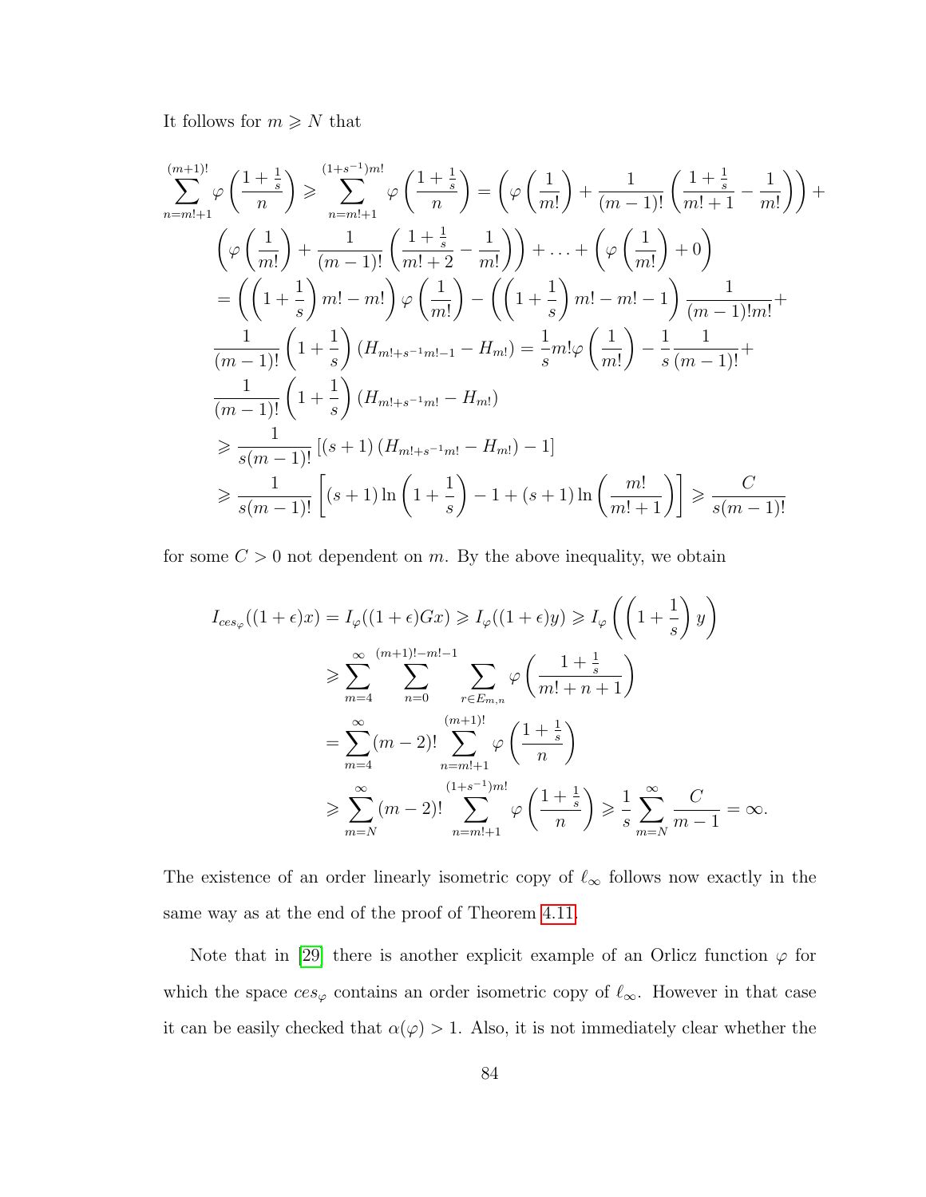It follows for $m \geqslant N$ that

$$
\begin{aligned}
\sum_{n=m!+1}^{(m+1)!} \varphi\left(\frac{1+\frac{1}{s}}{n}\right) &\geqslant \sum_{n=m!+1}^{(1+s^{-1})m!} \varphi\left(\frac{1+\frac{1}{s}}{n}\right) = \left(\varphi\left(\frac{1}{m!}\right) + \frac{1}{(m-1)!}\left(\frac{1+\frac{1}{s}}{m!+1} - \frac{1}{m!}\right)\right) + \\
&\left(\varphi\left(\frac{1}{m!}\right) + \frac{1}{(m-1)!}\left(\frac{1+\frac{1}{s}}{m!+2} - \frac{1}{m!}\right)\right) + \ldots + \left(\varphi\left(\frac{1}{m!}\right) + 0\right) \\
&= \left(\left(1+\frac{1}{s}\right)m! - m!\right)\varphi\left(\frac{1}{m!}\right) - \left(\left(1+\frac{1}{s}\right)m! - m! - 1\right)\frac{1}{(m-1)!m!} + \\
&\frac{1}{(m-1)!}\left(1+\frac{1}{s}\right)\left(H_{m!+s^{-1}m!-1} - H_{m!}\right) = \frac{1}{s}m!\varphi\left(\frac{1}{m!}\right) - \frac{1}{s}\frac{1}{(m-1)!} + \\
&\frac{1}{(m-1)!}\left(1+\frac{1}{s}\right)\left(H_{m!+s^{-1}m!} - H_{m!}\right) \\
&\geqslant \frac{1}{s(m-1)!}\left[(s+1)\left(H_{m!+s^{-1}m!} - H_{m!}\right) - 1\right] \\
&\geqslant \frac{1}{s(m-1)!}\left[(s+1)\ln\left(1+\frac{1}{s}\right) - 1 + (s+1)\ln\left(\frac{m!}{m!+1}\right)\right] \geqslant \frac{C}{s(m-1)!}
\end{aligned}
$$

for some $C > 0$ not dependent on $m$. By the above inequality, we obtain

$$
\begin{aligned}
I_{ces_\varphi}((1+\epsilon)x) = I_\varphi((1+\epsilon)Gx) &\geqslant I_\varphi((1+\epsilon)y) \geqslant I_\varphi\left(\left(1+\frac{1}{s}\right)y\right) \\
&\geqslant \sum_{m=4}^{\infty}\sum_{n=0}^{(m+1)!-m!-1}\sum_{r\in E_{m,n}} \varphi\left(\frac{1+\frac{1}{s}}{m!+n+1}\right) \\
&= \sum_{m=4}^{\infty}(m-2)!\sum_{n=m!+1}^{(m+1)!}\varphi\left(\frac{1+\frac{1}{s}}{n}\right) \\
&\geqslant \sum_{m=N}^{\infty}(m-2)!\sum_{n=m!+1}^{(1+s^{-1})m!}\varphi\left(\frac{1+\frac{1}{s}}{n}\right) \geqslant \frac{1}{s}\sum_{m=N}^{\infty}\frac{C}{m-1} = \infty.
\end{aligned}
$$

The existence of an order linearly isometric copy of $\ell_\infty$ follows now exactly in the same way as at the end of the proof of Theorem 4.11.

Note that in [29] there is another explicit example of an Orlicz function $\varphi$ for which the space $ces_\varphi$ contains an order isometric copy of $\ell_\infty$. However in that case it can be easily checked that $\alpha(\varphi) > 1$. Also, it is not immediately clear whether the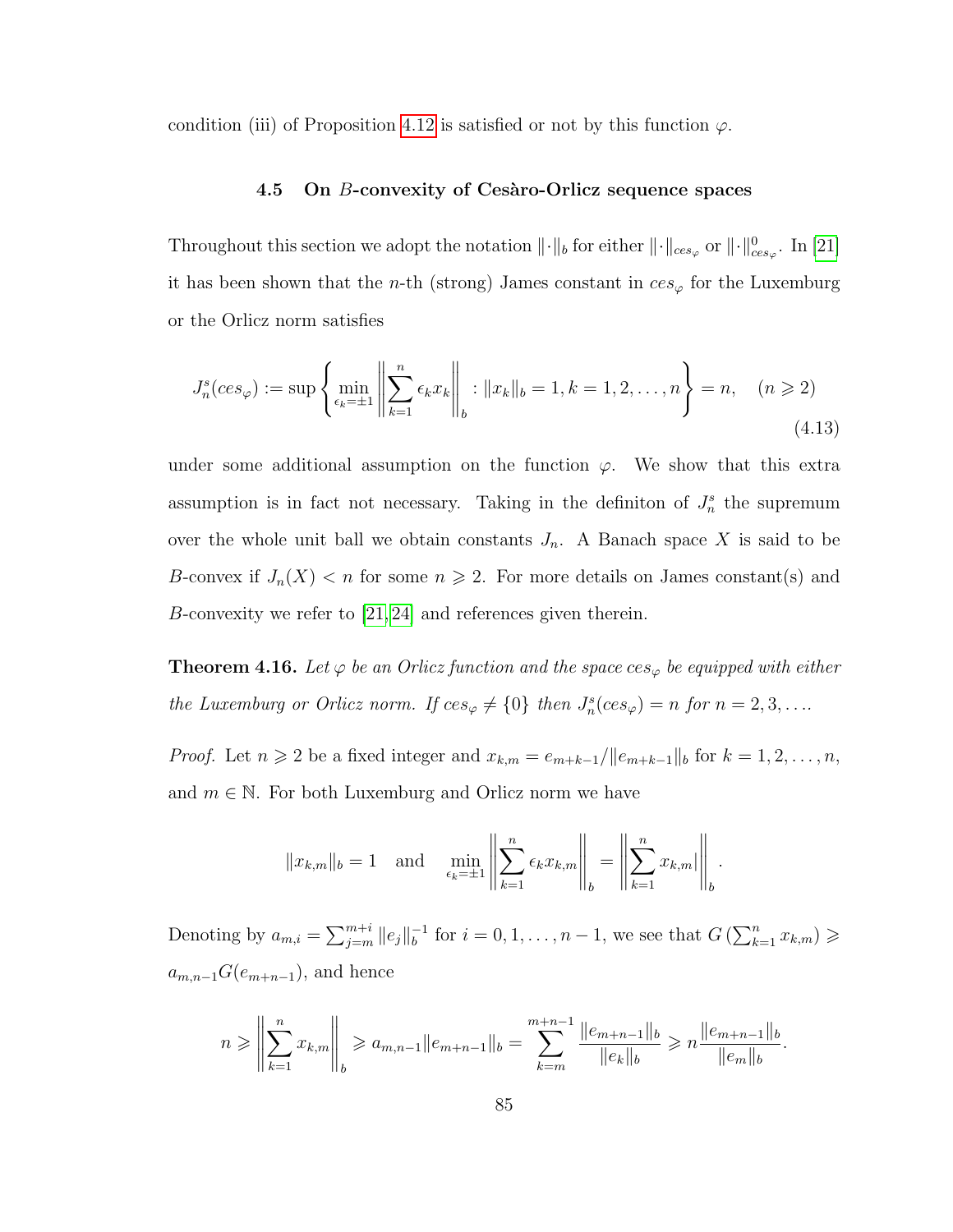condition (iii) of Proposition 4.12 is satisfied or not by this function $\varphi$.

### 4.5 On $B$-convexity of Cesàro-Orlicz sequence spaces

Throughout this section we adopt the notation $\|\cdot\|_b$ for either $\|\cdot\|_{ces_\varphi}$ or $\|\cdot\|^0_{ces_\varphi}$. In [21] it has been shown that the $n$-th (strong) James constant in $ces_\varphi$ for the Luxemburg or the Orlicz norm satisfies

$$J_n^s(ces_\varphi) := \sup\left\{\min_{\epsilon_k=\pm 1}\left\|\sum_{k=1}^n \epsilon_k x_k\right\|_b : \|x_k\|_b = 1, k = 1, 2, \ldots, n\right\} = n, \quad (n \geqslant 2) \tag{4.13}$$

under some additional assumption on the function $\varphi$. We show that this extra assumption is in fact not necessary. Taking in the definiton of $J_n^s$ the supremum over the whole unit ball we obtain constants $J_n$. A Banach space $X$ is said to be $B$-convex if $J_n(X) < n$ for some $n \geqslant 2$. For more details on James constant(s) and $B$-convexity we refer to [21,24] and references given therein.

**Theorem 4.16.** *Let $\varphi$ be an Orlicz function and the space $ces_\varphi$ be equipped with either the Luxemburg or Orlicz norm. If $ces_\varphi \neq \{0\}$ then $J_n^s(ces_\varphi) = n$ for $n = 2, 3, \ldots$.*

*Proof.* Let $n \geqslant 2$ be a fixed integer and $x_{k,m} = e_{m+k-1}/\|e_{m+k-1}\|_b$ for $k = 1, 2, \ldots, n$, and $m \in \mathbb{N}$. For both Luxemburg and Orlicz norm we have

$$\|x_{k,m}\|_b = 1 \quad \text{and} \quad \min_{\epsilon_k=\pm 1}\left\|\sum_{k=1}^n \epsilon_k x_{k,m}\right\|_b = \left\|\sum_{k=1}^n x_{k,m}\right\|_b.$$

Denoting by $a_{m,i} = \sum_{j=m}^{m+i}\|e_j\|_b^{-1}$ for $i = 0, 1, \ldots, n-1$, we see that $G\left(\sum_{k=1}^n x_{k,m}\right) \geqslant a_{m,n-1}G(e_{m+n-1})$, and hence

$$n \geqslant \left\|\sum_{k=1}^n x_{k,m}\right\|_b \geqslant a_{m,n-1}\|e_{m+n-1}\|_b = \sum_{k=m}^{m+n-1}\frac{\|e_{m+n-1}\|_b}{\|e_k\|_b} \geqslant n\frac{\|e_{m+n-1}\|_b}{\|e_m\|_b}.$$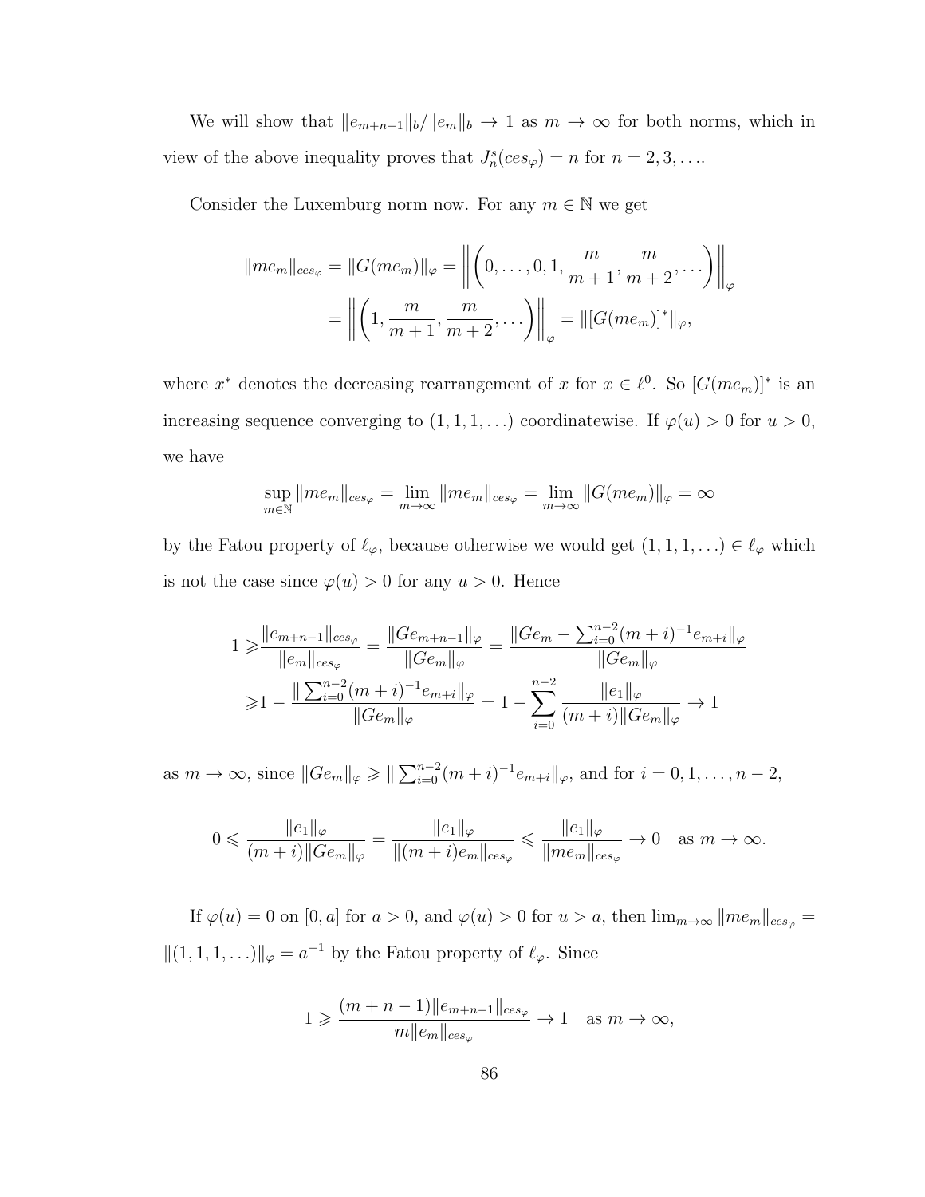We will show that $\|e_{m+n-1}\|_b / \|e_m\|_b \to 1$ as $m \to \infty$ for both norms, which in view of the above inequality proves that $J_n^s(ces_\varphi) = n$ for $n = 2, 3, \ldots$.

Consider the Luxemburg norm now. For any $m \in \mathbb{N}$ we get

$$
\begin{aligned}
\|me_m\|_{ces_\varphi} = \|G(me_m)\|_\varphi &= \left\| \left(0, \ldots, 0, 1, \frac{m}{m+1}, \frac{m}{m+2}, \ldots\right) \right\|_\varphi \\
&= \left\| \left(1, \frac{m}{m+1}, \frac{m}{m+2}, \ldots\right) \right\|_\varphi = \|[G(me_m)]^*\|_\varphi,
\end{aligned}
$$

where $x^*$ denotes the decreasing rearrangement of $x$ for $x \in \ell^0$. So $[G(me_m)]^*$ is an increasing sequence converging to $(1, 1, 1, \ldots)$ coordinatewise. If $\varphi(u) > 0$ for $u > 0$, we have

$$
\sup_{m \in \mathbb{N}} \|me_m\|_{ces_\varphi} = \lim_{m \to \infty} \|me_m\|_{ces_\varphi} = \lim_{m \to \infty} \|G(me_m)\|_\varphi = \infty
$$

by the Fatou property of $\ell_\varphi$, because otherwise we would get $(1, 1, 1, \ldots) \in \ell_\varphi$ which is not the case since $\varphi(u) > 0$ for any $u > 0$. Hence

$$
\begin{aligned}
1 \geqslant & \frac{\|e_{m+n-1}\|_{ces_\varphi}}{\|e_m\|_{ces_\varphi}} = \frac{\|Ge_{m+n-1}\|_\varphi}{\|Ge_m\|_\varphi} = \frac{\|Ge_m - \sum_{i=0}^{n-2}(m+i)^{-1}e_{m+i}\|_\varphi}{\|Ge_m\|_\varphi} \\
\geqslant & 1 - \frac{\|\sum_{i=0}^{n-2}(m+i)^{-1}e_{m+i}\|_\varphi}{\|Ge_m\|_\varphi} = 1 - \sum_{i=0}^{n-2} \frac{\|e_1\|_\varphi}{(m+i)\|Ge_m\|_\varphi} \to 1
\end{aligned}
$$

as $m \to \infty$, since $\|Ge_m\|_\varphi \geqslant \|\sum_{i=0}^{n-2}(m+i)^{-1}e_{m+i}\|_\varphi$, and for $i = 0, 1, \ldots, n-2$,

$$
0 \leqslant \frac{\|e_1\|_\varphi}{(m+i)\|Ge_m\|_\varphi} = \frac{\|e_1\|_\varphi}{\|(m+i)e_m\|_{ces_\varphi}} \leqslant \frac{\|e_1\|_\varphi}{\|me_m\|_{ces_\varphi}} \to 0 \quad \text{as } m \to \infty.
$$

If $\varphi(u) = 0$ on $[0, a]$ for $a > 0$, and $\varphi(u) > 0$ for $u > a$, then $\lim_{m \to \infty} \|me_m\|_{ces_\varphi} = \|(1, 1, 1, \ldots)\|_\varphi = a^{-1}$ by the Fatou property of $\ell_\varphi$. Since

$$
1 \geqslant \frac{(m+n-1)\|e_{m+n-1}\|_{ces_\varphi}}{m\|e_m\|_{ces_\varphi}} \to 1 \quad \text{as } m \to \infty,
$$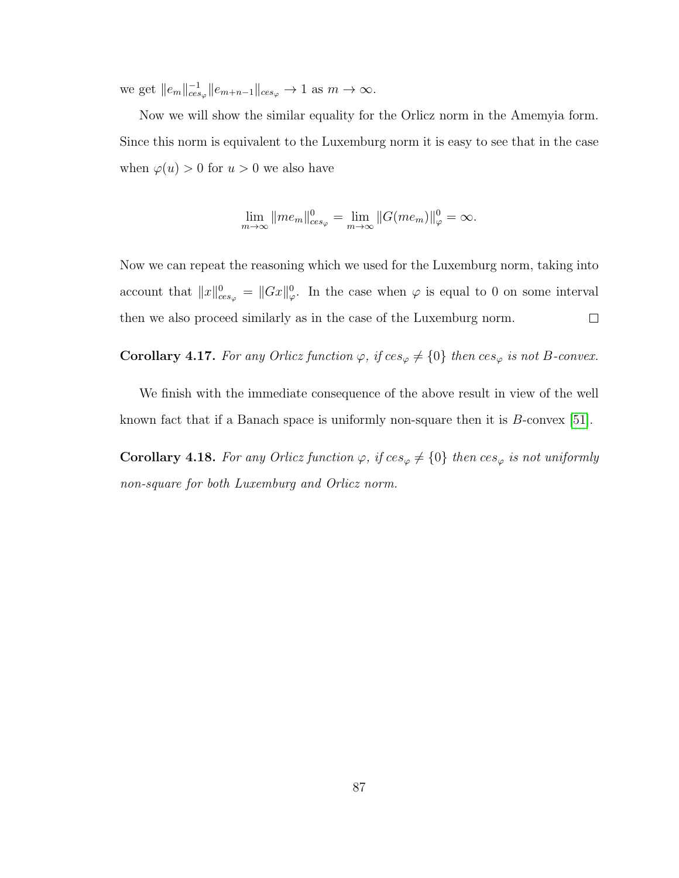we get $\|e_m\|_{ces_\varphi}^{-1}\|e_{m+n-1}\|_{ces_\varphi} \to 1$ as $m \to \infty$.

Now we will show the similar equality for the Orlicz norm in the Amemyia form. Since this norm is equivalent to the Luxemburg norm it is easy to see that in the case when $\varphi(u) > 0$ for $u > 0$ we also have

$$\lim_{m\to\infty} \|me_m\|_{ces_\varphi}^0 = \lim_{m\to\infty} \|G(me_m)\|_\varphi^0 = \infty.$$

Now we can repeat the reasoning which we used for the Luxemburg norm, taking into account that $\|x\|_{ces_\varphi}^0 = \|Gx\|_\varphi^0$. In the case when $\varphi$ is equal to 0 on some interval then we also proceed similarly as in the case of the Luxemburg norm. $\square$

**Corollary 4.17.** *For any Orlicz function $\varphi$, if $ces_\varphi \neq \{0\}$ then $ces_\varphi$ is not $B$-convex.*

We finish with the immediate consequence of the above result in view of the well known fact that if a Banach space is uniformly non-square then it is $B$-convex [51].

**Corollary 4.18.** *For any Orlicz function $\varphi$, if $ces_\varphi \neq \{0\}$ then $ces_\varphi$ is not uniformly non-square for both Luxemburg and Orlicz norm.*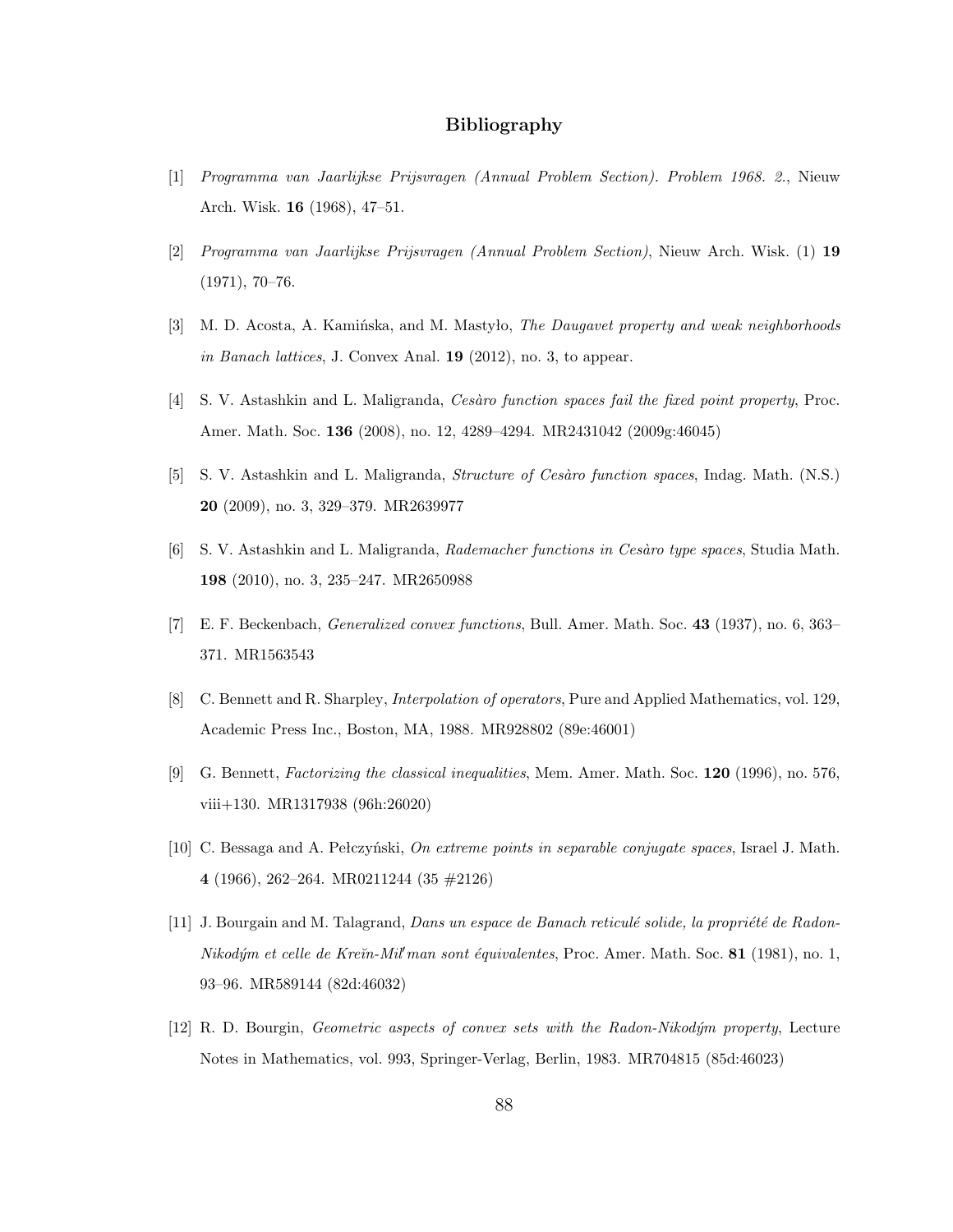# Bibliography

[1] *Programma van Jaarlijkse Prijsvragen (Annual Problem Section). Problem 1968. 2.*, Nieuw Arch. Wisk. **16** (1968), 47–51.

[2] *Programma van Jaarlijkse Prijsvragen (Annual Problem Section)*, Nieuw Arch. Wisk. (1) **19** (1971), 70–76.

[3] M. D. Acosta, A. Kamińska, and M. Mastyło, *The Daugavet property and weak neighborhoods in Banach lattices*, J. Convex Anal. **19** (2012), no. 3, to appear.

[4] S. V. Astashkin and L. Maligranda, *Cesàro function spaces fail the fixed point property*, Proc. Amer. Math. Soc. **136** (2008), no. 12, 4289–4294. MR2431042 (2009g:46045)

[5] S. V. Astashkin and L. Maligranda, *Structure of Cesàro function spaces*, Indag. Math. (N.S.) **20** (2009), no. 3, 329–379. MR2639977

[6] S. V. Astashkin and L. Maligranda, *Rademacher functions in Cesàro type spaces*, Studia Math. **198** (2010), no. 3, 235–247. MR2650988

[7] E. F. Beckenbach, *Generalized convex functions*, Bull. Amer. Math. Soc. **43** (1937), no. 6, 363–371. MR1563543

[8] C. Bennett and R. Sharpley, *Interpolation of operators*, Pure and Applied Mathematics, vol. 129, Academic Press Inc., Boston, MA, 1988. MR928802 (89e:46001)

[9] G. Bennett, *Factorizing the classical inequalities*, Mem. Amer. Math. Soc. **120** (1996), no. 576, viii+130. MR1317938 (96h:26020)

[10] C. Bessaga and A. Pełczyński, *On extreme points in separable conjugate spaces*, Israel J. Math. **4** (1966), 262–264. MR0211244 (35 #2126)

[11] J. Bourgain and M. Talagrand, *Dans un espace de Banach reticulé solide, la propriété de Radon-Nikodým et celle de Kreĭn-Mil′man sont équivalentes*, Proc. Amer. Math. Soc. **81** (1981), no. 1, 93–96. MR589144 (82d:46032)

[12] R. D. Bourgin, *Geometric aspects of convex sets with the Radon-Nikodým property*, Lecture Notes in Mathematics, vol. 993, Springer-Verlag, Berlin, 1983. MR704815 (85d:46023)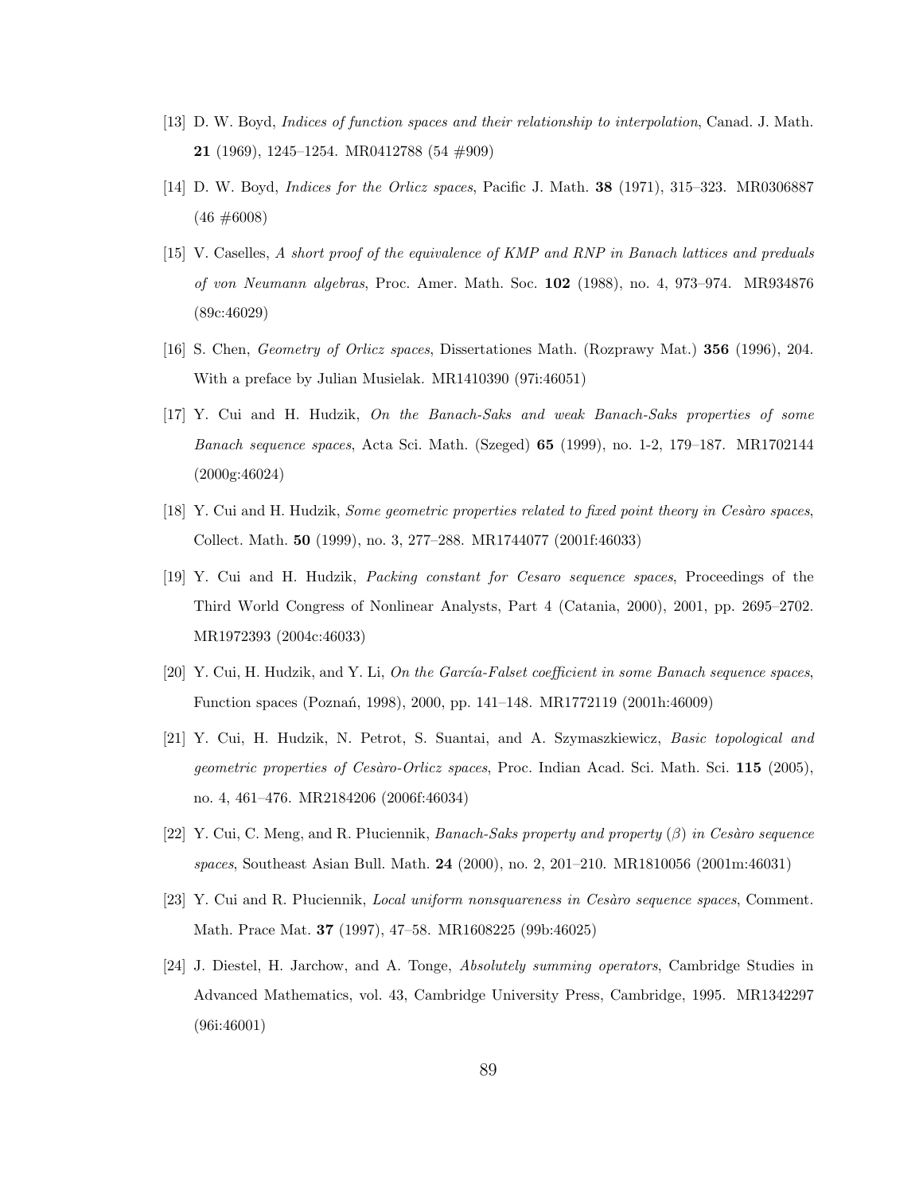[13] D. W. Boyd, *Indices of function spaces and their relationship to interpolation*, Canad. J. Math. **21** (1969), 1245–1254. MR0412788 (54 #909)

[14] D. W. Boyd, *Indices for the Orlicz spaces*, Pacific J. Math. **38** (1971), 315–323. MR0306887 (46 #6008)

[15] V. Caselles, *A short proof of the equivalence of KMP and RNP in Banach lattices and preduals of von Neumann algebras*, Proc. Amer. Math. Soc. **102** (1988), no. 4, 973–974. MR934876 (89c:46029)

[16] S. Chen, *Geometry of Orlicz spaces*, Dissertationes Math. (Rozprawy Mat.) **356** (1996), 204. With a preface by Julian Musielak. MR1410390 (97i:46051)

[17] Y. Cui and H. Hudzik, *On the Banach-Saks and weak Banach-Saks properties of some Banach sequence spaces*, Acta Sci. Math. (Szeged) **65** (1999), no. 1-2, 179–187. MR1702144 (2000g:46024)

[18] Y. Cui and H. Hudzik, *Some geometric properties related to fixed point theory in Cesàro spaces*, Collect. Math. **50** (1999), no. 3, 277–288. MR1744077 (2001f:46033)

[19] Y. Cui and H. Hudzik, *Packing constant for Cesaro sequence spaces*, Proceedings of the Third World Congress of Nonlinear Analysts, Part 4 (Catania, 2000), 2001, pp. 2695–2702. MR1972393 (2004c:46033)

[20] Y. Cui, H. Hudzik, and Y. Li, *On the García-Falset coefficient in some Banach sequence spaces*, Function spaces (Poznań, 1998), 2000, pp. 141–148. MR1772119 (2001h:46009)

[21] Y. Cui, H. Hudzik, N. Petrot, S. Suantai, and A. Szymaszkiewicz, *Basic topological and geometric properties of Cesàro-Orlicz spaces*, Proc. Indian Acad. Sci. Math. Sci. **115** (2005), no. 4, 461–476. MR2184206 (2006f:46034)

[22] Y. Cui, C. Meng, and R. Płuciennik, *Banach-Saks property and property* $(\beta)$ *in Cesàro sequence spaces*, Southeast Asian Bull. Math. **24** (2000), no. 2, 201–210. MR1810056 (2001m:46031)

[23] Y. Cui and R. Płuciennik, *Local uniform nonsquareness in Cesàro sequence spaces*, Comment. Math. Prace Mat. **37** (1997), 47–58. MR1608225 (99b:46025)

[24] J. Diestel, H. Jarchow, and A. Tonge, *Absolutely summing operators*, Cambridge Studies in Advanced Mathematics, vol. 43, Cambridge University Press, Cambridge, 1995. MR1342297 (96i:46001)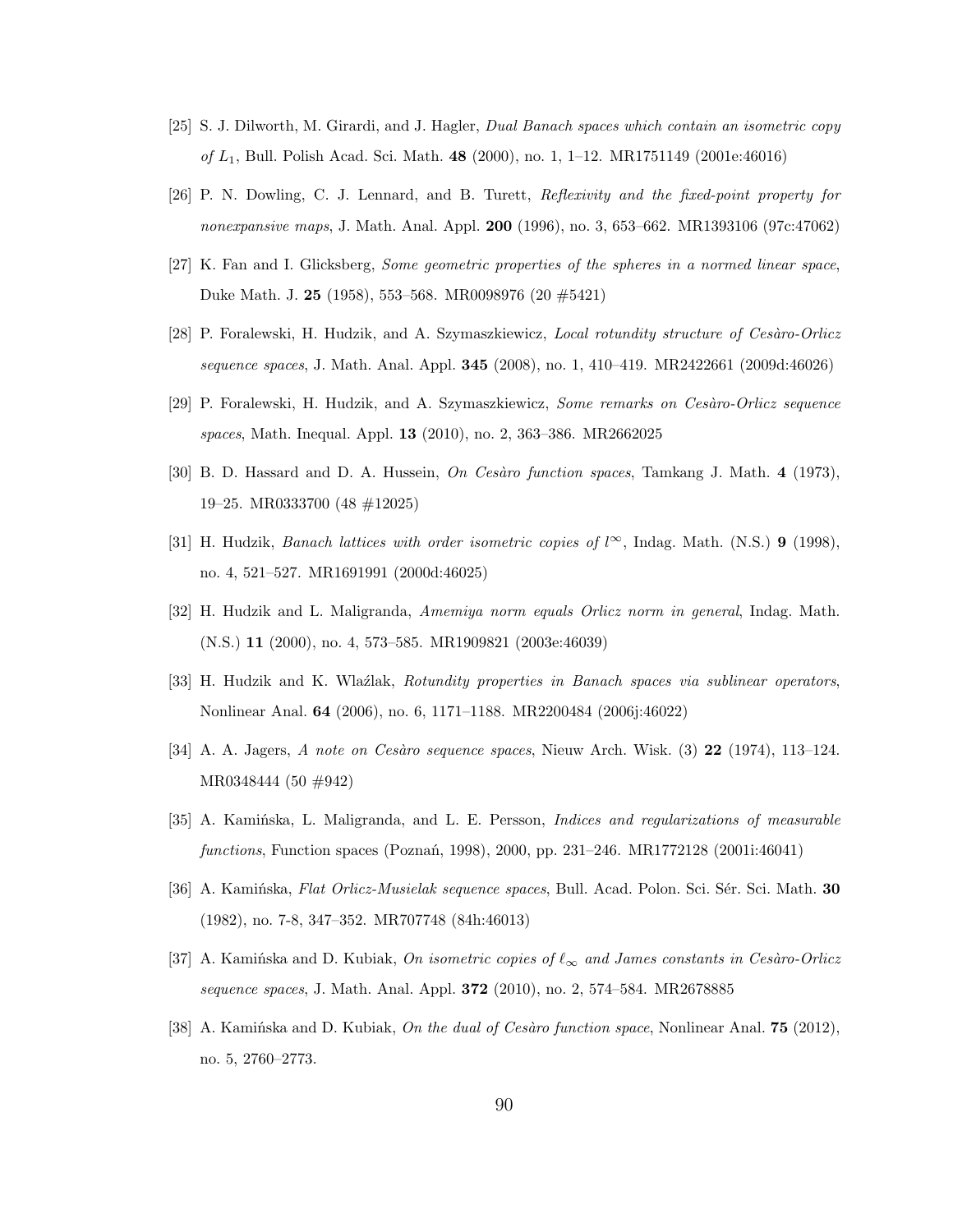[25] S. J. Dilworth, M. Girardi, and J. Hagler, *Dual Banach spaces which contain an isometric copy of $L_1$*, Bull. Polish Acad. Sci. Math. **48** (2000), no. 1, 1–12. MR1751149 (2001e:46016)

[26] P. N. Dowling, C. J. Lennard, and B. Turett, *Reflexivity and the fixed-point property for nonexpansive maps*, J. Math. Anal. Appl. **200** (1996), no. 3, 653–662. MR1393106 (97c:47062)

[27] K. Fan and I. Glicksberg, *Some geometric properties of the spheres in a normed linear space*, Duke Math. J. **25** (1958), 553–568. MR0098976 (20 #5421)

[28] P. Foralewski, H. Hudzik, and A. Szymaszkiewicz, *Local rotundity structure of Cesàro-Orlicz sequence spaces*, J. Math. Anal. Appl. **345** (2008), no. 1, 410–419. MR2422661 (2009d:46026)

[29] P. Foralewski, H. Hudzik, and A. Szymaszkiewicz, *Some remarks on Cesàro-Orlicz sequence spaces*, Math. Inequal. Appl. **13** (2010), no. 2, 363–386. MR2662025

[30] B. D. Hassard and D. A. Hussein, *On Cesàro function spaces*, Tamkang J. Math. **4** (1973), 19–25. MR0333700 (48 #12025)

[31] H. Hudzik, *Banach lattices with order isometric copies of $l^\infty$*, Indag. Math. (N.S.) **9** (1998), no. 4, 521–527. MR1691991 (2000d:46025)

[32] H. Hudzik and L. Maligranda, *Amemiya norm equals Orlicz norm in general*, Indag. Math. (N.S.) **11** (2000), no. 4, 573–585. MR1909821 (2003e:46039)

[33] H. Hudzik and K. Wlaźlak, *Rotundity properties in Banach spaces via sublinear operators*, Nonlinear Anal. **64** (2006), no. 6, 1171–1188. MR2200484 (2006j:46022)

[34] A. A. Jagers, *A note on Cesàro sequence spaces*, Nieuw Arch. Wisk. (3) **22** (1974), 113–124. MR0348444 (50 #942)

[35] A. Kamińska, L. Maligranda, and L. E. Persson, *Indices and regularizations of measurable functions*, Function spaces (Poznań, 1998), 2000, pp. 231–246. MR1772128 (2001i:46041)

[36] A. Kamińska, *Flat Orlicz-Musielak sequence spaces*, Bull. Acad. Polon. Sci. Sér. Sci. Math. **30** (1982), no. 7-8, 347–352. MR707748 (84h:46013)

[37] A. Kamińska and D. Kubiak, *On isometric copies of $\ell_\infty$ and James constants in Cesàro-Orlicz sequence spaces*, J. Math. Anal. Appl. **372** (2010), no. 2, 574–584. MR2678885

[38] A. Kamińska and D. Kubiak, *On the dual of Cesàro function space*, Nonlinear Anal. **75** (2012), no. 5, 2760–2773.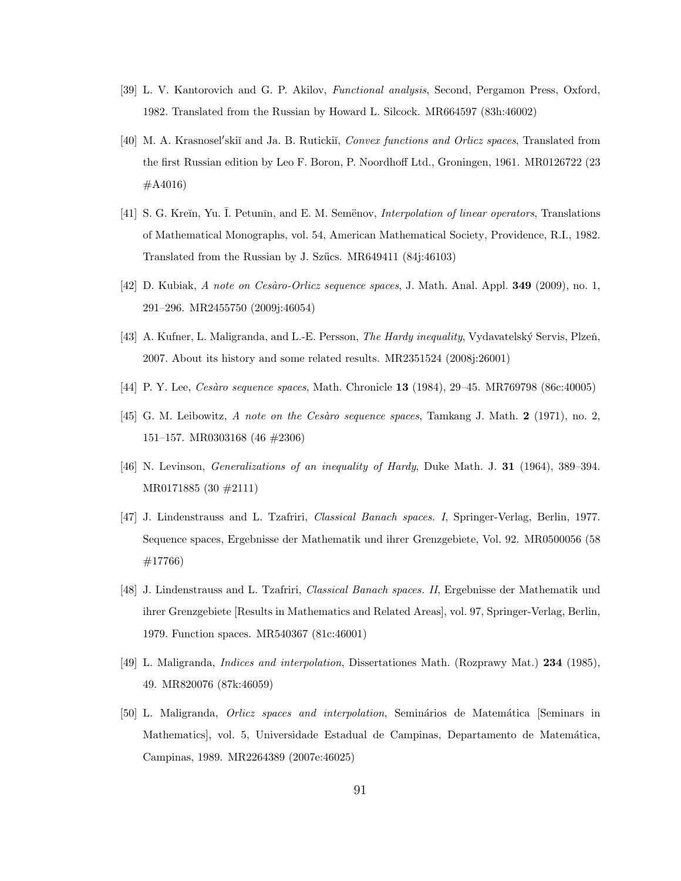[39] L. V. Kantorovich and G. P. Akilov, *Functional analysis*, Second, Pergamon Press, Oxford, 1982. Translated from the Russian by Howard L. Silcock. MR664597 (83h:46002)

[40] M. A. Krasnosel′skiĭ and Ja. B. Rutickiĭ, *Convex functions and Orlicz spaces*, Translated from the first Russian edition by Leo F. Boron, P. Noordhoff Ltd., Groningen, 1961. MR0126722 (23 #A4016)

[41] S. G. Kreĭn, Yu. Ī. Petunīn, and E. M. Semënov, *Interpolation of linear operators*, Translations of Mathematical Monographs, vol. 54, American Mathematical Society, Providence, R.I., 1982. Translated from the Russian by J. Szűcs. MR649411 (84j:46103)

[42] D. Kubiak, *A note on Cesàro-Orlicz sequence spaces*, J. Math. Anal. Appl. **349** (2009), no. 1, 291–296. MR2455750 (2009j:46054)

[43] A. Kufner, L. Maligranda, and L.-E. Persson, *The Hardy inequality*, Vydavatelský Servis, Plzeň, 2007. About its history and some related results. MR2351524 (2008j:26001)

[44] P. Y. Lee, *Cesàro sequence spaces*, Math. Chronicle **13** (1984), 29–45. MR769798 (86c:40005)

[45] G. M. Leibowitz, *A note on the Cesàro sequence spaces*, Tamkang J. Math. **2** (1971), no. 2, 151–157. MR0303168 (46 #2306)

[46] N. Levinson, *Generalizations of an inequality of Hardy*, Duke Math. J. **31** (1964), 389–394. MR0171885 (30 #2111)

[47] J. Lindenstrauss and L. Tzafriri, *Classical Banach spaces. I*, Springer-Verlag, Berlin, 1977. Sequence spaces, Ergebnisse der Mathematik und ihrer Grenzgebiete, Vol. 92. MR0500056 (58 #17766)

[48] J. Lindenstrauss and L. Tzafriri, *Classical Banach spaces. II*, Ergebnisse der Mathematik und ihrer Grenzgebiete [Results in Mathematics and Related Areas], vol. 97, Springer-Verlag, Berlin, 1979. Function spaces. MR540367 (81c:46001)

[49] L. Maligranda, *Indices and interpolation*, Dissertationes Math. (Rozprawy Mat.) **234** (1985), 49. MR820076 (87k:46059)

[50] L. Maligranda, *Orlicz spaces and interpolation*, Seminários de Matemática [Seminars in Mathematics], vol. 5, Universidade Estadual de Campinas, Departamento de Matemática, Campinas, 1989. MR2264389 (2007e:46025)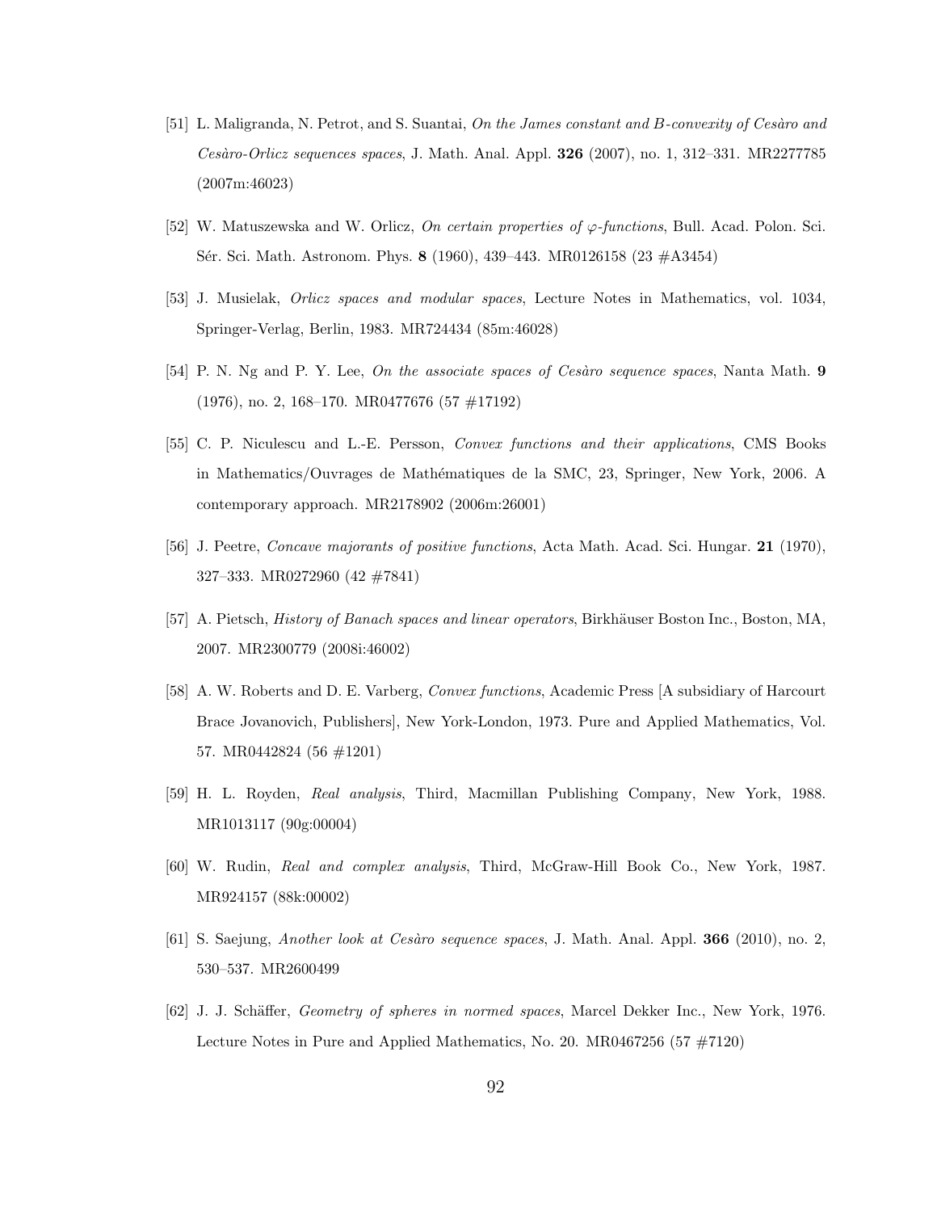[51] L. Maligranda, N. Petrot, and S. Suantai, *On the James constant and $B$-convexity of Cesàro and Cesàro-Orlicz sequences spaces*, J. Math. Anal. Appl. **326** (2007), no. 1, 312–331. MR2277785 (2007m:46023)

[52] W. Matuszewska and W. Orlicz, *On certain properties of $\varphi$-functions*, Bull. Acad. Polon. Sci. Sér. Sci. Math. Astronom. Phys. **8** (1960), 439–443. MR0126158 (23 #A3454)

[53] J. Musielak, *Orlicz spaces and modular spaces*, Lecture Notes in Mathematics, vol. 1034, Springer-Verlag, Berlin, 1983. MR724434 (85m:46028)

[54] P. N. Ng and P. Y. Lee, *On the associate spaces of Cesàro sequence spaces*, Nanta Math. **9** (1976), no. 2, 168–170. MR0477676 (57 #17192)

[55] C. P. Niculescu and L.-E. Persson, *Convex functions and their applications*, CMS Books in Mathematics/Ouvrages de Mathématiques de la SMC, 23, Springer, New York, 2006. A contemporary approach. MR2178902 (2006m:26001)

[56] J. Peetre, *Concave majorants of positive functions*, Acta Math. Acad. Sci. Hungar. **21** (1970), 327–333. MR0272960 (42 #7841)

[57] A. Pietsch, *History of Banach spaces and linear operators*, Birkhäuser Boston Inc., Boston, MA, 2007. MR2300779 (2008i:46002)

[58] A. W. Roberts and D. E. Varberg, *Convex functions*, Academic Press [A subsidiary of Harcourt Brace Jovanovich, Publishers], New York-London, 1973. Pure and Applied Mathematics, Vol. 57. MR0442824 (56 #1201)

[59] H. L. Royden, *Real analysis*, Third, Macmillan Publishing Company, New York, 1988. MR1013117 (90g:00004)

[60] W. Rudin, *Real and complex analysis*, Third, McGraw-Hill Book Co., New York, 1987. MR924157 (88k:00002)

[61] S. Saejung, *Another look at Cesàro sequence spaces*, J. Math. Anal. Appl. **366** (2010), no. 2, 530–537. MR2600499

[62] J. J. Schäffer, *Geometry of spheres in normed spaces*, Marcel Dekker Inc., New York, 1976. Lecture Notes in Pure and Applied Mathematics, No. 20. MR0467256 (57 #7120)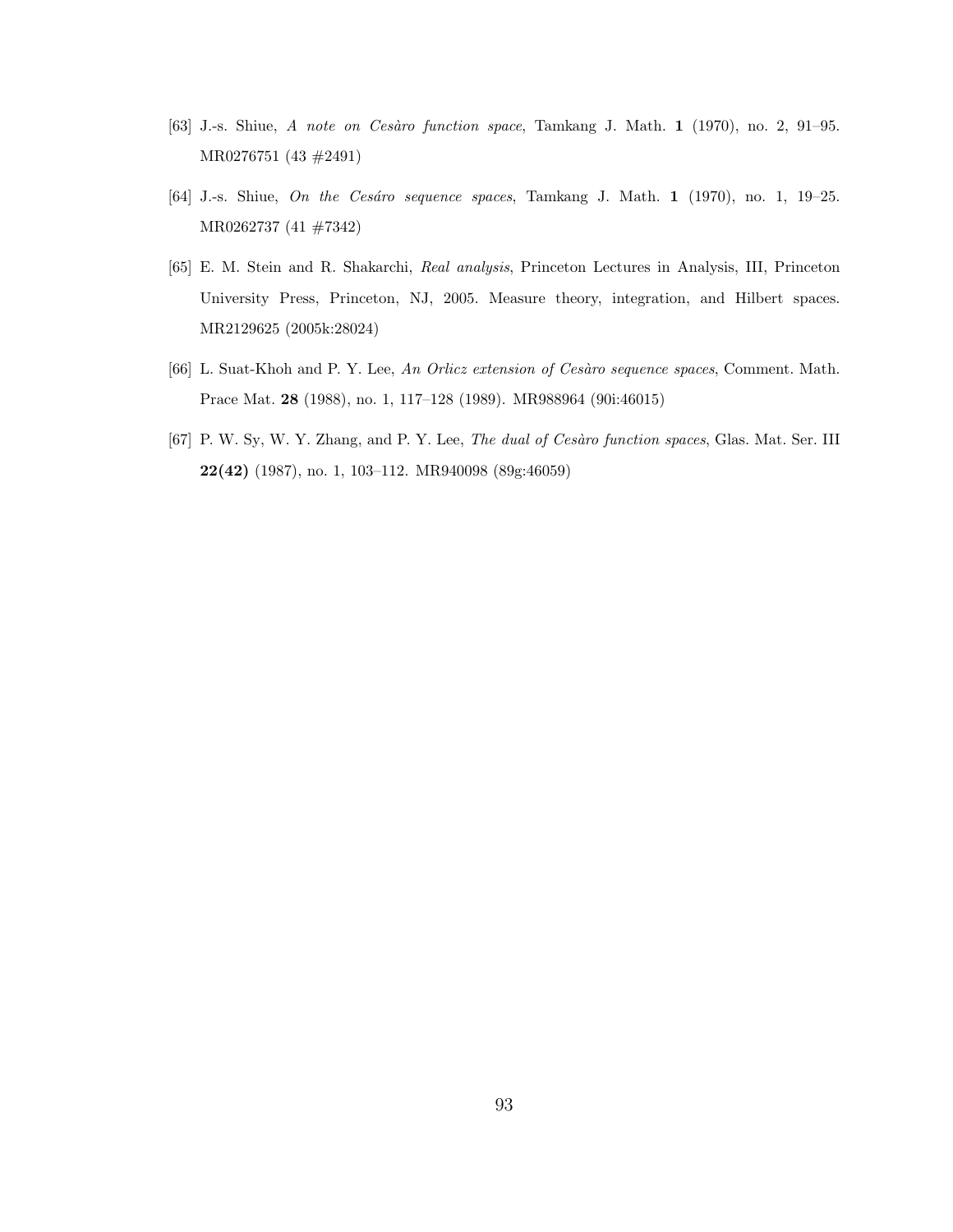[63] J.-s. Shiue, *A note on Cesàro function space*, Tamkang J. Math. **1** (1970), no. 2, 91–95. MR0276751 (43 #2491)

[64] J.-s. Shiue, *On the Cesáro sequence spaces*, Tamkang J. Math. **1** (1970), no. 1, 19–25. MR0262737 (41 #7342)

[65] E. M. Stein and R. Shakarchi, *Real analysis*, Princeton Lectures in Analysis, III, Princeton University Press, Princeton, NJ, 2005. Measure theory, integration, and Hilbert spaces. MR2129625 (2005k:28024)

[66] L. Suat-Khoh and P. Y. Lee, *An Orlicz extension of Cesàro sequence spaces*, Comment. Math. Prace Mat. **28** (1988), no. 1, 117–128 (1989). MR988964 (90i:46015)

[67] P. W. Sy, W. Y. Zhang, and P. Y. Lee, *The dual of Cesàro function spaces*, Glas. Mat. Ser. III **22(42)** (1987), no. 1, 103–112. MR940098 (89g:46059)